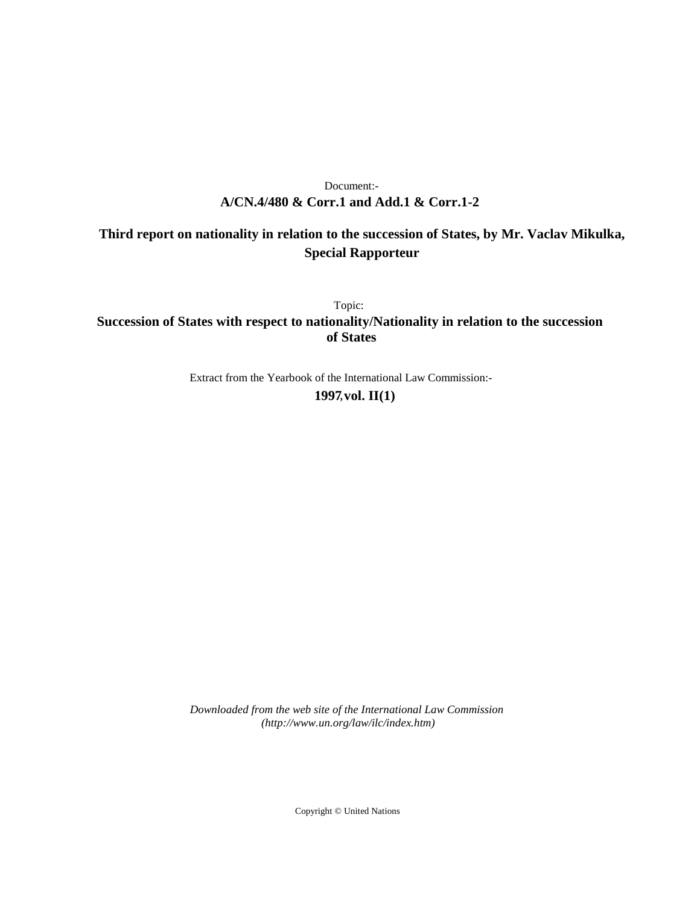Document:-

**A/CN.4/480 & Corr.1 and Add.1 & Corr.1-2**

**Third report on nationality in relation to the succession of States, by Mr. Vaclav Mikulka, Special Rapporteur**

Topic:

**Succession of States with respect to nationality/Nationality in relation to the succession of States**

Extract from the Yearbook of the International Law Commission:-

**1997, vol. II(1)**

*Downloaded from the web site of the International Law Commission (http://www.un.org/law/ilc/index.htm)*

Copyright © United Nations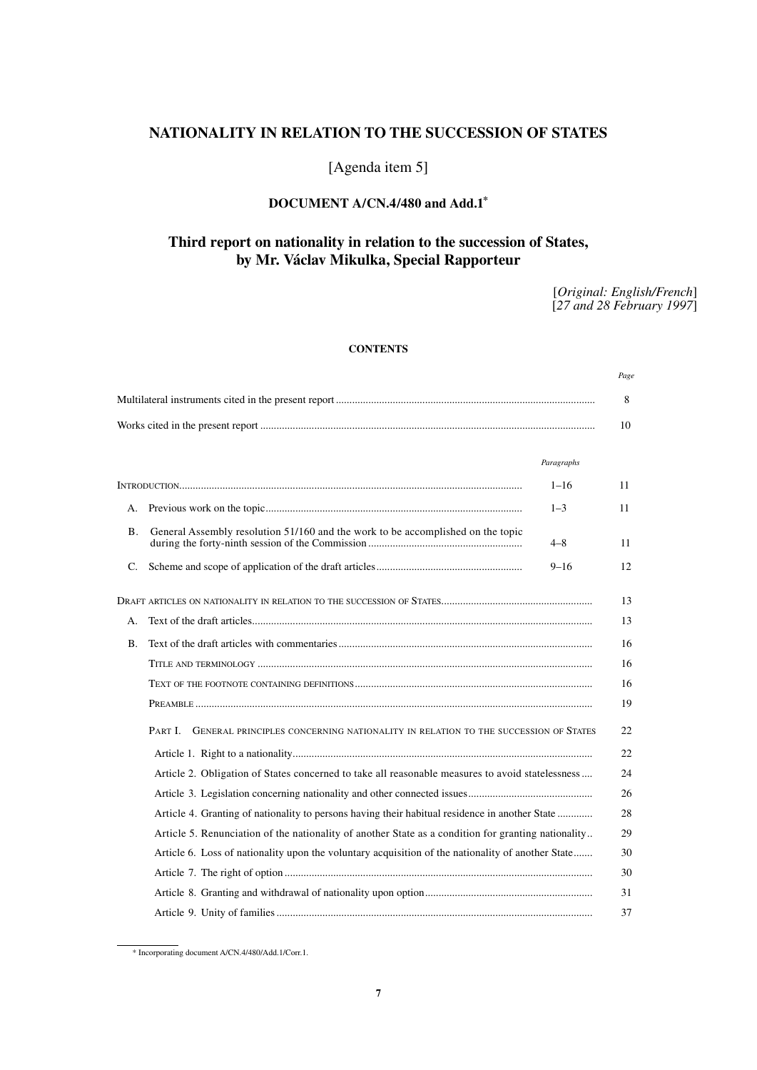# NATIONALITY IN RELATION TO THE SUCCESSION OF STATES

[Agenda item 5]

## DOCUMENT A/CN.4/480 and Add.1*

## Third report on nationality in relation to the succession of States, by Mr. Václav Mikulka, Special Rapporteur

[*Original: English/French*]
[*27 and 28 February 1997*]

### CONTENTS

| | | Page |
|---|---|---|
| Multilateral instruments cited in the present report | | 8 |
| Works cited in the present report | | 10 |
| | *Paragraphs* | |
| INTRODUCTION | 1–16 | 11 |
| A. Previous work on the topic | 1–3 | 11 |
| B. General Assembly resolution 51/160 and the work to be accomplished on the topic during the forty-ninth session of the Commission | 4–8 | 11 |
| C. Scheme and scope of application of the draft articles | 9–16 | 12 |
| DRAFT ARTICLES ON NATIONALITY IN RELATION TO THE SUCCESSION OF STATES | | 13 |
| A. Text of the draft articles | | 13 |
| B. Text of the draft articles with commentaries | | 16 |
| TITLE AND TERMINOLOGY | | 16 |
| TEXT OF THE FOOTNOTE CONTAINING DEFINITIONS | | 16 |
| PREAMBLE | | 19 |
| PART I. GENERAL PRINCIPLES CONCERNING NATIONALITY IN RELATION TO THE SUCCESSION OF STATES | | 22 |
| Article 1. Right to a nationality | | 22 |
| Article 2. Obligation of States concerned to take all reasonable measures to avoid statelessness | | 24 |
| Article 3. Legislation concerning nationality and other connected issues | | 26 |
| Article 4. Granting of nationality to persons having their habitual residence in another State | | 28 |
| Article 5. Renunciation of the nationality of another State as a condition for granting nationality | | 29 |
| Article 6. Loss of nationality upon the voluntary acquisition of the nationality of another State | | 30 |
| Article 7. The right of option | | 30 |
| Article 8. Granting and withdrawal of nationality upon option | | 31 |
| Article 9. Unity of families | | 37 |

* Incorporating document A/CN.4/480/Add.1/Corr.1.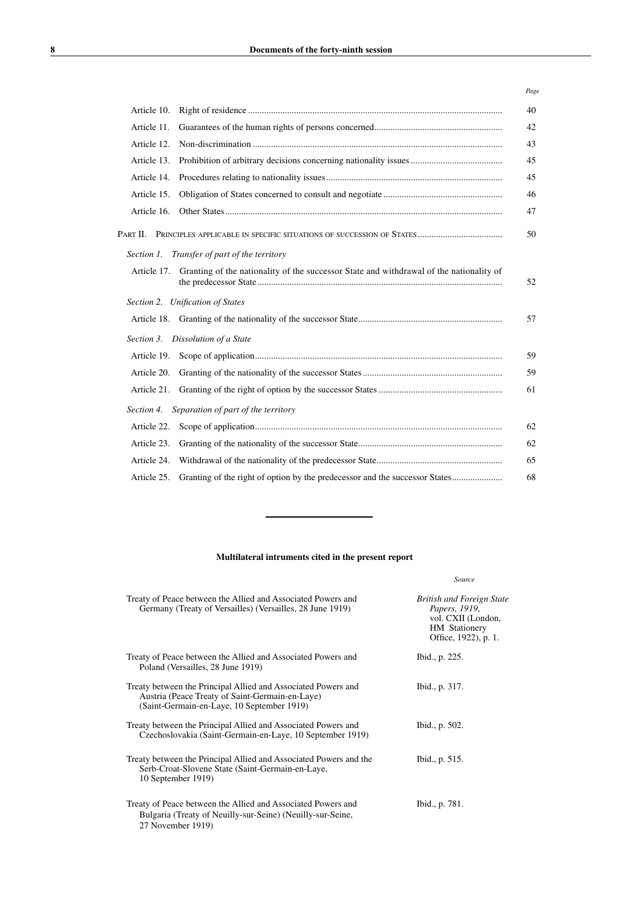| | Page |
|---|---|
| Article 10. Right of residence | 40 |
| Article 11. Guarantees of the human rights of persons concerned | 42 |
| Article 12. Non-discrimination | 43 |
| Article 13. Prohibition of arbitrary decisions concerning nationality issues | 45 |
| Article 14. Procedures relating to nationality issues | 45 |
| Article 15. Obligation of States concerned to consult and negotiate | 46 |
| Article 16. Other States | 47 |
| PART II. PRINCIPLES APPLICABLE IN SPECIFIC SITUATIONS OF SUCCESSION OF STATES | 50 |
| *Section 1. Transfer of part of the territory* | |
| Article 17. Granting of the nationality of the successor State and withdrawal of the nationality of the predecessor State | 52 |
| *Section 2. Unification of States* | |
| Article 18. Granting of the nationality of the successor State | 57 |
| *Section 3. Dissolution of a State* | |
| Article 19. Scope of application | 59 |
| Article 20. Granting of the nationality of the successor States | 59 |
| Article 21. Granting of the right of option by the successor States | 61 |
| *Section 4. Separation of part of the territory* | |
| Article 22. Scope of application | 62 |
| Article 23. Granting of the nationality of the successor State | 62 |
| Article 24. Withdrawal of the nationality of the predecessor State | 65 |
| Article 25. Granting of the right of option by the predecessor and the successor States | 68 |

---

**Multilateral intruments cited in the present report**

| | *Source* |
|---|---|
| Treaty of Peace between the Allied and Associated Powers and Germany (Treaty of Versailles) (Versailles, 28 June 1919) | *British and Foreign State Papers, 1919*, vol. CXII (London, HM Stationery Office, 1922), p. 1. |
| Treaty of Peace between the Allied and Associated Powers and Poland (Versailles, 28 June 1919) | Ibid., p. 225. |
| Treaty between the Principal Allied and Associated Powers and Austria (Peace Treaty of Saint-Germain-en-Laye) (Saint-Germain-en-Laye, 10 September 1919) | Ibid., p. 317. |
| Treaty between the Principal Allied and Associated Powers and Czechoslovakia (Saint-Germain-en-Laye, 10 September 1919) | Ibid., p. 502. |
| Treaty between the Principal Allied and Associated Powers and the Serb-Croat-Slovene State (Saint-Germain-en-Laye, 10 September 1919) | Ibid., p. 515. |
| Treaty of Peace between the Allied and Associated Powers and Bulgaria (Treaty of Neuilly-sur-Seine) (Neuilly-sur-Seine, 27 November 1919) | Ibid., p. 781. |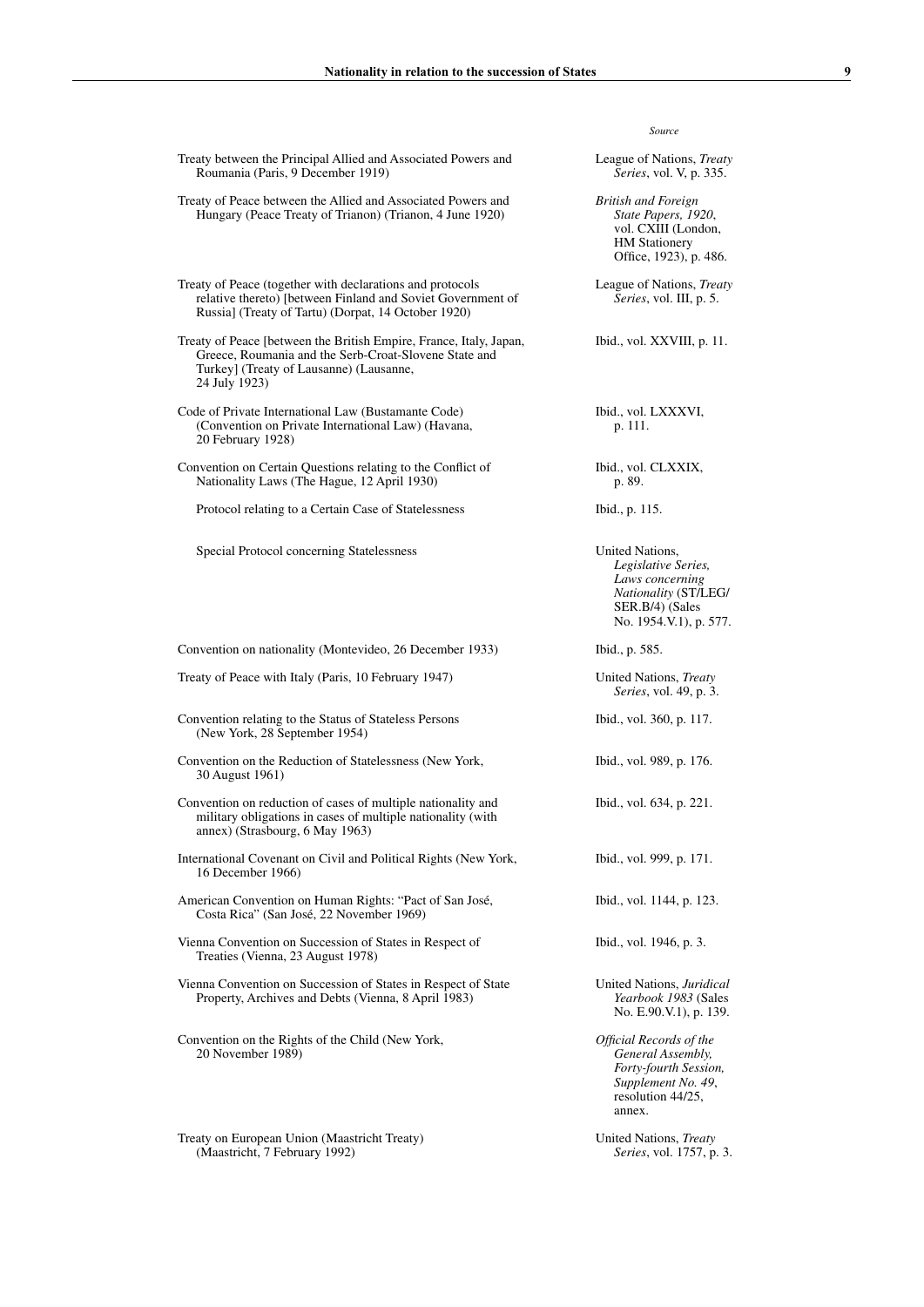| | *Source* |
|---|---|
| Treaty between the Principal Allied and Associated Powers and Roumania (Paris, 9 December 1919) | League of Nations, *Treaty Series*, vol. V, p. 335. |
| Treaty of Peace between the Allied and Associated Powers and Hungary (Peace Treaty of Trianon) (Trianon, 4 June 1920) | *British and Foreign State Papers, 1920*, vol. CXIII (London, HM Stationery Office, 1923), p. 486. |
| Treaty of Peace (together with declarations and protocols relative thereto) [between Finland and Soviet Government of Russia] (Treaty of Tartu) (Dorpat, 14 October 1920) | League of Nations, *Treaty Series*, vol. III, p. 5. |
| Treaty of Peace [between the British Empire, France, Italy, Japan, Greece, Roumania and the Serb-Croat-Slovene State and Turkey] (Treaty of Lausanne) (Lausanne, 24 July 1923) | Ibid., vol. XXVIII, p. 11. |
| Code of Private International Law (Bustamante Code) (Convention on Private International Law) (Havana, 20 February 1928) | Ibid., vol. LXXXVI, p. 111. |
| Convention on Certain Questions relating to the Conflict of Nationality Laws (The Hague, 12 April 1930) | Ibid., vol. CLXXIX, p. 89. |
| Protocol relating to a Certain Case of Statelessness | Ibid., p. 115. |
| Special Protocol concerning Statelessness | United Nations, *Legislative Series, Laws concerning Nationality* (ST/LEG/SER.B/4) (Sales No. 1954.V.1), p. 577. |
| Convention on nationality (Montevideo, 26 December 1933) | Ibid., p. 585. |
| Treaty of Peace with Italy (Paris, 10 February 1947) | United Nations, *Treaty Series*, vol. 49, p. 3. |
| Convention relating to the Status of Stateless Persons (New York, 28 September 1954) | Ibid., vol. 360, p. 117. |
| Convention on the Reduction of Statelessness (New York, 30 August 1961) | Ibid., vol. 989, p. 176. |
| Convention on reduction of cases of multiple nationality and military obligations in cases of multiple nationality (with annex) (Strasbourg, 6 May 1963) | Ibid., vol. 634, p. 221. |
| International Covenant on Civil and Political Rights (New York, 16 December 1966) | Ibid., vol. 999, p. 171. |
| American Convention on Human Rights: "Pact of San José, Costa Rica" (San José, 22 November 1969) | Ibid., vol. 1144, p. 123. |
| Vienna Convention on Succession of States in Respect of Treaties (Vienna, 23 August 1978) | Ibid., vol. 1946, p. 3. |
| Vienna Convention on Succession of States in Respect of State Property, Archives and Debts (Vienna, 8 April 1983) | United Nations, *Juridical Yearbook 1983* (Sales No. E.90.V.1), p. 139. |
| Convention on the Rights of the Child (New York, 20 November 1989) | *Official Records of the General Assembly, Forty-fourth Session, Supplement No. 49*, resolution 44/25, annex. |
| Treaty on European Union (Maastricht Treaty) (Maastricht, 7 February 1992) | United Nations, *Treaty Series*, vol. 1757, p. 3. |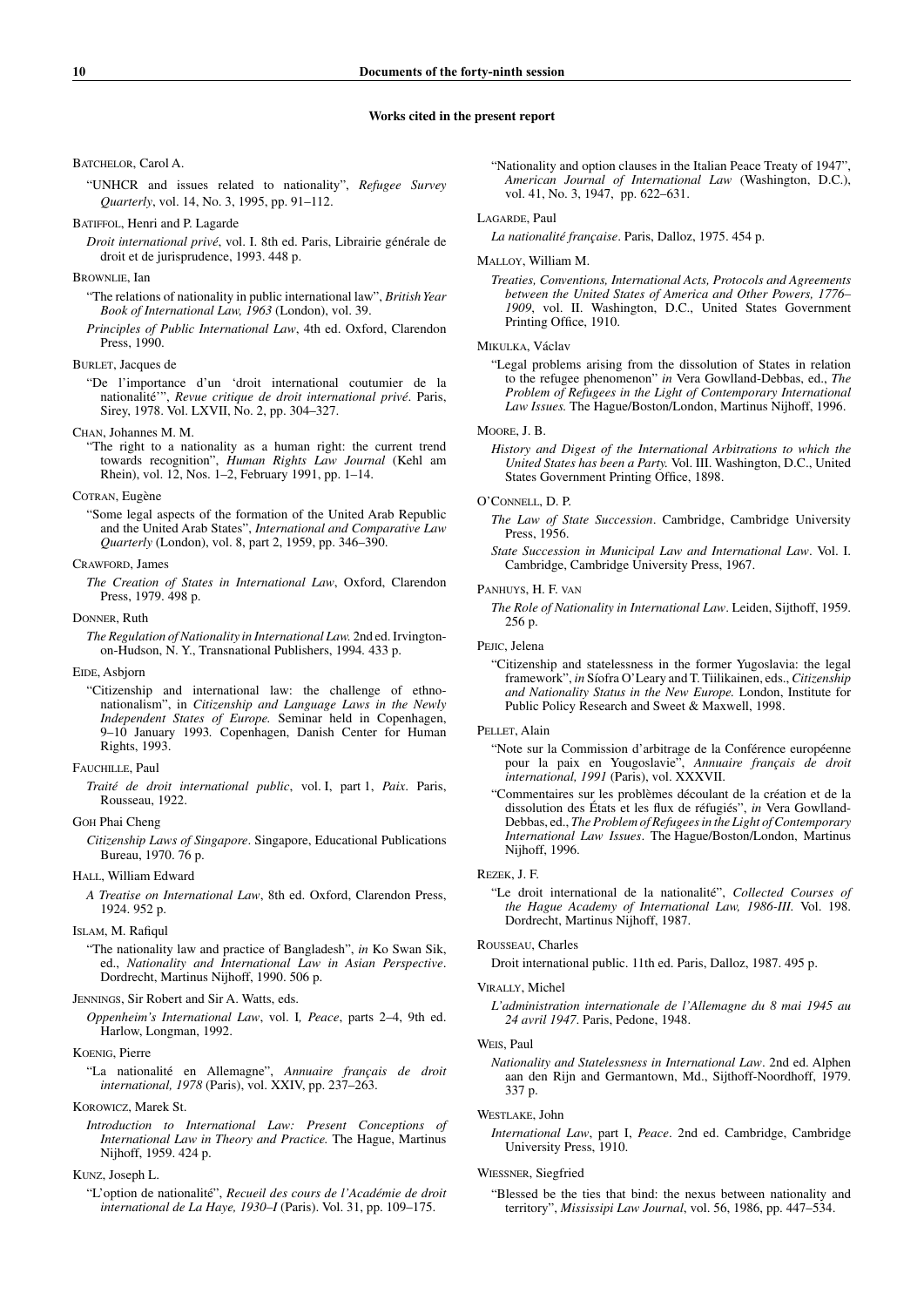### Works cited in the present report

BATCHELOR, Carol A.

"UNHCR and issues related to nationality", *Refugee Survey Quarterly*, vol. 14, No. 3, 1995, pp. 91–112.

BATIFFOL, Henri and P. Lagarde

*Droit international privé*, vol. I. 8th ed. Paris, Librairie générale de droit et de jurisprudence, 1993. 448 p.

BROWNLIE, Ian

"The relations of nationality in public international law", *British Year Book of International Law, 1963* (London), vol. 39.

*Principles of Public International Law*, 4th ed. Oxford, Clarendon Press, 1990.

BURLET, Jacques de

"De l'importance d'un 'droit international coutumier de la nationalité'", *Revue critique de droit international privé*. Paris, Sirey, 1978. Vol. LXVII, No. 2, pp. 304–327.

CHAN, Johannes M. M.

"The right to a nationality as a human right: the current trend towards recognition", *Human Rights Law Journal* (Kehl am Rhein), vol. 12, Nos. 1–2, February 1991, pp. 1–14.

COTRAN, Eugène

"Some legal aspects of the formation of the United Arab Republic and the United Arab States", *International and Comparative Law Quarterly* (London), vol. 8, part 2, 1959, pp. 346–390.

CRAWFORD, James

*The Creation of States in International Law*, Oxford, Clarendon Press, 1979. 498 p.

DONNER, Ruth

*The Regulation of Nationality in International Law.* 2nd ed. Irvington-on-Hudson, N. Y., Transnational Publishers, 1994. 433 p.

EIDE, Asbjorn

"Citizenship and international law: the challenge of ethno-nationalism", in *Citizenship and Language Laws in the Newly Independent States of Europe.* Seminar held in Copenhagen, 9–10 January 1993. Copenhagen, Danish Center for Human Rights, 1993.

FAUCHILLE, Paul

*Traité de droit international public*, vol. I, part 1, *Paix*. Paris, Rousseau, 1922.

GOH Phai Cheng

*Citizenship Laws of Singapore*. Singapore, Educational Publications Bureau, 1970. 76 p.

HALL, William Edward

*A Treatise on International Law*, 8th ed. Oxford, Clarendon Press, 1924. 952 p.

ISLAM, M. Rafiqul

"The nationality law and practice of Bangladesh", *in* Ko Swan Sik, ed., *Nationality and International Law in Asian Perspective*. Dordrecht, Martinus Nijhoff, 1990. 506 p.

JENNINGS, Sir Robert and Sir A. Watts, eds.

*Oppenheim's International Law*, vol. I*, Peace*, parts 2–4, 9th ed. Harlow, Longman, 1992.

KOENIG, Pierre

"La nationalité en Allemagne", *Annuaire français de droit international, 1978* (Paris), vol. XXIV, pp. 237–263.

KOROWICZ, Marek St.

*Introduction to International Law: Present Conceptions of International Law in Theory and Practice.* The Hague, Martinus Nijhoff, 1959. 424 p.

KUNZ, Joseph L.

"L'option de nationalité", *Recueil des cours de l'Académie de droit international de La Haye, 1930–I* (Paris). Vol. 31, pp. 109–175.

"Nationality and option clauses in the Italian Peace Treaty of 1947", *American Journal of International Law* (Washington, D.C.), vol. 41, No. 3, 1947, pp. 622–631.

LAGARDE, Paul

*La nationalité française*. Paris, Dalloz, 1975. 454 p.

MALLOY, William M.

*Treaties, Conventions, International Acts, Protocols and Agreements between the United States of America and Other Powers, 1776–1909*, vol. II. Washington, D.C., United States Government Printing Office, 1910.

MIKULKA, Václav

"Legal problems arising from the dissolution of States in relation to the refugee phenomenon" *in* Vera Gowlland-Debbas, ed., *The Problem of Refugees in the Light of Contemporary International Law Issues.* The Hague/Boston/London, Martinus Nijhoff, 1996.

MOORE, J. B.

*History and Digest of the International Arbitrations to which the United States has been a Party.* Vol. III. Washington, D.C., United States Government Printing Office, 1898.

O'CONNELL, D. P.

*The Law of State Succession*. Cambridge, Cambridge University Press, 1956.

*State Succession in Municipal Law and International Law*. Vol. I. Cambridge, Cambridge University Press, 1967.

PANHUYS, H. F. VAN

*The Role of Nationality in International Law*. Leiden, Sijthoff, 1959. 256 p.

PEJIC, Jelena

"Citizenship and statelessness in the former Yugoslavia: the legal framework", *in* Síofra O'Leary and T. Tiilikainen, eds., *Citizenship and Nationality Status in the New Europe.* London, Institute for Public Policy Research and Sweet & Maxwell, 1998.

PELLET, Alain

"Note sur la Commission d'arbitrage de la Conférence européenne pour la paix en Yougoslavie", *Annuaire français de droit international, 1991* (Paris), vol. XXXVII.

"Commentaires sur les problèmes découlant de la création et de la dissolution des États et les flux de réfugiés", *in* Vera Gowlland-Debbas, ed., *The Problem of Refugees in the Light of Contemporary International Law Issues*. The Hague/Boston/London, Martinus Nijhoff, 1996.

REZEK, J. F.

"Le droit international de la nationalité", *Collected Courses of the Hague Academy of International Law, 1986-III.* Vol. 198. Dordrecht, Martinus Nijhoff, 1987.

ROUSSEAU, Charles

Droit international public. 11th ed. Paris, Dalloz, 1987. 495 p.

VIRALLY, Michel

*L'administration internationale de l'Allemagne du 8 mai 1945 au 24 avril 1947*. Paris, Pedone, 1948.

WEIS, Paul

*Nationality and Statelessness in International Law*. 2nd ed. Alphen aan den Rijn and Germantown, Md., Sijthoff-Noordhoff, 1979. 337 p.

WESTLAKE, John

*International Law*, part I, *Peace*. 2nd ed. Cambridge, Cambridge University Press, 1910.

WIESSNER, Siegfried

"Blessed be the ties that bind: the nexus between nationality and territory", *Mississipi Law Journal*, vol. 56, 1986, pp. 447–534.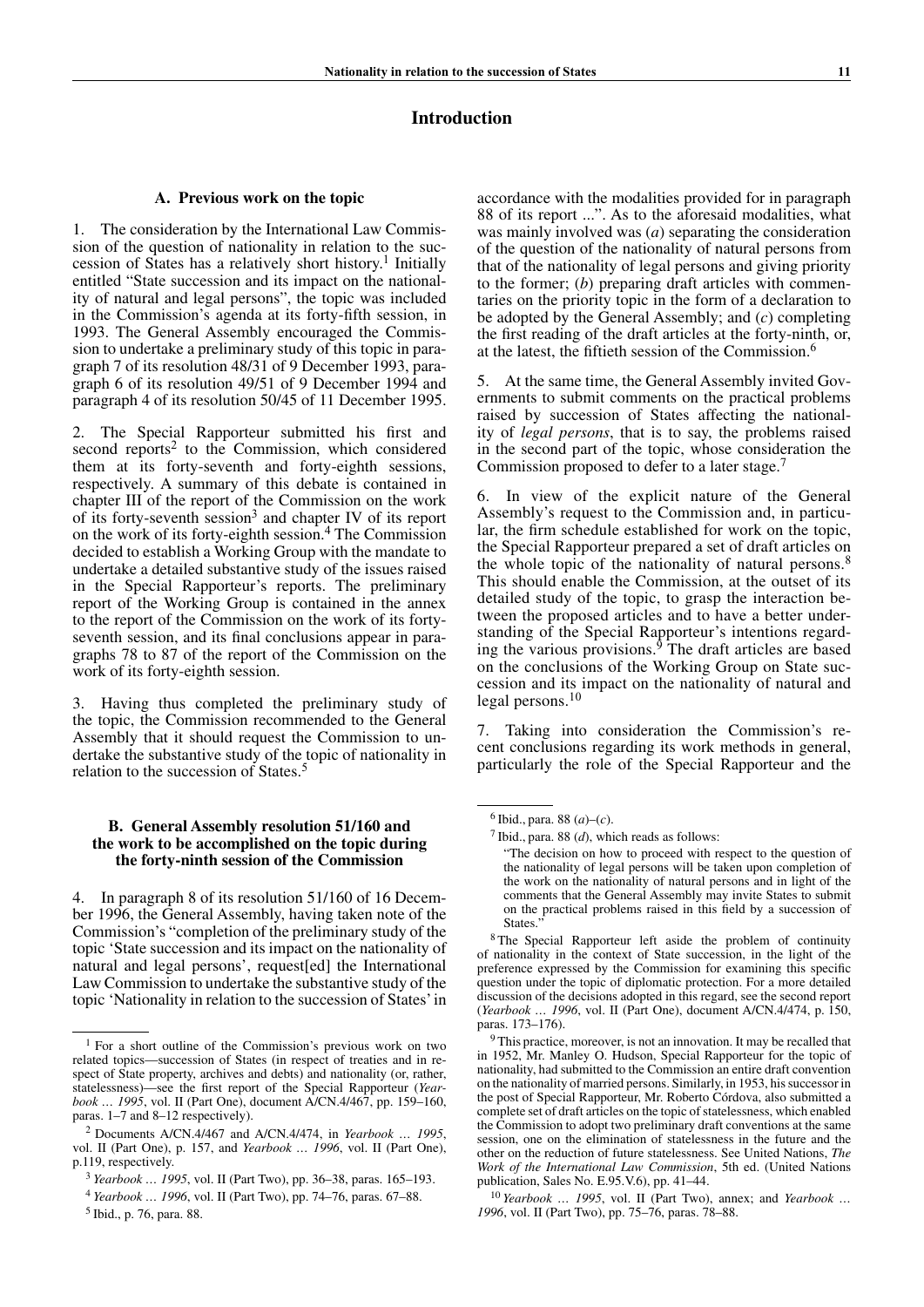# Introduction

## A. Previous work on the topic

1. The consideration by the International Law Commission of the question of nationality in relation to the succession of States has a relatively short history.[1] Initially entitled "State succession and its impact on the nationality of natural and legal persons", the topic was included in the Commission's agenda at its forty-fifth session, in 1993. The General Assembly encouraged the Commission to undertake a preliminary study of this topic in paragraph 7 of its resolution 48/31 of 9 December 1993, paragraph 6 of its resolution 49/51 of 9 December 1994 and paragraph 4 of its resolution 50/45 of 11 December 1995.

2. The Special Rapporteur submitted his first and second reports[2] to the Commission, which considered them at its forty-seventh and forty-eighth sessions, respectively. A summary of this debate is contained in chapter III of the report of the Commission on the work of its forty-seventh session[3] and chapter IV of its report on the work of its forty-eighth session.[4] The Commission decided to establish a Working Group with the mandate to undertake a detailed substantive study of the issues raised in the Special Rapporteur's reports. The preliminary report of the Working Group is contained in the annex to the report of the Commission on the work of its forty-seventh session, and its final conclusions appear in paragraphs 78 to 87 of the report of the Commission on the work of its forty-eighth session.

3. Having thus completed the preliminary study of the topic, the Commission recommended to the General Assembly that it should request the Commission to undertake the substantive study of the topic of nationality in relation to the succession of States.[5]

## B. General Assembly resolution 51/160 and the work to be accomplished on the topic during the forty-ninth session of the Commission

4. In paragraph 8 of its resolution 51/160 of 16 December 1996, the General Assembly, having taken note of the Commission's "completion of the preliminary study of the topic 'State succession and its impact on the nationality of natural and legal persons', request[ed] the International Law Commission to undertake the substantive study of the topic 'Nationality in relation to the succession of States' in accordance with the modalities provided for in paragraph 88 of its report ...". As to the aforesaid modalities, what was mainly involved was (*a*) separating the consideration of the question of the nationality of natural persons from that of the nationality of legal persons and giving priority to the former; (*b*) preparing draft articles with commentaries on the priority topic in the form of a declaration to be adopted by the General Assembly; and (*c*) completing the first reading of the draft articles at the forty-ninth, or, at the latest, the fiftieth session of the Commission.[6]

5. At the same time, the General Assembly invited Governments to submit comments on the practical problems raised by succession of States affecting the nationality of *legal persons*, that is to say, the problems raised in the second part of the topic, whose consideration the Commission proposed to defer to a later stage.[7]

6. In view of the explicit nature of the General Assembly's request to the Commission and, in particular, the firm schedule established for work on the topic, the Special Rapporteur prepared a set of draft articles on the whole topic of the nationality of natural persons.[8] This should enable the Commission, at the outset of its detailed study of the topic, to grasp the interaction between the proposed articles and to have a better understanding of the Special Rapporteur's intentions regarding the various provisions.[9] The draft articles are based on the conclusions of the Working Group on State succession and its impact on the nationality of natural and legal persons.[10]

7. Taking into consideration the Commission's recent conclusions regarding its work methods in general, particularly the role of the Special Rapporteur and the

---

[1] For a short outline of the Commission's previous work on two related topics—succession of States (in respect of treaties and in respect of State property, archives and debts) and nationality (or, rather, statelessness)—see the first report of the Special Rapporteur (*Yearbook … 1995*, vol. II (Part One), document A/CN.4/467, pp. 159–160, paras. 1–7 and 8–12 respectively).

[2] Documents A/CN.4/467 and A/CN.4/474, in *Yearbook … 1995*, vol. II (Part One), p. 157, and *Yearbook … 1996*, vol. II (Part One), p.119, respectively.

[3] *Yearbook … 1995*, vol. II (Part Two), pp. 36–38, paras. 165–193.

[4] *Yearbook … 1996*, vol. II (Part Two), pp. 74–76, paras. 67–88.

[5] Ibid., p. 76, para. 88.

[6] Ibid., para. 88 (*a*)–(*c*).

[7] Ibid., para. 88 (*d*), which reads as follows:

"The decision on how to proceed with respect to the question of the nationality of legal persons will be taken upon completion of the work on the nationality of natural persons and in light of the comments that the General Assembly may invite States to submit on the practical problems raised in this field by a succession of States."

[8] The Special Rapporteur left aside the problem of continuity of nationality in the context of State succession, in the light of the preference expressed by the Commission for examining this specific question under the topic of diplomatic protection. For a more detailed discussion of the decisions adopted in this regard, see the second report (*Yearbook … 1996*, vol. II (Part One), document A/CN.4/474, p. 150, paras. 173–176).

[9] This practice, moreover, is not an innovation. It may be recalled that in 1952, Mr. Manley O. Hudson, Special Rapporteur for the topic of nationality, had submitted to the Commission an entire draft convention on the nationality of married persons. Similarly, in 1953, his successor in the post of Special Rapporteur, Mr. Roberto Córdova, also submitted a complete set of draft articles on the topic of statelessness, which enabled the Commission to adopt two preliminary draft conventions at the same session, one on the elimination of statelessness in the future and the other on the reduction of future statelessness. See United Nations, *The Work of the International Law Commission*, 5th ed. (United Nations publication, Sales No. E.95.V.6), pp. 41–44.

[10] *Yearbook … 1995*, vol. II (Part Two), annex; and *Yearbook … 1996*, vol. II (Part Two), pp. 75–76, paras. 78–88.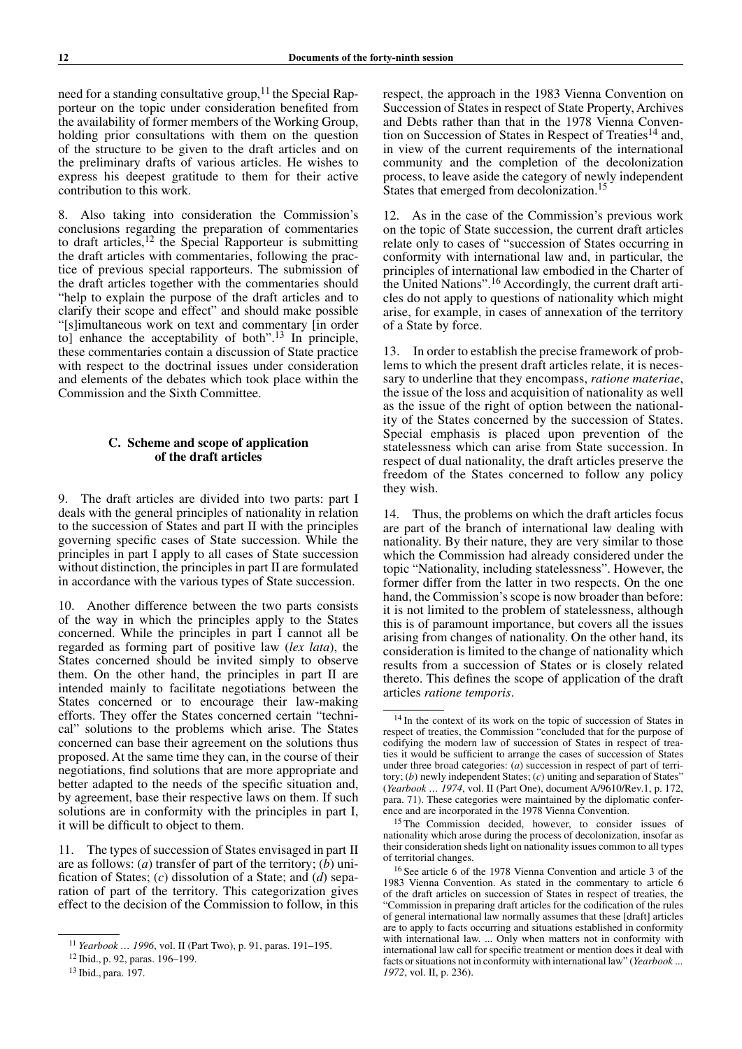need for a standing consultative group,[11] the Special Rapporteur on the topic under consideration benefited from the availability of former members of the Working Group, holding prior consultations with them on the question of the structure to be given to the draft articles and on the preliminary drafts of various articles. He wishes to express his deepest gratitude to them for their active contribution to this work.

8. Also taking into consideration the Commission's conclusions regarding the preparation of commentaries to draft articles,[12] the Special Rapporteur is submitting the draft articles with commentaries, following the practice of previous special rapporteurs. The submission of the draft articles together with the commentaries should "help to explain the purpose of the draft articles and to clarify their scope and effect" and should make possible "[s]imultaneous work on text and commentary [in order to] enhance the acceptability of both".[13] In principle, these commentaries contain a discussion of State practice with respect to the doctrinal issues under consideration and elements of the debates which took place within the Commission and the Sixth Committee.

### C. Scheme and scope of application of the draft articles

9. The draft articles are divided into two parts: part I deals with the general principles of nationality in relation to the succession of States and part II with the principles governing specific cases of State succession. While the principles in part I apply to all cases of State succession without distinction, the principles in part II are formulated in accordance with the various types of State succession.

10. Another difference between the two parts consists of the way in which the principles apply to the States concerned. While the principles in part I cannot all be regarded as forming part of positive law (*lex lata*), the States concerned should be invited simply to observe them. On the other hand, the principles in part II are intended mainly to facilitate negotiations between the States concerned or to encourage their law-making efforts. They offer the States concerned certain "technical" solutions to the problems which arise. The States concerned can base their agreement on the solutions thus proposed. At the same time they can, in the course of their negotiations, find solutions that are more appropriate and better adapted to the needs of the specific situation and, by agreement, base their respective laws on them. If such solutions are in conformity with the principles in part I, it will be difficult to object to them.

11. The types of succession of States envisaged in part II are as follows: (*a*) transfer of part of the territory; (*b*) unification of States; (*c*) dissolution of a State; and (*d*) separation of part of the territory. This categorization gives effect to the decision of the Commission to follow, in this respect, the approach in the 1983 Vienna Convention on Succession of States in respect of State Property, Archives and Debts rather than that in the 1978 Vienna Convention on Succession of States in Respect of Treaties[14] and, in view of the current requirements of the international community and the completion of the decolonization process, to leave aside the category of newly independent States that emerged from decolonization.[15]

12. As in the case of the Commission's previous work on the topic of State succession, the current draft articles relate only to cases of "succession of States occurring in conformity with international law and, in particular, the principles of international law embodied in the Charter of the United Nations".[16] Accordingly, the current draft articles do not apply to questions of nationality which might arise, for example, in cases of annexation of the territory of a State by force.

13. In order to establish the precise framework of problems to which the present draft articles relate, it is necessary to underline that they encompass, *ratione materiae*, the issue of the loss and acquisition of nationality as well as the issue of the right of option between the nationality of the States concerned by the succession of States. Special emphasis is placed upon prevention of the statelessness which can arise from State succession. In respect of dual nationality, the draft articles preserve the freedom of the States concerned to follow any policy they wish.

14. Thus, the problems on which the draft articles focus are part of the branch of international law dealing with nationality. By their nature, they are very similar to those which the Commission had already considered under the topic "Nationality, including statelessness". However, the former differ from the latter in two respects. On the one hand, the Commission's scope is now broader than before: it is not limited to the problem of statelessness, although this is of paramount importance, but covers all the issues arising from changes of nationality. On the other hand, its consideration is limited to the change of nationality which results from a succession of States or is closely related thereto. This defines the scope of application of the draft articles *ratione temporis*.

---

[11] *Yearbook … 1996*, vol. II (Part Two), p. 91, paras. 191–195.

[12] Ibid., p. 92, paras. 196–199.

[13] Ibid., para. 197.

[14] In the context of its work on the topic of succession of States in respect of treaties, the Commission "concluded that for the purpose of codifying the modern law of succession of States in respect of treaties it would be sufficient to arrange the cases of succession of States under three broad categories: (*a*) succession in respect of part of territory; (*b*) newly independent States; (*c*) uniting and separation of States" (*Yearbook … 1974*, vol. II (Part One), document A/9610/Rev.1, p. 172, para. 71). These categories were maintained by the diplomatic conference and are incorporated in the 1978 Vienna Convention.

[15] The Commission decided, however, to consider issues of nationality which arose during the process of decolonization, insofar as their consideration sheds light on nationality issues common to all types of territorial changes.

[16] See article 6 of the 1978 Vienna Convention and article 3 of the 1983 Vienna Convention. As stated in the commentary to article 6 of the draft articles on succession of States in respect of treaties, the "Commission in preparing draft articles for the codification of the rules of general international law normally assumes that these [draft] articles are to apply to facts occurring and situations established in conformity with international law. ... Only when matters not in conformity with international law call for specific treatment or mention does it deal with facts or situations not in conformity with international law" (*Yearbook ... 1972*, vol. II, p. 236).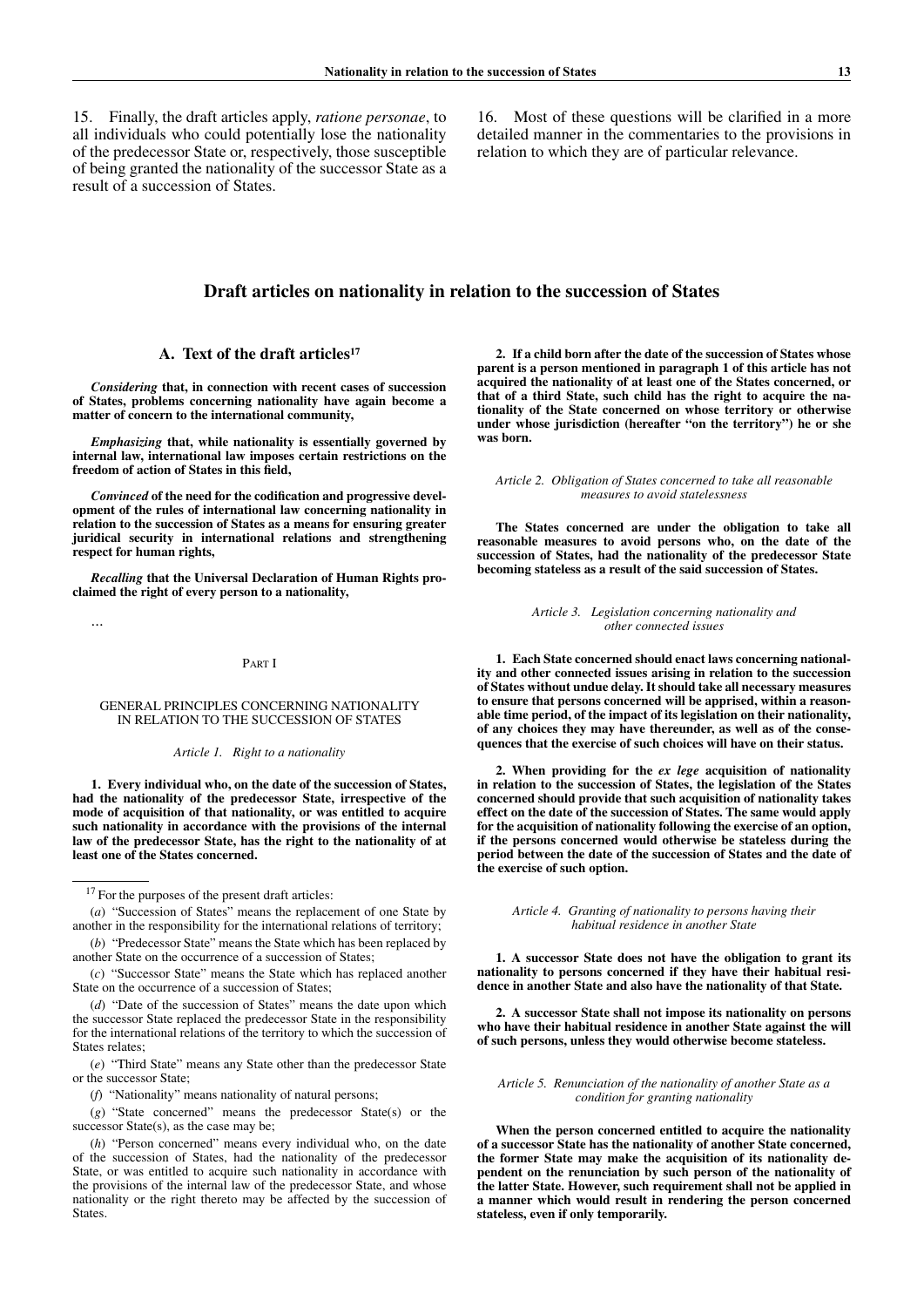15. Finally, the draft articles apply, *ratione personae*, to all individuals who could potentially lose the nationality of the predecessor State or, respectively, those susceptible of being granted the nationality of the successor State as a result of a succession of States.

16. Most of these questions will be clarified in a more detailed manner in the commentaries to the provisions in relation to which they are of particular relevance.

# Draft articles on nationality in relation to the succession of States

## A. Text of the draft articles[17]

***Considering* that, in connection with recent cases of succession of States, problems concerning nationality have again become a matter of concern to the international community,**

***Emphasizing* that, while nationality is essentially governed by internal law, international law imposes certain restrictions on the freedom of action of States in this field,**

***Convinced* of the need for the codification and progressive development of the rules of international law concerning nationality in relation to the succession of States as a means for ensuring greater juridical security in international relations and strengthening respect for human rights,**

***Recalling* that the Universal Declaration of Human Rights proclaimed the right of every person to a nationality,**

...

PART I

GENERAL PRINCIPLES CONCERNING NATIONALITY IN RELATION TO THE SUCCESSION OF STATES

*Article 1. Right to a nationality*

**1. Every individual who, on the date of the succession of States, had the nationality of the predecessor State, irrespective of the mode of acquisition of that nationality, or was entitled to acquire such nationality in accordance with the provisions of the internal law of the predecessor State, has the right to the nationality of at least one of the States concerned.**

**2. If a child born after the date of the succession of States whose parent is a person mentioned in paragraph 1 of this article has not acquired the nationality of at least one of the States concerned, or that of a third State, such child has the right to acquire the nationality of the State concerned on whose territory or otherwise under whose jurisdiction (hereafter "on the territory") he or she was born.**

*Article 2. Obligation of States concerned to take all reasonable measures to avoid statelessness*

**The States concerned are under the obligation to take all reasonable measures to avoid persons who, on the date of the succession of States, had the nationality of the predecessor State becoming stateless as a result of the said succession of States.**

*Article 3. Legislation concerning nationality and other connected issues*

**1. Each State concerned should enact laws concerning nationality and other connected issues arising in relation to the succession of States without undue delay. It should take all necessary measures to ensure that persons concerned will be apprised, within a reasonable time period, of the impact of its legislation on their nationality, of any choices they may have thereunder, as well as of the consequences that the exercise of such choices will have on their status.**

**2. When providing for the *ex lege* acquisition of nationality in relation to the succession of States, the legislation of the States concerned should provide that such acquisition of nationality takes effect on the date of the succession of States. The same would apply for the acquisition of nationality following the exercise of an option, if the persons concerned would otherwise be stateless during the period between the date of the succession of States and the date of the exercise of such option.**

*Article 4. Granting of nationality to persons having their habitual residence in another State*

**1. A successor State does not have the obligation to grant its nationality to persons concerned if they have their habitual residence in another State and also have the nationality of that State.**

**2. A successor State shall not impose its nationality on persons who have their habitual residence in another State against the will of such persons, unless they would otherwise become stateless.**

*Article 5. Renunciation of the nationality of another State as a condition for granting nationality*

**When the person concerned entitled to acquire the nationality of a successor State has the nationality of another State concerned, the former State may make the acquisition of its nationality dependent on the renunciation by such person of the nationality of the latter State. However, such requirement shall not be applied in a manner which would result in rendering the person concerned stateless, even if only temporarily.**

---

[17] For the purposes of the present draft articles:

(*a*) "Succession of States" means the replacement of one State by another in the responsibility for the international relations of territory;

(*b*) "Predecessor State" means the State which has been replaced by another State on the occurrence of a succession of States;

(*c*) "Successor State" means the State which has replaced another State on the occurrence of a succession of States;

(*d*) "Date of the succession of States" means the date upon which the successor State replaced the predecessor State in the responsibility for the international relations of the territory to which the succession of States relates;

(*e*) "Third State" means any State other than the predecessor State or the successor State;

(*f*) "Nationality" means nationality of natural persons;

(*g*) "State concerned" means the predecessor State(s) or the successor State(s), as the case may be;

(*h*) "Person concerned" means every individual who, on the date of the succession of States, had the nationality of the predecessor State, or was entitled to acquire such nationality in accordance with the provisions of the internal law of the predecessor State, and whose nationality or the right thereto may be affected by the succession of States.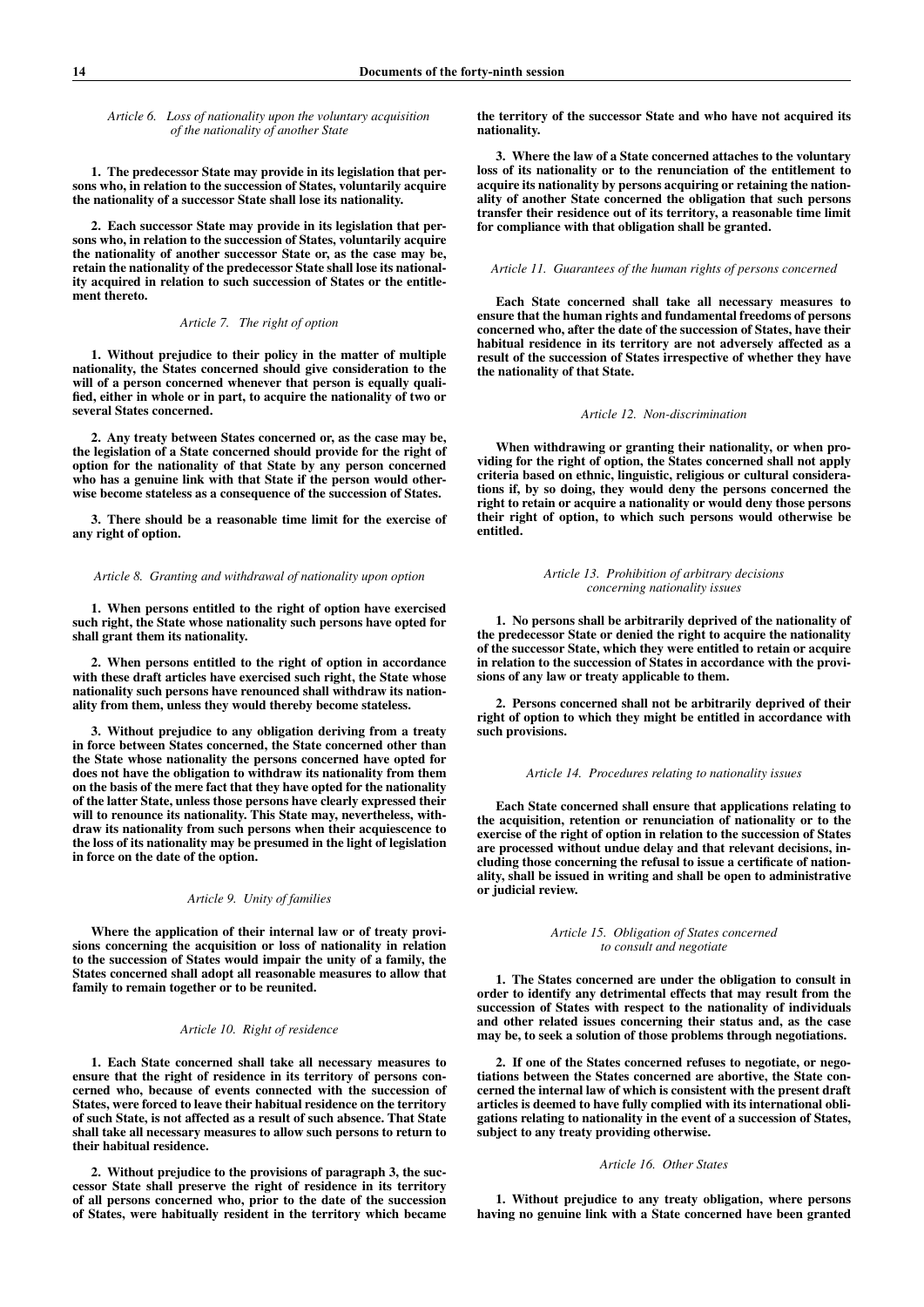*Article 6. Loss of nationality upon the voluntary acquisition of the nationality of another State*

**1. The predecessor State may provide in its legislation that persons who, in relation to the succession of States, voluntarily acquire the nationality of a successor State shall lose its nationality.**

**2. Each successor State may provide in its legislation that persons who, in relation to the succession of States, voluntarily acquire the nationality of another successor State or, as the case may be, retain the nationality of the predecessor State shall lose its nationality acquired in relation to such succession of States or the entitlement thereto.**

*Article 7. The right of option*

**1. Without prejudice to their policy in the matter of multiple nationality, the States concerned should give consideration to the will of a person concerned whenever that person is equally qualified, either in whole or in part, to acquire the nationality of two or several States concerned.**

**2. Any treaty between States concerned or, as the case may be, the legislation of a State concerned should provide for the right of option for the nationality of that State by any person concerned who has a genuine link with that State if the person would otherwise become stateless as a consequence of the succession of States.**

**3. There should be a reasonable time limit for the exercise of any right of option.**

*Article 8. Granting and withdrawal of nationality upon option*

**1. When persons entitled to the right of option have exercised such right, the State whose nationality such persons have opted for shall grant them its nationality.**

**2. When persons entitled to the right of option in accordance with these draft articles have exercised such right, the State whose nationality such persons have renounced shall withdraw its nationality from them, unless they would thereby become stateless.**

**3. Without prejudice to any obligation deriving from a treaty in force between States concerned, the State concerned other than the State whose nationality the persons concerned have opted for does not have the obligation to withdraw its nationality from them on the basis of the mere fact that they have opted for the nationality of the latter State, unless those persons have clearly expressed their will to renounce its nationality. This State may, nevertheless, withdraw its nationality from such persons when their acquiescence to the loss of its nationality may be presumed in the light of legislation in force on the date of the option.**

*Article 9. Unity of families*

**Where the application of their internal law or of treaty provisions concerning the acquisition or loss of nationality in relation to the succession of States would impair the unity of a family, the States concerned shall adopt all reasonable measures to allow that family to remain together or to be reunited.**

*Article 10. Right of residence*

**1. Each State concerned shall take all necessary measures to ensure that the right of residence in its territory of persons concerned who, because of events connected with the succession of States, were forced to leave their habitual residence on the territory of such State, is not affected as a result of such absence. That State shall take all necessary measures to allow such persons to return to their habitual residence.**

**2. Without prejudice to the provisions of paragraph 3, the successor State shall preserve the right of residence in its territory of all persons concerned who, prior to the date of the succession of States, were habitually resident in the territory which became the territory of the successor State and who have not acquired its nationality.**

**3. Where the law of a State concerned attaches to the voluntary loss of its nationality or to the renunciation of the entitlement to acquire its nationality by persons acquiring or retaining the nationality of another State concerned the obligation that such persons transfer their residence out of its territory, a reasonable time limit for compliance with that obligation shall be granted.**

*Article 11. Guarantees of the human rights of persons concerned*

**Each State concerned shall take all necessary measures to ensure that the human rights and fundamental freedoms of persons concerned who, after the date of the succession of States, have their habitual residence in its territory are not adversely affected as a result of the succession of States irrespective of whether they have the nationality of that State.**

*Article 12. Non-discrimination*

**When withdrawing or granting their nationality, or when providing for the right of option, the States concerned shall not apply criteria based on ethnic, linguistic, religious or cultural considerations if, by so doing, they would deny the persons concerned the right to retain or acquire a nationality or would deny those persons their right of option, to which such persons would otherwise be entitled.**

*Article 13. Prohibition of arbitrary decisions concerning nationality issues*

**1. No persons shall be arbitrarily deprived of the nationality of the predecessor State or denied the right to acquire the nationality of the successor State, which they were entitled to retain or acquire in relation to the succession of States in accordance with the provisions of any law or treaty applicable to them.**

**2. Persons concerned shall not be arbitrarily deprived of their right of option to which they might be entitled in accordance with such provisions.**

*Article 14. Procedures relating to nationality issues*

**Each State concerned shall ensure that applications relating to the acquisition, retention or renunciation of nationality or to the exercise of the right of option in relation to the succession of States are processed without undue delay and that relevant decisions, including those concerning the refusal to issue a certificate of nationality, shall be issued in writing and shall be open to administrative or judicial review.**

*Article 15. Obligation of States concerned to consult and negotiate*

**1. The States concerned are under the obligation to consult in order to identify any detrimental effects that may result from the succession of States with respect to the nationality of individuals and other related issues concerning their status and, as the case may be, to seek a solution of those problems through negotiations.**

**2. If one of the States concerned refuses to negotiate, or negotiations between the States concerned are abortive, the State concerned the internal law of which is consistent with the present draft articles is deemed to have fully complied with its international obligations relating to nationality in the event of a succession of States, subject to any treaty providing otherwise.**

*Article 16. Other States*

**1. Without prejudice to any treaty obligation, where persons having no genuine link with a State concerned have been granted**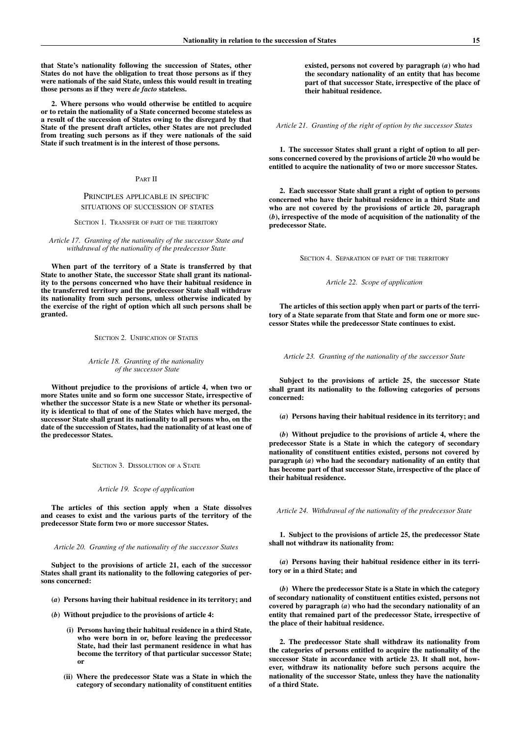**that State's nationality following the succession of States, other States do not have the obligation to treat those persons as if they were nationals of the said State, unless this would result in treating those persons as if they were *de facto* stateless.**

**2. Where persons who would otherwise be entitled to acquire or to retain the nationality of a State concerned become stateless as a result of the succession of States owing to the disregard by that State of the present draft articles, other States are not precluded from treating such persons as if they were nationals of the said State if such treatment is in the interest of those persons.**

## PART II

## PRINCIPLES APPLICABLE IN SPECIFIC SITUATIONS OF SUCCESSION OF STATES

### SECTION 1. TRANSFER OF PART OF THE TERRITORY

*Article 17. Granting of the nationality of the successor State and withdrawal of the nationality of the predecessor State*

**When part of the territory of a State is transferred by that State to another State, the successor State shall grant its nationality to the persons concerned who have their habitual residence in the transferred territory and the predecessor State shall withdraw its nationality from such persons, unless otherwise indicated by the exercise of the right of option which all such persons shall be granted.**

### SECTION 2. UNIFICATION OF STATES

*Article 18. Granting of the nationality of the successor State*

**Without prejudice to the provisions of article 4, when two or more States unite and so form one successor State, irrespective of whether the successor State is a new State or whether its personality is identical to that of one of the States which have merged, the successor State shall grant its nationality to all persons who, on the date of the succession of States, had the nationality of at least one of the predecessor States.**

### SECTION 3. DISSOLUTION OF A STATE

*Article 19. Scope of application*

**The articles of this section apply when a State dissolves and ceases to exist and the various parts of the territory of the predecessor State form two or more successor States.**

*Article 20. Granting of the nationality of the successor States*

**Subject to the provisions of article 21, each of the successor States shall grant its nationality to the following categories of persons concerned:**

**(*a*) Persons having their habitual residence in its territory; and**

**(*b*) Without prejudice to the provisions of article 4:**

**(i) Persons having their habitual residence in a third State, who were born in or, before leaving the predecessor State, had their last permanent residence in what has become the territory of that particular successor State; or**

**(ii) Where the predecessor State was a State in which the category of secondary nationality of constituent entities existed, persons not covered by paragraph (*a*) who had the secondary nationality of an entity that has become part of that successor State, irrespective of the place of their habitual residence.**

*Article 21. Granting of the right of option by the successor States*

**1. The successor States shall grant a right of option to all persons concerned covered by the provisions of article 20 who would be entitled to acquire the nationality of two or more successor States.**

**2. Each successor State shall grant a right of option to persons concerned who have their habitual residence in a third State and who are not covered by the provisions of article 20, paragraph (*b*), irrespective of the mode of acquisition of the nationality of the predecessor State.**

### SECTION 4. SEPARATION OF PART OF THE TERRITORY

*Article 22. Scope of application*

**The articles of this section apply when part or parts of the territory of a State separate from that State and form one or more successor States while the predecessor State continues to exist.**

*Article 23. Granting of the nationality of the successor State*

**Subject to the provisions of article 25, the successor State shall grant its nationality to the following categories of persons concerned:**

**(*a*) Persons having their habitual residence in its territory; and**

**(*b*) Without prejudice to the provisions of article 4, where the predecessor State is a State in which the category of secondary nationality of constituent entities existed, persons not covered by paragraph (*a*) who had the secondary nationality of an entity that has become part of that successor State, irrespective of the place of their habitual residence.**

*Article 24. Withdrawal of the nationality of the predecessor State*

**1. Subject to the provisions of article 25, the predecessor State shall not withdraw its nationality from:**

**(*a*) Persons having their habitual residence either in its territory or in a third State; and**

**(*b*) Where the predecessor State is a State in which the category of secondary nationality of constituent entities existed, persons not covered by paragraph (*a*) who had the secondary nationality of an entity that remained part of the predecessor State, irrespective of the place of their habitual residence.**

**2. The predecessor State shall withdraw its nationality from the categories of persons entitled to acquire the nationality of the successor State in accordance with article 23. It shall not, however, withdraw its nationality before such persons acquire the nationality of the successor State, unless they have the nationality of a third State.**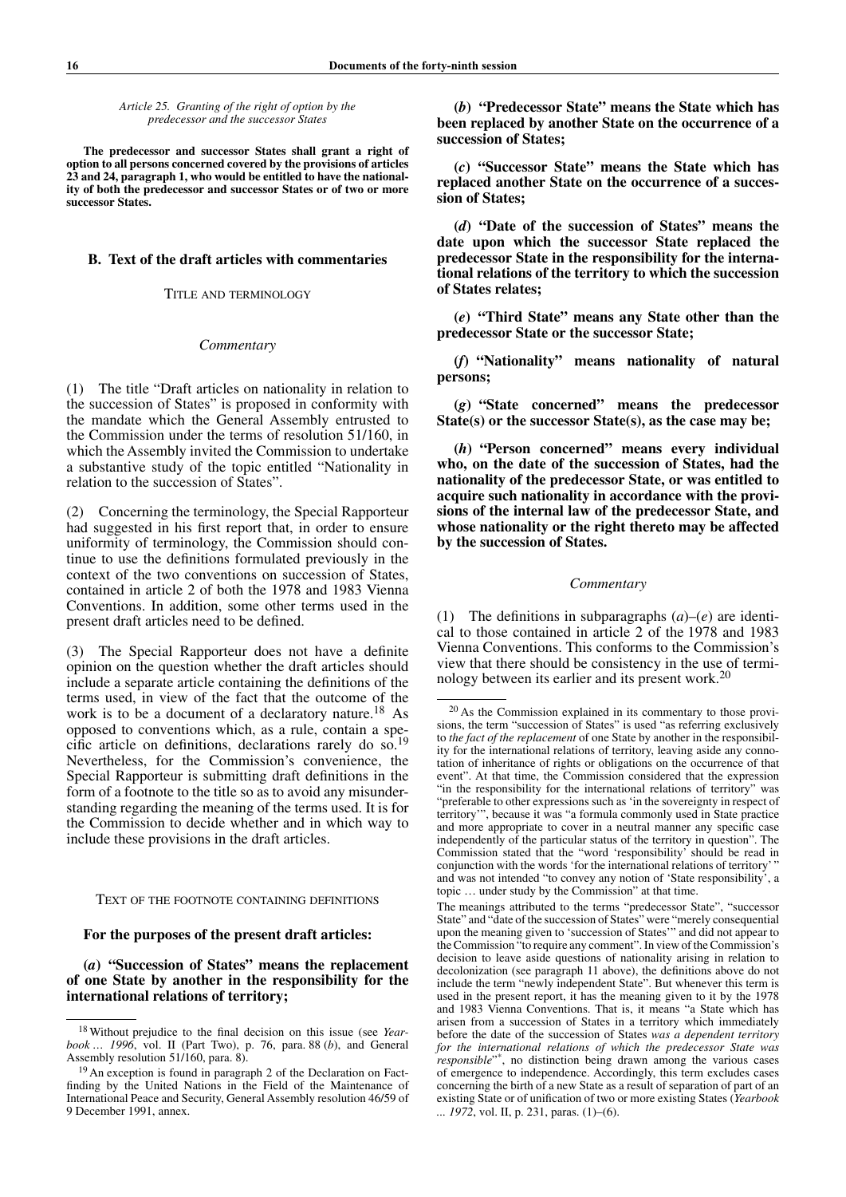*Article 25. Granting of the right of option by the predecessor and the successor States*

**The predecessor and successor States shall grant a right of option to all persons concerned covered by the provisions of articles 23 and 24, paragraph 1, who would be entitled to have the nationality of both the predecessor and successor States or of two or more successor States.**

## B. Text of the draft articles with commentaries

### TITLE AND TERMINOLOGY

*Commentary*

(1) The title "Draft articles on nationality in relation to the succession of States" is proposed in conformity with the mandate which the General Assembly entrusted to the Commission under the terms of resolution 51/160, in which the Assembly invited the Commission to undertake a substantive study of the topic entitled "Nationality in relation to the succession of States".

(2) Concerning the terminology, the Special Rapporteur had suggested in his first report that, in order to ensure uniformity of terminology, the Commission should continue to use the definitions formulated previously in the context of the two conventions on succession of States, contained in article 2 of both the 1978 and 1983 Vienna Conventions. In addition, some other terms used in the present draft articles need to be defined.

(3) The Special Rapporteur does not have a definite opinion on the question whether the draft articles should include a separate article containing the definitions of the terms used, in view of the fact that the outcome of the work is to be a document of a declaratory nature.[18] As opposed to conventions which, as a rule, contain a specific article on definitions, declarations rarely do so.[19] Nevertheless, for the Commission's convenience, the Special Rapporteur is submitting draft definitions in the form of a footnote to the title so as to avoid any misunderstanding regarding the meaning of the terms used. It is for the Commission to decide whether and in which way to include these provisions in the draft articles.

### TEXT OF THE FOOTNOTE CONTAINING DEFINITIONS

**For the purposes of the present draft articles:**

**(*a*) "Succession of States" means the replacement of one State by another in the responsibility for the international relations of territory;**

**(*b*) "Predecessor State" means the State which has been replaced by another State on the occurrence of a succession of States;**

**(*c*) "Successor State" means the State which has replaced another State on the occurrence of a succession of States;**

**(*d*) "Date of the succession of States" means the date upon which the successor State replaced the predecessor State in the responsibility for the international relations of the territory to which the succession of States relates;**

**(*e*) "Third State" means any State other than the predecessor State or the successor State;**

**(*f*) "Nationality" means nationality of natural persons;**

**(*g*) "State concerned" means the predecessor State(s) or the successor State(s), as the case may be;**

**(*h*) "Person concerned" means every individual who, on the date of the succession of States, had the nationality of the predecessor State, or was entitled to acquire such nationality in accordance with the provisions of the internal law of the predecessor State, and whose nationality or the right thereto may be affected by the succession of States.**

*Commentary*

(1) The definitions in subparagraphs (*a*)–(*e*) are identical to those contained in article 2 of the 1978 and 1983 Vienna Conventions. This conforms to the Commission's view that there should be consistency in the use of terminology between its earlier and its present work.[20]

---

[18] Without prejudice to the final decision on this issue (see *Yearbook … 1996*, vol. II (Part Two), p. 76, para. 88 (*b*), and General Assembly resolution 51/160, para. 8).

[19] An exception is found in paragraph 2 of the Declaration on Fact-finding by the United Nations in the Field of the Maintenance of International Peace and Security, General Assembly resolution 46/59 of 9 December 1991, annex.

[20] As the Commission explained in its commentary to those provisions, the term "succession of States" is used "as referring exclusively to *the fact of the replacement* of one State by another in the responsibility for the international relations of territory, leaving aside any connotation of inheritance of rights or obligations on the occurrence of that event". At that time, the Commission considered that the expression "in the responsibility for the international relations of territory" was "preferable to other expressions such as 'in the sovereignty in respect of territory'", because it was "a formula commonly used in State practice and more appropriate to cover in a neutral manner any specific case independently of the particular status of the territory in question". The Commission stated that the "word 'responsibility' should be read in conjunction with the words 'for the international relations of territory' " and was not intended "to convey any notion of 'State responsibility', a topic … under study by the Commission" at that time.

The meanings attributed to the terms "predecessor State", "successor State" and "date of the succession of States" were "merely consequential upon the meaning given to 'succession of States'" and did not appear to the Commission "to require any comment". In view of the Commission's decision to leave aside questions of nationality arising in relation to decolonization (see paragraph 11 above), the definitions above do not include the term "newly independent State". But whenever this term is used in the present report, it has the meaning given to it by the 1978 and 1983 Vienna Conventions. That is, it means "a State which has arisen from a succession of States in a territory which immediately before the date of the succession of States *was a dependent territory for the international relations of which the predecessor State was responsible*"*, no distinction being drawn among the various cases of emergence to independence. Accordingly, this term excludes cases concerning the birth of a new State as a result of separation of part of an existing State or of unification of two or more existing States (*Yearbook ... 1972*, vol. II, p. 231, paras. (1)–(6).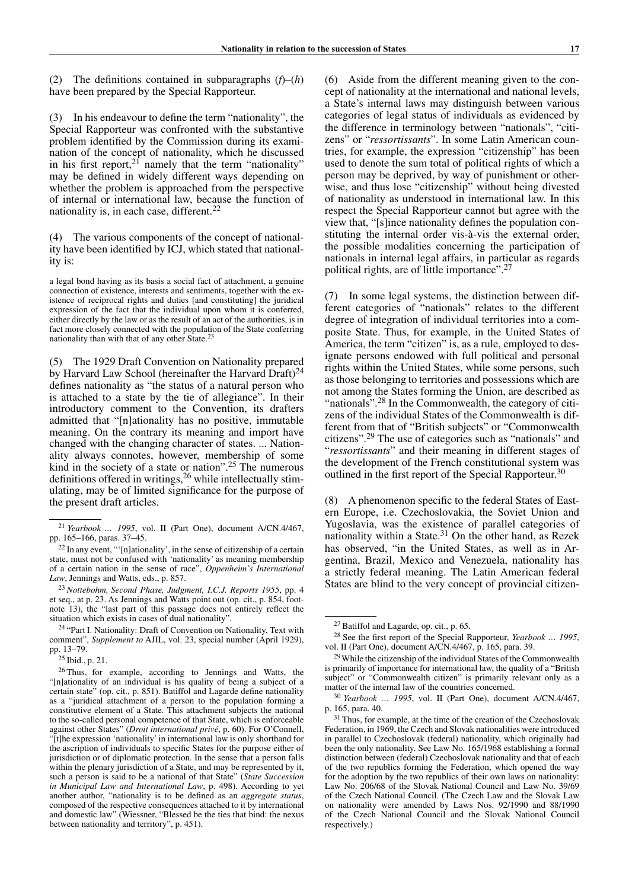(2) The definitions contained in subparagraphs (*f*)–(*h*) have been prepared by the Special Rapporteur.

(3) In his endeavour to define the term "nationality", the Special Rapporteur was confronted with the substantive problem identified by the Commission during its examination of the concept of nationality, which he discussed in his first report,[21] namely that the term "nationality" may be defined in widely different ways depending on whether the problem is approached from the perspective of internal or international law, because the function of nationality is, in each case, different.[22]

(4) The various components of the concept of nationality have been identified by ICJ, which stated that nationality is:

> a legal bond having as its basis a social fact of attachment, a genuine connection of existence, interests and sentiments, together with the existence of reciprocal rights and duties [and constituting] the juridical expression of the fact that the individual upon whom it is conferred, either directly by the law or as the result of an act of the authorities, is in fact more closely connected with the population of the State conferring nationality than with that of any other State.[23]

(5) The 1929 Draft Convention on Nationality prepared by Harvard Law School (hereinafter the Harvard Draft)[24] defines nationality as "the status of a natural person who is attached to a state by the tie of allegiance". In their introductory comment to the Convention, its drafters admitted that "[n]ationality has no positive, immutable meaning. On the contrary its meaning and import have changed with the changing character of states. ... Nationality always connotes, however, membership of some kind in the society of a state or nation".[25] The numerous definitions offered in writings,[26] while intellectually stimulating, may be of limited significance for the purpose of the present draft articles.

(6) Aside from the different meaning given to the concept of nationality at the international and national levels, a State's internal laws may distinguish between various categories of legal status of individuals as evidenced by the difference in terminology between "nationals", "citizens" or "*ressortissants*". In some Latin American countries, for example, the expression "citizenship" has been used to denote the sum total of political rights of which a person may be deprived, by way of punishment or otherwise, and thus lose "citizenship" without being divested of nationality as understood in international law. In this respect the Special Rapporteur cannot but agree with the view that, "[s]ince nationality defines the population constituting the internal order vis-à-vis the external order, the possible modalities concerning the participation of nationals in internal legal affairs, in particular as regards political rights, are of little importance".[27]

(7) In some legal systems, the distinction between different categories of "nationals" relates to the different degree of integration of individual territories into a composite State. Thus, for example, in the United States of America, the term "citizen" is, as a rule, employed to designate persons endowed with full political and personal rights within the United States, while some persons, such as those belonging to territories and possessions which are not among the States forming the Union, are described as "nationals".[28] In the Commonwealth, the category of citizens of the individual States of the Commonwealth is different from that of "British subjects" or "Commonwealth citizens".[29] The use of categories such as "nationals" and "*ressortissants*" and their meaning in different stages of the development of the French constitutional system was outlined in the first report of the Special Rapporteur.[30]

(8) A phenomenon specific to the federal States of Eastern Europe, i.e. Czechoslovakia, the Soviet Union and Yugoslavia, was the existence of parallel categories of nationality within a State.[31] On the other hand, as Rezek has observed, "in the United States, as well as in Argentina, Brazil, Mexico and Venezuela, nationality has a strictly federal meaning. The Latin American federal States are blind to the very concept of provincial citizen-

---

[21] *Yearbook ... 1995*, vol. II (Part One), document A/CN.4/467, pp. 165–166, paras. 37–45.

[22] In any event, "'[n]ationality', in the sense of citizenship of a certain state, must not be confused with 'nationality' as meaning membership of a certain nation in the sense of race", *Oppenheim's International Law*, Jennings and Watts, eds., p. 857.

[23] *Nottebohm, Second Phase, Judgment, I.C.J. Reports 1955*, pp. 4 et seq., at p. 23. As Jennings and Watts point out (op. cit., p. 854, footnote 13), the "last part of this passage does not entirely reflect the situation which exists in cases of dual nationality".

[24] "Part I. Nationality: Draft of Convention on Nationality, Text with comment", *Supplement to* AJIL, vol. 23, special number (April 1929), pp. 13–79.

[25] Ibid., p. 21.

[26] Thus, for example, according to Jennings and Watts, the "[n]ationality of an individual is his quality of being a subject of a certain state" (op. cit., p. 851). Batiffol and Lagarde define nationality as a "juridical attachment of a person to the population forming a constitutive element of a State. This attachment subjects the national to the so-called personal competence of that State, which is enforceable against other States" (*Droit international privé*, p. 60). For O'Connell, "[t]he expression 'nationality' in international law is only shorthand for the ascription of individuals to specific States for the purpose either of jurisdiction or of diplomatic protection. In the sense that a person falls within the plenary jurisdiction of a State, and may be represented by it, such a person is said to be a national of that State" (*State Succession in Municipal Law and International Law*, p. 498). According to yet another author, "nationality is to be defined as an *aggregate status*, composed of the respective consequences attached to it by international and domestic law" (Wiessner, "Blessed be the ties that bind: the nexus between nationality and territory", p. 451).

[27] Batiffol and Lagarde, op. cit., p. 65.

[28] See the first report of the Special Rapporteur, *Yearbook ... 1995*, vol. II (Part One), document A/CN.4/467, p. 165, para. 39.

[29] While the citizenship of the individual States of the Commonwealth is primarily of importance for international law, the quality of a "British subject" or "Commonwealth citizen" is primarily relevant only as a matter of the internal law of the countries concerned.

[30] *Yearbook ... 1995*, vol. II (Part One), document A/CN.4/467, p. 165, para. 40.

[31] Thus, for example, at the time of the creation of the Czechoslovak Federation, in 1969, the Czech and Slovak nationalities were introduced in parallel to Czechoslovak (federal) nationality, which originally had been the only nationality. See Law No. 165/1968 establishing a formal distinction between (federal) Czechoslovak nationality and that of each of the two republics forming the Federation, which opened the way for the adoption by the two republics of their own laws on nationality: Law No. 206/68 of the Slovak National Council and Law No. 39/69 of the Czech National Council. (The Czech Law and the Slovak Law on nationality were amended by Laws Nos. 92/1990 and 88/1990 of the Czech National Council and the Slovak National Council respectively.)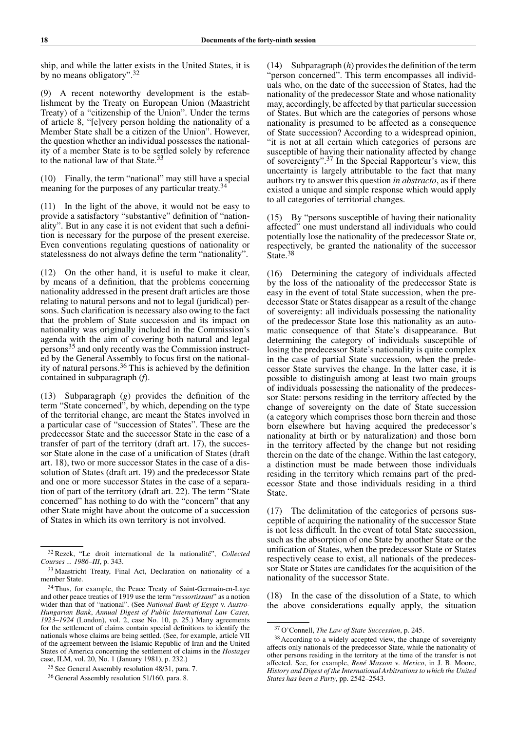ship, and while the latter exists in the United States, it is by no means obligatory".[32]

(9) A recent noteworthy development is the establishment by the Treaty on European Union (Maastricht Treaty) of a "citizenship of the Union". Under the terms of article 8, "[e]very person holding the nationality of a Member State shall be a citizen of the Union". However, the question whether an individual possesses the nationality of a member State is to be settled solely by reference to the national law of that State.[33]

(10) Finally, the term "national" may still have a special meaning for the purposes of any particular treaty.[34]

(11) In the light of the above, it would not be easy to provide a satisfactory "substantive" definition of "nationality". But in any case it is not evident that such a definition is necessary for the purpose of the present exercise. Even conventions regulating questions of nationality or statelessness do not always define the term "nationality".

(12) On the other hand, it is useful to make it clear, by means of a definition, that the problems concerning nationality addressed in the present draft articles are those relating to natural persons and not to legal (juridical) persons. Such clarification is necessary also owing to the fact that the problem of State succession and its impact on nationality was originally included in the Commission's agenda with the aim of covering both natural and legal persons[35] and only recently was the Commission instructed by the General Assembly to focus first on the nationality of natural persons.[36] This is achieved by the definition contained in subparagraph (*f*).

(13) Subparagraph (*g*) provides the definition of the term "State concerned", by which, depending on the type of the territorial change, are meant the States involved in a particular case of "succession of States". These are the predecessor State and the successor State in the case of a transfer of part of the territory (draft art. 17), the successor State alone in the case of a unification of States (draft art. 18), two or more successor States in the case of a dissolution of States (draft art. 19) and the predecessor State and one or more successor States in the case of a separation of part of the territory (draft art. 22). The term "State concerned" has nothing to do with the "concern" that any other State might have about the outcome of a succession of States in which its own territory is not involved.

(14) Subparagraph (*h*) provides the definition of the term "person concerned". This term encompasses all individuals who, on the date of the succession of States, had the nationality of the predecessor State and whose nationality may, accordingly, be affected by that particular succession of States. But which are the categories of persons whose nationality is presumed to be affected as a consequence of State succession? According to a widespread opinion, "it is not at all certain which categories of persons are susceptible of having their nationality affected by change of sovereignty".[37] In the Special Rapporteur's view, this uncertainty is largely attributable to the fact that many authors try to answer this question *in abstracto*, as if there existed a unique and simple response which would apply to all categories of territorial changes.

(15) By "persons susceptible of having their nationality affected" one must understand all individuals who could potentially lose the nationality of the predecessor State or, respectively, be granted the nationality of the successor State.[38]

(16) Determining the category of individuals affected by the loss of the nationality of the predecessor State is easy in the event of total State succession, when the predecessor State or States disappear as a result of the change of sovereignty: all individuals possessing the nationality of the predecessor State lose this nationality as an automatic consequence of that State's disappearance. But determining the category of individuals susceptible of losing the predecessor State's nationality is quite complex in the case of partial State succession, when the predecessor State survives the change. In the latter case, it is possible to distinguish among at least two main groups of individuals possessing the nationality of the predecessor State: persons residing in the territory affected by the change of sovereignty on the date of State succession (a category which comprises those born therein and those born elsewhere but having acquired the predecessor's nationality at birth or by naturalization) and those born in the territory affected by the change but not residing therein on the date of the change. Within the last category, a distinction must be made between those individuals residing in the territory which remains part of the predecessor State and those individuals residing in a third State.

(17) The delimitation of the categories of persons susceptible of acquiring the nationality of the successor State is not less difficult. In the event of total State succession, such as the absorption of one State by another State or the unification of States, when the predecessor State or States respectively cease to exist, all nationals of the predecessor State or States are candidates for the acquisition of the nationality of the successor State.

(18) In the case of the dissolution of a State, to which the above considerations equally apply, the situation

---

[32] Rezek, "Le droit international de la nationalité", *Collected Courses ... 1986–III*, p. 343.

[33] Maastricht Treaty, Final Act, Declaration on nationality of a member State.

[34] Thus, for example, the Peace Treaty of Saint-Germain-en-Laye and other peace treaties of 1919 use the term "*ressortissant*" as a notion wider than that of "national". (See *National Bank of Egypt* v. *Austro-Hungarian Bank*, *Annual Digest of Public International Law Cases, 1923–1924* (London), vol. 2, case No. 10, p. 25.) Many agreements for the settlement of claims contain special definitions to identify the nationals whose claims are being settled. (See, for example, article VII of the agreement between the Islamic Republic of Iran and the United States of America concerning the settlement of claims in the *Hostages* case, ILM, vol. 20, No. 1 (January 1981), p. 232.)

[35] See General Assembly resolution 48/31, para. 7.

[36] General Assembly resolution 51/160, para. 8.

[37] O'Connell, *The Law of State Succession*, p. 245.

[38] According to a widely accepted view, the change of sovereignty affects only nationals of the predecessor State, while the nationality of other persons residing in the territory at the time of the transfer is not affected. See, for example, *René Masson* v. *Mexico*, in J. B. Moore, *History and Digest of the International Arbitrations to which the United States has been a Party*, pp. 2542–2543.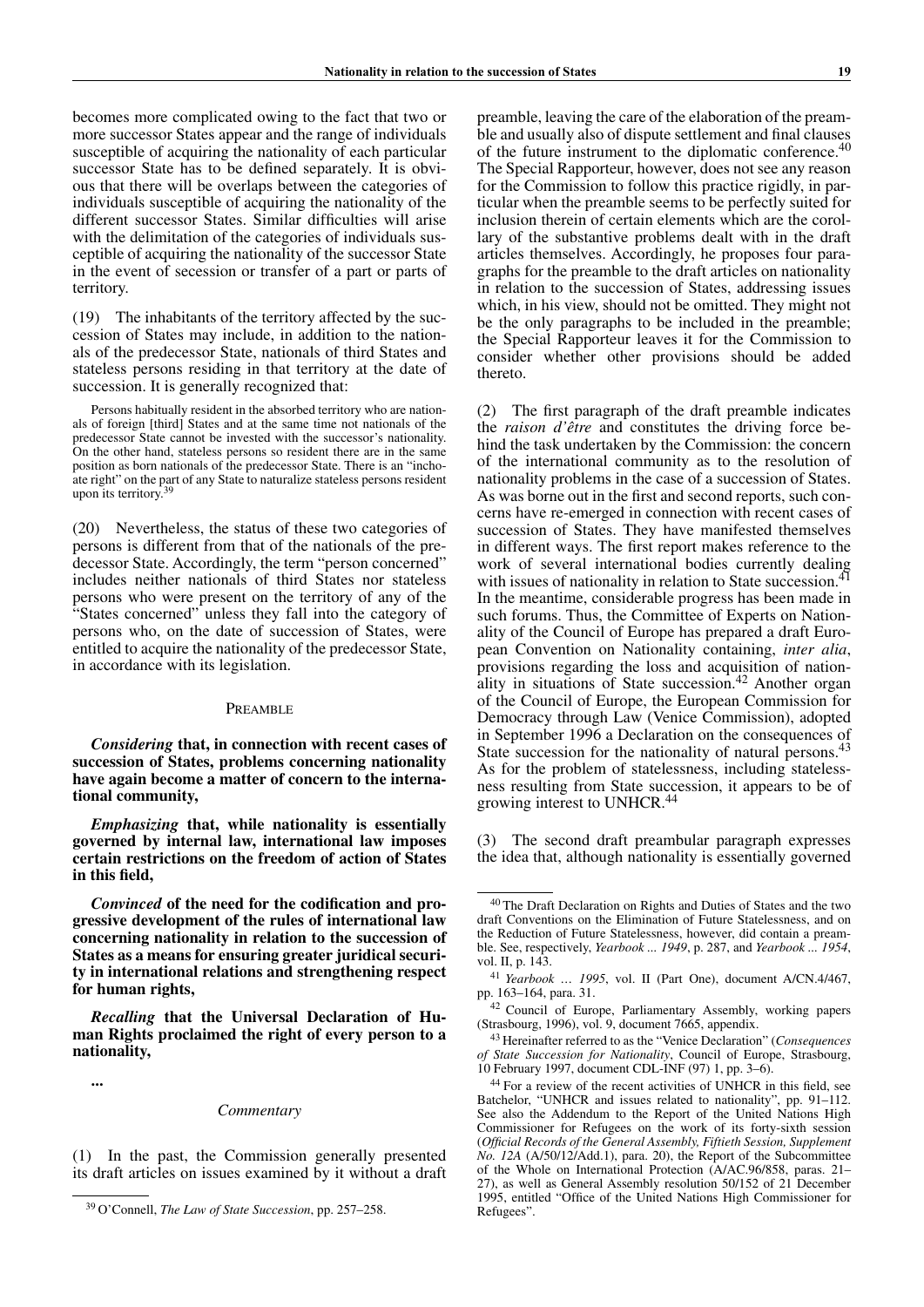becomes more complicated owing to the fact that two or more successor States appear and the range of individuals susceptible of acquiring the nationality of each particular successor State has to be defined separately. It is obvious that there will be overlaps between the categories of individuals susceptible of acquiring the nationality of the different successor States. Similar difficulties will arise with the delimitation of the categories of individuals susceptible of acquiring the nationality of the successor State in the event of secession or transfer of a part or parts of territory.

(19) The inhabitants of the territory affected by the succession of States may include, in addition to the nationals of the predecessor State, nationals of third States and stateless persons residing in that territory at the date of succession. It is generally recognized that:

> Persons habitually resident in the absorbed territory who are nationals of foreign [third] States and at the same time not nationals of the predecessor State cannot be invested with the successor's nationality. On the other hand, stateless persons so resident there are in the same position as born nationals of the predecessor State. There is an "inchoate right" on the part of any State to naturalize stateless persons resident upon its territory.[39]

(20) Nevertheless, the status of these two categories of persons is different from that of the nationals of the predecessor State. Accordingly, the term "person concerned" includes neither nationals of third States nor stateless persons who were present on the territory of any of the "States concerned" unless they fall into the category of persons who, on the date of succession of States, were entitled to acquire the nationality of the predecessor State, in accordance with its legislation.

## Preamble

***Considering* that, in connection with recent cases of succession of States, problems concerning nationality have again become a matter of concern to the international community,**

***Emphasizing* that, while nationality is essentially governed by internal law, international law imposes certain restrictions on the freedom of action of States in this field,**

***Convinced* of the need for the codification and progressive development of the rules of international law concerning nationality in relation to the succession of States as a means for ensuring greater juridical security in international relations and strengthening respect for human rights,**

***Recalling* that the Universal Declaration of Human Rights proclaimed the right of every person to a nationality,**

**...**

*Commentary*

(1) In the past, the Commission generally presented its draft articles on issues examined by it without a draft preamble, leaving the care of the elaboration of the preamble and usually also of dispute settlement and final clauses of the future instrument to the diplomatic conference.[40] The Special Rapporteur, however, does not see any reason for the Commission to follow this practice rigidly, in particular when the preamble seems to be perfectly suited for inclusion therein of certain elements which are the corollary of the substantive problems dealt with in the draft articles themselves. Accordingly, he proposes four paragraphs for the preamble to the draft articles on nationality in relation to the succession of States, addressing issues which, in his view, should not be omitted. They might not be the only paragraphs to be included in the preamble; the Special Rapporteur leaves it for the Commission to consider whether other provisions should be added thereto.

(2) The first paragraph of the draft preamble indicates the *raison d'être* and constitutes the driving force behind the task undertaken by the Commission: the concern of the international community as to the resolution of nationality problems in the case of a succession of States. As was borne out in the first and second reports, such concerns have re-emerged in connection with recent cases of succession of States. They have manifested themselves in different ways. The first report makes reference to the work of several international bodies currently dealing with issues of nationality in relation to State succession.[41] In the meantime, considerable progress has been made in such forums. Thus, the Committee of Experts on Nationality of the Council of Europe has prepared a draft European Convention on Nationality containing, *inter alia*, provisions regarding the loss and acquisition of nationality in situations of State succession.[42] Another organ of the Council of Europe, the European Commission for Democracy through Law (Venice Commission), adopted in September 1996 a Declaration on the consequences of State succession for the nationality of natural persons.[43] As for the problem of statelessness, including statelessness resulting from State succession, it appears to be of growing interest to UNHCR.[44]

(3) The second draft preambular paragraph expresses the idea that, although nationality is essentially governed

---

[39] O'Connell, *The Law of State Succession*, pp. 257–258.

[40] The Draft Declaration on Rights and Duties of States and the two draft Conventions on the Elimination of Future Statelessness, and on the Reduction of Future Statelessness, however, did contain a preamble. See, respectively, *Yearbook ... 1949*, p. 287, and *Yearbook ... 1954*, vol. II, p. 143.

[41] *Yearbook … 1995*, vol. II (Part One), document A/CN.4/467, pp. 163–164, para. 31.

[42] Council of Europe, Parliamentary Assembly, working papers (Strasbourg, 1996), vol. 9, document 7665, appendix.

[43] Hereinafter referred to as the "Venice Declaration" (*Consequences of State Succession for Nationality*, Council of Europe, Strasbourg, 10 February 1997, document CDL-INF (97) 1, pp. 3–6).

[44] For a review of the recent activities of UNHCR in this field, see Batchelor, "UNHCR and issues related to nationality", pp. 91–112. See also the Addendum to the Report of the United Nations High Commissioner for Refugees on the work of its forty-sixth session (*Official Records of the General Assembly, Fiftieth Session, Supplement No. 12A* (A/50/12/Add.1), para. 20), the Report of the Subcommittee of the Whole on International Protection (A/AC.96/858, paras. 21–27), as well as General Assembly resolution 50/152 of 21 December 1995, entitled "Office of the United Nations High Commissioner for Refugees".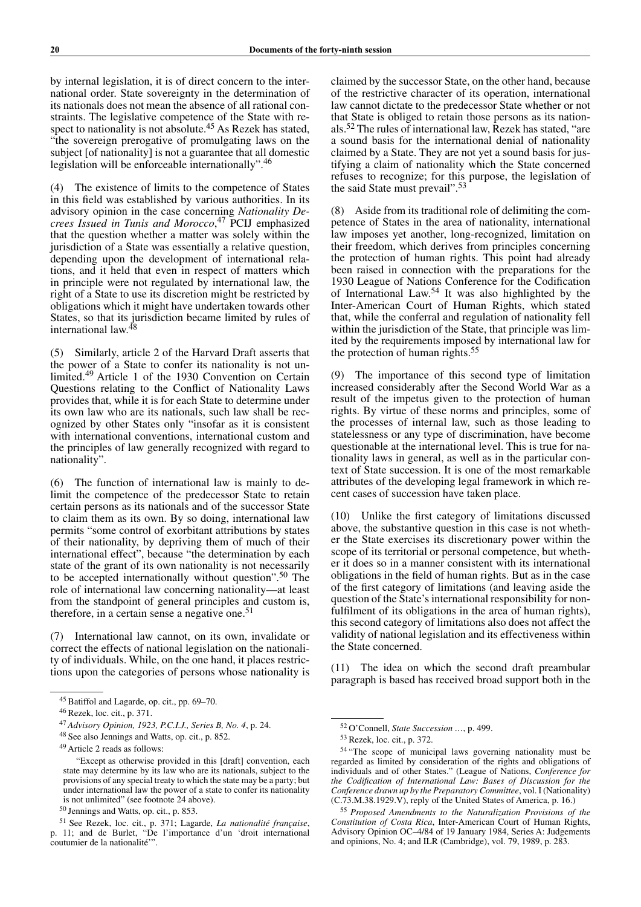by internal legislation, it is of direct concern to the international order. State sovereignty in the determination of its nationals does not mean the absence of all rational constraints. The legislative competence of the State with respect to nationality is not absolute.[45] As Rezek has stated, "the sovereign prerogative of promulgating laws on the subject [of nationality] is not a guarantee that all domestic legislation will be enforceable internationally".[46]

(4) The existence of limits to the competence of States in this field was established by various authorities. In its advisory opinion in the case concerning *Nationality Decrees Issued in Tunis and Morocco*,[47] PCIJ emphasized that the question whether a matter was solely within the jurisdiction of a State was essentially a relative question, depending upon the development of international relations, and it held that even in respect of matters which in principle were not regulated by international law, the right of a State to use its discretion might be restricted by obligations which it might have undertaken towards other States, so that its jurisdiction became limited by rules of international law.[48]

(5) Similarly, article 2 of the Harvard Draft asserts that the power of a State to confer its nationality is not unlimited.[49] Article 1 of the 1930 Convention on Certain Questions relating to the Conflict of Nationality Laws provides that, while it is for each State to determine under its own law who are its nationals, such law shall be recognized by other States only "insofar as it is consistent with international conventions, international custom and the principles of law generally recognized with regard to nationality".

(6) The function of international law is mainly to delimit the competence of the predecessor State to retain certain persons as its nationals and of the successor State to claim them as its own. By so doing, international law permits "some control of exorbitant attributions by states of their nationality, by depriving them of much of their international effect", because "the determination by each state of the grant of its own nationality is not necessarily to be accepted internationally without question".[50] The role of international law concerning nationality—at least from the standpoint of general principles and custom is, therefore, in a certain sense a negative one.[51]

(7) International law cannot, on its own, invalidate or correct the effects of national legislation on the nationality of individuals. While, on the one hand, it places restrictions upon the categories of persons whose nationality is claimed by the successor State, on the other hand, because of the restrictive character of its operation, international law cannot dictate to the predecessor State whether or not that State is obliged to retain those persons as its nationals.[52] The rules of international law, Rezek has stated, "are a sound basis for the international denial of nationality claimed by a State. They are not yet a sound basis for justifying a claim of nationality which the State concerned refuses to recognize; for this purpose, the legislation of the said State must prevail".[53]

(8) Aside from its traditional role of delimiting the competence of States in the area of nationality, international law imposes yet another, long-recognized, limitation on their freedom, which derives from principles concerning the protection of human rights. This point had already been raised in connection with the preparations for the 1930 League of Nations Conference for the Codification of International Law.[54] It was also highlighted by the Inter-American Court of Human Rights, which stated that, while the conferral and regulation of nationality fell within the jurisdiction of the State, that principle was limited by the requirements imposed by international law for the protection of human rights.[55]

(9) The importance of this second type of limitation increased considerably after the Second World War as a result of the impetus given to the protection of human rights. By virtue of these norms and principles, some of the processes of internal law, such as those leading to statelessness or any type of discrimination, have become questionable at the international level. This is true for nationality laws in general, as well as in the particular context of State succession. It is one of the most remarkable attributes of the developing legal framework in which recent cases of succession have taken place.

(10) Unlike the first category of limitations discussed above, the substantive question in this case is not whether the State exercises its discretionary power within the scope of its territorial or personal competence, but whether it does so in a manner consistent with its international obligations in the field of human rights. But as in the case of the first category of limitations (and leaving aside the question of the State's international responsibility for nonfulfilment of its obligations in the area of human rights), this second category of limitations also does not affect the validity of national legislation and its effectiveness within the State concerned.

(11) The idea on which the second draft preambular paragraph is based has received broad support both in the

---

[45] Batiffol and Lagarde, op. cit., pp. 69–70.

[46] Rezek, loc. cit., p. 371.

[47] *Advisory Opinion, 1923, P.C.I.J., Series B, No. 4*, p. 24.

[48] See also Jennings and Watts, op. cit., p. 852.

[49] Article 2 reads as follows:

"Except as otherwise provided in this [draft] convention, each state may determine by its law who are its nationals, subject to the provisions of any special treaty to which the state may be a party; but under international law the power of a state to confer its nationality is not unlimited" (see footnote 24 above).

[50] Jennings and Watts, op. cit., p. 853.

[51] See Rezek, loc. cit., p. 371; Lagarde, *La nationalité française*, p. 11; and de Burlet, "De l'importance d'un 'droit international coutumier de la nationalité'".

[52] O'Connell, *State Succession …*, p. 499.

[53] Rezek, loc. cit., p. 372.

[54] "The scope of municipal laws governing nationality must be regarded as limited by consideration of the rights and obligations of individuals and of other States." (League of Nations, *Conference for the Codification of International Law: Bases of Discussion for the Conference drawn up by the Preparatory Committee*, vol. I (Nationality) (C.73.M.38.1929.V), reply of the United States of America, p. 16.)

[55] *Proposed Amendments to the Naturalization Provisions of the Constitution of Costa Rica*, Inter-American Court of Human Rights, Advisory Opinion OC–4/84 of 19 January 1984, Series A: Judgements and opinions, No. 4; and ILR (Cambridge), vol. 79, 1989, p. 283.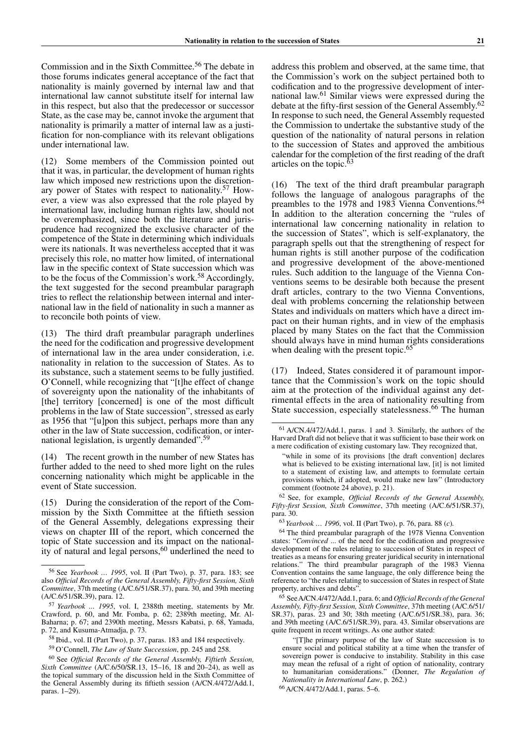Commission and in the Sixth Committee.[56] The debate in those forums indicates general acceptance of the fact that nationality is mainly governed by internal law and that international law cannot substitute itself for internal law in this respect, but also that the predecessor or successor State, as the case may be, cannot invoke the argument that nationality is primarily a matter of internal law as a justification for non-compliance with its relevant obligations under international law.

(12) Some members of the Commission pointed out that it was, in particular, the development of human rights law which imposed new restrictions upon the discretionary power of States with respect to nationality.[57] However, a view was also expressed that the role played by international law, including human rights law, should not be overemphasized, since both the literature and jurisprudence had recognized the exclusive character of the competence of the State in determining which individuals were its nationals. It was nevertheless accepted that it was precisely this role, no matter how limited, of international law in the specific context of State succession which was to be the focus of the Commission's work.[58] Accordingly, the text suggested for the second preambular paragraph tries to reflect the relationship between internal and international law in the field of nationality in such a manner as to reconcile both points of view.

(13) The third draft preambular paragraph underlines the need for the codification and progressive development of international law in the area under consideration, i.e. nationality in relation to the succession of States. As to its substance, such a statement seems to be fully justified. O'Connell, while recognizing that "[t]he effect of change of sovereignty upon the nationality of the inhabitants of [the] territory [concerned] is one of the most difficult problems in the law of State succession", stressed as early as 1956 that "[u]pon this subject, perhaps more than any other in the law of State succession, codification, or international legislation, is urgently demanded".[59]

(14) The recent growth in the number of new States has further added to the need to shed more light on the rules concerning nationality which might be applicable in the event of State succession.

(15) During the consideration of the report of the Commission by the Sixth Committee at the fiftieth session of the General Assembly, delegations expressing their views on chapter III of the report, which concerned the topic of State succession and its impact on the nationality of natural and legal persons,[60] underlined the need to address this problem and observed, at the same time, that the Commission's work on the subject pertained both to codification and to the progressive development of international law.[61] Similar views were expressed during the debate at the fifty-first session of the General Assembly.[62] In response to such need, the General Assembly requested the Commission to undertake the substantive study of the question of the nationality of natural persons in relation to the succession of States and approved the ambitious calendar for the completion of the first reading of the draft articles on the topic.[63]

(16) The text of the third draft preambular paragraph follows the language of analogous paragraphs of the preambles to the 1978 and 1983 Vienna Conventions.[64] In addition to the alteration concerning the "rules of international law concerning nationality in relation to the succession of States", which is self-explanatory, the paragraph spells out that the strengthening of respect for human rights is still another purpose of the codification and progressive development of the above-mentioned rules. Such addition to the language of the Vienna Conventions seems to be desirable both because the present draft articles, contrary to the two Vienna Conventions, deal with problems concerning the relationship between States and individuals on matters which have a direct impact on their human rights, and in view of the emphasis placed by many States on the fact that the Commission should always have in mind human rights considerations when dealing with the present topic.[65]

(17) Indeed, States considered it of paramount importance that the Commission's work on the topic should aim at the protection of the individual against any detrimental effects in the area of nationality resulting from State succession, especially statelessness.[66] The human

---

[56] See *Yearbook … 1995*, vol. II (Part Two), p. 37, para. 183; see also *Official Records of the General Assembly, Fifty-first Session, Sixth Committee*, 37th meeting (A/C.6/51/SR.37), para. 30, and 39th meeting (A/C.6/51/SR.39), para. 12.

[57] *Yearbook ... 1995*, vol. I, 2388th meeting, statements by Mr. Crawford, p. 60, and Mr. Fomba, p. 62; 2389th meeting, Mr. Al-Baharna; p. 67; and 2390th meeting, Messrs Kabatsi, p. 68, Yamada, p. 72, and Kusuma-Atmadja, p. 73.

[58] Ibid., vol. II (Part Two), p. 37, paras. 183 and 184 respectively.

[59] O'Connell, *The Law of State Succession*, pp. 245 and 258.

[60] See *Official Records of the General Assembly, Fiftieth Session, Sixth Committee* (A/C.6/50/SR.13, 15–16, 18 and 20–24), as well as the topical summary of the discussion held in the Sixth Committee of the General Assembly during its fiftieth session (A/CN.4/472/Add.1, paras. 1–29).

[61] A/CN.4/472/Add.1, paras. 1 and 3. Similarly, the authors of the Harvard Draft did not believe that it was sufficient to base their work on a mere codification of existing customary law. They recognized that,

> "while in some of its provisions [the draft convention] declares what is believed to be existing international law, [it] is not limited to a statement of existing law, and attempts to formulate certain provisions which, if adopted, would make new law" (Introductory comment (footnote 24 above), p. 21).

[62] See, for example, *Official Records of the General Assembly, Fifty-first Session, Sixth Committee*, 37th meeting (A/C.6/51/SR.37), para. 30.

[63] *Yearbook … 1996*, vol. II (Part Two), p. 76, para. 88 (*c*).

[64] The third preambular paragraph of the 1978 Vienna Convention states: "*Convinced* ... of the need for the codification and progressive development of the rules relating to succession of States in respect of treaties as a means for ensuring greater juridical security in international relations." The third preambular paragraph of the 1983 Vienna Convention contains the same language, the only difference being the reference to "the rules relating to succession of States in respect of State property, archives and debts".

[65] See A/CN.4/472/Add.1, para. 6; and *Official Records of the General Assembly, Fifty-first Session, Sixth Committee*, 37th meeting (A/C.6/51/SR.37), paras. 23 and 30; 38th meeting (A/C.6/51/SR.38), para. 36; and 39th meeting (A/C.6/51/SR.39), para. 43. Similar observations are quite frequent in recent writings. As one author stated:

> "[T]he primary purpose of the law of State succession is to ensure social and political stability at a time when the transfer of sovereign power is conducive to instability. Stability in this case may mean the refusal of a right of option of nationality, contrary to humanitarian considerations." (Donner, *The Regulation of Nationality in International Law*, p. 262.)

[66] A/CN.4/472/Add.1, paras. 5–6.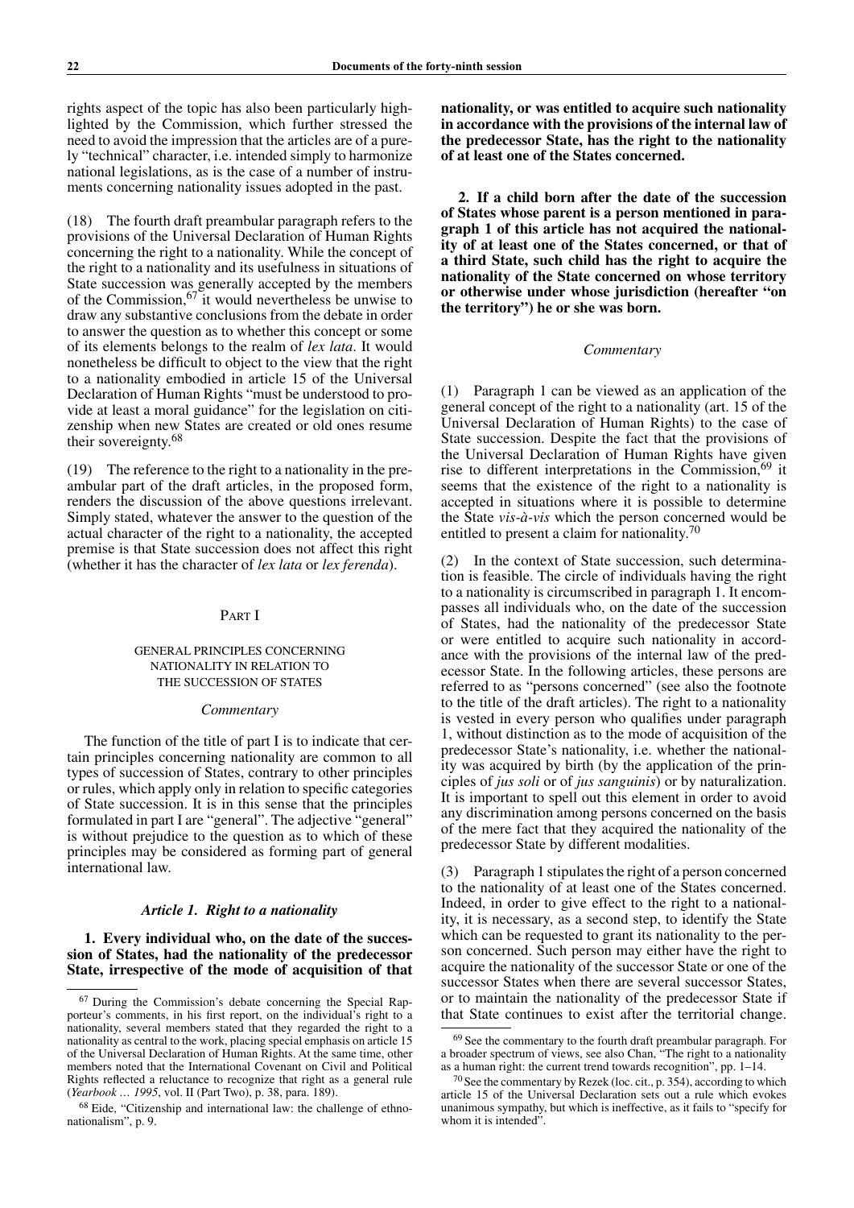rights aspect of the topic has also been particularly highlighted by the Commission, which further stressed the need to avoid the impression that the articles are of a purely "technical" character, i.e. intended simply to harmonize national legislations, as is the case of a number of instruments concerning nationality issues adopted in the past.

(18) The fourth draft preambular paragraph refers to the provisions of the Universal Declaration of Human Rights concerning the right to a nationality. While the concept of the right to a nationality and its usefulness in situations of State succession was generally accepted by the members of the Commission,[67] it would nevertheless be unwise to draw any substantive conclusions from the debate in order to answer the question as to whether this concept or some of its elements belongs to the realm of *lex lata*. It would nonetheless be difficult to object to the view that the right to a nationality embodied in article 15 of the Universal Declaration of Human Rights "must be understood to provide at least a moral guidance" for the legislation on citizenship when new States are created or old ones resume their sovereignty.[68]

(19) The reference to the right to a nationality in the preambular part of the draft articles, in the proposed form, renders the discussion of the above questions irrelevant. Simply stated, whatever the answer to the question of the actual character of the right to a nationality, the accepted premise is that State succession does not affect this right (whether it has the character of *lex lata* or *lex ferenda*).

## PART I

### GENERAL PRINCIPLES CONCERNING NATIONALITY IN RELATION TO THE SUCCESSION OF STATES

*Commentary*

The function of the title of part I is to indicate that certain principles concerning nationality are common to all types of succession of States, contrary to other principles or rules, which apply only in relation to specific categories of State succession. It is in this sense that the principles formulated in part I are "general". The adjective "general" is without prejudice to the question as to which of these principles may be considered as forming part of general international law.

### *Article 1. Right to a nationality*

**1. Every individual who, on the date of the succession of States, had the nationality of the predecessor State, irrespective of the mode of acquisition of that nationality, or was entitled to acquire such nationality in accordance with the provisions of the internal law of the predecessor State, has the right to the nationality of at least one of the States concerned.**

**2. If a child born after the date of the succession of States whose parent is a person mentioned in paragraph 1 of this article has not acquired the nationality of at least one of the States concerned, or that of a third State, such child has the right to acquire the nationality of the State concerned on whose territory or otherwise under whose jurisdiction (hereafter "on the territory") he or she was born.**

*Commentary*

(1) Paragraph 1 can be viewed as an application of the general concept of the right to a nationality (art. 15 of the Universal Declaration of Human Rights) to the case of State succession. Despite the fact that the provisions of the Universal Declaration of Human Rights have given rise to different interpretations in the Commission,[69] it seems that the existence of the right to a nationality is accepted in situations where it is possible to determine the State *vis-à-vis* which the person concerned would be entitled to present a claim for nationality.[70]

(2) In the context of State succession, such determination is feasible. The circle of individuals having the right to a nationality is circumscribed in paragraph 1. It encompasses all individuals who, on the date of the succession of States, had the nationality of the predecessor State or were entitled to acquire such nationality in accordance with the provisions of the internal law of the predecessor State. In the following articles, these persons are referred to as "persons concerned" (see also the footnote to the title of the draft articles). The right to a nationality is vested in every person who qualifies under paragraph 1, without distinction as to the mode of acquisition of the predecessor State's nationality, i.e. whether the nationality was acquired by birth (by the application of the principles of *jus soli* or of *jus sanguinis*) or by naturalization. It is important to spell out this element in order to avoid any discrimination among persons concerned on the basis of the mere fact that they acquired the nationality of the predecessor State by different modalities.

(3) Paragraph 1 stipulates the right of a person concerned to the nationality of at least one of the States concerned. Indeed, in order to give effect to the right to a nationality, it is necessary, as a second step, to identify the State which can be requested to grant its nationality to the person concerned. Such person may either have the right to acquire the nationality of the successor State or one of the successor States when there are several successor States, or to maintain the nationality of the predecessor State if that State continues to exist after the territorial change.

---

[67] During the Commission's debate concerning the Special Rapporteur's comments, in his first report, on the individual's right to a nationality, several members stated that they regarded the right to a nationality as central to the work, placing special emphasis on article 15 of the Universal Declaration of Human Rights. At the same time, other members noted that the International Covenant on Civil and Political Rights reflected a reluctance to recognize that right as a general rule (*Yearbook ... 1995*, vol. II (Part Two), p. 38, para. 189).

[68] Eide, "Citizenship and international law: the challenge of ethno-nationalism", p. 9.

[69] See the commentary to the fourth draft preambular paragraph. For a broader spectrum of views, see also Chan, "The right to a nationality as a human right: the current trend towards recognition", pp. 1–14.

[70] See the commentary by Rezek (loc. cit., p. 354), according to which article 15 of the Universal Declaration sets out a rule which evokes unanimous sympathy, but which is ineffective, as it fails to "specify for whom it is intended".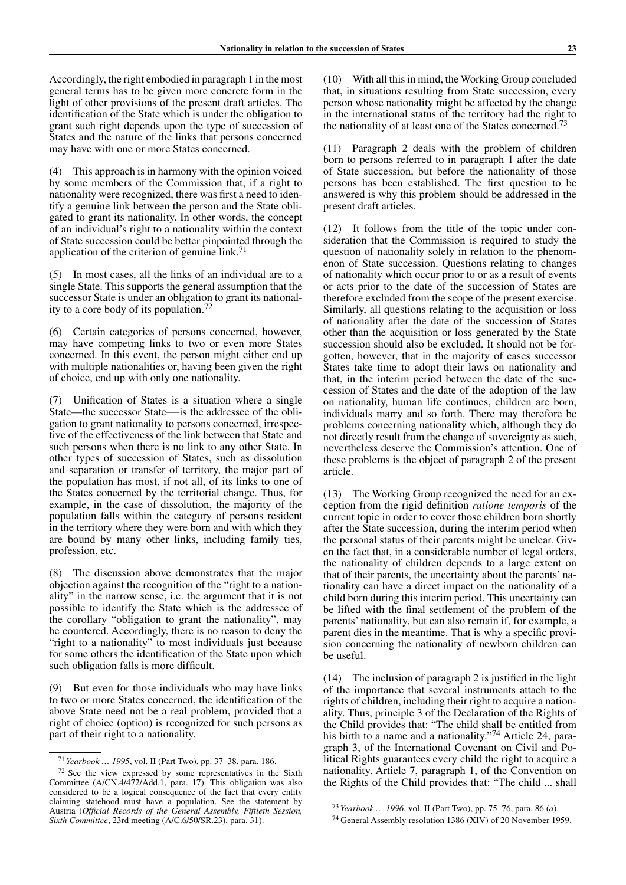Accordingly, the right embodied in paragraph 1 in the most general terms has to be given more concrete form in the light of other provisions of the present draft articles. The identification of the State which is under the obligation to grant such right depends upon the type of succession of States and the nature of the links that persons concerned may have with one or more States concerned.

(4) This approach is in harmony with the opinion voiced by some members of the Commission that, if a right to nationality were recognized, there was first a need to identify a genuine link between the person and the State obligated to grant its nationality. In other words, the concept of an individual's right to a nationality within the context of State succession could be better pinpointed through the application of the criterion of genuine link.[71]

(5) In most cases, all the links of an individual are to a single State. This supports the general assumption that the successor State is under an obligation to grant its nationality to a core body of its population.[72]

(6) Certain categories of persons concerned, however, may have competing links to two or even more States concerned. In this event, the person might either end up with multiple nationalities or, having been given the right of choice, end up with only one nationality.

(7) Unification of States is a situation where a single State—the successor State—is the addressee of the obligation to grant nationality to persons concerned, irrespective of the effectiveness of the link between that State and such persons when there is no link to any other State. In other types of succession of States, such as dissolution and separation or transfer of territory, the major part of the population has most, if not all, of its links to one of the States concerned by the territorial change. Thus, for example, in the case of dissolution, the majority of the population falls within the category of persons resident in the territory where they were born and with which they are bound by many other links, including family ties, profession, etc.

(8) The discussion above demonstrates that the major objection against the recognition of the "right to a nationality" in the narrow sense, i.e. the argument that it is not possible to identify the State which is the addressee of the corollary "obligation to grant the nationality", may be countered. Accordingly, there is no reason to deny the "right to a nationality" to most individuals just because for some others the identification of the State upon which such obligation falls is more difficult.

(9) But even for those individuals who may have links to two or more States concerned, the identification of the above State need not be a real problem, provided that a right of choice (option) is recognized for such persons as part of their right to a nationality.

(10) With all this in mind, the Working Group concluded that, in situations resulting from State succession, every person whose nationality might be affected by the change in the international status of the territory had the right to the nationality of at least one of the States concerned.[73]

(11) Paragraph 2 deals with the problem of children born to persons referred to in paragraph 1 after the date of State succession, but before the nationality of those persons has been established. The first question to be answered is why this problem should be addressed in the present draft articles.

(12) It follows from the title of the topic under consideration that the Commission is required to study the question of nationality solely in relation to the phenomenon of State succession. Questions relating to changes of nationality which occur prior to or as a result of events or acts prior to the date of the succession of States are therefore excluded from the scope of the present exercise. Similarly, all questions relating to the acquisition or loss of nationality after the date of the succession of States other than the acquisition or loss generated by the State succession should also be excluded. It should not be forgotten, however, that in the majority of cases successor States take time to adopt their laws on nationality and that, in the interim period between the date of the succession of States and the date of the adoption of the law on nationality, human life continues, children are born, individuals marry and so forth. There may therefore be problems concerning nationality which, although they do not directly result from the change of sovereignty as such, nevertheless deserve the Commission's attention. One of these problems is the object of paragraph 2 of the present article.

(13) The Working Group recognized the need for an exception from the rigid definition *ratione temporis* of the current topic in order to cover those children born shortly after the State succession, during the interim period when the personal status of their parents might be unclear. Given the fact that, in a considerable number of legal orders, the nationality of children depends to a large extent on that of their parents, the uncertainty about the parents' nationality can have a direct impact on the nationality of a child born during this interim period. This uncertainty can be lifted with the final settlement of the problem of the parents' nationality, but can also remain if, for example, a parent dies in the meantime. That is why a specific provision concerning the nationality of newborn children can be useful.

(14) The inclusion of paragraph 2 is justified in the light of the importance that several instruments attach to the rights of children, including their right to acquire a nationality. Thus, principle 3 of the Declaration of the Rights of the Child provides that: "The child shall be entitled from his birth to a name and a nationality."[74] Article 24, paragraph 3, of the International Covenant on Civil and Political Rights guarantees every child the right to acquire a nationality. Article 7, paragraph 1, of the Convention on the Rights of the Child provides that: "The child ... shall

---

[71] *Yearbook … 1995*, vol. II (Part Two), pp. 37–38, para. 186.

[72] See the view expressed by some representatives in the Sixth Committee (A/CN.4/472/Add.1, para. 17). This obligation was also considered to be a logical consequence of the fact that every entity claiming statehood must have a population. See the statement by Austria (*Official Records of the General Assembly, Fiftieth Session, Sixth Committee*, 23rd meeting (A/C.6/50/SR.23), para. 31).

[73] *Yearbook … 1996*, vol. II (Part Two), pp. 75–76, para. 86 (*a*).

[74] General Assembly resolution 1386 (XIV) of 20 November 1959.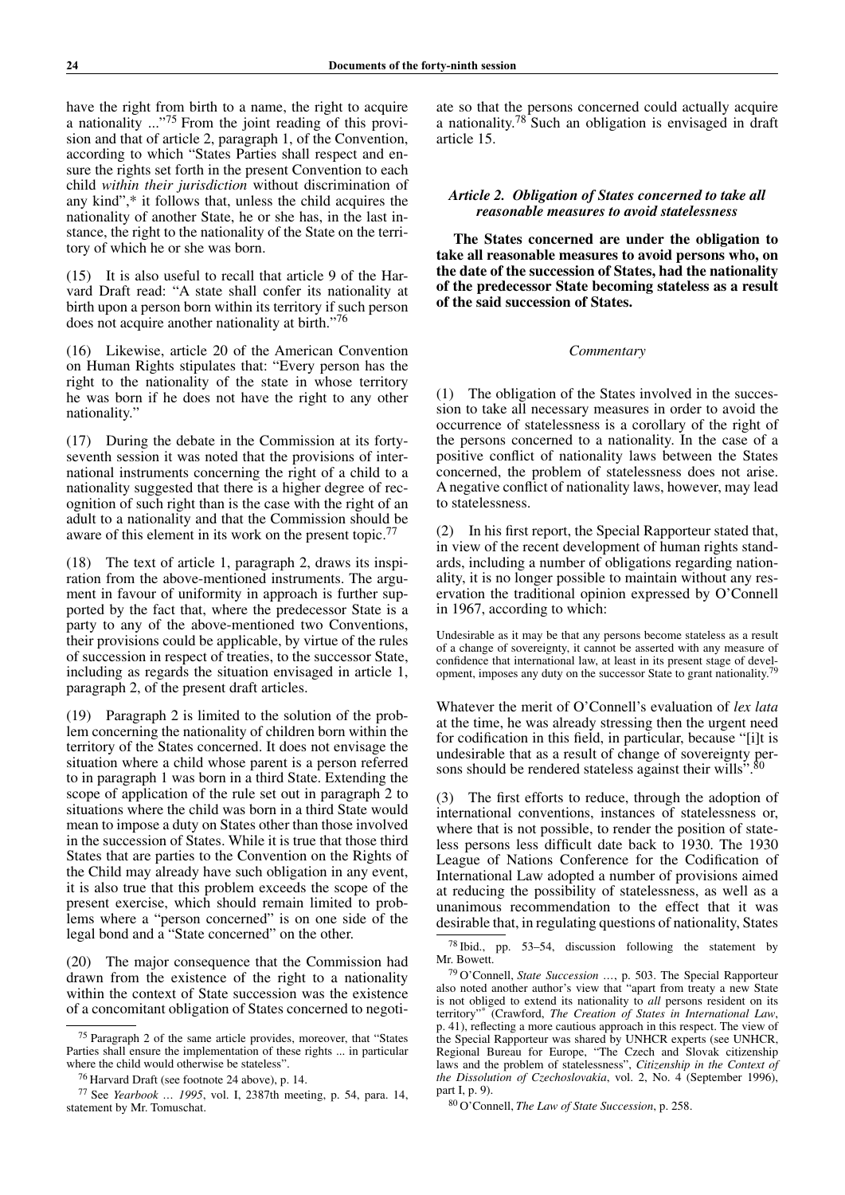have the right from birth to a name, the right to acquire a nationality ..."[75] From the joint reading of this provision and that of article 2, paragraph 1, of the Convention, according to which "States Parties shall respect and ensure the rights set forth in the present Convention to each child *within their jurisdiction* without discrimination of any kind",* it follows that, unless the child acquires the nationality of another State, he or she has, in the last instance, the right to the nationality of the State on the territory of which he or she was born.

(15) It is also useful to recall that article 9 of the Harvard Draft read: "A state shall confer its nationality at birth upon a person born within its territory if such person does not acquire another nationality at birth."[76]

(16) Likewise, article 20 of the American Convention on Human Rights stipulates that: "Every person has the right to the nationality of the state in whose territory he was born if he does not have the right to any other nationality."

(17) During the debate in the Commission at its forty-seventh session it was noted that the provisions of international instruments concerning the right of a child to a nationality suggested that there is a higher degree of recognition of such right than is the case with the right of an adult to a nationality and that the Commission should be aware of this element in its work on the present topic.[77]

(18) The text of article 1, paragraph 2, draws its inspiration from the above-mentioned instruments. The argument in favour of uniformity in approach is further supported by the fact that, where the predecessor State is a party to any of the above-mentioned two Conventions, their provisions could be applicable, by virtue of the rules of succession in respect of treaties, to the successor State, including as regards the situation envisaged in article 1, paragraph 2, of the present draft articles.

(19) Paragraph 2 is limited to the solution of the problem concerning the nationality of children born within the territory of the States concerned. It does not envisage the situation where a child whose parent is a person referred to in paragraph 1 was born in a third State. Extending the scope of application of the rule set out in paragraph 2 to situations where the child was born in a third State would mean to impose a duty on States other than those involved in the succession of States. While it is true that those third States that are parties to the Convention on the Rights of the Child may already have such obligation in any event, it is also true that this problem exceeds the scope of the present exercise, which should remain limited to problems where a "person concerned" is on one side of the legal bond and a "State concerned" on the other.

(20) The major consequence that the Commission had drawn from the existence of the right to a nationality within the context of State succession was the existence of a concomitant obligation of States concerned to negotiate so that the persons concerned could actually acquire a nationality.[78] Such an obligation is envisaged in draft article 15.

### *Article 2. Obligation of States concerned to take all reasonable measures to avoid statelessness*

**The States concerned are under the obligation to take all reasonable measures to avoid persons who, on the date of the succession of States, had the nationality of the predecessor State becoming stateless as a result of the said succession of States.**

*Commentary*

(1) The obligation of the States involved in the succession to take all necessary measures in order to avoid the occurrence of statelessness is a corollary of the right of the persons concerned to a nationality. In the case of a positive conflict of nationality laws between the States concerned, the problem of statelessness does not arise. A negative conflict of nationality laws, however, may lead to statelessness.

(2) In his first report, the Special Rapporteur stated that, in view of the recent development of human rights standards, including a number of obligations regarding nationality, it is no longer possible to maintain without any reservation the traditional opinion expressed by O'Connell in 1967, according to which:

> Undesirable as it may be that any persons become stateless as a result of a change of sovereignty, it cannot be asserted with any measure of confidence that international law, at least in its present stage of development, imposes any duty on the successor State to grant nationality.[79]

Whatever the merit of O'Connell's evaluation of *lex lata* at the time, he was already stressing then the urgent need for codification in this field, in particular, because "[i]t is undesirable that as a result of change of sovereignty persons should be rendered stateless against their wills".[80]

(3) The first efforts to reduce, through the adoption of international conventions, instances of statelessness or, where that is not possible, to render the position of stateless persons less difficult date back to 1930. The 1930 League of Nations Conference for the Codification of International Law adopted a number of provisions aimed at reducing the possibility of statelessness, as well as a unanimous recommendation to the effect that it was desirable that, in regulating questions of nationality, States

---

[75] Paragraph 2 of the same article provides, moreover, that "States Parties shall ensure the implementation of these rights ... in particular where the child would otherwise be stateless".

[76] Harvard Draft (see footnote 24 above), p. 14.

[77] See *Yearbook ... 1995*, vol. I, 2387th meeting, p. 54, para. 14, statement by Mr. Tomuschat.

[78] Ibid., pp. 53–54, discussion following the statement by Mr. Bowett.

[79] O'Connell, *State Succession* ..., p. 503. The Special Rapporteur also noted another author's view that "apart from treaty a new State is not obliged to extend its nationality to *all* persons resident on its territory"* (Crawford, *The Creation of States in International Law*, p. 41), reflecting a more cautious approach in this respect. The view of the Special Rapporteur was shared by UNHCR experts (see UNHCR, Regional Bureau for Europe, "The Czech and Slovak citizenship laws and the problem of statelessness", *Citizenship in the Context of the Dissolution of Czechoslovakia*, vol. 2, No. 4 (September 1996), part I, p. 9).

[80] O'Connell, *The Law of State Succession*, p. 258.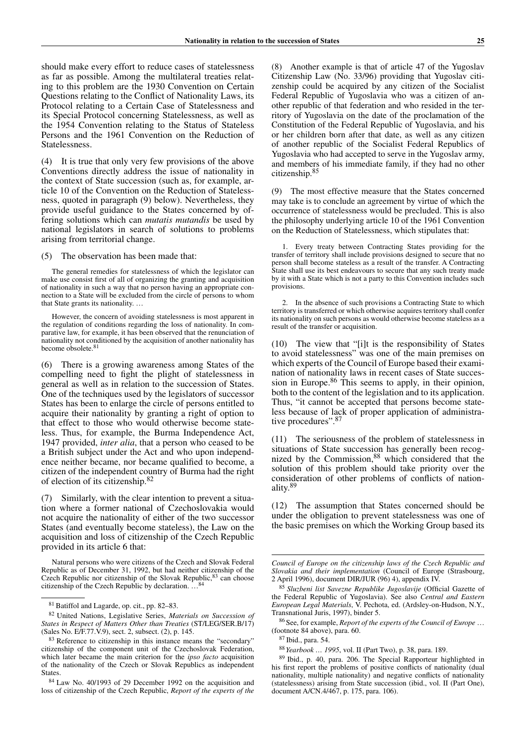should make every effort to reduce cases of statelessness as far as possible. Among the multilateral treaties relating to this problem are the 1930 Convention on Certain Questions relating to the Conflict of Nationality Laws, its Protocol relating to a Certain Case of Statelessness and its Special Protocol concerning Statelessness, as well as the 1954 Convention relating to the Status of Stateless Persons and the 1961 Convention on the Reduction of Statelessness.

(4) It is true that only very few provisions of the above Conventions directly address the issue of nationality in the context of State succession (such as, for example, article 10 of the Convention on the Reduction of Statelessness, quoted in paragraph (9) below). Nevertheless, they provide useful guidance to the States concerned by offering solutions which can *mutatis mutandis* be used by national legislators in search of solutions to problems arising from territorial change.

(5) The observation has been made that:

> The general remedies for statelessness of which the legislator can make use consist first of all of organizing the granting and acquisition of nationality in such a way that no person having an appropriate connection to a State will be excluded from the circle of persons to whom that State grants its nationality. …
>
> However, the concern of avoiding statelessness is most apparent in the regulation of conditions regarding the loss of nationality. In comparative law, for example, it has been observed that the renunciation of nationality not conditioned by the acquisition of another nationality has become obsolete.[81]

(6) There is a growing awareness among States of the compelling need to fight the plight of statelessness in general as well as in relation to the succession of States. One of the techniques used by the legislators of successor States has been to enlarge the circle of persons entitled to acquire their nationality by granting a right of option to that effect to those who would otherwise become stateless. Thus, for example, the Burma Independence Act, 1947 provided, *inter alia*, that a person who ceased to be a British subject under the Act and who upon independence neither became, nor became qualified to become, a citizen of the independent country of Burma had the right of election of its citizenship.[82]

(7) Similarly, with the clear intention to prevent a situation where a former national of Czechoslovakia would not acquire the nationality of either of the two successor States (and eventually become stateless), the Law on the acquisition and loss of citizenship of the Czech Republic provided in its article 6 that:

> Natural persons who were citizens of the Czech and Slovak Federal Republic as of December 31, 1992, but had neither citizenship of the Czech Republic nor citizenship of the Slovak Republic,[83] can choose citizenship of the Czech Republic by declaration. …[84]

(8) Another example is that of article 47 of the Yugoslav Citizenship Law (No. 33/96) providing that Yugoslav citizenship could be acquired by any citizen of the Socialist Federal Republic of Yugoslavia who was a citizen of another republic of that federation and who resided in the territory of Yugoslavia on the date of the proclamation of the Constitution of the Federal Republic of Yugoslavia, and his or her children born after that date, as well as any citizen of another republic of the Socialist Federal Republics of Yugoslavia who had accepted to serve in the Yugoslav army, and members of his immediate family, if they had no other citizenship.[85]

(9) The most effective measure that the States concerned may take is to conclude an agreement by virtue of which the occurrence of statelessness would be precluded. This is also the philosophy underlying article 10 of the 1961 Convention on the Reduction of Statelessness, which stipulates that:

> 1. Every treaty between Contracting States providing for the transfer of territory shall include provisions designed to secure that no person shall become stateless as a result of the transfer. A Contracting State shall use its best endeavours to secure that any such treaty made by it with a State which is not a party to this Convention includes such provisions.
>
> 2. In the absence of such provisions a Contracting State to which territory is transferred or which otherwise acquires territory shall confer its nationality on such persons as would otherwise become stateless as a result of the transfer or acquisition.

(10) The view that "[i]t is the responsibility of States to avoid statelessness" was one of the main premises on which experts of the Council of Europe based their examination of nationality laws in recent cases of State succession in Europe.[86] This seems to apply, in their opinion, both to the content of the legislation and to its application. Thus, "it cannot be accepted that persons become stateless because of lack of proper application of administrative procedures".[87]

(11) The seriousness of the problem of statelessness in situations of State succession has generally been recognized by the Commission,[88] which considered that the solution of this problem should take priority over the consideration of other problems of conflicts of nationality.[89]

(12) The assumption that States concerned should be under the obligation to prevent statelessness was one of the basic premises on which the Working Group based its

---

[81] Batiffol and Lagarde, op. cit., pp. 82–83.

[82] United Nations, Legislative Series, *Materials on Succession of States in Respect of Matters Other than Treaties* (ST/LEG/SER.B/17) (Sales No. E/F.77.V.9), sect. 2, subsect. (2), p. 145.

[83] Reference to citizenship in this instance means the "secondary" citizenship of the component unit of the Czechoslovak Federation, which later became the main criterion for the *ipso facto* acquisition of the nationality of the Czech or Slovak Republics as independent States.

[84] Law No. 40/1993 of 29 December 1992 on the acquisition and loss of citizenship of the Czech Republic, *Report of the experts of the Council of Europe on the citizenship laws of the Czech Republic and Slovakia and their implementation* (Council of Europe (Strasbourg, 2 April 1996), document DIR/JUR (96) 4), appendix IV.

[85] *Sluzbeni list Savezne Republike Jugoslavije* (Official Gazette of the Federal Republic of Yugoslavia). See also *Central and Eastern European Legal Materials*, V. Pechota, ed. (Ardsley-on-Hudson, N.Y., Transnational Juris, 1997), binder 5.

[86] See, for example, *Report of the experts of the Council of Europe* … (footnote 84 above), para. 60.

[87] Ibid., para. 54.

[88] *Yearbook … 1995*, vol. II (Part Two), p. 38, para. 189.

[89] Ibid., p. 40, para. 206. The Special Rapporteur highlighted in his first report the problems of positive conflicts of nationality (dual nationality, multiple nationality) and negative conflicts of nationality (statelessness) arising from State succession (ibid., vol. II (Part One), document A/CN.4/467, p. 175, para. 106).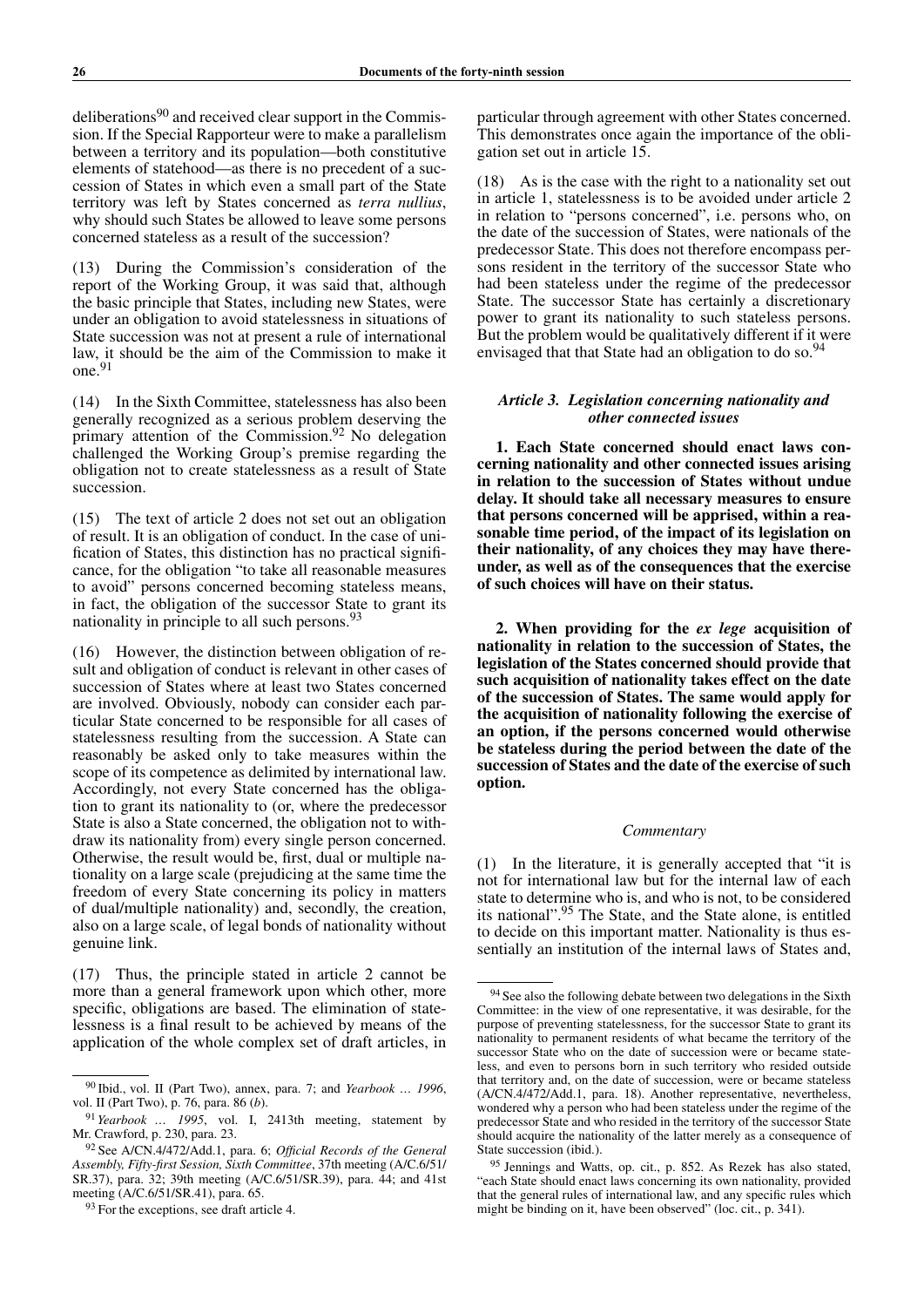deliberations[90] and received clear support in the Commission. If the Special Rapporteur were to make a parallelism between a territory and its population—both constitutive elements of statehood—as there is no precedent of a succession of States in which even a small part of the State territory was left by States concerned as *terra nullius*, why should such States be allowed to leave some persons concerned stateless as a result of the succession?

(13) During the Commission's consideration of the report of the Working Group, it was said that, although the basic principle that States, including new States, were under an obligation to avoid statelessness in situations of State succession was not at present a rule of international law, it should be the aim of the Commission to make it one.[91]

(14) In the Sixth Committee, statelessness has also been generally recognized as a serious problem deserving the primary attention of the Commission.[92] No delegation challenged the Working Group's premise regarding the obligation not to create statelessness as a result of State succession.

(15) The text of article 2 does not set out an obligation of result. It is an obligation of conduct. In the case of unification of States, this distinction has no practical significance, for the obligation "to take all reasonable measures to avoid" persons concerned becoming stateless means, in fact, the obligation of the successor State to grant its nationality in principle to all such persons.[93]

(16) However, the distinction between obligation of result and obligation of conduct is relevant in other cases of succession of States where at least two States concerned are involved. Obviously, nobody can consider each particular State concerned to be responsible for all cases of statelessness resulting from the succession. A State can reasonably be asked only to take measures within the scope of its competence as delimited by international law. Accordingly, not every State concerned has the obligation to grant its nationality to (or, where the predecessor State is also a State concerned, the obligation not to withdraw its nationality from) every single person concerned. Otherwise, the result would be, first, dual or multiple nationality on a large scale (prejudicing at the same time the freedom of every State concerning its policy in matters of dual/multiple nationality) and, secondly, the creation, also on a large scale, of legal bonds of nationality without genuine link.

(17) Thus, the principle stated in article 2 cannot be more than a general framework upon which other, more specific, obligations are based. The elimination of statelessness is a final result to be achieved by means of the application of the whole complex set of draft articles, in particular through agreement with other States concerned. This demonstrates once again the importance of the obligation set out in article 15.

(18) As is the case with the right to a nationality set out in article 1, statelessness is to be avoided under article 2 in relation to "persons concerned", i.e. persons who, on the date of the succession of States, were nationals of the predecessor State. This does not therefore encompass persons resident in the territory of the successor State who had been stateless under the regime of the predecessor State. The successor State has certainly a discretionary power to grant its nationality to such stateless persons. But the problem would be qualitatively different if it were envisaged that that State had an obligation to do so.[94]

### *Article 3. Legislation concerning nationality and other connected issues*

**1. Each State concerned should enact laws concerning nationality and other connected issues arising in relation to the succession of States without undue delay. It should take all necessary measures to ensure that persons concerned will be apprised, within a reasonable time period, of the impact of its legislation on their nationality, of any choices they may have thereunder, as well as of the consequences that the exercise of such choices will have on their status.**

**2. When providing for the *ex lege* acquisition of nationality in relation to the succession of States, the legislation of the States concerned should provide that such acquisition of nationality takes effect on the date of the succession of States. The same would apply for the acquisition of nationality following the exercise of an option, if the persons concerned would otherwise be stateless during the period between the date of the succession of States and the date of the exercise of such option.**

*Commentary*

(1) In the literature, it is generally accepted that "it is not for international law but for the internal law of each state to determine who is, and who is not, to be considered its national".[95] The State, and the State alone, is entitled to decide on this important matter. Nationality is thus essentially an institution of the internal laws of States and,

---

[90] Ibid., vol. II (Part Two), annex, para. 7; and *Yearbook … 1996*, vol. II (Part Two), p. 76, para. 86 (*b*).

[91] *Yearbook … 1995*, vol. I, 2413th meeting, statement by Mr. Crawford, p. 230, para. 23.

[92] See A/CN.4/472/Add.1, para. 6; *Official Records of the General Assembly, Fifty-first Session, Sixth Committee*, 37th meeting (A/C.6/51/SR.37), para. 32; 39th meeting (A/C.6/51/SR.39), para. 44; and 41st meeting (A/C.6/51/SR.41), para. 65.

[93] For the exceptions, see draft article 4.

[94] See also the following debate between two delegations in the Sixth Committee: in the view of one representative, it was desirable, for the purpose of preventing statelessness, for the successor State to grant its nationality to permanent residents of what became the territory of the successor State who on the date of succession were or became stateless, and even to persons born in such territory who resided outside that territory and, on the date of succession, were or became stateless (A/CN.4/472/Add.1, para. 18). Another representative, nevertheless, wondered why a person who had been stateless under the regime of the predecessor State and who resided in the territory of the successor State should acquire the nationality of the latter merely as a consequence of State succession (ibid.).

[95] Jennings and Watts, op. cit., p. 852. As Rezek has also stated, "each State should enact laws concerning its own nationality, provided that the general rules of international law, and any specific rules which might be binding on it, have been observed" (loc. cit., p. 341).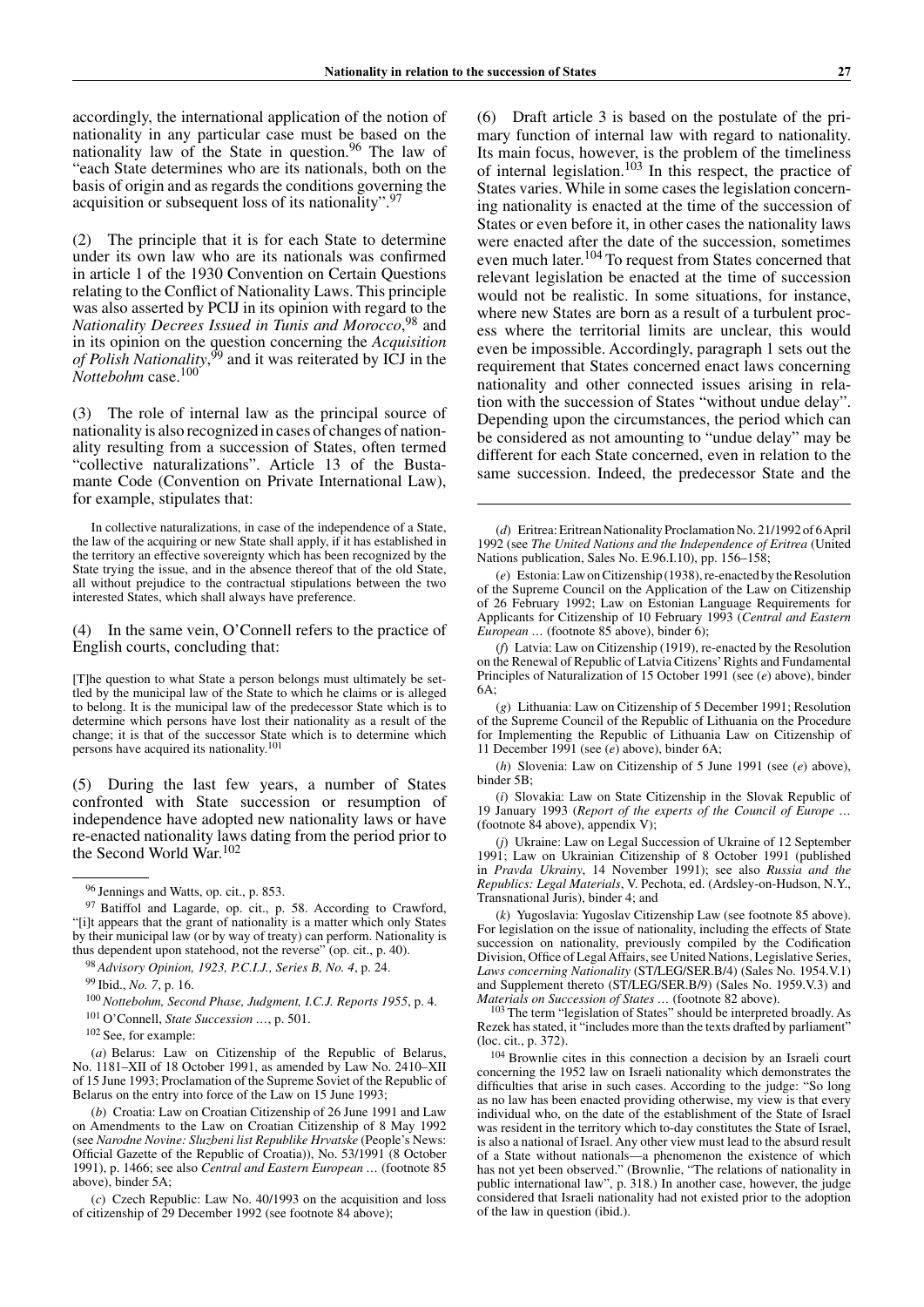accordingly, the international application of the notion of nationality in any particular case must be based on the nationality law of the State in question.[96] The law of "each State determines who are its nationals, both on the basis of origin and as regards the conditions governing the acquisition or subsequent loss of its nationality".[97]

(2) The principle that it is for each State to determine under its own law who are its nationals was confirmed in article 1 of the 1930 Convention on Certain Questions relating to the Conflict of Nationality Laws. This principle was also asserted by PCIJ in its opinion with regard to the *Nationality Decrees Issued in Tunis and Morocco*,[98] and in its opinion on the question concerning the *Acquisition of Polish Nationality*,[99] and it was reiterated by ICJ in the *Nottebohm* case.[100]

(3) The role of internal law as the principal source of nationality is also recognized in cases of changes of nationality resulting from a succession of States, often termed "collective naturalizations". Article 13 of the Bustamante Code (Convention on Private International Law), for example, stipulates that:

> In collective naturalizations, in case of the independence of a State, the law of the acquiring or new State shall apply, if it has established in the territory an effective sovereignty which has been recognized by the State trying the issue, and in the absence thereof that of the old State, all without prejudice to the contractual stipulations between the two interested States, which shall always have preference.

(4) In the same vein, O'Connell refers to the practice of English courts, concluding that:

> [T]he question to what State a person belongs must ultimately be settled by the municipal law of the State to which he claims or is alleged to belong. It is the municipal law of the predecessor State which is to determine which persons have lost their nationality as a result of the change; it is that of the successor State which is to determine which persons have acquired its nationality.[101]

(5) During the last few years, a number of States confronted with State succession or resumption of independence have adopted new nationality laws or have re-enacted nationality laws dating from the period prior to the Second World War.[102]

(6) Draft article 3 is based on the postulate of the primary function of internal law with regard to nationality. Its main focus, however, is the problem of the timeliness of internal legislation.[103] In this respect, the practice of States varies. While in some cases the legislation concerning nationality is enacted at the time of the succession of States or even before it, in other cases the nationality laws were enacted after the date of the succession, sometimes even much later.[104] To request from States concerned that relevant legislation be enacted at the time of succession would not be realistic. In some situations, for instance, where new States are born as a result of a turbulent process where the territorial limits are unclear, this would even be impossible. Accordingly, paragraph 1 sets out the requirement that States concerned enact laws concerning nationality and other connected issues arising in relation with the succession of States "without undue delay". Depending upon the circumstances, the period which can be considered as not amounting to "undue delay" may be different for each State concerned, even in relation to the same succession. Indeed, the predecessor State and the

---

[96] Jennings and Watts, op. cit., p. 853.

[97] Batiffol and Lagarde, op. cit., p. 58. According to Crawford, "[i]t appears that the grant of nationality is a matter which only States by their municipal law (or by way of treaty) can perform. Nationality is thus dependent upon statehood, not the reverse" (op. cit., p. 40).

[98] *Advisory Opinion, 1923, P.C.I.J., Series B, No. 4*, p. 24.

[99] Ibid., *No. 7*, p. 16.

[100] *Nottebohm, Second Phase, Judgment, I.C.J. Reports 1955*, p. 4.

[101] O'Connell, *State Succession ...*, p. 501.

[102] See, for example:

(*a*) Belarus: Law on Citizenship of the Republic of Belarus, No. 1181–XII of 18 October 1991, as amended by Law No. 2410–XII of 15 June 1993; Proclamation of the Supreme Soviet of the Republic of Belarus on the entry into force of the Law on 15 June 1993;

(*b*) Croatia: Law on Croatian Citizenship of 26 June 1991 and Law on Amendments to the Law on Croatian Citizenship of 8 May 1992 (see *Narodne Novine: Sluzbeni list Republike Hrvatske* (People's News: Official Gazette of the Republic of Croatia)), No. 53/1991 (8 October 1991), p. 1466; see also *Central and Eastern European ...* (footnote 85 above), binder 5A;

(*c*) Czech Republic: Law No. 40/1993 on the acquisition and loss of citizenship of 29 December 1992 (see footnote 84 above);

(*d*) Eritrea: Eritrean Nationality Proclamation No. 21/1992 of 6 April 1992 (see *The United Nations and the Independence of Eritrea* (United Nations publication, Sales No. E.96.I.10), pp. 156–158;

(*e*) Estonia: Law on Citizenship (1938), re-enacted by the Resolution of the Supreme Council on the Application of the Law on Citizenship of 26 February 1992; Law on Estonian Language Requirements for Applicants for Citizenship of 10 February 1993 (*Central and Eastern European ...* (footnote 85 above), binder 6);

(*f*) Latvia: Law on Citizenship (1919), re-enacted by the Resolution on the Renewal of Republic of Latvia Citizens' Rights and Fundamental Principles of Naturalization of 15 October 1991 (see (*e*) above), binder 6A;

(*g*) Lithuania: Law on Citizenship of 5 December 1991; Resolution of the Supreme Council of the Republic of Lithuania on the Procedure for Implementing the Republic of Lithuania Law on Citizenship of 11 December 1991 (see (*e*) above), binder 6A;

(*h*) Slovenia: Law on Citizenship of 5 June 1991 (see (*e*) above), binder 5B;

(*i*) Slovakia: Law on State Citizenship in the Slovak Republic of 19 January 1993 (*Report of the experts of the Council of Europe ...* (footnote 84 above), appendix V);

(*j*) Ukraine: Law on Legal Succession of Ukraine of 12 September 1991; Law on Ukrainian Citizenship of 8 October 1991 (published in *Pravda Ukrainy*, 14 November 1991); see also *Russia and the Republics: Legal Materials*, V. Pechota, ed. (Ardsley-on-Hudson, N.Y., Transnational Juris), binder 4; and

(*k*) Yugoslavia: Yugoslav Citizenship Law (see footnote 85 above). For legislation on the issue of nationality, including the effects of State succession on nationality, previously compiled by the Codification Division, Office of Legal Affairs, see United Nations, Legislative Series, *Laws concerning Nationality* (ST/LEG/SER.B/4) (Sales No. 1954.V.1) and Supplement thereto (ST/LEG/SER.B/9) (Sales No. 1959.V.3) and *Materials on Succession of States ...* (footnote 82 above).

[103] The term "legislation of States" should be interpreted broadly. As Rezek has stated, it "includes more than the texts drafted by parliament" (loc. cit., p. 372).

[104] Brownlie cites in this connection a decision by an Israeli court concerning the 1952 law on Israeli nationality which demonstrates the difficulties that arise in such cases. According to the judge: "So long as no law has been enacted providing otherwise, my view is that every individual who, on the date of the establishment of the State of Israel was resident in the territory which to-day constitutes the State of Israel, is also a national of Israel. Any other view must lead to the absurd result of a State without nationals—a phenomenon the existence of which has not yet been observed." (Brownlie, "The relations of nationality in public international law", p. 318.) In another case, however, the judge considered that Israeli nationality had not existed prior to the adoption of the law in question (ibid.).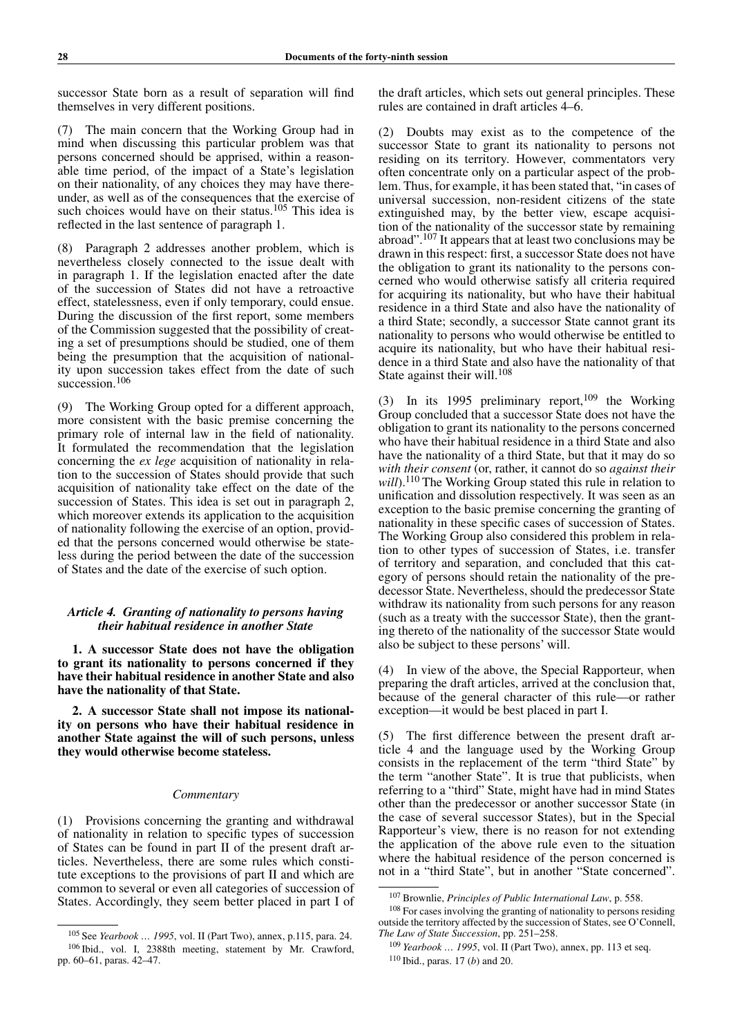successor State born as a result of separation will find themselves in very different positions.

(7) The main concern that the Working Group had in mind when discussing this particular problem was that persons concerned should be apprised, within a reasonable time period, of the impact of a State's legislation on their nationality, of any choices they may have thereunder, as well as of the consequences that the exercise of such choices would have on their status.[105] This idea is reflected in the last sentence of paragraph 1.

(8) Paragraph 2 addresses another problem, which is nevertheless closely connected to the issue dealt with in paragraph 1. If the legislation enacted after the date of the succession of States did not have a retroactive effect, statelessness, even if only temporary, could ensue. During the discussion of the first report, some members of the Commission suggested that the possibility of creating a set of presumptions should be studied, one of them being the presumption that the acquisition of nationality upon succession takes effect from the date of such succession.[106]

(9) The Working Group opted for a different approach, more consistent with the basic premise concerning the primary role of internal law in the field of nationality. It formulated the recommendation that the legislation concerning the *ex lege* acquisition of nationality in relation to the succession of States should provide that such acquisition of nationality take effect on the date of the succession of States. This idea is set out in paragraph 2, which moreover extends its application to the acquisition of nationality following the exercise of an option, provided that the persons concerned would otherwise be stateless during the period between the date of the succession of States and the date of the exercise of such option.

### *Article 4. Granting of nationality to persons having their habitual residence in another State*

**1. A successor State does not have the obligation to grant its nationality to persons concerned if they have their habitual residence in another State and also have the nationality of that State.**

**2. A successor State shall not impose its nationality on persons who have their habitual residence in another State against the will of such persons, unless they would otherwise become stateless.**

*Commentary*

(1) Provisions concerning the granting and withdrawal of nationality in relation to specific types of succession of States can be found in part II of the present draft articles. Nevertheless, there are some rules which constitute exceptions to the provisions of part II and which are common to several or even all categories of succession of States. Accordingly, they seem better placed in part I of the draft articles, which sets out general principles. These rules are contained in draft articles 4–6.

(2) Doubts may exist as to the competence of the successor State to grant its nationality to persons not residing on its territory. However, commentators very often concentrate only on a particular aspect of the problem. Thus, for example, it has been stated that, "in cases of universal succession, non-resident citizens of the state extinguished may, by the better view, escape acquisition of the nationality of the successor state by remaining abroad".[107] It appears that at least two conclusions may be drawn in this respect: first, a successor State does not have the obligation to grant its nationality to the persons concerned who would otherwise satisfy all criteria required for acquiring its nationality, but who have their habitual residence in a third State and also have the nationality of a third State; secondly, a successor State cannot grant its nationality to persons who would otherwise be entitled to acquire its nationality, but who have their habitual residence in a third State and also have the nationality of that State against their will.[108]

(3) In its 1995 preliminary report,[109] the Working Group concluded that a successor State does not have the obligation to grant its nationality to the persons concerned who have their habitual residence in a third State and also have the nationality of a third State, but that it may do so *with their consent* (or, rather, it cannot do so *against their will*).[110] The Working Group stated this rule in relation to unification and dissolution respectively. It was seen as an exception to the basic premise concerning the granting of nationality in these specific cases of succession of States. The Working Group also considered this problem in relation to other types of succession of States, i.e. transfer of territory and separation, and concluded that this category of persons should retain the nationality of the predecessor State. Nevertheless, should the predecessor State withdraw its nationality from such persons for any reason (such as a treaty with the successor State), then the granting thereto of the nationality of the successor State would also be subject to these persons' will.

(4) In view of the above, the Special Rapporteur, when preparing the draft articles, arrived at the conclusion that, because of the general character of this rule—or rather exception—it would be best placed in part I.

(5) The first difference between the present draft article 4 and the language used by the Working Group consists in the replacement of the term "third State" by the term "another State". It is true that publicists, when referring to a "third" State, might have had in mind States other than the predecessor or another successor State (in the case of several successor States), but in the Special Rapporteur's view, there is no reason for not extending the application of the above rule even to the situation where the habitual residence of the person concerned is not in a "third State", but in another "State concerned".

[105] See *Yearbook … 1995*, vol. II (Part Two), annex, p.115, para. 24.

[106] Ibid., vol. I, 2388th meeting, statement by Mr. Crawford, pp. 60–61, paras. 42–47.

[107] Brownlie, *Principles of Public International Law*, p. 558.

[108] For cases involving the granting of nationality to persons residing outside the territory affected by the succession of States, see O'Connell, *The Law of State Succession*, pp. 251–258.

[109] *Yearbook … 1995*, vol. II (Part Two), annex, pp. 113 et seq.

[110] Ibid., paras. 17 (*b*) and 20.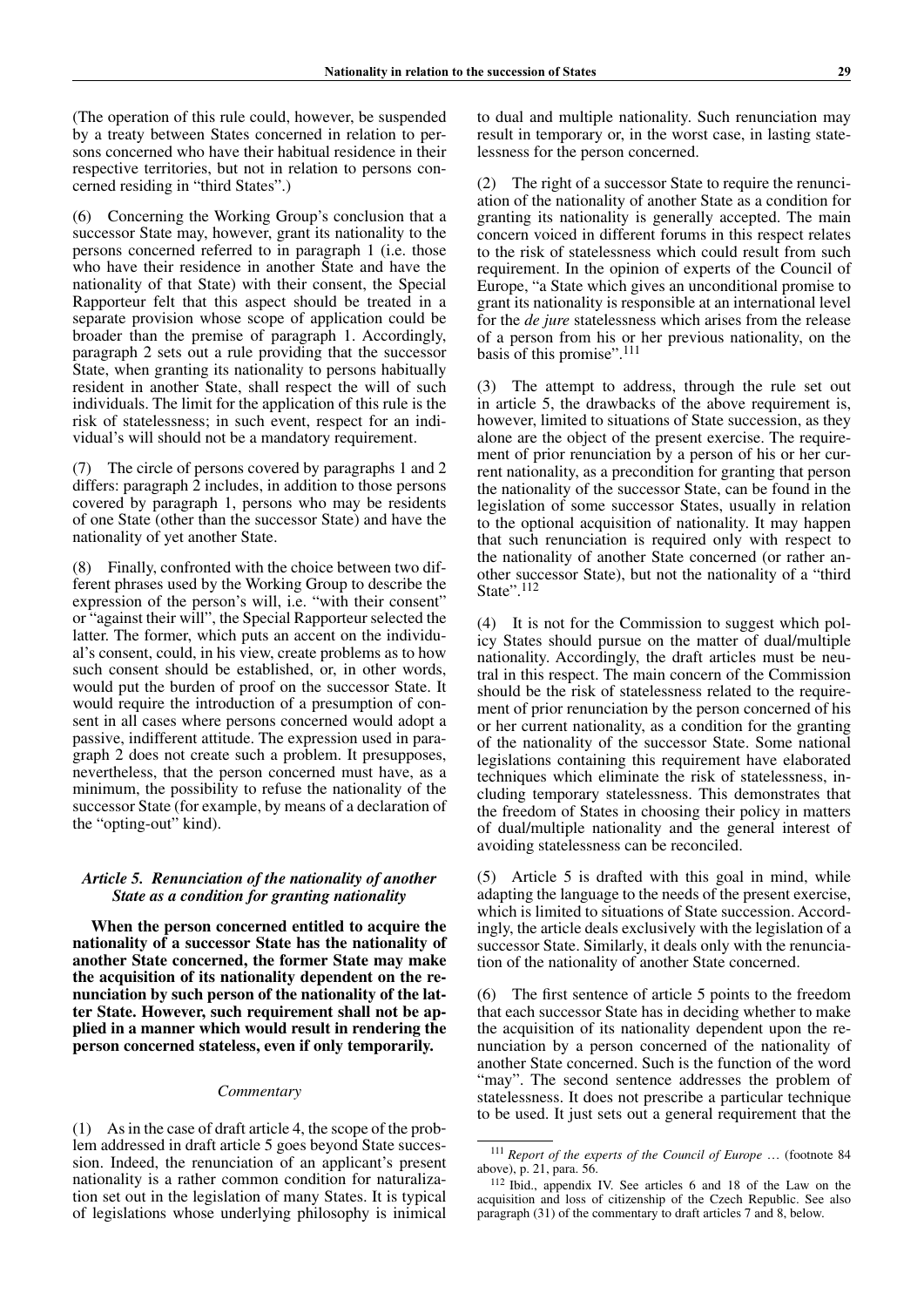(The operation of this rule could, however, be suspended by a treaty between States concerned in relation to persons concerned who have their habitual residence in their respective territories, but not in relation to persons concerned residing in "third States".)

(6) Concerning the Working Group's conclusion that a successor State may, however, grant its nationality to the persons concerned referred to in paragraph 1 (i.e. those who have their residence in another State and have the nationality of that State) with their consent, the Special Rapporteur felt that this aspect should be treated in a separate provision whose scope of application could be broader than the premise of paragraph 1. Accordingly, paragraph 2 sets out a rule providing that the successor State, when granting its nationality to persons habitually resident in another State, shall respect the will of such individuals. The limit for the application of this rule is the risk of statelessness; in such event, respect for an individual's will should not be a mandatory requirement.

(7) The circle of persons covered by paragraphs 1 and 2 differs: paragraph 2 includes, in addition to those persons covered by paragraph 1, persons who may be residents of one State (other than the successor State) and have the nationality of yet another State.

(8) Finally, confronted with the choice between two different phrases used by the Working Group to describe the expression of the person's will, i.e. "with their consent" or "against their will", the Special Rapporteur selected the latter. The former, which puts an accent on the individual's consent, could, in his view, create problems as to how such consent should be established, or, in other words, would put the burden of proof on the successor State. It would require the introduction of a presumption of consent in all cases where persons concerned would adopt a passive, indifferent attitude. The expression used in paragraph 2 does not create such a problem. It presupposes, nevertheless, that the person concerned must have, as a minimum, the possibility to refuse the nationality of the successor State (for example, by means of a declaration of the "opting-out" kind).

### *Article 5. Renunciation of the nationality of another State as a condition for granting nationality*

**When the person concerned entitled to acquire the nationality of a successor State has the nationality of another State concerned, the former State may make the acquisition of its nationality dependent on the renunciation by such person of the nationality of the latter State. However, such requirement shall not be applied in a manner which would result in rendering the person concerned stateless, even if only temporarily.**

*Commentary*

(1) As in the case of draft article 4, the scope of the problem addressed in draft article 5 goes beyond State succession. Indeed, the renunciation of an applicant's present nationality is a rather common condition for naturalization set out in the legislation of many States. It is typical of legislations whose underlying philosophy is inimical to dual and multiple nationality. Such renunciation may result in temporary or, in the worst case, in lasting statelessness for the person concerned.

(2) The right of a successor State to require the renunciation of the nationality of another State as a condition for granting its nationality is generally accepted. The main concern voiced in different forums in this respect relates to the risk of statelessness which could result from such requirement. In the opinion of experts of the Council of Europe, "a State which gives an unconditional promise to grant its nationality is responsible at an international level for the *de jure* statelessness which arises from the release of a person from his or her previous nationality, on the basis of this promise".[111]

(3) The attempt to address, through the rule set out in article 5, the drawbacks of the above requirement is, however, limited to situations of State succession, as they alone are the object of the present exercise. The requirement of prior renunciation by a person of his or her current nationality, as a precondition for granting that person the nationality of the successor State, can be found in the legislation of some successor States, usually in relation to the optional acquisition of nationality. It may happen that such renunciation is required only with respect to the nationality of another State concerned (or rather another successor State), but not the nationality of a "third State".[112]

(4) It is not for the Commission to suggest which policy States should pursue on the matter of dual/multiple nationality. Accordingly, the draft articles must be neutral in this respect. The main concern of the Commission should be the risk of statelessness related to the requirement of prior renunciation by the person concerned of his or her current nationality, as a condition for the granting of the nationality of the successor State. Some national legislations containing this requirement have elaborated techniques which eliminate the risk of statelessness, including temporary statelessness. This demonstrates that the freedom of States in choosing their policy in matters of dual/multiple nationality and the general interest of avoiding statelessness can be reconciled.

(5) Article 5 is drafted with this goal in mind, while adapting the language to the needs of the present exercise, which is limited to situations of State succession. Accordingly, the article deals exclusively with the legislation of a successor State. Similarly, it deals only with the renunciation of the nationality of another State concerned.

(6) The first sentence of article 5 points to the freedom that each successor State has in deciding whether to make the acquisition of its nationality dependent upon the renunciation by a person concerned of the nationality of another State concerned. Such is the function of the word "may". The second sentence addresses the problem of statelessness. It does not prescribe a particular technique to be used. It just sets out a general requirement that the

---

[111] *Report of the experts of the Council of Europe* … (footnote 84 above), p. 21, para. 56.

[112] Ibid., appendix IV. See articles 6 and 18 of the Law on the acquisition and loss of citizenship of the Czech Republic. See also paragraph (31) of the commentary to draft articles 7 and 8, below.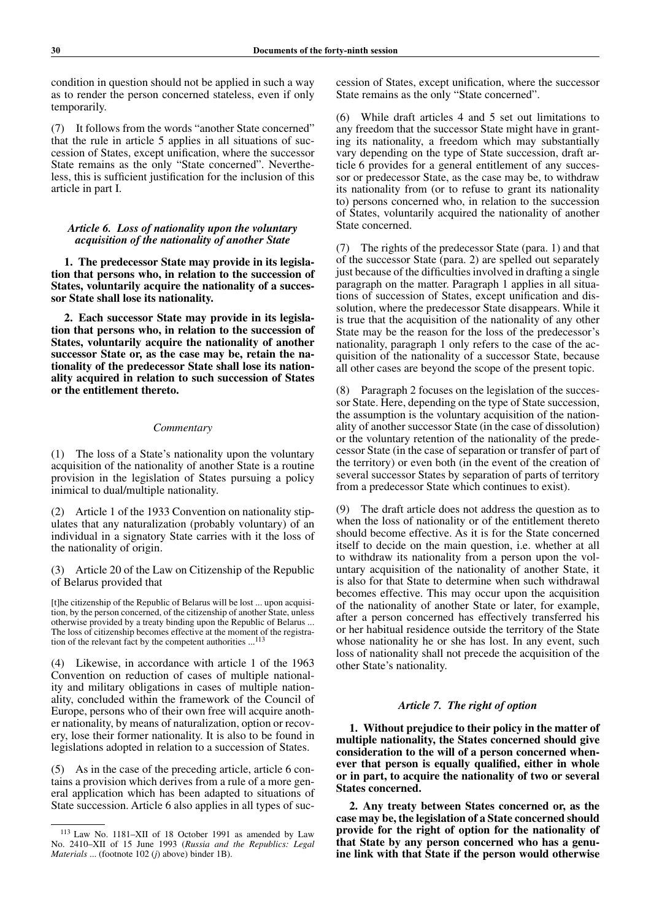condition in question should not be applied in such a way as to render the person concerned stateless, even if only temporarily.

(7) It follows from the words "another State concerned" that the rule in article 5 applies in all situations of succession of States, except unification, where the successor State remains as the only "State concerned". Nevertheless, this is sufficient justification for the inclusion of this article in part I.

### *Article 6. Loss of nationality upon the voluntary acquisition of the nationality of another State*

**1. The predecessor State may provide in its legislation that persons who, in relation to the succession of States, voluntarily acquire the nationality of a successor State shall lose its nationality.**

**2. Each successor State may provide in its legislation that persons who, in relation to the succession of States, voluntarily acquire the nationality of another successor State or, as the case may be, retain the nationality of the predecessor State shall lose its nationality acquired in relation to such succession of States or the entitlement thereto.**

*Commentary*

(1) The loss of a State's nationality upon the voluntary acquisition of the nationality of another State is a routine provision in the legislation of States pursuing a policy inimical to dual/multiple nationality.

(2) Article 1 of the 1933 Convention on nationality stipulates that any naturalization (probably voluntary) of an individual in a signatory State carries with it the loss of the nationality of origin.

(3) Article 20 of the Law on Citizenship of the Republic of Belarus provided that

> [t]he citizenship of the Republic of Belarus will be lost ... upon acquisition, by the person concerned, of the citizenship of another State, unless otherwise provided by a treaty binding upon the Republic of Belarus ... The loss of citizenship becomes effective at the moment of the registration of the relevant fact by the competent authorities ...[113]

(4) Likewise, in accordance with article 1 of the 1963 Convention on reduction of cases of multiple nationality and military obligations in cases of multiple nationality, concluded within the framework of the Council of Europe, persons who of their own free will acquire another nationality, by means of naturalization, option or recovery, lose their former nationality. It is also to be found in legislations adopted in relation to a succession of States.

(5) As in the case of the preceding article, article 6 contains a provision which derives from a rule of a more general application which has been adapted to situations of State succession. Article 6 also applies in all types of succession of States, except unification, where the successor State remains as the only "State concerned".

(6) While draft articles 4 and 5 set out limitations to any freedom that the successor State might have in granting its nationality, a freedom which may substantially vary depending on the type of State succession, draft article 6 provides for a general entitlement of any successor or predecessor State, as the case may be, to withdraw its nationality from (or to refuse to grant its nationality to) persons concerned who, in relation to the succession of States, voluntarily acquired the nationality of another State concerned.

(7) The rights of the predecessor State (para. 1) and that of the successor State (para. 2) are spelled out separately just because of the difficulties involved in drafting a single paragraph on the matter. Paragraph 1 applies in all situations of succession of States, except unification and dissolution, where the predecessor State disappears. While it is true that the acquisition of the nationality of any other State may be the reason for the loss of the predecessor's nationality, paragraph 1 only refers to the case of the acquisition of the nationality of a successor State, because all other cases are beyond the scope of the present topic.

(8) Paragraph 2 focuses on the legislation of the successor State. Here, depending on the type of State succession, the assumption is the voluntary acquisition of the nationality of another successor State (in the case of dissolution) or the voluntary retention of the nationality of the predecessor State (in the case of separation or transfer of part of the territory) or even both (in the event of the creation of several successor States by separation of parts of territory from a predecessor State which continues to exist).

(9) The draft article does not address the question as to when the loss of nationality or of the entitlement thereto should become effective. As it is for the State concerned itself to decide on the main question, i.e. whether at all to withdraw its nationality from a person upon the voluntary acquisition of the nationality of another State, it is also for that State to determine when such withdrawal becomes effective. This may occur upon the acquisition of the nationality of another State or later, for example, after a person concerned has effectively transferred his or her habitual residence outside the territory of the State whose nationality he or she has lost. In any event, such loss of nationality shall not precede the acquisition of the other State's nationality.

### *Article 7. The right of option*

**1. Without prejudice to their policy in the matter of multiple nationality, the States concerned should give consideration to the will of a person concerned whenever that person is equally qualified, either in whole or in part, to acquire the nationality of two or several States concerned.**

**2. Any treaty between States concerned or, as the case may be, the legislation of a State concerned should provide for the right of option for the nationality of that State by any person concerned who has a genuine link with that State if the person would otherwise**

---

[113] Law No. 1181–XII of 18 October 1991 as amended by Law No. 2410–XII of 15 June 1993 (*Russia and the Republics: Legal Materials* ... (footnote 102 (*j*) above) binder 1B).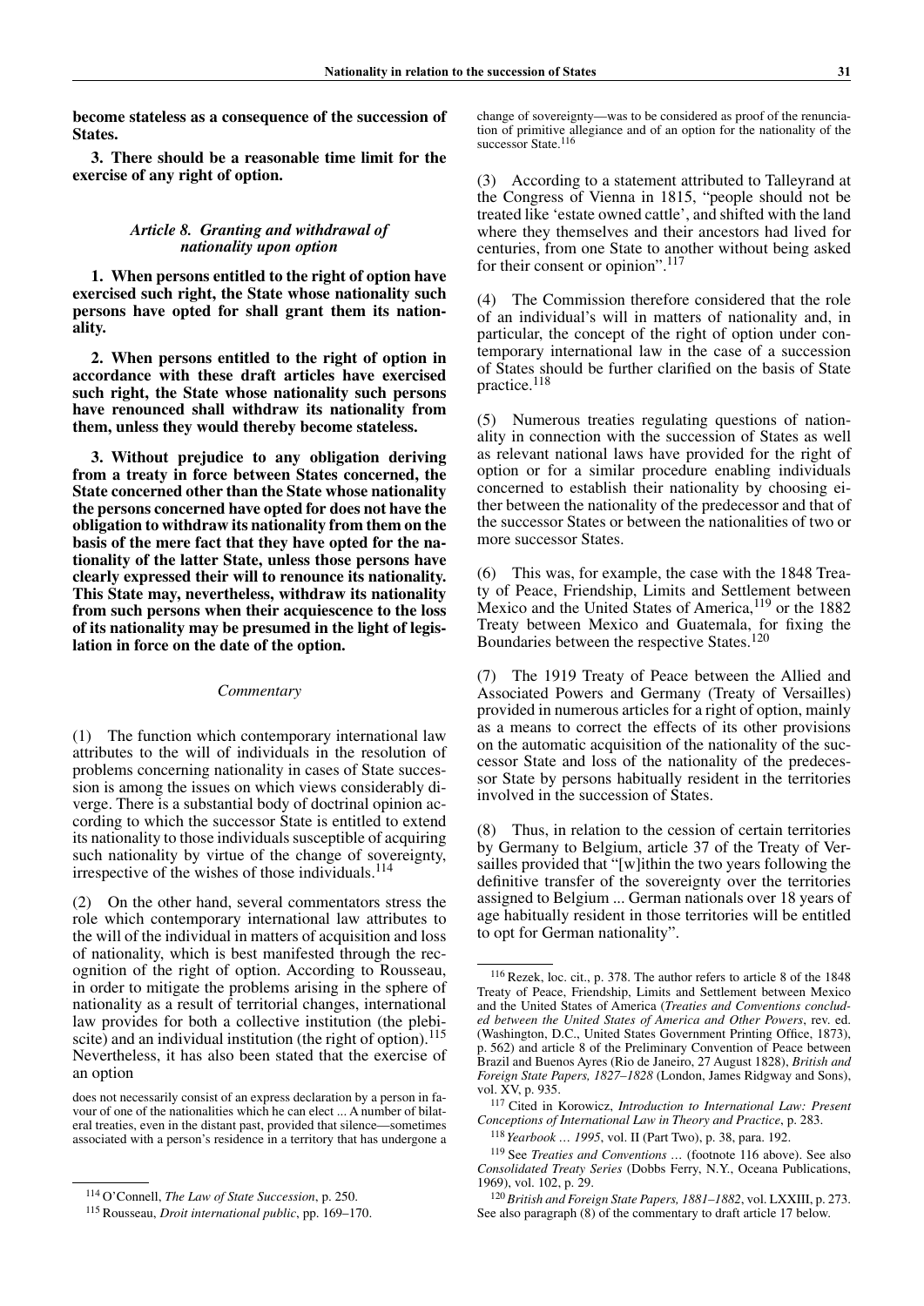**become stateless as a consequence of the succession of States.**

**3. There should be a reasonable time limit for the exercise of any right of option.**

### *Article 8. Granting and withdrawal of nationality upon option*

**1. When persons entitled to the right of option have exercised such right, the State whose nationality such persons have opted for shall grant them its nationality.**

**2. When persons entitled to the right of option in accordance with these draft articles have exercised such right, the State whose nationality such persons have renounced shall withdraw its nationality from them, unless they would thereby become stateless.**

**3. Without prejudice to any obligation deriving from a treaty in force between States concerned, the State concerned other than the State whose nationality the persons concerned have opted for does not have the obligation to withdraw its nationality from them on the basis of the mere fact that they have opted for the nationality of the latter State, unless those persons have clearly expressed their will to renounce its nationality. This State may, nevertheless, withdraw its nationality from such persons when their acquiescence to the loss of its nationality may be presumed in the light of legislation in force on the date of the option.**

*Commentary*

(1) The function which contemporary international law attributes to the will of individuals in the resolution of problems concerning nationality in cases of State succession is among the issues on which views considerably diverge. There is a substantial body of doctrinal opinion according to which the successor State is entitled to extend its nationality to those individuals susceptible of acquiring such nationality by virtue of the change of sovereignty, irrespective of the wishes of those individuals.[114]

(2) On the other hand, several commentators stress the role which contemporary international law attributes to the will of the individual in matters of acquisition and loss of nationality, which is best manifested through the recognition of the right of option. According to Rousseau, in order to mitigate the problems arising in the sphere of nationality as a result of territorial changes, international law provides for both a collective institution (the plebiscite) and an individual institution (the right of option).[115] Nevertheless, it has also been stated that the exercise of an option

> does not necessarily consist of an express declaration by a person in favour of one of the nationalities which he can elect ... A number of bilateral treaties, even in the distant past, provided that silence—sometimes associated with a person's residence in a territory that has undergone a change of sovereignty—was to be considered as proof of the renunciation of primitive allegiance and of an option for the nationality of the successor State.[116]

(3) According to a statement attributed to Talleyrand at the Congress of Vienna in 1815, "people should not be treated like 'estate owned cattle', and shifted with the land where they themselves and their ancestors had lived for centuries, from one State to another without being asked for their consent or opinion".[117]

(4) The Commission therefore considered that the role of an individual's will in matters of nationality and, in particular, the concept of the right of option under contemporary international law in the case of a succession of States should be further clarified on the basis of State practice.[118]

(5) Numerous treaties regulating questions of nationality in connection with the succession of States as well as relevant national laws have provided for the right of option or for a similar procedure enabling individuals concerned to establish their nationality by choosing either between the nationality of the predecessor and that of the successor States or between the nationalities of two or more successor States.

(6) This was, for example, the case with the 1848 Treaty of Peace, Friendship, Limits and Settlement between Mexico and the United States of America,[119] or the 1882 Treaty between Mexico and Guatemala, for fixing the Boundaries between the respective States.[120]

(7) The 1919 Treaty of Peace between the Allied and Associated Powers and Germany (Treaty of Versailles) provided in numerous articles for a right of option, mainly as a means to correct the effects of its other provisions on the automatic acquisition of the nationality of the successor State and loss of the nationality of the predecessor State by persons habitually resident in the territories involved in the succession of States.

(8) Thus, in relation to the cession of certain territories by Germany to Belgium, article 37 of the Treaty of Versailles provided that "[w]ithin the two years following the definitive transfer of the sovereignty over the territories assigned to Belgium ... German nationals over 18 years of age habitually resident in those territories will be entitled to opt for German nationality".

---

[114] O'Connell, *The Law of State Succession*, p. 250.

[115] Rousseau, *Droit international public*, pp. 169–170.

[116] Rezek, loc. cit., p. 378. The author refers to article 8 of the 1848 Treaty of Peace, Friendship, Limits and Settlement between Mexico and the United States of America (*Treaties and Conventions concluded between the United States of America and Other Powers*, rev. ed. (Washington, D.C., United States Government Printing Office, 1873), p. 562) and article 8 of the Preliminary Convention of Peace between Brazil and Buenos Ayres (Rio de Janeiro, 27 August 1828), *British and Foreign State Papers, 1827–1828* (London, James Ridgway and Sons), vol. XV, p. 935.

[117] Cited in Korowicz, *Introduction to International Law: Present Conceptions of International Law in Theory and Practice*, p. 283.

[118] *Yearbook … 1995*, vol. II (Part Two), p. 38, para. 192.

[119] See *Treaties and Conventions …* (footnote 116 above). See also *Consolidated Treaty Series* (Dobbs Ferry, N.Y., Oceana Publications, 1969), vol. 102, p. 29.

[120] *British and Foreign State Papers, 1881–1882*, vol. LXXIII, p. 273. See also paragraph (8) of the commentary to draft article 17 below.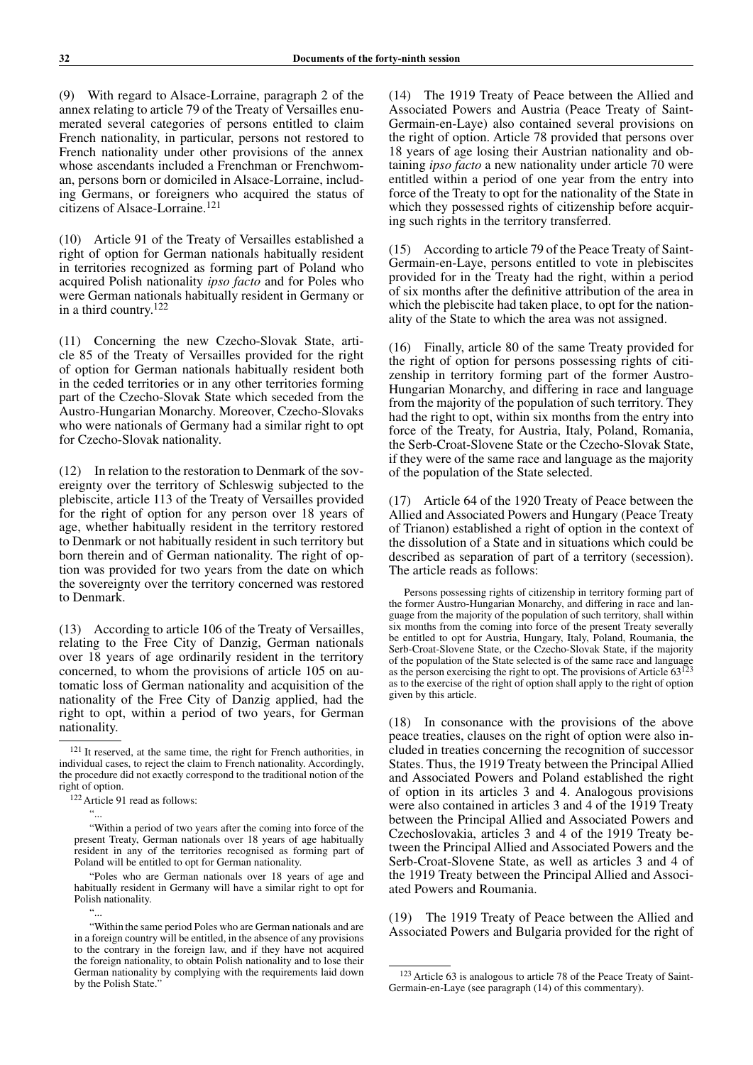(9) With regard to Alsace-Lorraine, paragraph 2 of the annex relating to article 79 of the Treaty of Versailles enumerated several categories of persons entitled to claim French nationality, in particular, persons not restored to French nationality under other provisions of the annex whose ascendants included a Frenchman or Frenchwoman, persons born or domiciled in Alsace-Lorraine, including Germans, or foreigners who acquired the status of citizens of Alsace-Lorraine.[121]

(10) Article 91 of the Treaty of Versailles established a right of option for German nationals habitually resident in territories recognized as forming part of Poland who acquired Polish nationality *ipso facto* and for Poles who were German nationals habitually resident in Germany or in a third country.[122]

(11) Concerning the new Czecho-Slovak State, article 85 of the Treaty of Versailles provided for the right of option for German nationals habitually resident both in the ceded territories or in any other territories forming part of the Czecho-Slovak State which seceded from the Austro-Hungarian Monarchy. Moreover, Czecho-Slovaks who were nationals of Germany had a similar right to opt for Czecho-Slovak nationality.

(12) In relation to the restoration to Denmark of the sovereignty over the territory of Schleswig subjected to the plebiscite, article 113 of the Treaty of Versailles provided for the right of option for any person over 18 years of age, whether habitually resident in the territory restored to Denmark or not habitually resident in such territory but born therein and of German nationality. The right of option was provided for two years from the date on which the sovereignty over the territory concerned was restored to Denmark.

(13) According to article 106 of the Treaty of Versailles, relating to the Free City of Danzig, German nationals over 18 years of age ordinarily resident in the territory concerned, to whom the provisions of article 105 on automatic loss of German nationality and acquisition of the nationality of the Free City of Danzig applied, had the right to opt, within a period of two years, for German nationality.

(14) The 1919 Treaty of Peace between the Allied and Associated Powers and Austria (Peace Treaty of Saint-Germain-en-Laye) also contained several provisions on the right of option. Article 78 provided that persons over 18 years of age losing their Austrian nationality and obtaining *ipso facto* a new nationality under article 70 were entitled within a period of one year from the entry into force of the Treaty to opt for the nationality of the State in which they possessed rights of citizenship before acquiring such rights in the territory transferred.

(15) According to article 79 of the Peace Treaty of Saint-Germain-en-Laye, persons entitled to vote in plebiscites provided for in the Treaty had the right, within a period of six months after the definitive attribution of the area in which the plebiscite had taken place, to opt for the nationality of the State to which the area was not assigned.

(16) Finally, article 80 of the same Treaty provided for the right of option for persons possessing rights of citizenship in territory forming part of the former Austro-Hungarian Monarchy, and differing in race and language from the majority of the population of such territory. They had the right to opt, within six months from the entry into force of the Treaty, for Austria, Italy, Poland, Romania, the Serb-Croat-Slovene State or the Czecho-Slovak State, if they were of the same race and language as the majority of the population of the State selected.

(17) Article 64 of the 1920 Treaty of Peace between the Allied and Associated Powers and Hungary (Peace Treaty of Trianon) established a right of option in the context of the dissolution of a State and in situations which could be described as separation of part of a territory (secession). The article reads as follows:

> Persons possessing rights of citizenship in territory forming part of the former Austro-Hungarian Monarchy, and differing in race and language from the majority of the population of such territory, shall within six months from the coming into force of the present Treaty severally be entitled to opt for Austria, Hungary, Italy, Poland, Roumania, the Serb-Croat-Slovene State, or the Czecho-Slovak State, if the majority of the population of the State selected is of the same race and language as the person exercising the right to opt. The provisions of Article 63[123] as to the exercise of the right of option shall apply to the right of option given by this article.

(18) In consonance with the provisions of the above peace treaties, clauses on the right of option were also included in treaties concerning the recognition of successor States. Thus, the 1919 Treaty between the Principal Allied and Associated Powers and Poland established the right of option in its articles 3 and 4. Analogous provisions were also contained in articles 3 and 4 of the 1919 Treaty between the Principal Allied and Associated Powers and Czechoslovakia, articles 3 and 4 of the 1919 Treaty between the Principal Allied and Associated Powers and the Serb-Croat-Slovene State, as well as articles 3 and 4 of the 1919 Treaty between the Principal Allied and Associated Powers and Roumania.

(19) The 1919 Treaty of Peace between the Allied and Associated Powers and Bulgaria provided for the right of

---

[121] It reserved, at the same time, the right for French authorities, in individual cases, to reject the claim to French nationality. Accordingly, the procedure did not exactly correspond to the traditional notion of the right of option.

[122] Article 91 read as follows:

"...

"Within a period of two years after the coming into force of the present Treaty, German nationals over 18 years of age habitually resident in any of the territories recognised as forming part of Poland will be entitled to opt for German nationality.

"Poles who are German nationals over 18 years of age and habitually resident in Germany will have a similar right to opt for Polish nationality.

"...

"Within the same period Poles who are German nationals and are in a foreign country will be entitled, in the absence of any provisions to the contrary in the foreign law, and if they have not acquired the foreign nationality, to obtain Polish nationality and to lose their German nationality by complying with the requirements laid down by the Polish State."

[123] Article 63 is analogous to article 78 of the Peace Treaty of Saint-Germain-en-Laye (see paragraph (14) of this commentary).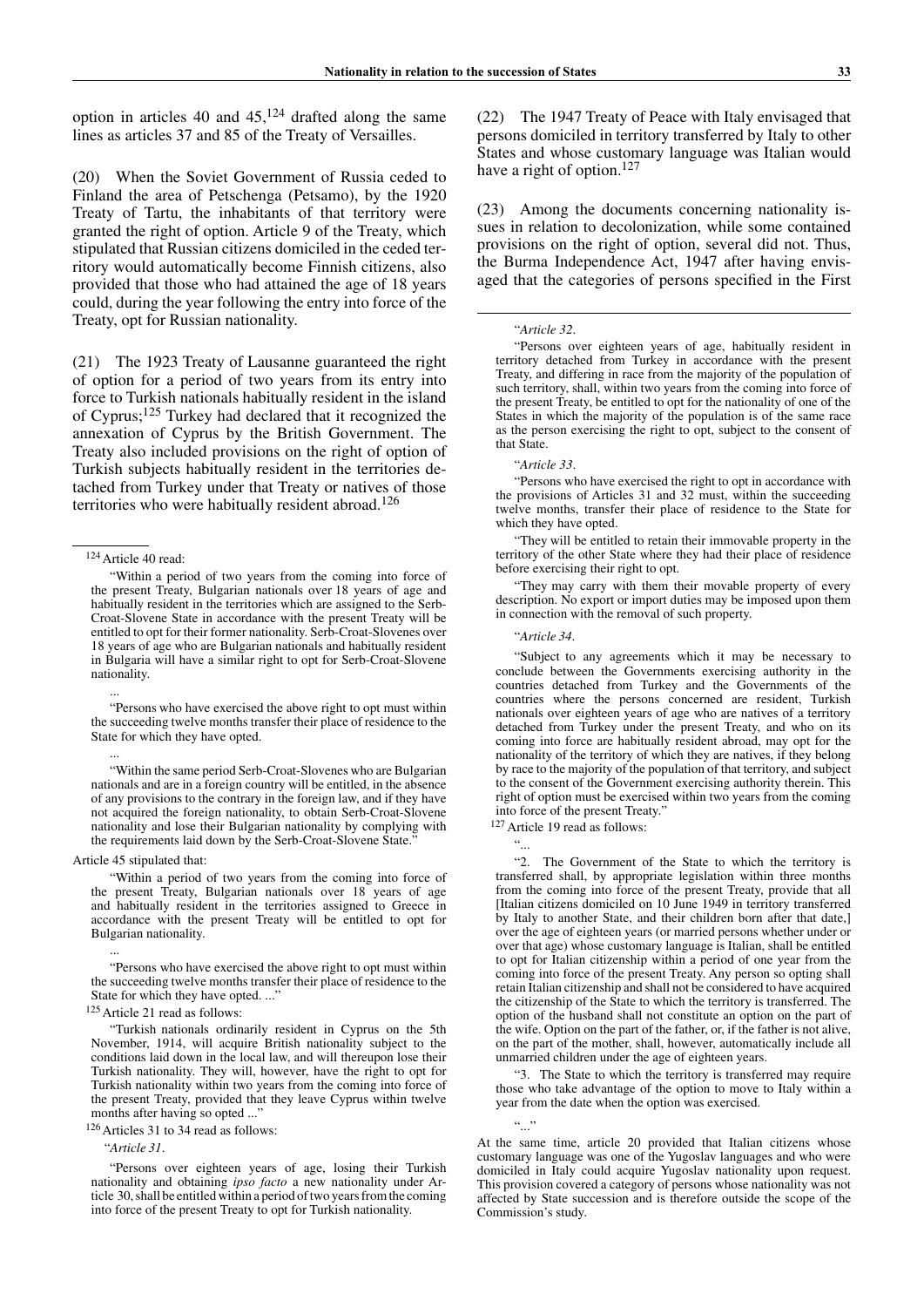option in articles 40 and 45,[124] drafted along the same lines as articles 37 and 85 of the Treaty of Versailles.

(20) When the Soviet Government of Russia ceded to Finland the area of Petschenga (Petsamo), by the 1920 Treaty of Tartu, the inhabitants of that territory were granted the right of option. Article 9 of the Treaty, which stipulated that Russian citizens domiciled in the ceded territory would automatically become Finnish citizens, also provided that those who had attained the age of 18 years could, during the year following the entry into force of the Treaty, opt for Russian nationality.

(21) The 1923 Treaty of Lausanne guaranteed the right of option for a period of two years from its entry into force to Turkish nationals habitually resident in the island of Cyprus;[125] Turkey had declared that it recognized the annexation of Cyprus by the British Government. The Treaty also included provisions on the right of option of Turkish subjects habitually resident in the territories detached from Turkey under that Treaty or natives of those territories who were habitually resident abroad.[126]

(22) The 1947 Treaty of Peace with Italy envisaged that persons domiciled in territory transferred by Italy to other States and whose customary language was Italian would have a right of option.[127]

(23) Among the documents concerning nationality issues in relation to decolonization, while some contained provisions on the right of option, several did not. Thus, the Burma Independence Act, 1947 after having envisaged that the categories of persons specified in the First

---

[124] Article 40 read:

"Within a period of two years from the coming into force of the present Treaty, Bulgarian nationals over 18 years of age and habitually resident in the territories which are assigned to the Serb-Croat-Slovene State in accordance with the present Treaty will be entitled to opt for their former nationality. Serb-Croat-Slovenes over 18 years of age who are Bulgarian nationals and habitually resident in Bulgaria will have a similar right to opt for Serb-Croat-Slovene nationality.

...

"Persons who have exercised the above right to opt must within the succeeding twelve months transfer their place of residence to the State for which they have opted.

...

"Within the same period Serb-Croat-Slovenes who are Bulgarian nationals and are in a foreign country will be entitled, in the absence of any provisions to the contrary in the foreign law, and if they have not acquired the foreign nationality, to obtain Serb-Croat-Slovene nationality and lose their Bulgarian nationality by complying with the requirements laid down by the Serb-Croat-Slovene State."

Article 45 stipulated that:

"Within a period of two years from the coming into force of the present Treaty, Bulgarian nationals over 18 years of age and habitually resident in the territories assigned to Greece in accordance with the present Treaty will be entitled to opt for Bulgarian nationality.

...

"Persons who have exercised the above right to opt must within the succeeding twelve months transfer their place of residence to the State for which they have opted. ..."

[125] Article 21 read as follows:

"Turkish nationals ordinarily resident in Cyprus on the 5th November, 1914, will acquire British nationality subject to the conditions laid down in the local law, and will thereupon lose their Turkish nationality. They will, however, have the right to opt for Turkish nationality within two years from the coming into force of the present Treaty, provided that they leave Cyprus within twelve months after having so opted ..."

[126] Articles 31 to 34 read as follows:

"*Article 31*.

"Persons over eighteen years of age, losing their Turkish nationality and obtaining *ipso facto* a new nationality under Article 30, shall be entitled within a period of two years from the coming into force of the present Treaty to opt for Turkish nationality.

"*Article 32*.

"Persons over eighteen years of age, habitually resident in territory detached from Turkey in accordance with the present Treaty, and differing in race from the majority of the population of such territory, shall, within two years from the coming into force of the present Treaty, be entitled to opt for the nationality of one of the States in which the majority of the population is of the same race as the person exercising the right to opt, subject to the consent of that State.

"*Article 33*.

"Persons who have exercised the right to opt in accordance with the provisions of Articles 31 and 32 must, within the succeeding twelve months, transfer their place of residence to the State for which they have opted.

"They will be entitled to retain their immovable property in the territory of the other State where they had their place of residence before exercising their right to opt.

"They may carry with them their movable property of every description. No export or import duties may be imposed upon them in connection with the removal of such property.

"*Article 34*.

"Subject to any agreements which it may be necessary to conclude between the Governments exercising authority in the countries detached from Turkey and the Governments of the countries where the persons concerned are resident, Turkish nationals over eighteen years of age who are natives of a territory detached from Turkey under the present Treaty, and who on its coming into force are habitually resident abroad, may opt for the nationality of the territory of which they are natives, if they belong by race to the majority of the population of that territory, and subject to the consent of the Government exercising authority therein. This right of option must be exercised within two years from the coming into force of the present Treaty."

[127] Article 19 read as follows:

"...

"2. The Government of the State to which the territory is transferred shall, by appropriate legislation within three months from the coming into force of the present Treaty, provide that all [Italian citizens domiciled on 10 June 1949 in territory transferred by Italy to another State, and their children born after that date,] over the age of eighteen years (or married persons whether under or over that age) whose customary language is Italian, shall be entitled to opt for Italian citizenship within a period of one year from the coming into force of the present Treaty. Any person so opting shall retain Italian citizenship and shall not be considered to have acquired the citizenship of the State to which the territory is transferred. The option of the husband shall not constitute an option on the part of the wife. Option on the part of the father, or, if the father is not alive, on the part of the mother, shall, however, automatically include all unmarried children under the age of eighteen years.

"3. The State to which the territory is transferred may require those who take advantage of the option to move to Italy within a year from the date when the option was exercised.

"..."

At the same time, article 20 provided that Italian citizens whose customary language was one of the Yugoslav languages and who were domiciled in Italy could acquire Yugoslav nationality upon request. This provision covered a category of persons whose nationality was not affected by State succession and is therefore outside the scope of the Commission's study.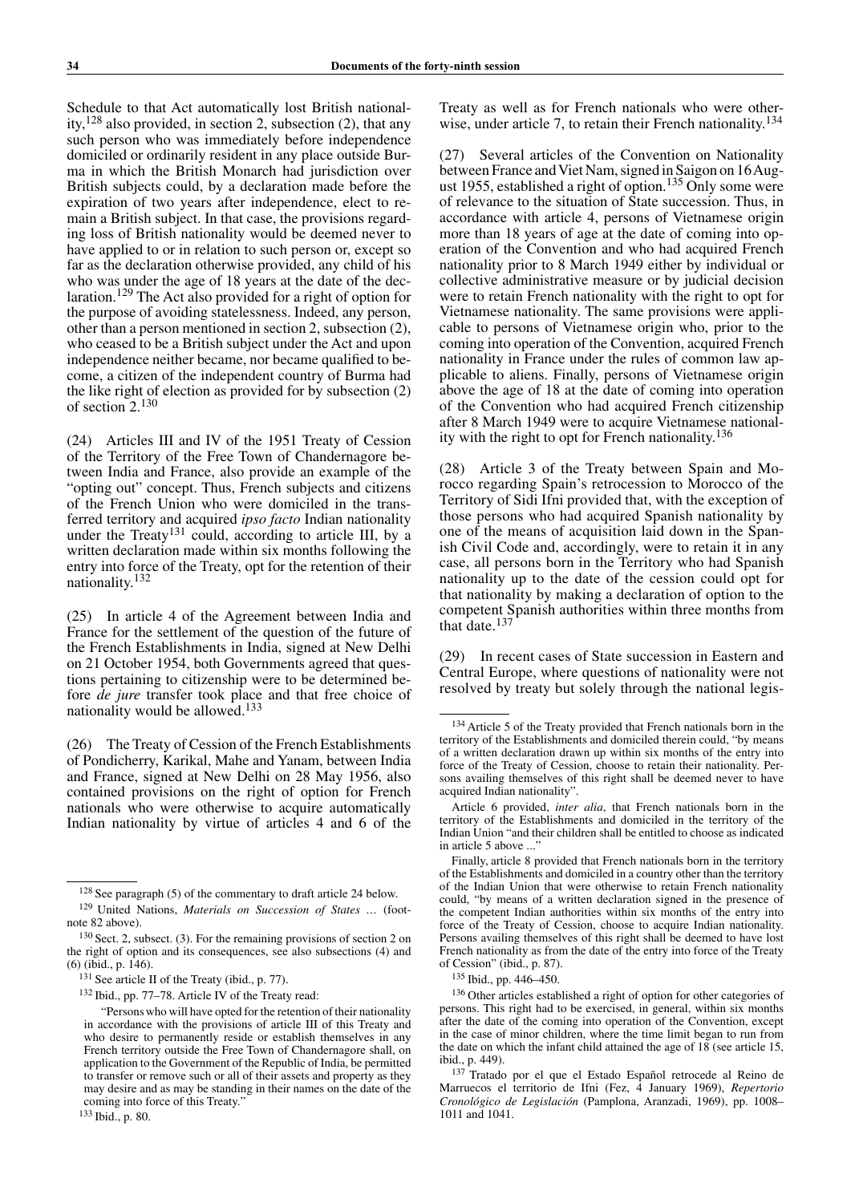Schedule to that Act automatically lost British nationality,[128] also provided, in section 2, subsection (2), that any such person who was immediately before independence domiciled or ordinarily resident in any place outside Burma in which the British Monarch had jurisdiction over British subjects could, by a declaration made before the expiration of two years after independence, elect to remain a British subject. In that case, the provisions regarding loss of British nationality would be deemed never to have applied to or in relation to such person or, except so far as the declaration otherwise provided, any child of his who was under the age of 18 years at the date of the declaration.[129] The Act also provided for a right of option for the purpose of avoiding statelessness. Indeed, any person, other than a person mentioned in section 2, subsection (2), who ceased to be a British subject under the Act and upon independence neither became, nor became qualified to become, a citizen of the independent country of Burma had the like right of election as provided for by subsection (2) of section 2.[130]

(24) Articles III and IV of the 1951 Treaty of Cession of the Territory of the Free Town of Chandernagore between India and France, also provide an example of the "opting out" concept. Thus, French subjects and citizens of the French Union who were domiciled in the transferred territory and acquired *ipso facto* Indian nationality under the Treaty[131] could, according to article III, by a written declaration made within six months following the entry into force of the Treaty, opt for the retention of their nationality.[132]

(25) In article 4 of the Agreement between India and France for the settlement of the question of the future of the French Establishments in India, signed at New Delhi on 21 October 1954, both Governments agreed that questions pertaining to citizenship were to be determined before *de jure* transfer took place and that free choice of nationality would be allowed.[133]

(26) The Treaty of Cession of the French Establishments of Pondicherry, Karikal, Mahe and Yanam, between India and France, signed at New Delhi on 28 May 1956, also contained provisions on the right of option for French nationals who were otherwise to acquire automatically Indian nationality by virtue of articles 4 and 6 of the Treaty as well as for French nationals who were otherwise, under article 7, to retain their French nationality.[134]

(27) Several articles of the Convention on Nationality between France and Viet Nam, signed in Saigon on 16 August 1955, established a right of option.[135] Only some were of relevance to the situation of State succession. Thus, in accordance with article 4, persons of Vietnamese origin more than 18 years of age at the date of coming into operation of the Convention and who had acquired French nationality prior to 8 March 1949 either by individual or collective administrative measure or by judicial decision were to retain French nationality with the right to opt for Vietnamese nationality. The same provisions were applicable to persons of Vietnamese origin who, prior to the coming into operation of the Convention, acquired French nationality in France under the rules of common law applicable to aliens. Finally, persons of Vietnamese origin above the age of 18 at the date of coming into operation of the Convention who had acquired French citizenship after 8 March 1949 were to acquire Vietnamese nationality with the right to opt for French nationality.[136]

(28) Article 3 of the Treaty between Spain and Morocco regarding Spain's retrocession to Morocco of the Territory of Sidi Ifni provided that, with the exception of those persons who had acquired Spanish nationality by one of the means of acquisition laid down in the Spanish Civil Code and, accordingly, were to retain it in any case, all persons born in the Territory who had Spanish nationality up to the date of the cession could opt for that nationality by making a declaration of option to the competent Spanish authorities within three months from that date.[137]

(29) In recent cases of State succession in Eastern and Central Europe, where questions of nationality were not resolved by treaty but solely through the national legis-

---

[128] See paragraph (5) of the commentary to draft article 24 below.

[129] United Nations, *Materials on Succession of States …* (footnote 82 above).

[130] Sect. 2, subsect. (3). For the remaining provisions of section 2 on the right of option and its consequences, see also subsections (4) and (6) (ibid., p. 146).

[131] See article II of the Treaty (ibid., p. 77).

[132] Ibid., pp. 77–78. Article IV of the Treaty read:

"Persons who will have opted for the retention of their nationality in accordance with the provisions of article III of this Treaty and who desire to permanently reside or establish themselves in any French territory outside the Free Town of Chandernagore shall, on application to the Government of the Republic of India, be permitted to transfer or remove such or all of their assets and property as they may desire and as may be standing in their names on the date of the coming into force of this Treaty."

[133] Ibid., p. 80.

[134] Article 5 of the Treaty provided that French nationals born in the territory of the Establishments and domiciled therein could, "by means of a written declaration drawn up within six months of the entry into force of the Treaty of Cession, choose to retain their nationality. Persons availing themselves of this right shall be deemed never to have acquired Indian nationality".

Article 6 provided, *inter alia*, that French nationals born in the territory of the Establishments and domiciled in the territory of the Indian Union "and their children shall be entitled to choose as indicated in article 5 above ..."

Finally, article 8 provided that French nationals born in the territory of the Establishments and domiciled in a country other than the territory of the Indian Union that were otherwise to retain French nationality could, "by means of a written declaration signed in the presence of the competent Indian authorities within six months of the entry into force of the Treaty of Cession, choose to acquire Indian nationality. Persons availing themselves of this right shall be deemed to have lost French nationality as from the date of the entry into force of the Treaty of Cession" (ibid., p. 87).

[135] Ibid., pp. 446–450.

[136] Other articles established a right of option for other categories of persons. This right had to be exercised, in general, within six months after the date of the coming into operation of the Convention, except in the case of minor children, where the time limit began to run from the date on which the infant child attained the age of 18 (see article 15, ibid., p. 449).

[137] Tratado por el que el Estado Español retrocede al Reino de Marruecos el territorio de Ifni (Fez, 4 January 1969), *Repertorio Cronológico de Legislación* (Pamplona, Aranzadi, 1969), pp. 1008–1011 and 1041.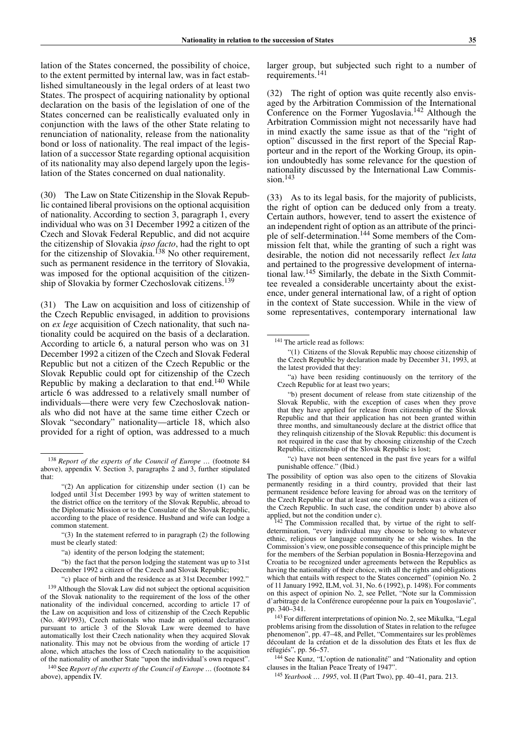lation of the States concerned, the possibility of choice, to the extent permitted by internal law, was in fact established simultaneously in the legal orders of at least two States. The prospect of acquiring nationality by optional declaration on the basis of the legislation of one of the States concerned can be realistically evaluated only in conjunction with the laws of the other State relating to renunciation of nationality, release from the nationality bond or loss of nationality. The real impact of the legislation of a successor State regarding optional acquisition of its nationality may also depend largely upon the legislation of the States concerned on dual nationality.

(30) The Law on State Citizenship in the Slovak Republic contained liberal provisions on the optional acquisition of nationality. According to section 3, paragraph 1, every individual who was on 31 December 1992 a citizen of the Czech and Slovak Federal Republic, and did not acquire the citizenship of Slovakia *ipso facto*, had the right to opt for the citizenship of Slovakia.[138] No other requirement, such as permanent residence in the territory of Slovakia, was imposed for the optional acquisition of the citizenship of Slovakia by former Czechoslovak citizens.[139]

(31) The Law on acquisition and loss of citizenship of the Czech Republic envisaged, in addition to provisions on *ex lege* acquisition of Czech nationality, that such nationality could be acquired on the basis of a declaration. According to article 6, a natural person who was on 31 December 1992 a citizen of the Czech and Slovak Federal Republic but not a citizen of the Czech Republic or the Slovak Republic could opt for citizenship of the Czech Republic by making a declaration to that end.[140] While article 6 was addressed to a relatively small number of individuals—there were very few Czechoslovak nationals who did not have at the same time either Czech or Slovak "secondary" nationality—article 18, which also provided for a right of option, was addressed to a much larger group, but subjected such right to a number of requirements.[141]

(32) The right of option was quite recently also envisaged by the Arbitration Commission of the International Conference on the Former Yugoslavia.[142] Although the Arbitration Commission might not necessarily have had in mind exactly the same issue as that of the "right of option" discussed in the first report of the Special Rapporteur and in the report of the Working Group, its opinion undoubtedly has some relevance for the question of nationality discussed by the International Law Commission.[143]

(33) As to its legal basis, for the majority of publicists, the right of option can be deduced only from a treaty. Certain authors, however, tend to assert the existence of an independent right of option as an attribute of the principle of self-determination.[144] Some members of the Commission felt that, while the granting of such a right was desirable, the notion did not necessarily reflect *lex lata* and pertained to the progressive development of international law.[145] Similarly, the debate in the Sixth Committee revealed a considerable uncertainty about the existence, under general international law, of a right of option in the context of State succession. While in the view of some representatives, contemporary international law

---

[138] *Report of the experts of the Council of Europe …* (footnote 84 above), appendix V. Section 3, paragraphs 2 and 3, further stipulated that:

"(2) An application for citizenship under section (1) can be lodged until 31st December 1993 by way of written statement to the district office on the territory of the Slovak Republic, abroad to the Diplomatic Mission or to the Consulate of the Slovak Republic, according to the place of residence. Husband and wife can lodge a common statement.

"(3) In the statement referred to in paragraph (2) the following must be clearly stated:

"a) identity of the person lodging the statement;

"b) the fact that the person lodging the statement was up to 31st December 1992 a citizen of the Czech and Slovak Republic;

"c) place of birth and the residence as at 31st December 1992."

[139] Although the Slovak Law did not subject the optional acquisition of the Slovak nationality to the requirement of the loss of the other nationality of the individual concerned, according to article 17 of the Law on acquisition and loss of citizenship of the Czech Republic (No. 40/1993), Czech nationals who made an optional declaration pursuant to article 3 of the Slovak Law were deemed to have automatically lost their Czech nationality when they acquired Slovak nationality. This may not be obvious from the wording of article 17 alone, which attaches the loss of Czech nationality to the acquisition of the nationality of another State "upon the individual's own request".

[140] See *Report of the experts of the Council of Europe …* (footnote 84 above), appendix IV.

[141] The article read as follows:

"(1) Citizens of the Slovak Republic may choose citizenship of the Czech Republic by declaration made by December 31, 1993, at the latest provided that they:

"a) have been residing continuously on the territory of the Czech Republic for at least two years;

"b) present document of release from state citizenship of the Slovak Republic, with the exception of cases when they prove that they have applied for release from citizenship of the Slovak Republic and that their application has not been granted within three months, and simultaneously declare at the district office that they relinquish citizenship of the Slovak Republic: this document is not required in the case that by choosing citizenship of the Czech Republic, citizenship of the Slovak Republic is lost;

"c) have not been sentenced in the past five years for a wilful punishable offence." (Ibid.)

The possibility of option was also open to the citizens of Slovakia permanently residing in a third country, provided that their last permanent residence before leaving for abroad was on the territory of the Czech Republic or that at least one of their parents was a citizen of the Czech Republic. In such case, the condition under b) above also applied, but not the condition under c).

[142] The Commission recalled that, by virtue of the right to self-determination, "every individual may choose to belong to whatever ethnic, religious or language community he or she wishes. In the Commission's view, one possible consequence of this principle might be for the members of the Serbian population in Bosnia-Herzegovina and Croatia to be recognized under agreements between the Republics as having the nationality of their choice, with all the rights and obligations which that entails with respect to the States concerned" (opinion No. 2 of 11 January 1992, ILM, vol. 31, No. 6 (1992), p. 1498). For comments on this aspect of opinion No. 2, see Pellet, "Note sur la Commission d'arbitrage de la Conférence européenne pour la paix en Yougoslavie", pp. 340–341.

[143] For different interpretations of opinion No. 2, see Mikulka, "Legal problems arising from the dissolution of States in relation to the refugee phenomenon", pp. 47–48, and Pellet, "Commentaires sur les problèmes découlant de la création et de la dissolution des États et les flux de réfugiés", pp. 56–57.

[144] See Kunz, "L'option de nationalité" and "Nationality and option clauses in the Italian Peace Treaty of 1947".

[145] *Yearbook … 1995*, vol. II (Part Two), pp. 40–41, para. 213.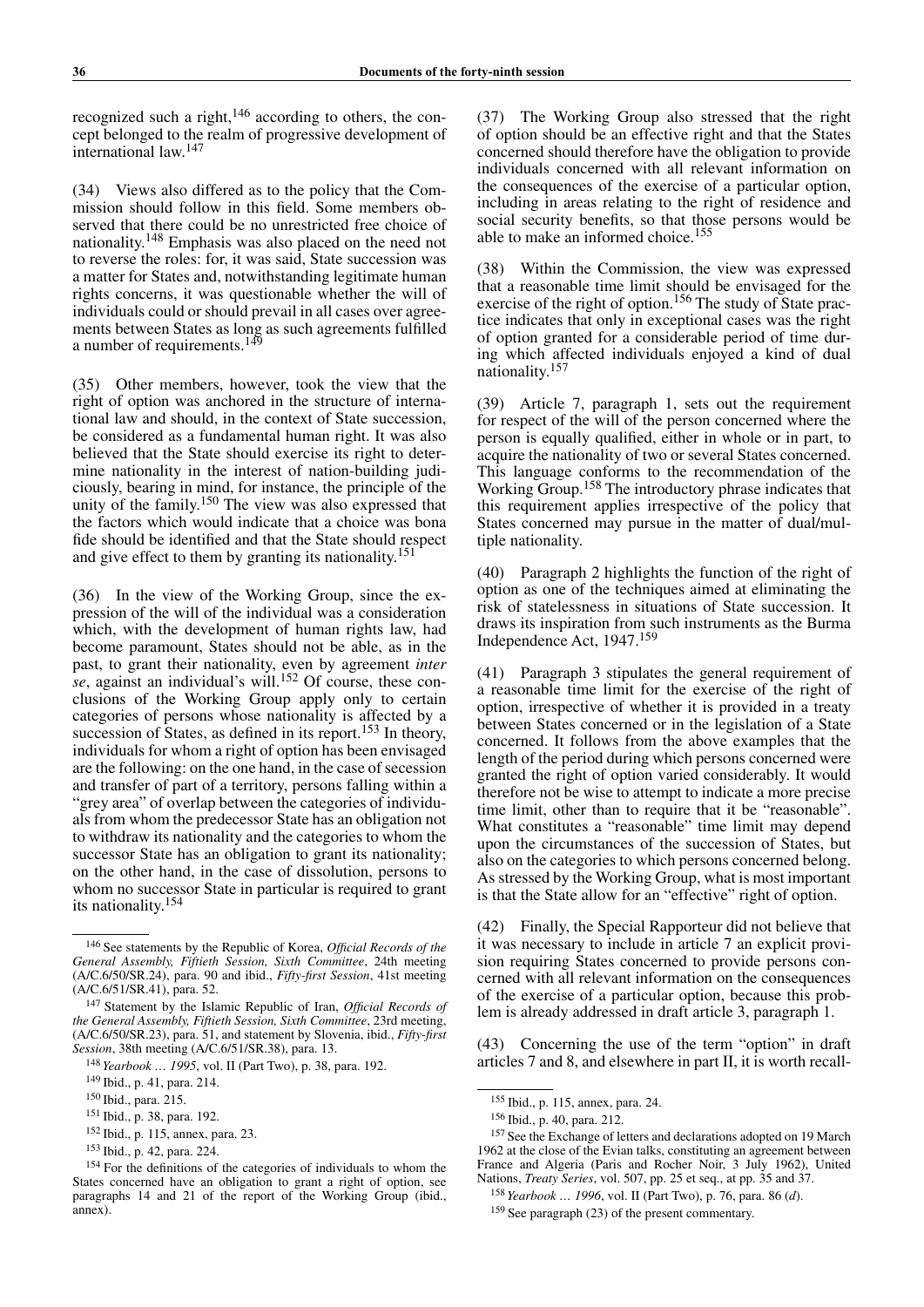recognized such a right,[146] according to others, the concept belonged to the realm of progressive development of international law.[147]

(34) Views also differed as to the policy that the Commission should follow in this field. Some members observed that there could be no unrestricted free choice of nationality.[148] Emphasis was also placed on the need not to reverse the roles: for, it was said, State succession was a matter for States and, notwithstanding legitimate human rights concerns, it was questionable whether the will of individuals could or should prevail in all cases over agreements between States as long as such agreements fulfilled a number of requirements.[149]

(35) Other members, however, took the view that the right of option was anchored in the structure of international law and should, in the context of State succession, be considered as a fundamental human right. It was also believed that the State should exercise its right to determine nationality in the interest of nation-building judiciously, bearing in mind, for instance, the principle of the unity of the family.[150] The view was also expressed that the factors which would indicate that a choice was bona fide should be identified and that the State should respect and give effect to them by granting its nationality.[151]

(36) In the view of the Working Group, since the expression of the will of the individual was a consideration which, with the development of human rights law, had become paramount, States should not be able, as in the past, to grant their nationality, even by agreement *inter se*, against an individual's will.[152] Of course, these conclusions of the Working Group apply only to certain categories of persons whose nationality is affected by a succession of States, as defined in its report.[153] In theory, individuals for whom a right of option has been envisaged are the following: on the one hand, in the case of secession and transfer of part of a territory, persons falling within a "grey area" of overlap between the categories of individuals from whom the predecessor State has an obligation not to withdraw its nationality and the categories to whom the successor State has an obligation to grant its nationality; on the other hand, in the case of dissolution, persons to whom no successor State in particular is required to grant its nationality.[154]

(37) The Working Group also stressed that the right of option should be an effective right and that the States concerned should therefore have the obligation to provide individuals concerned with all relevant information on the consequences of the exercise of a particular option, including in areas relating to the right of residence and social security benefits, so that those persons would be able to make an informed choice.[155]

(38) Within the Commission, the view was expressed that a reasonable time limit should be envisaged for the exercise of the right of option.[156] The study of State practice indicates that only in exceptional cases was the right of option granted for a considerable period of time during which affected individuals enjoyed a kind of dual nationality.[157]

(39) Article 7, paragraph 1, sets out the requirement for respect of the will of the person concerned where the person is equally qualified, either in whole or in part, to acquire the nationality of two or several States concerned. This language conforms to the recommendation of the Working Group.[158] The introductory phrase indicates that this requirement applies irrespective of the policy that States concerned may pursue in the matter of dual/multiple nationality.

(40) Paragraph 2 highlights the function of the right of option as one of the techniques aimed at eliminating the risk of statelessness in situations of State succession. It draws its inspiration from such instruments as the Burma Independence Act, 1947.[159]

(41) Paragraph 3 stipulates the general requirement of a reasonable time limit for the exercise of the right of option, irrespective of whether it is provided in a treaty between States concerned or in the legislation of a State concerned. It follows from the above examples that the length of the period during which persons concerned were granted the right of option varied considerably. It would therefore not be wise to attempt to indicate a more precise time limit, other than to require that it be "reasonable". What constitutes a "reasonable" time limit may depend upon the circumstances of the succession of States, but also on the categories to which persons concerned belong. As stressed by the Working Group, what is most important is that the State allow for an "effective" right of option.

(42) Finally, the Special Rapporteur did not believe that it was necessary to include in article 7 an explicit provision requiring States concerned to provide persons concerned with all relevant information on the consequences of the exercise of a particular option, because this problem is already addressed in draft article 3, paragraph 1.

(43) Concerning the use of the term "option" in draft articles 7 and 8, and elsewhere in part II, it is worth recall-

---

[146] See statements by the Republic of Korea, *Official Records of the General Assembly, Fiftieth Session, Sixth Committee*, 24th meeting (A/C.6/50/SR.24), para. 90 and ibid., *Fifty-first Session*, 41st meeting (A/C.6/51/SR.41), para. 52.

[147] Statement by the Islamic Republic of Iran, *Official Records of the General Assembly, Fiftieth Session, Sixth Committee*, 23rd meeting, (A/C.6/50/SR.23), para. 51, and statement by Slovenia, ibid., *Fifty-first Session*, 38th meeting (A/C.6/51/SR.38), para. 13.

[148] *Yearbook … 1995*, vol. II (Part Two), p. 38, para. 192.

[149] Ibid., p. 41, para. 214.

[150] Ibid., para. 215.

[151] Ibid., p. 38, para. 192.

[152] Ibid., p. 115, annex, para. 23.

[153] Ibid., p. 42, para. 224.

[154] For the definitions of the categories of individuals to whom the States concerned have an obligation to grant a right of option, see paragraphs 14 and 21 of the report of the Working Group (ibid., annex).

[155] Ibid., p. 115, annex, para. 24.

[156] Ibid., p. 40, para. 212.

[157] See the Exchange of letters and declarations adopted on 19 March 1962 at the close of the Evian talks, constituting an agreement between France and Algeria (Paris and Rocher Noir, 3 July 1962), United Nations, *Treaty Series*, vol. 507, pp. 25 et seq., at pp. 35 and 37.

[158] *Yearbook … 1996*, vol. II (Part Two), p. 76, para. 86 (*d*).

[159] See paragraph (23) of the present commentary.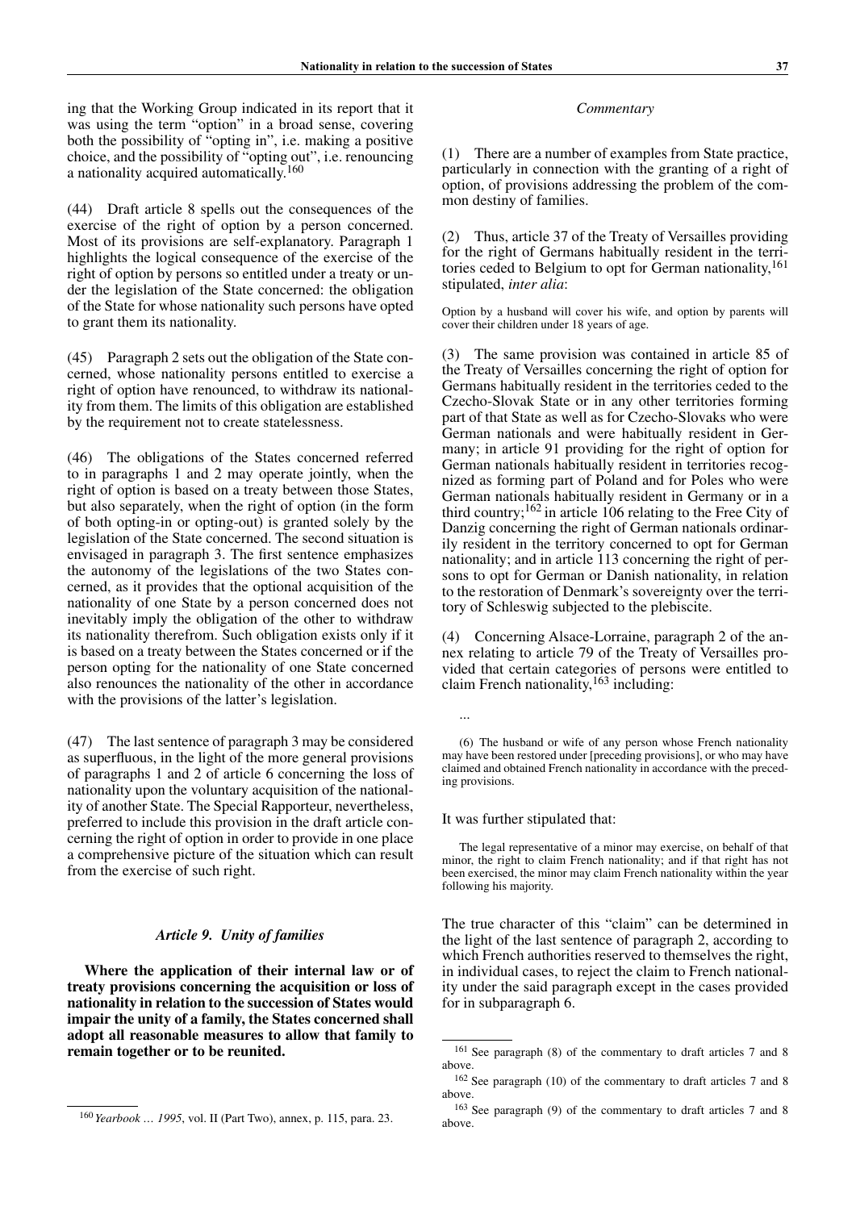ing that the Working Group indicated in its report that it was using the term "option" in a broad sense, covering both the possibility of "opting in", i.e. making a positive choice, and the possibility of "opting out", i.e. renouncing a nationality acquired automatically.[160]

(44) Draft article 8 spells out the consequences of the exercise of the right of option by a person concerned. Most of its provisions are self-explanatory. Paragraph 1 highlights the logical consequence of the exercise of the right of option by persons so entitled under a treaty or under the legislation of the State concerned: the obligation of the State for whose nationality such persons have opted to grant them its nationality.

(45) Paragraph 2 sets out the obligation of the State concerned, whose nationality persons entitled to exercise a right of option have renounced, to withdraw its nationality from them. The limits of this obligation are established by the requirement not to create statelessness.

(46) The obligations of the States concerned referred to in paragraphs 1 and 2 may operate jointly, when the right of option is based on a treaty between those States, but also separately, when the right of option (in the form of both opting-in or opting-out) is granted solely by the legislation of the State concerned. The second situation is envisaged in paragraph 3. The first sentence emphasizes the autonomy of the legislations of the two States concerned, as it provides that the optional acquisition of the nationality of one State by a person concerned does not inevitably imply the obligation of the other to withdraw its nationality therefrom. Such obligation exists only if it is based on a treaty between the States concerned or if the person opting for the nationality of one State concerned also renounces the nationality of the other in accordance with the provisions of the latter's legislation.

(47) The last sentence of paragraph 3 may be considered as superfluous, in the light of the more general provisions of paragraphs 1 and 2 of article 6 concerning the loss of nationality upon the voluntary acquisition of the nationality of another State. The Special Rapporteur, nevertheless, preferred to include this provision in the draft article concerning the right of option in order to provide in one place a comprehensive picture of the situation which can result from the exercise of such right.

### *Article 9. Unity of families*

**Where the application of their internal law or of treaty provisions concerning the acquisition or loss of nationality in relation to the succession of States would impair the unity of a family, the States concerned shall adopt all reasonable measures to allow that family to remain together or to be reunited.**

*Commentary*

(1) There are a number of examples from State practice, particularly in connection with the granting of a right of option, of provisions addressing the problem of the common destiny of families.

(2) Thus, article 37 of the Treaty of Versailles providing for the right of Germans habitually resident in the territories ceded to Belgium to opt for German nationality,[161] stipulated, *inter alia*:

> Option by a husband will cover his wife, and option by parents will cover their children under 18 years of age.

(3) The same provision was contained in article 85 of the Treaty of Versailles concerning the right of option for Germans habitually resident in the territories ceded to the Czecho-Slovak State or in any other territories forming part of that State as well as for Czecho-Slovaks who were German nationals and were habitually resident in Germany; in article 91 providing for the right of option for German nationals habitually resident in territories recognized as forming part of Poland and for Poles who were German nationals habitually resident in Germany or in a third country;[162] in article 106 relating to the Free City of Danzig concerning the right of German nationals ordinarily resident in the territory concerned to opt for German nationality; and in article 113 concerning the right of persons to opt for German or Danish nationality, in relation to the restoration of Denmark's sovereignty over the territory of Schleswig subjected to the plebiscite.

(4) Concerning Alsace-Lorraine, paragraph 2 of the annex relating to article 79 of the Treaty of Versailles provided that certain categories of persons were entitled to claim French nationality,[163] including:

> ...
>
> (6) The husband or wife of any person whose French nationality may have been restored under [preceding provisions], or who may have claimed and obtained French nationality in accordance with the preceding provisions.

It was further stipulated that:

> The legal representative of a minor may exercise, on behalf of that minor, the right to claim French nationality; and if that right has not been exercised, the minor may claim French nationality within the year following his majority.

The true character of this "claim" can be determined in the light of the last sentence of paragraph 2, according to which French authorities reserved to themselves the right, in individual cases, to reject the claim to French nationality under the said paragraph except in the cases provided for in subparagraph 6.

---

[160] *Yearbook … 1995*, vol. II (Part Two), annex, p. 115, para. 23.

[161] See paragraph (8) of the commentary to draft articles 7 and 8 above.

[162] See paragraph (10) of the commentary to draft articles 7 and 8 above.

[163] See paragraph (9) of the commentary to draft articles 7 and 8 above.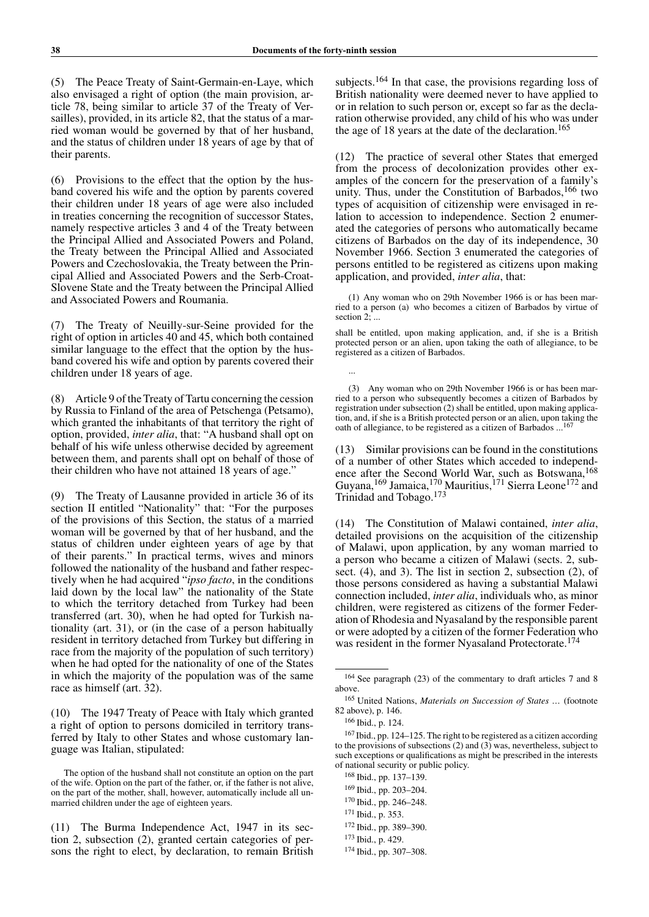(5) The Peace Treaty of Saint-Germain-en-Laye, which also envisaged a right of option (the main provision, article 78, being similar to article 37 of the Treaty of Versailles), provided, in its article 82, that the status of a married woman would be governed by that of her husband, and the status of children under 18 years of age by that of their parents.

(6) Provisions to the effect that the option by the husband covered his wife and the option by parents covered their children under 18 years of age were also included in treaties concerning the recognition of successor States, namely respective articles 3 and 4 of the Treaty between the Principal Allied and Associated Powers and Poland, the Treaty between the Principal Allied and Associated Powers and Czechoslovakia, the Treaty between the Principal Allied and Associated Powers and the Serb-Croat-Slovene State and the Treaty between the Principal Allied and Associated Powers and Roumania.

(7) The Treaty of Neuilly-sur-Seine provided for the right of option in articles 40 and 45, which both contained similar language to the effect that the option by the husband covered his wife and option by parents covered their children under 18 years of age.

(8) Article 9 of the Treaty of Tartu concerning the cession by Russia to Finland of the area of Petschenga (Petsamo), which granted the inhabitants of that territory the right of option, provided, *inter alia*, that: "A husband shall opt on behalf of his wife unless otherwise decided by agreement between them, and parents shall opt on behalf of those of their children who have not attained 18 years of age."

(9) The Treaty of Lausanne provided in article 36 of its section II entitled "Nationality" that: "For the purposes of the provisions of this Section, the status of a married woman will be governed by that of her husband, and the status of children under eighteen years of age by that of their parents." In practical terms, wives and minors followed the nationality of the husband and father respectively when he had acquired "*ipso facto*, in the conditions laid down by the local law" the nationality of the State to which the territory detached from Turkey had been transferred (art. 30), when he had opted for Turkish nationality (art. 31), or (in the case of a person habitually resident in territory detached from Turkey but differing in race from the majority of the population of such territory) when he had opted for the nationality of one of the States in which the majority of the population was of the same race as himself (art. 32).

(10) The 1947 Treaty of Peace with Italy which granted a right of option to persons domiciled in territory transferred by Italy to other States and whose customary language was Italian, stipulated:

> The option of the husband shall not constitute an option on the part of the wife. Option on the part of the father, or, if the father is not alive, on the part of the mother, shall, however, automatically include all unmarried children under the age of eighteen years.

(11) The Burma Independence Act, 1947 in its section 2, subsection (2), granted certain categories of persons the right to elect, by declaration, to remain British subjects.[164] In that case, the provisions regarding loss of British nationality were deemed never to have applied to or in relation to such person or, except so far as the declaration otherwise provided, any child of his who was under the age of 18 years at the date of the declaration.[165]

(12) The practice of several other States that emerged from the process of decolonization provides other examples of the concern for the preservation of a family's unity. Thus, under the Constitution of Barbados,[166] two types of acquisition of citizenship were envisaged in relation to accession to independence. Section 2 enumerated the categories of persons who automatically became citizens of Barbados on the day of its independence, 30 November 1966. Section 3 enumerated the categories of persons entitled to be registered as citizens upon making application, and provided, *inter alia*, that:

> (1) Any woman who on 29th November 1966 is or has been married to a person (a) who becomes a citizen of Barbados by virtue of section 2; ...
>
> shall be entitled, upon making application, and, if she is a British protected person or an alien, upon taking the oath of allegiance, to be registered as a citizen of Barbados.
>
> ...
>
> (3) Any woman who on 29th November 1966 is or has been married to a person who subsequently becomes a citizen of Barbados by registration under subsection (2) shall be entitled, upon making application, and, if she is a British protected person or an alien, upon taking the oath of allegiance, to be registered as a citizen of Barbados ...[167]

(13) Similar provisions can be found in the constitutions of a number of other States which acceded to independence after the Second World War, such as Botswana,[168] Guyana,[169] Jamaica,[170] Mauritius,[171] Sierra Leone[172] and Trinidad and Tobago.[173]

(14) The Constitution of Malawi contained, *inter alia*, detailed provisions on the acquisition of the citizenship of Malawi, upon application, by any woman married to a person who became a citizen of Malawi (sects. 2, subsect. (4), and 3). The list in section 2, subsection (2), of those persons considered as having a substantial Malawi connection included, *inter alia*, individuals who, as minor children, were registered as citizens of the former Federation of Rhodesia and Nyasaland by the responsible parent or were adopted by a citizen of the former Federation who was resident in the former Nyasaland Protectorate.[174]

---

[164] See paragraph (23) of the commentary to draft articles 7 and 8 above.

[165] United Nations, *Materials on Succession of States* ... (footnote 82 above), p. 146.

[166] Ibid., p. 124.

[167] Ibid., pp. 124–125. The right to be registered as a citizen according to the provisions of subsections (2) and (3) was, nevertheless, subject to such exceptions or qualifications as might be prescribed in the interests of national security or public policy.

[168] Ibid., pp. 137–139.

[169] Ibid., pp. 203–204.

[170] Ibid., pp. 246–248.

[171] Ibid., p. 353.

[172] Ibid., pp. 389–390.

[173] Ibid., p. 429.

[174] Ibid., pp. 307–308.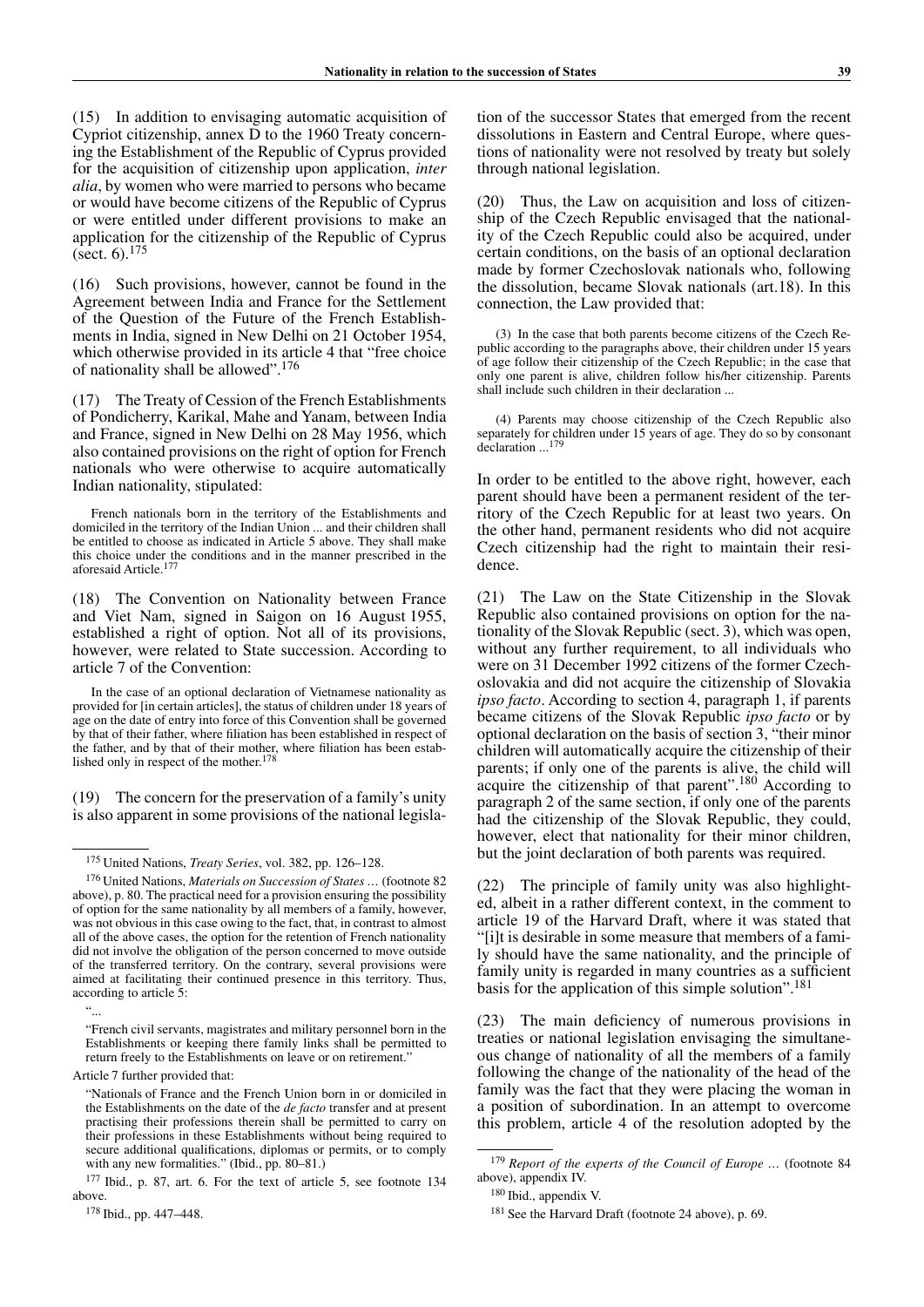(15) In addition to envisaging automatic acquisition of Cypriot citizenship, annex D to the 1960 Treaty concerning the Establishment of the Republic of Cyprus provided for the acquisition of citizenship upon application, *inter alia*, by women who were married to persons who became or would have become citizens of the Republic of Cyprus or were entitled under different provisions to make an application for the citizenship of the Republic of Cyprus (sect. 6).[175]

(16) Such provisions, however, cannot be found in the Agreement between India and France for the Settlement of the Question of the Future of the French Establishments in India, signed in New Delhi on 21 October 1954, which otherwise provided in its article 4 that "free choice of nationality shall be allowed".[176]

(17) The Treaty of Cession of the French Establishments of Pondicherry, Karikal, Mahe and Yanam, between India and France, signed in New Delhi on 28 May 1956, which also contained provisions on the right of option for French nationals who were otherwise to acquire automatically Indian nationality, stipulated:

> French nationals born in the territory of the Establishments and domiciled in the territory of the Indian Union ... and their children shall be entitled to choose as indicated in Article 5 above. They shall make this choice under the conditions and in the manner prescribed in the aforesaid Article.[177]

(18) The Convention on Nationality between France and Viet Nam, signed in Saigon on 16 August 1955, established a right of option. Not all of its provisions, however, were related to State succession. According to article 7 of the Convention:

> In the case of an optional declaration of Vietnamese nationality as provided for [in certain articles], the status of children under 18 years of age on the date of entry into force of this Convention shall be governed by that of their father, where filiation has been established in respect of the father, and by that of their mother, where filiation has been established only in respect of the mother.[178]

(19) The concern for the preservation of a family's unity is also apparent in some provisions of the national legislation of the successor States that emerged from the recent dissolutions in Eastern and Central Europe, where questions of nationality were not resolved by treaty but solely through national legislation.

(20) Thus, the Law on acquisition and loss of citizenship of the Czech Republic envisaged that the nationality of the Czech Republic could also be acquired, under certain conditions, on the basis of an optional declaration made by former Czechoslovak nationals who, following the dissolution, became Slovak nationals (art.18). In this connection, the Law provided that:

> (3) In the case that both parents become citizens of the Czech Republic according to the paragraphs above, their children under 15 years of age follow their citizenship of the Czech Republic; in the case that only one parent is alive, children follow his/her citizenship. Parents shall include such children in their declaration ...
>
> (4) Parents may choose citizenship of the Czech Republic also separately for children under 15 years of age. They do so by consonant declaration ...[179]

In order to be entitled to the above right, however, each parent should have been a permanent resident of the territory of the Czech Republic for at least two years. On the other hand, permanent residents who did not acquire Czech citizenship had the right to maintain their residence.

(21) The Law on the State Citizenship in the Slovak Republic also contained provisions on option for the nationality of the Slovak Republic (sect. 3), which was open, without any further requirement, to all individuals who were on 31 December 1992 citizens of the former Czechoslovakia and did not acquire the citizenship of Slovakia *ipso facto*. According to section 4, paragraph 1, if parents became citizens of the Slovak Republic *ipso facto* or by optional declaration on the basis of section 3, "their minor children will automatically acquire the citizenship of their parents; if only one of the parents is alive, the child will acquire the citizenship of that parent".[180] According to paragraph 2 of the same section, if only one of the parents had the citizenship of the Slovak Republic, they could, however, elect that nationality for their minor children, but the joint declaration of both parents was required.

(22) The principle of family unity was also highlighted, albeit in a rather different context, in the comment to article 19 of the Harvard Draft, where it was stated that "[i]t is desirable in some measure that members of a family should have the same nationality, and the principle of family unity is regarded in many countries as a sufficient basis for the application of this simple solution".[181]

(23) The main deficiency of numerous provisions in treaties or national legislation envisaging the simultaneous change of nationality of all the members of a family following the change of the nationality of the head of the family was the fact that they were placing the woman in a position of subordination. In an attempt to overcome this problem, article 4 of the resolution adopted by the

---

[175] United Nations, *Treaty Series*, vol. 382, pp. 126–128.

[176] United Nations, *Materials on Succession of States …* (footnote 82 above), p. 80. The practical need for a provision ensuring the possibility of option for the same nationality by all members of a family, however, was not obvious in this case owing to the fact, that, in contrast to almost all of the above cases, the option for the retention of French nationality did not involve the obligation of the person concerned to move outside of the transferred territory. On the contrary, several provisions were aimed at facilitating their continued presence in this territory. Thus, according to article 5:

"...

"French civil servants, magistrates and military personnel born in the Establishments or keeping there family links shall be permitted to return freely to the Establishments on leave or on retirement."

Article 7 further provided that:

"Nationals of France and the French Union born in or domiciled in the Establishments on the date of the *de facto* transfer and at present practising their professions therein shall be permitted to carry on their professions in these Establishments without being required to secure additional qualifications, diplomas or permits, or to comply with any new formalities." (Ibid., pp. 80–81.)

[177] Ibid., p. 87, art. 6. For the text of article 5, see footnote 134 above.

[178] Ibid., pp. 447–448.

[179] *Report of the experts of the Council of Europe …* (footnote 84 above), appendix IV.

[180] Ibid., appendix V.

[181] See the Harvard Draft (footnote 24 above), p. 69.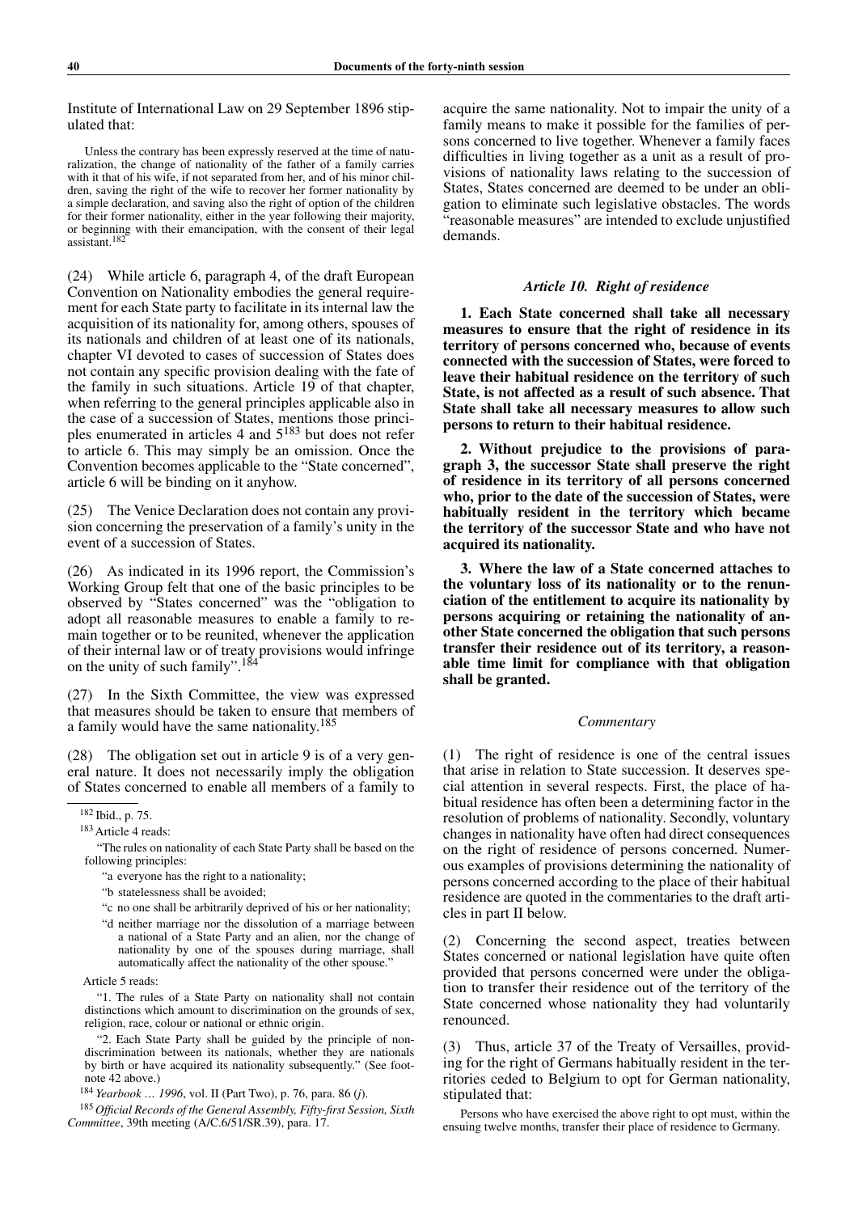Institute of International Law on 29 September 1896 stipulated that:

> Unless the contrary has been expressly reserved at the time of naturalization, the change of nationality of the father of a family carries with it that of his wife, if not separated from her, and of his minor children, saving the right of the wife to recover her former nationality by a simple declaration, and saving also the right of option of the children for their former nationality, either in the year following their majority, or beginning with their emancipation, with the consent of their legal assistant.[182]

(24) While article 6, paragraph 4, of the draft European Convention on Nationality embodies the general requirement for each State party to facilitate in its internal law the acquisition of its nationality for, among others, spouses of its nationals and children of at least one of its nationals, chapter VI devoted to cases of succession of States does not contain any specific provision dealing with the fate of the family in such situations. Article 19 of that chapter, when referring to the general principles applicable also in the case of a succession of States, mentions those principles enumerated in articles 4 and 5[183] but does not refer to article 6. This may simply be an omission. Once the Convention becomes applicable to the "State concerned", article 6 will be binding on it anyhow.

(25) The Venice Declaration does not contain any provision concerning the preservation of a family's unity in the event of a succession of States.

(26) As indicated in its 1996 report, the Commission's Working Group felt that one of the basic principles to be observed by "States concerned" was the "obligation to adopt all reasonable measures to enable a family to remain together or to be reunited, whenever the application of their internal law or of treaty provisions would infringe on the unity of such family".[184]

(27) In the Sixth Committee, the view was expressed that measures should be taken to ensure that members of a family would have the same nationality.[185]

(28) The obligation set out in article 9 is of a very general nature. It does not necessarily imply the obligation of States concerned to enable all members of a family to acquire the same nationality. Not to impair the unity of a family means to make it possible for the families of persons concerned to live together. Whenever a family faces difficulties in living together as a unit as a result of provisions of nationality laws relating to the succession of States, States concerned are deemed to be under an obligation to eliminate such legislative obstacles. The words "reasonable measures" are intended to exclude unjustified demands.

### *Article 10. Right of residence*

**1. Each State concerned shall take all necessary measures to ensure that the right of residence in its territory of persons concerned who, because of events connected with the succession of States, were forced to leave their habitual residence on the territory of such State, is not affected as a result of such absence. That State shall take all necessary measures to allow such persons to return to their habitual residence.**

**2. Without prejudice to the provisions of paragraph 3, the successor State shall preserve the right of residence in its territory of all persons concerned who, prior to the date of the succession of States, were habitually resident in the territory which became the territory of the successor State and who have not acquired its nationality.**

**3. Where the law of a State concerned attaches to the voluntary loss of its nationality or to the renunciation of the entitlement to acquire its nationality by persons acquiring or retaining the nationality of another State concerned the obligation that such persons transfer their residence out of its territory, a reasonable time limit for compliance with that obligation shall be granted.**

#### *Commentary*

(1) The right of residence is one of the central issues that arise in relation to State succession. It deserves special attention in several respects. First, the place of habitual residence has often been a determining factor in the resolution of problems of nationality. Secondly, voluntary changes in nationality have often had direct consequences on the right of residence of persons concerned. Numerous examples of provisions determining the nationality of persons concerned according to the place of their habitual residence are quoted in the commentaries to the draft articles in part II below.

(2) Concerning the second aspect, treaties between States concerned or national legislation have quite often provided that persons concerned were under the obligation to transfer their residence out of the territory of the State concerned whose nationality they had voluntarily renounced.

(3) Thus, article 37 of the Treaty of Versailles, providing for the right of Germans habitually resident in the territories ceded to Belgium to opt for German nationality, stipulated that:

> Persons who have exercised the above right to opt must, within the ensuing twelve months, transfer their place of residence to Germany.

---

[182] Ibid., p. 75.

[183] Article 4 reads:

"The rules on nationality of each State Party shall be based on the following principles:

"a everyone has the right to a nationality;

"b statelessness shall be avoided;

"c no one shall be arbitrarily deprived of his or her nationality;

"d neither marriage nor the dissolution of a marriage between a national of a State Party and an alien, nor the change of nationality by one of the spouses during marriage, shall automatically affect the nationality of the other spouse."

Article 5 reads:

"1. The rules of a State Party on nationality shall not contain distinctions which amount to discrimination on the grounds of sex, religion, race, colour or national or ethnic origin.

"2. Each State Party shall be guided by the principle of non-discrimination between its nationals, whether they are nationals by birth or have acquired its nationality subsequently." (See footnote 42 above.)

[184] *Yearbook … 1996*, vol. II (Part Two), p. 76, para. 86 (*j*).

[185] *Official Records of the General Assembly, Fifty-first Session, Sixth Committee*, 39th meeting (A/C.6/51/SR.39), para. 17.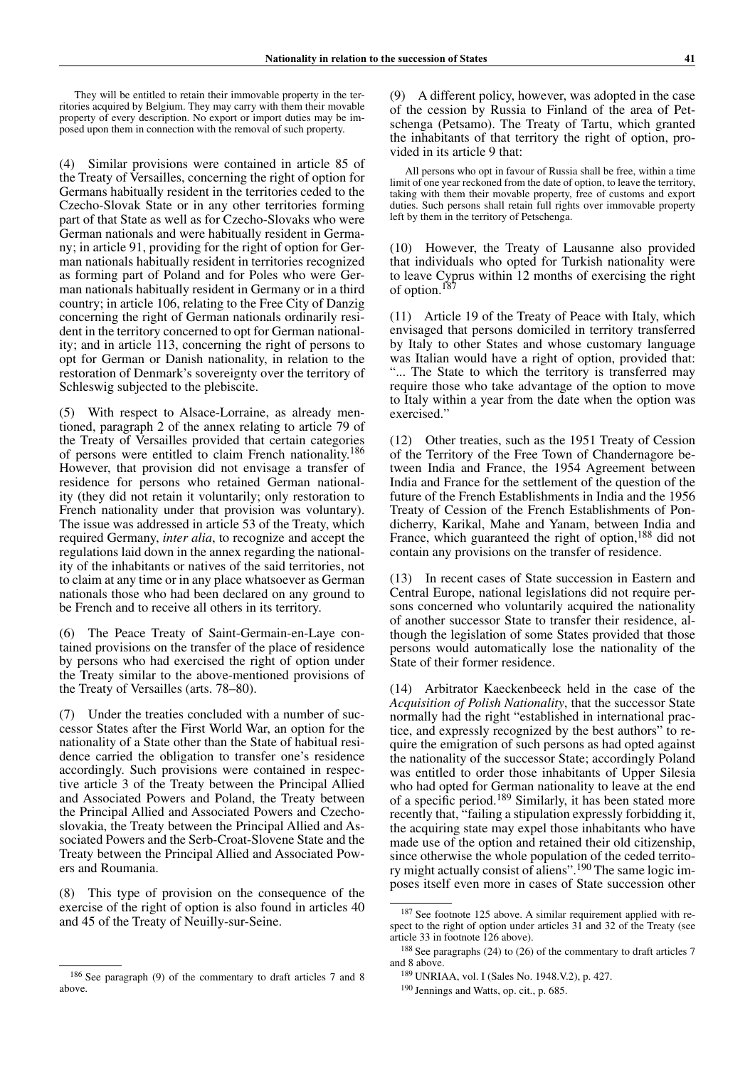They will be entitled to retain their immovable property in the territories acquired by Belgium. They may carry with them their movable property of every description. No export or import duties may be imposed upon them in connection with the removal of such property.

(4) Similar provisions were contained in article 85 of the Treaty of Versailles, concerning the right of option for Germans habitually resident in the territories ceded to the Czecho-Slovak State or in any other territories forming part of that State as well as for Czecho-Slovaks who were German nationals and were habitually resident in Germany; in article 91, providing for the right of option for German nationals habitually resident in territories recognized as forming part of Poland and for Poles who were German nationals habitually resident in Germany or in a third country; in article 106, relating to the Free City of Danzig concerning the right of German nationals ordinarily resident in the territory concerned to opt for German nationality; and in article 113, concerning the right of persons to opt for German or Danish nationality, in relation to the restoration of Denmark's sovereignty over the territory of Schleswig subjected to the plebiscite.

(5) With respect to Alsace-Lorraine, as already mentioned, paragraph 2 of the annex relating to article 79 of the Treaty of Versailles provided that certain categories of persons were entitled to claim French nationality.[186] However, that provision did not envisage a transfer of residence for persons who retained German nationality (they did not retain it voluntarily; only restoration to French nationality under that provision was voluntary). The issue was addressed in article 53 of the Treaty, which required Germany, *inter alia*, to recognize and accept the regulations laid down in the annex regarding the nationality of the inhabitants or natives of the said territories, not to claim at any time or in any place whatsoever as German nationals those who had been declared on any ground to be French and to receive all others in its territory.

(6) The Peace Treaty of Saint-Germain-en-Laye contained provisions on the transfer of the place of residence by persons who had exercised the right of option under the Treaty similar to the above-mentioned provisions of the Treaty of Versailles (arts. 78–80).

(7) Under the treaties concluded with a number of successor States after the First World War, an option for the nationality of a State other than the State of habitual residence carried the obligation to transfer one's residence accordingly. Such provisions were contained in respective article 3 of the Treaty between the Principal Allied and Associated Powers and Poland, the Treaty between the Principal Allied and Associated Powers and Czechoslovakia, the Treaty between the Principal Allied and Associated Powers and the Serb-Croat-Slovene State and the Treaty between the Principal Allied and Associated Powers and Roumania.

(8) This type of provision on the consequence of the exercise of the right of option is also found in articles 40 and 45 of the Treaty of Neuilly-sur-Seine.

(9) A different policy, however, was adopted in the case of the cession by Russia to Finland of the area of Petschenga (Petsamo). The Treaty of Tartu, which granted the inhabitants of that territory the right of option, provided in its article 9 that:

> All persons who opt in favour of Russia shall be free, within a time limit of one year reckoned from the date of option, to leave the territory, taking with them their movable property, free of customs and export duties. Such persons shall retain full rights over immovable property left by them in the territory of Petschenga.

(10) However, the Treaty of Lausanne also provided that individuals who opted for Turkish nationality were to leave Cyprus within 12 months of exercising the right of option.[187]

(11) Article 19 of the Treaty of Peace with Italy, which envisaged that persons domiciled in territory transferred by Italy to other States and whose customary language was Italian would have a right of option, provided that: "... The State to which the territory is transferred may require those who take advantage of the option to move to Italy within a year from the date when the option was exercised."

(12) Other treaties, such as the 1951 Treaty of Cession of the Territory of the Free Town of Chandernagore between India and France, the 1954 Agreement between India and France for the settlement of the question of the future of the French Establishments in India and the 1956 Treaty of Cession of the French Establishments of Pondicherry, Karikal, Mahe and Yanam, between India and France, which guaranteed the right of option,[188] did not contain any provisions on the transfer of residence.

(13) In recent cases of State succession in Eastern and Central Europe, national legislations did not require persons concerned who voluntarily acquired the nationality of another successor State to transfer their residence, although the legislation of some States provided that those persons would automatically lose the nationality of the State of their former residence.

(14) Arbitrator Kaeckenbeeck held in the case of the *Acquisition of Polish Nationality*, that the successor State normally had the right "established in international practice, and expressly recognized by the best authors" to require the emigration of such persons as had opted against the nationality of the successor State; accordingly Poland was entitled to order those inhabitants of Upper Silesia who had opted for German nationality to leave at the end of a specific period.[189] Similarly, it has been stated more recently that, "failing a stipulation expressly forbidding it, the acquiring state may expel those inhabitants who have made use of the option and retained their old citizenship, since otherwise the whole population of the ceded territory might actually consist of aliens".[190] The same logic imposes itself even more in cases of State succession other

---

[186] See paragraph (9) of the commentary to draft articles 7 and 8 above.

[187] See footnote 125 above. A similar requirement applied with respect to the right of option under articles 31 and 32 of the Treaty (see article 33 in footnote 126 above).

[188] See paragraphs (24) to (26) of the commentary to draft articles 7 and 8 above.

[189] UNRIAA, vol. I (Sales No. 1948.V.2), p. 427.

[190] Jennings and Watts, op. cit., p. 685.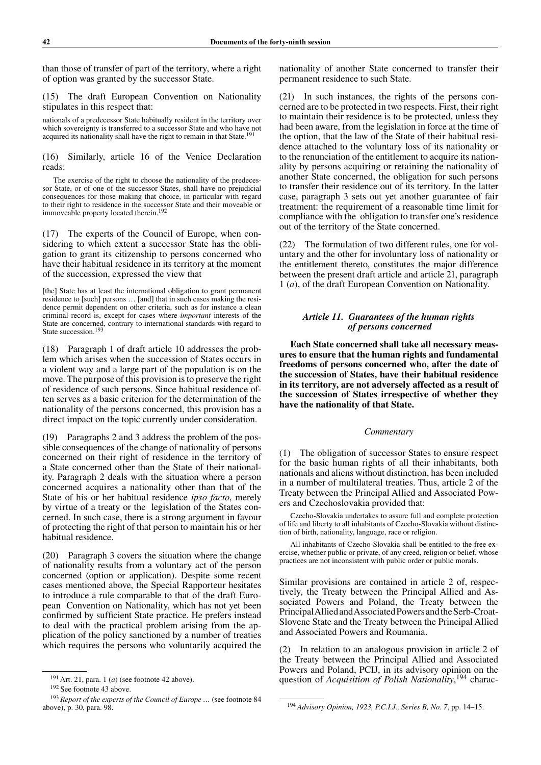than those of transfer of part of the territory, where a right of option was granted by the successor State.

(15) The draft European Convention on Nationality stipulates in this respect that:

> nationals of a predecessor State habitually resident in the territory over which sovereignty is transferred to a successor State and who have not acquired its nationality shall have the right to remain in that State.[191]

(16) Similarly, article 16 of the Venice Declaration reads:

> The exercise of the right to choose the nationality of the predecessor State, or of one of the successor States, shall have no prejudicial consequences for those making that choice, in particular with regard to their right to residence in the successor State and their moveable or immoveable property located therein.[192]

(17) The experts of the Council of Europe, when considering to which extent a successor State has the obligation to grant its citizenship to persons concerned who have their habitual residence in its territory at the moment of the succession, expressed the view that

> [the] State has at least the international obligation to grant permanent residence to [such] persons … [and] that in such cases making the residence permit dependent on other criteria, such as for instance a clean criminal record is, except for cases where *important* interests of the State are concerned, contrary to international standards with regard to State succession.[193]

(18) Paragraph 1 of draft article 10 addresses the problem which arises when the succession of States occurs in a violent way and a large part of the population is on the move. The purpose of this provision is to preserve the right of residence of such persons. Since habitual residence often serves as a basic criterion for the determination of the nationality of the persons concerned, this provision has a direct impact on the topic currently under consideration.

(19) Paragraphs 2 and 3 address the problem of the possible consequences of the change of nationality of persons concerned on their right of residence in the territory of a State concerned other than the State of their nationality. Paragraph 2 deals with the situation where a person concerned acquires a nationality other than that of the State of his or her habitual residence *ipso facto*, merely by virtue of a treaty or the legislation of the States concerned. In such case, there is a strong argument in favour of protecting the right of that person to maintain his or her habitual residence.

(20) Paragraph 3 covers the situation where the change of nationality results from a voluntary act of the person concerned (option or application). Despite some recent cases mentioned above, the Special Rapporteur hesitates to introduce a rule comparable to that of the draft European Convention on Nationality, which has not yet been confirmed by sufficient State practice. He prefers instead to deal with the practical problem arising from the application of the policy sanctioned by a number of treaties which requires the persons who voluntarily acquired the nationality of another State concerned to transfer their permanent residence to such State.

(21) In such instances, the rights of the persons concerned are to be protected in two respects. First, their right to maintain their residence is to be protected, unless they had been aware, from the legislation in force at the time of the option, that the law of the State of their habitual residence attached to the voluntary loss of its nationality or to the renunciation of the entitlement to acquire its nationality by persons acquiring or retaining the nationality of another State concerned, the obligation for such persons to transfer their residence out of its territory. In the latter case, paragraph 3 sets out yet another guarantee of fair treatment: the requirement of a reasonable time limit for compliance with the obligation to transfer one's residence out of the territory of the State concerned.

(22) The formulation of two different rules, one for voluntary and the other for involuntary loss of nationality or the entitlement thereto, constitutes the major difference between the present draft article and article 21, paragraph 1 (*a*), of the draft European Convention on Nationality.

### *Article 11. Guarantees of the human rights of persons concerned*

**Each State concerned shall take all necessary measures to ensure that the human rights and fundamental freedoms of persons concerned who, after the date of the succession of States, have their habitual residence in its territory, are not adversely affected as a result of the succession of States irrespective of whether they have the nationality of that State.**

*Commentary*

(1) The obligation of successor States to ensure respect for the basic human rights of all their inhabitants, both nationals and aliens without distinction, has been included in a number of multilateral treaties. Thus, article 2 of the Treaty between the Principal Allied and Associated Powers and Czechoslovakia provided that:

> Czecho-Slovakia undertakes to assure full and complete protection of life and liberty to all inhabitants of Czecho-Slovakia without distinction of birth, nationality, language, race or religion.
>
> All inhabitants of Czecho-Slovakia shall be entitled to the free exercise, whether public or private, of any creed, religion or belief, whose practices are not inconsistent with public order or public morals.

Similar provisions are contained in article 2 of, respectively, the Treaty between the Principal Allied and Associated Powers and Poland, the Treaty between the Principal Allied and Associated Powers and the Serb-Croat-Slovene State and the Treaty between the Principal Allied and Associated Powers and Roumania.

(2) In relation to an analogous provision in article 2 of the Treaty between the Principal Allied and Associated Powers and Poland, PCIJ, in its advisory opinion on the question of *Acquisition of Polish Nationality*,[194] charac-

---

[191] Art. 21, para. 1 (*a*) (see footnote 42 above).

[192] See footnote 43 above.

[193] *Report of the experts of the Council of Europe …* (see footnote 84 above), p. 30, para. 98.

[194] *Advisory Opinion, 1923, P.C.I.J., Series B, No. 7*, pp. 14–15.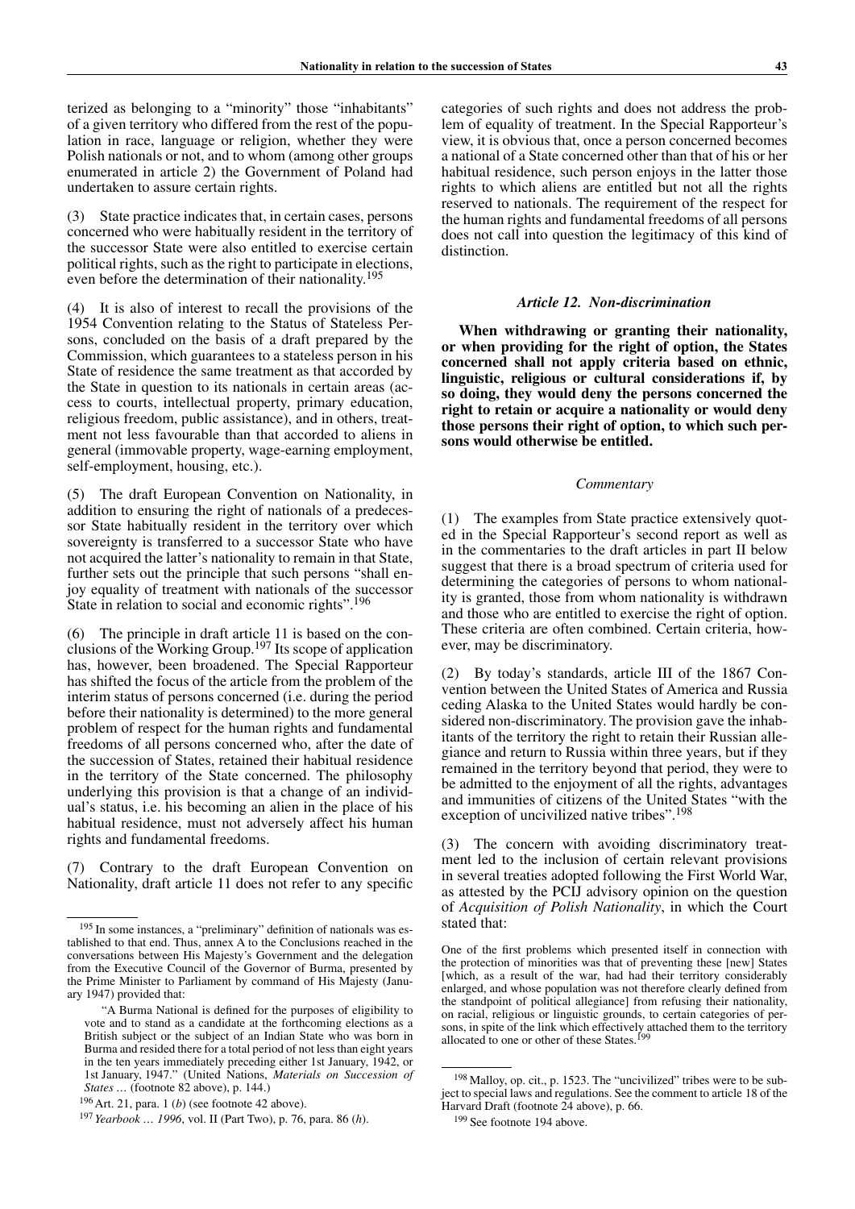terized as belonging to a "minority" those "inhabitants" of a given territory who differed from the rest of the population in race, language or religion, whether they were Polish nationals or not, and to whom (among other groups enumerated in article 2) the Government of Poland had undertaken to assure certain rights.

(3) State practice indicates that, in certain cases, persons concerned who were habitually resident in the territory of the successor State were also entitled to exercise certain political rights, such as the right to participate in elections, even before the determination of their nationality.[195]

(4) It is also of interest to recall the provisions of the 1954 Convention relating to the Status of Stateless Persons, concluded on the basis of a draft prepared by the Commission, which guarantees to a stateless person in his State of residence the same treatment as that accorded by the State in question to its nationals in certain areas (access to courts, intellectual property, primary education, religious freedom, public assistance), and in others, treatment not less favourable than that accorded to aliens in general (immovable property, wage-earning employment, self-employment, housing, etc.).

(5) The draft European Convention on Nationality, in addition to ensuring the right of nationals of a predecessor State habitually resident in the territory over which sovereignty is transferred to a successor State who have not acquired the latter's nationality to remain in that State, further sets out the principle that such persons "shall enjoy equality of treatment with nationals of the successor State in relation to social and economic rights".[196]

(6) The principle in draft article 11 is based on the conclusions of the Working Group.[197] Its scope of application has, however, been broadened. The Special Rapporteur has shifted the focus of the article from the problem of the interim status of persons concerned (i.e. during the period before their nationality is determined) to the more general problem of respect for the human rights and fundamental freedoms of all persons concerned who, after the date of the succession of States, retained their habitual residence in the territory of the State concerned. The philosophy underlying this provision is that a change of an individual's status, i.e. his becoming an alien in the place of his habitual residence, must not adversely affect his human rights and fundamental freedoms.

(7) Contrary to the draft European Convention on Nationality, draft article 11 does not refer to any specific categories of such rights and does not address the problem of equality of treatment. In the Special Rapporteur's view, it is obvious that, once a person concerned becomes a national of a State concerned other than that of his or her habitual residence, such person enjoys in the latter those rights to which aliens are entitled but not all the rights reserved to nationals. The requirement of the respect for the human rights and fundamental freedoms of all persons does not call into question the legitimacy of this kind of distinction.

### *Article 12. Non-discrimination*

**When withdrawing or granting their nationality, or when providing for the right of option, the States concerned shall not apply criteria based on ethnic, linguistic, religious or cultural considerations if, by so doing, they would deny the persons concerned the right to retain or acquire a nationality or would deny those persons their right of option, to which such persons would otherwise be entitled.**

#### *Commentary*

(1) The examples from State practice extensively quoted in the Special Rapporteur's second report as well as in the commentaries to the draft articles in part II below suggest that there is a broad spectrum of criteria used for determining the categories of persons to whom nationality is granted, those from whom nationality is withdrawn and those who are entitled to exercise the right of option. These criteria are often combined. Certain criteria, however, may be discriminatory.

(2) By today's standards, article III of the 1867 Convention between the United States of America and Russia ceding Alaska to the United States would hardly be considered non-discriminatory. The provision gave the inhabitants of the territory the right to retain their Russian allegiance and return to Russia within three years, but if they remained in the territory beyond that period, they were to be admitted to the enjoyment of all the rights, advantages and immunities of citizens of the United States "with the exception of uncivilized native tribes".[198]

(3) The concern with avoiding discriminatory treatment led to the inclusion of certain relevant provisions in several treaties adopted following the First World War, as attested by the PCIJ advisory opinion on the question of *Acquisition of Polish Nationality*, in which the Court stated that:

> One of the first problems which presented itself in connection with the protection of minorities was that of preventing these [new] States [which, as a result of the war, had had their territory considerably enlarged, and whose population was not therefore clearly defined from the standpoint of political allegiance] from refusing their nationality, on racial, religious or linguistic grounds, to certain categories of persons, in spite of the link which effectively attached them to the territory allocated to one or other of these States.[199]

---

[195] In some instances, a "preliminary" definition of nationals was established to that end. Thus, annex A to the Conclusions reached in the conversations between His Majesty's Government and the delegation from the Executive Council of the Governor of Burma, presented by the Prime Minister to Parliament by command of His Majesty (January 1947) provided that:

"A Burma National is defined for the purposes of eligibility to vote and to stand as a candidate at the forthcoming elections as a British subject or the subject of an Indian State who was born in Burma and resided there for a total period of not less than eight years in the ten years immediately preceding either 1st January, 1942, or 1st January, 1947." (United Nations, *Materials on Succession of States …* (footnote 82 above), p. 144.)

[196] Art. 21, para. 1 (*b*) (see footnote 42 above).

[197] *Yearbook … 1996*, vol. II (Part Two), p. 76, para. 86 (*h*).

[198] Malloy, op. cit., p. 1523. The "uncivilized" tribes were to be subject to special laws and regulations. See the comment to article 18 of the Harvard Draft (footnote 24 above), p. 66.

[199] See footnote 194 above.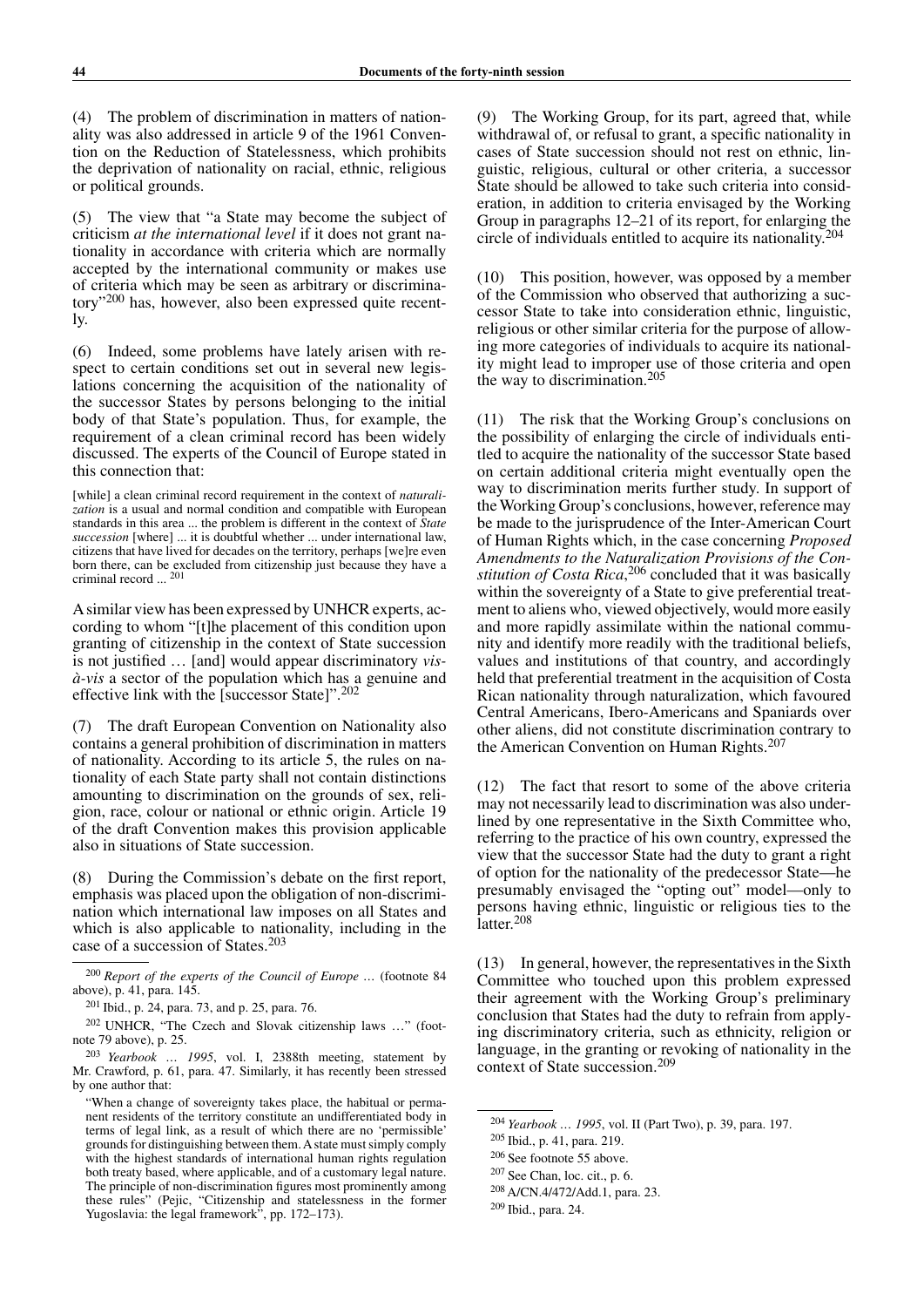(4) The problem of discrimination in matters of nationality was also addressed in article 9 of the 1961 Convention on the Reduction of Statelessness, which prohibits the deprivation of nationality on racial, ethnic, religious or political grounds.

(5) The view that "a State may become the subject of criticism *at the international level* if it does not grant nationality in accordance with criteria which are normally accepted by the international community or makes use of criteria which may be seen as arbitrary or discriminatory"[200] has, however, also been expressed quite recently.

(6) Indeed, some problems have lately arisen with respect to certain conditions set out in several new legislations concerning the acquisition of the nationality of the successor States by persons belonging to the initial body of that State's population. Thus, for example, the requirement of a clean criminal record has been widely discussed. The experts of the Council of Europe stated in this connection that:

> [while] a clean criminal record requirement in the context of *naturalization* is a usual and normal condition and compatible with European standards in this area ... the problem is different in the context of *State succession* [where] ... it is doubtful whether ... under international law, citizens that have lived for decades on the territory, perhaps [we]re even born there, can be excluded from citizenship just because they have a criminal record ... [201]

A similar view has been expressed by UNHCR experts, according to whom "[t]he placement of this condition upon granting of citizenship in the context of State succession is not justified … [and] would appear discriminatory *vis-à-vis* a sector of the population which has a genuine and effective link with the [successor State]".[202]

(7) The draft European Convention on Nationality also contains a general prohibition of discrimination in matters of nationality. According to its article 5, the rules on nationality of each State party shall not contain distinctions amounting to discrimination on the grounds of sex, religion, race, colour or national or ethnic origin. Article 19 of the draft Convention makes this provision applicable also in situations of State succession.

(8) During the Commission's debate on the first report, emphasis was placed upon the obligation of non-discrimination which international law imposes on all States and which is also applicable to nationality, including in the case of a succession of States.[203]

(9) The Working Group, for its part, agreed that, while withdrawal of, or refusal to grant, a specific nationality in cases of State succession should not rest on ethnic, linguistic, religious, cultural or other criteria, a successor State should be allowed to take such criteria into consideration, in addition to criteria envisaged by the Working Group in paragraphs 12–21 of its report, for enlarging the circle of individuals entitled to acquire its nationality.[204]

(10) This position, however, was opposed by a member of the Commission who observed that authorizing a successor State to take into consideration ethnic, linguistic, religious or other similar criteria for the purpose of allowing more categories of individuals to acquire its nationality might lead to improper use of those criteria and open the way to discrimination.[205]

(11) The risk that the Working Group's conclusions on the possibility of enlarging the circle of individuals entitled to acquire the nationality of the successor State based on certain additional criteria might eventually open the way to discrimination merits further study. In support of the Working Group's conclusions, however, reference may be made to the jurisprudence of the Inter-American Court of Human Rights which, in the case concerning *Proposed Amendments to the Naturalization Provisions of the Constitution of Costa Rica*,[206] concluded that it was basically within the sovereignty of a State to give preferential treatment to aliens who, viewed objectively, would more easily and more rapidly assimilate within the national community and identify more readily with the traditional beliefs, values and institutions of that country, and accordingly held that preferential treatment in the acquisition of Costa Rican nationality through naturalization, which favoured Central Americans, Ibero-Americans and Spaniards over other aliens, did not constitute discrimination contrary to the American Convention on Human Rights.[207]

(12) The fact that resort to some of the above criteria may not necessarily lead to discrimination was also underlined by one representative in the Sixth Committee who, referring to the practice of his own country, expressed the view that the successor State had the duty to grant a right of option for the nationality of the predecessor State—he presumably envisaged the "opting out" model—only to persons having ethnic, linguistic or religious ties to the latter.[208]

(13) In general, however, the representatives in the Sixth Committee who touched upon this problem expressed their agreement with the Working Group's preliminary conclusion that States had the duty to refrain from applying discriminatory criteria, such as ethnicity, religion or language, in the granting or revoking of nationality in the context of State succession.[209]

---

[200] *Report of the experts of the Council of Europe …* (footnote 84 above), p. 41, para. 145.

[201] Ibid., p. 24, para. 73, and p. 25, para. 76.

[202] UNHCR, "The Czech and Slovak citizenship laws …" (footnote 79 above), p. 25.

[203] *Yearbook … 1995*, vol. I, 2388th meeting, statement by Mr. Crawford, p. 61, para. 47. Similarly, it has recently been stressed by one author that:

"When a change of sovereignty takes place, the habitual or permanent residents of the territory constitute an undifferentiated body in terms of legal link, as a result of which there are no 'permissible' grounds for distinguishing between them. A state must simply comply with the highest standards of international human rights regulation both treaty based, where applicable, and of a customary legal nature. The principle of non-discrimination figures most prominently among these rules" (Pejic, "Citizenship and statelessness in the former Yugoslavia: the legal framework", pp. 172–173).

[204] *Yearbook … 1995*, vol. II (Part Two), p. 39, para. 197.

[205] Ibid., p. 41, para. 219.

[206] See footnote 55 above.

[207] See Chan, loc. cit., p. 6.

[208] A/CN.4/472/Add.1, para. 23.

[209] Ibid., para. 24.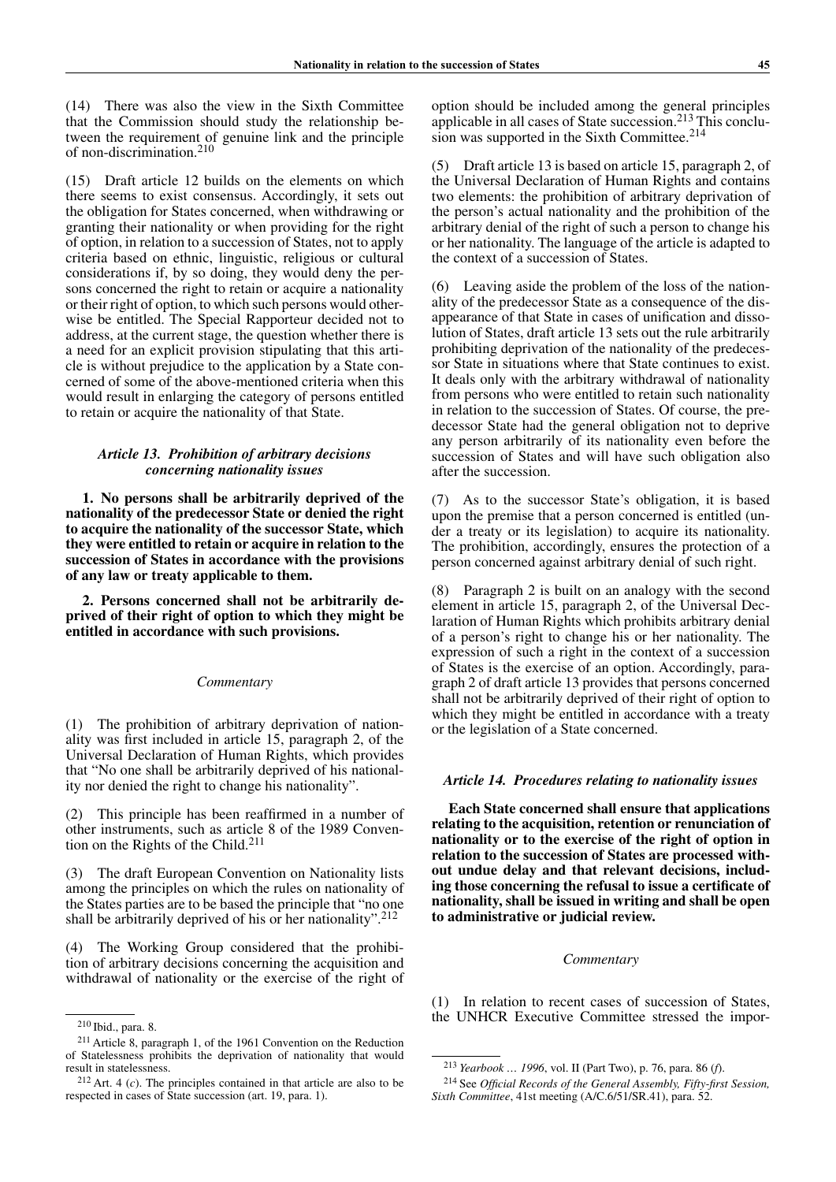(14) There was also the view in the Sixth Committee that the Commission should study the relationship between the requirement of genuine link and the principle of non-discrimination.[210]

(15) Draft article 12 builds on the elements on which there seems to exist consensus. Accordingly, it sets out the obligation for States concerned, when withdrawing or granting their nationality or when providing for the right of option, in relation to a succession of States, not to apply criteria based on ethnic, linguistic, religious or cultural considerations if, by so doing, they would deny the persons concerned the right to retain or acquire a nationality or their right of option, to which such persons would otherwise be entitled. The Special Rapporteur decided not to address, at the current stage, the question whether there is a need for an explicit provision stipulating that this article is without prejudice to the application by a State concerned of some of the above-mentioned criteria when this would result in enlarging the category of persons entitled to retain or acquire the nationality of that State.

### *Article 13. Prohibition of arbitrary decisions concerning nationality issues*

**1. No persons shall be arbitrarily deprived of the nationality of the predecessor State or denied the right to acquire the nationality of the successor State, which they were entitled to retain or acquire in relation to the succession of States in accordance with the provisions of any law or treaty applicable to them.**

**2. Persons concerned shall not be arbitrarily deprived of their right of option to which they might be entitled in accordance with such provisions.**

*Commentary*

(1) The prohibition of arbitrary deprivation of nationality was first included in article 15, paragraph 2, of the Universal Declaration of Human Rights, which provides that "No one shall be arbitrarily deprived of his nationality nor denied the right to change his nationality".

(2) This principle has been reaffirmed in a number of other instruments, such as article 8 of the 1989 Convention on the Rights of the Child.[211]

(3) The draft European Convention on Nationality lists among the principles on which the rules on nationality of the States parties are to be based the principle that "no one shall be arbitrarily deprived of his or her nationality".[212]

(4) The Working Group considered that the prohibition of arbitrary decisions concerning the acquisition and withdrawal of nationality or the exercise of the right of option should be included among the general principles applicable in all cases of State succession.[213] This conclusion was supported in the Sixth Committee.[214]

(5) Draft article 13 is based on article 15, paragraph 2, of the Universal Declaration of Human Rights and contains two elements: the prohibition of arbitrary deprivation of the person's actual nationality and the prohibition of the arbitrary denial of the right of such a person to change his or her nationality. The language of the article is adapted to the context of a succession of States.

(6) Leaving aside the problem of the loss of the nationality of the predecessor State as a consequence of the disappearance of that State in cases of unification and dissolution of States, draft article 13 sets out the rule arbitrarily prohibiting deprivation of the nationality of the predecessor State in situations where that State continues to exist. It deals only with the arbitrary withdrawal of nationality from persons who were entitled to retain such nationality in relation to the succession of States. Of course, the predecessor State had the general obligation not to deprive any person arbitrarily of its nationality even before the succession of States and will have such obligation also after the succession.

(7) As to the successor State's obligation, it is based upon the premise that a person concerned is entitled (under a treaty or its legislation) to acquire its nationality. The prohibition, accordingly, ensures the protection of a person concerned against arbitrary denial of such right.

(8) Paragraph 2 is built on an analogy with the second element in article 15, paragraph 2, of the Universal Declaration of Human Rights which prohibits arbitrary denial of a person's right to change his or her nationality. The expression of such a right in the context of a succession of States is the exercise of an option. Accordingly, paragraph 2 of draft article 13 provides that persons concerned shall not be arbitrarily deprived of their right of option to which they might be entitled in accordance with a treaty or the legislation of a State concerned.

### *Article 14. Procedures relating to nationality issues*

**Each State concerned shall ensure that applications relating to the acquisition, retention or renunciation of nationality or to the exercise of the right of option in relation to the succession of States are processed without undue delay and that relevant decisions, including those concerning the refusal to issue a certificate of nationality, shall be issued in writing and shall be open to administrative or judicial review.**

*Commentary*

(1) In relation to recent cases of succession of States, the UNHCR Executive Committee stressed the impor-

---

[210] Ibid., para. 8.

[211] Article 8, paragraph 1, of the 1961 Convention on the Reduction of Statelessness prohibits the deprivation of nationality that would result in statelessness.

[212] Art. 4 (*c*). The principles contained in that article are also to be respected in cases of State succession (art. 19, para. 1).

[213] *Yearbook … 1996*, vol. II (Part Two), p. 76, para. 86 (*f*).

[214] See *Official Records of the General Assembly, Fifty-first Session, Sixth Committee*, 41st meeting (A/C.6/51/SR.41), para. 52.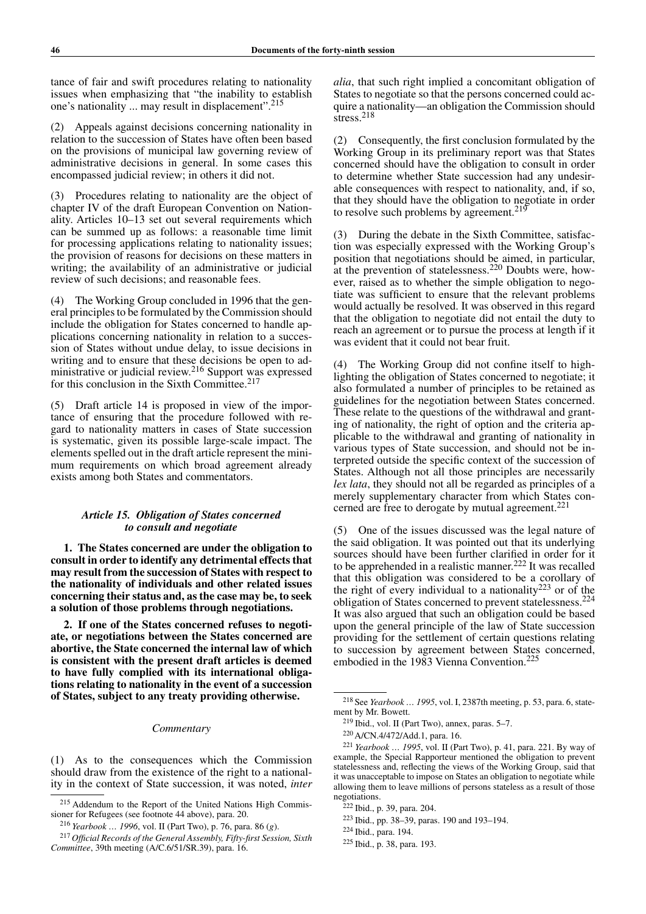tance of fair and swift procedures relating to nationality issues when emphasizing that "the inability to establish one's nationality ... may result in displacement".[215]

(2) Appeals against decisions concerning nationality in relation to the succession of States have often been based on the provisions of municipal law governing review of administrative decisions in general. In some cases this encompassed judicial review; in others it did not.

(3) Procedures relating to nationality are the object of chapter IV of the draft European Convention on Nationality. Articles 10–13 set out several requirements which can be summed up as follows: a reasonable time limit for processing applications relating to nationality issues; the provision of reasons for decisions on these matters in writing; the availability of an administrative or judicial review of such decisions; and reasonable fees.

(4) The Working Group concluded in 1996 that the general principles to be formulated by the Commission should include the obligation for States concerned to handle applications concerning nationality in relation to a succession of States without undue delay, to issue decisions in writing and to ensure that these decisions be open to administrative or judicial review.[216] Support was expressed for this conclusion in the Sixth Committee.[217]

(5) Draft article 14 is proposed in view of the importance of ensuring that the procedure followed with regard to nationality matters in cases of State succession is systematic, given its possible large-scale impact. The elements spelled out in the draft article represent the minimum requirements on which broad agreement already exists among both States and commentators.

### *Article 15. Obligation of States concerned to consult and negotiate*

**1. The States concerned are under the obligation to consult in order to identify any detrimental effects that may result from the succession of States with respect to the nationality of individuals and other related issues concerning their status and, as the case may be, to seek a solution of those problems through negotiations.**

**2. If one of the States concerned refuses to negotiate, or negotiations between the States concerned are abortive, the State concerned the internal law of which is consistent with the present draft articles is deemed to have fully complied with its international obligations relating to nationality in the event of a succession of States, subject to any treaty providing otherwise.**

#### *Commentary*

(1) As to the consequences which the Commission should draw from the existence of the right to a nationality in the context of State succession, it was noted, *inter alia*, that such right implied a concomitant obligation of States to negotiate so that the persons concerned could acquire a nationality—an obligation the Commission should stress.[218]

(2) Consequently, the first conclusion formulated by the Working Group in its preliminary report was that States concerned should have the obligation to consult in order to determine whether State succession had any undesirable consequences with respect to nationality, and, if so, that they should have the obligation to negotiate in order to resolve such problems by agreement.[219]

(3) During the debate in the Sixth Committee, satisfaction was especially expressed with the Working Group's position that negotiations should be aimed, in particular, at the prevention of statelessness.[220] Doubts were, however, raised as to whether the simple obligation to negotiate was sufficient to ensure that the relevant problems would actually be resolved. It was observed in this regard that the obligation to negotiate did not entail the duty to reach an agreement or to pursue the process at length if it was evident that it could not bear fruit.

(4) The Working Group did not confine itself to highlighting the obligation of States concerned to negotiate; it also formulated a number of principles to be retained as guidelines for the negotiation between States concerned. These relate to the questions of the withdrawal and granting of nationality, the right of option and the criteria applicable to the withdrawal and granting of nationality in various types of State succession, and should not be interpreted outside the specific context of the succession of States. Although not all those principles are necessarily *lex lata*, they should not all be regarded as principles of a merely supplementary character from which States concerned are free to derogate by mutual agreement.[221]

(5) One of the issues discussed was the legal nature of the said obligation. It was pointed out that its underlying sources should have been further clarified in order for it to be apprehended in a realistic manner.[222] It was recalled that this obligation was considered to be a corollary of the right of every individual to a nationality[223] or of the obligation of States concerned to prevent statelessness.[224] It was also argued that such an obligation could be based upon the general principle of the law of State succession providing for the settlement of certain questions relating to succession by agreement between States concerned, embodied in the 1983 Vienna Convention.[225]

---

[215] Addendum to the Report of the United Nations High Commissioner for Refugees (see footnote 44 above), para. 20.

[216] *Yearbook … 1996*, vol. II (Part Two), p. 76, para. 86 (*g*).

[217] *Official Records of the General Assembly, Fifty-first Session, Sixth Committee*, 39th meeting (A/C.6/51/SR.39), para. 16.

[218] See *Yearbook … 1995*, vol. I, 2387th meeting, p. 53, para. 6, statement by Mr. Bowett.

[219] Ibid., vol. II (Part Two), annex, paras. 5–7.

[220] A/CN.4/472/Add.1, para. 16.

[221] *Yearbook … 1995*, vol. II (Part Two), p. 41, para. 221. By way of example, the Special Rapporteur mentioned the obligation to prevent statelessness and, reflecting the views of the Working Group, said that it was unacceptable to impose on States an obligation to negotiate while allowing them to leave millions of persons stateless as a result of those negotiations.

[222] Ibid., p. 39, para. 204.

[223] Ibid., pp. 38–39, paras. 190 and 193–194.

[224] Ibid., para. 194.

[225] Ibid., p. 38, para. 193.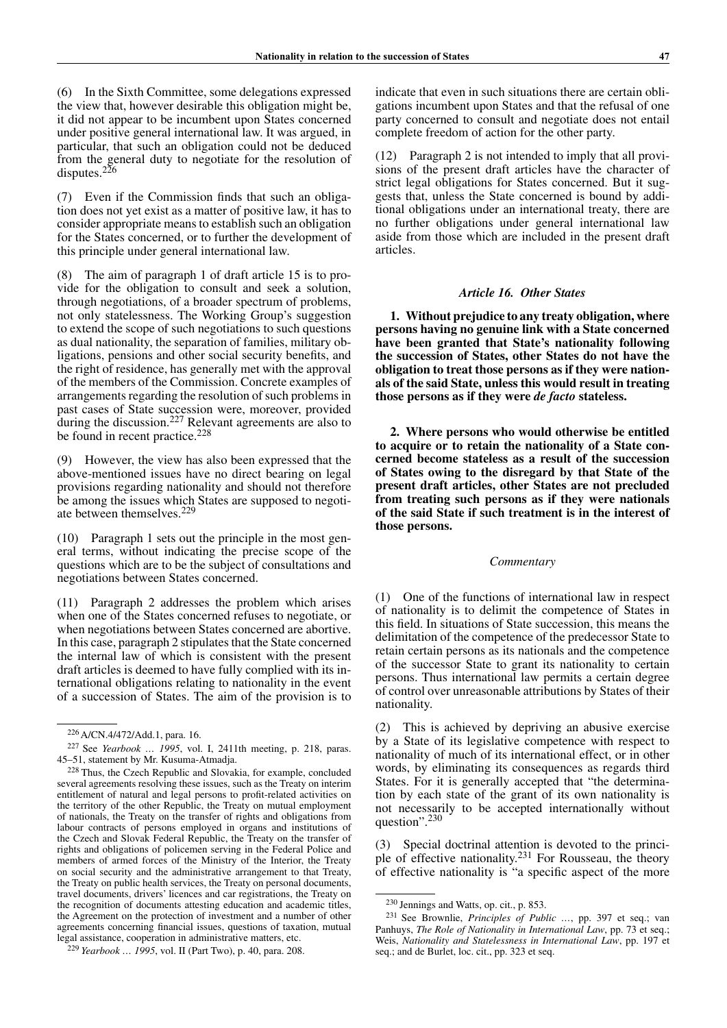(6) In the Sixth Committee, some delegations expressed the view that, however desirable this obligation might be, it did not appear to be incumbent upon States concerned under positive general international law. It was argued, in particular, that such an obligation could not be deduced from the general duty to negotiate for the resolution of disputes.[226]

(7) Even if the Commission finds that such an obligation does not yet exist as a matter of positive law, it has to consider appropriate means to establish such an obligation for the States concerned, or to further the development of this principle under general international law.

(8) The aim of paragraph 1 of draft article 15 is to provide for the obligation to consult and seek a solution, through negotiations, of a broader spectrum of problems, not only statelessness. The Working Group's suggestion to extend the scope of such negotiations to such questions as dual nationality, the separation of families, military obligations, pensions and other social security benefits, and the right of residence, has generally met with the approval of the members of the Commission. Concrete examples of arrangements regarding the resolution of such problems in past cases of State succession were, moreover, provided during the discussion.[227] Relevant agreements are also to be found in recent practice.[228]

(9) However, the view has also been expressed that the above-mentioned issues have no direct bearing on legal provisions regarding nationality and should not therefore be among the issues which States are supposed to negotiate between themselves.[229]

(10) Paragraph 1 sets out the principle in the most general terms, without indicating the precise scope of the questions which are to be the subject of consultations and negotiations between States concerned.

(11) Paragraph 2 addresses the problem which arises when one of the States concerned refuses to negotiate, or when negotiations between States concerned are abortive. In this case, paragraph 2 stipulates that the State concerned the internal law of which is consistent with the present draft articles is deemed to have fully complied with its international obligations relating to nationality in the event of a succession of States. The aim of the provision is to indicate that even in such situations there are certain obligations incumbent upon States and that the refusal of one party concerned to consult and negotiate does not entail complete freedom of action for the other party.

(12) Paragraph 2 is not intended to imply that all provisions of the present draft articles have the character of strict legal obligations for States concerned. But it suggests that, unless the State concerned is bound by additional obligations under an international treaty, there are no further obligations under general international law aside from those which are included in the present draft articles.

### *Article 16. Other States*

**1. Without prejudice to any treaty obligation, where persons having no genuine link with a State concerned have been granted that State's nationality following the succession of States, other States do not have the obligation to treat those persons as if they were nationals of the said State, unless this would result in treating those persons as if they were *de facto* stateless.**

**2. Where persons who would otherwise be entitled to acquire or to retain the nationality of a State concerned become stateless as a result of the succession of States owing to the disregard by that State of the present draft articles, other States are not precluded from treating such persons as if they were nationals of the said State if such treatment is in the interest of those persons.**

*Commentary*

(1) One of the functions of international law in respect of nationality is to delimit the competence of States in this field. In situations of State succession, this means the delimitation of the competence of the predecessor State to retain certain persons as its nationals and the competence of the successor State to grant its nationality to certain persons. Thus international law permits a certain degree of control over unreasonable attributions by States of their nationality.

(2) This is achieved by depriving an abusive exercise by a State of its legislative competence with respect to nationality of much of its international effect, or in other words, by eliminating its consequences as regards third States. For it is generally accepted that "the determination by each state of the grant of its own nationality is not necessarily to be accepted internationally without question".[230]

(3) Special doctrinal attention is devoted to the principle of effective nationality.[231] For Rousseau, the theory of effective nationality is "a specific aspect of the more

---

[226] A/CN.4/472/Add.1, para. 16.

[227] See *Yearbook … 1995*, vol. I, 2411th meeting, p. 218, paras. 45–51, statement by Mr. Kusuma-Atmadja.

[228] Thus, the Czech Republic and Slovakia, for example, concluded several agreements resolving these issues, such as the Treaty on interim entitlement of natural and legal persons to profit-related activities on the territory of the other Republic, the Treaty on mutual employment of nationals, the Treaty on the transfer of rights and obligations from labour contracts of persons employed in organs and institutions of the Czech and Slovak Federal Republic, the Treaty on the transfer of rights and obligations of policemen serving in the Federal Police and members of armed forces of the Ministry of the Interior, the Treaty on social security and the administrative arrangement to that Treaty, the Treaty on public health services, the Treaty on personal documents, travel documents, drivers' licences and car registrations, the Treaty on the recognition of documents attesting education and academic titles, the Agreement on the protection of investment and a number of other agreements concerning financial issues, questions of taxation, mutual legal assistance, cooperation in administrative matters, etc.

[229] *Yearbook … 1995*, vol. II (Part Two), p. 40, para. 208.

[230] Jennings and Watts, op. cit., p. 853.

[231] See Brownlie, *Principles of Public …*, pp. 397 et seq.; van Panhuys, *The Role of Nationality in International Law*, pp. 73 et seq.; Weis, *Nationality and Statelessness in International Law*, pp. 197 et seq.; and de Burlet, loc. cit., pp. 323 et seq.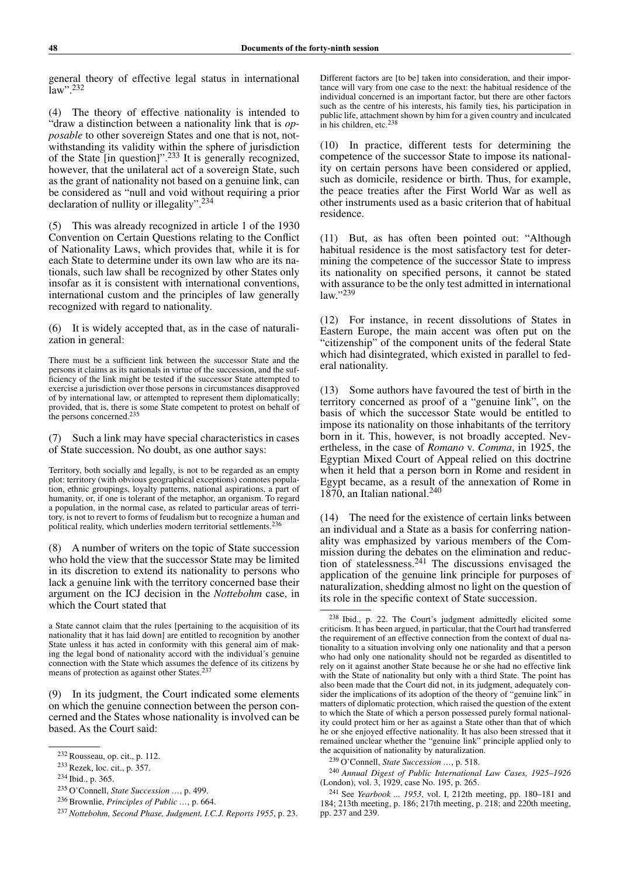general theory of effective legal status in international law".[232]

(4) The theory of effective nationality is intended to "draw a distinction between a nationality link that is *opposable* to other sovereign States and one that is not, notwithstanding its validity within the sphere of jurisdiction of the State [in question]".[233] It is generally recognized, however, that the unilateral act of a sovereign State, such as the grant of nationality not based on a genuine link, can be considered as "null and void without requiring a prior declaration of nullity or illegality".[234]

(5) This was already recognized in article 1 of the 1930 Convention on Certain Questions relating to the Conflict of Nationality Laws, which provides that, while it is for each State to determine under its own law who are its nationals, such law shall be recognized by other States only insofar as it is consistent with international conventions, international custom and the principles of law generally recognized with regard to nationality.

(6) It is widely accepted that, as in the case of naturalization in general:

> There must be a sufficient link between the successor State and the persons it claims as its nationals in virtue of the succession, and the sufficiency of the link might be tested if the successor State attempted to exercise a jurisdiction over those persons in circumstances disapproved of by international law, or attempted to represent them diplomatically; provided, that is, there is some State competent to protest on behalf of the persons concerned.[235]

(7) Such a link may have special characteristics in cases of State succession. No doubt, as one author says:

> Territory, both socially and legally, is not to be regarded as an empty plot: territory (with obvious geographical exceptions) connotes population, ethnic groupings, loyalty patterns, national aspirations, a part of humanity, or, if one is tolerant of the metaphor, an organism. To regard a population, in the normal case, as related to particular areas of territory, is not to revert to forms of feudalism but to recognize a human and political reality, which underlies modern territorial settlements.[236]

(8) A number of writers on the topic of State succession who hold the view that the successor State may be limited in its discretion to extend its nationality to persons who lack a genuine link with the territory concerned base their argument on the ICJ decision in the *Nottebohm* case, in which the Court stated that

> a State cannot claim that the rules [pertaining to the acquisition of its nationality that it has laid down] are entitled to recognition by another State unless it has acted in conformity with this general aim of making the legal bond of nationality accord with the individual's genuine connection with the State which assumes the defence of its citizens by means of protection as against other States.[237]

(9) In its judgment, the Court indicated some elements on which the genuine connection between the person concerned and the States whose nationality is involved can be based. As the Court said:

> Different factors are [to be] taken into consideration, and their importance will vary from one case to the next: the habitual residence of the individual concerned is an important factor, but there are other factors such as the centre of his interests, his family ties, his participation in public life, attachment shown by him for a given country and inculcated in his children, etc.[238]

(10) In practice, different tests for determining the competence of the successor State to impose its nationality on certain persons have been considered or applied, such as domicile, residence or birth. Thus, for example, the peace treaties after the First World War as well as other instruments used as a basic criterion that of habitual residence.

(11) But, as has often been pointed out: "Although habitual residence is the most satisfactory test for determining the competence of the successor State to impress its nationality on specified persons, it cannot be stated with assurance to be the only test admitted in international law."[239]

(12) For instance, in recent dissolutions of States in Eastern Europe, the main accent was often put on the "citizenship" of the component units of the federal State which had disintegrated, which existed in parallel to federal nationality.

(13) Some authors have favoured the test of birth in the territory concerned as proof of a "genuine link", on the basis of which the successor State would be entitled to impose its nationality on those inhabitants of the territory born in it. This, however, is not broadly accepted. Nevertheless, in the case of *Romano* v. *Comma*, in 1925, the Egyptian Mixed Court of Appeal relied on this doctrine when it held that a person born in Rome and resident in Egypt became, as a result of the annexation of Rome in 1870, an Italian national.[240]

(14) The need for the existence of certain links between an individual and a State as a basis for conferring nationality was emphasized by various members of the Commission during the debates on the elimination and reduction of statelessness.[241] The discussions envisaged the application of the genuine link principle for purposes of naturalization, shedding almost no light on the question of its role in the specific context of State succession.

---

[232] Rousseau, op. cit., p. 112.

[233] Rezek, loc. cit., p. 357.

[234] Ibid., p. 365.

[235] O'Connell, *State Succession …*, p. 499.

[236] Brownlie, *Principles of Public …*, p. 664.

[237] *Nottebohm, Second Phase, Judgment, I.C.J. Reports 1955*, p. 23.

[238] Ibid., p. 22. The Court's judgment admittedly elicited some criticism. It has been argued, in particular, that the Court had transferred the requirement of an effective connection from the context of dual nationality to a situation involving only one nationality and that a person who had only one nationality should not be regarded as disentitled to rely on it against another State because he or she had no effective link with the State of nationality but only with a third State. The point has also been made that the Court did not, in its judgment, adequately consider the implications of its adoption of the theory of "genuine link" in matters of diplomatic protection, which raised the question of the extent to which the State of which a person possessed purely formal nationality could protect him or her as against a State other than that of which he or she enjoyed effective nationality. It has also been stressed that it remained unclear whether the "genuine link" principle applied only to the acquisition of nationality by naturalization.

[239] O'Connell, *State Succession …*, p. 518.

[240] *Annual Digest of Public International Law Cases, 1925–1926* (London), vol. 3, 1929, case No. 195, p. 265.

[241] See *Yearbook ... 1953*, vol. I, 212th meeting, pp. 180–181 and 184; 213th meeting, p. 186; 217th meeting, p. 218; and 220th meeting, pp. 237 and 239.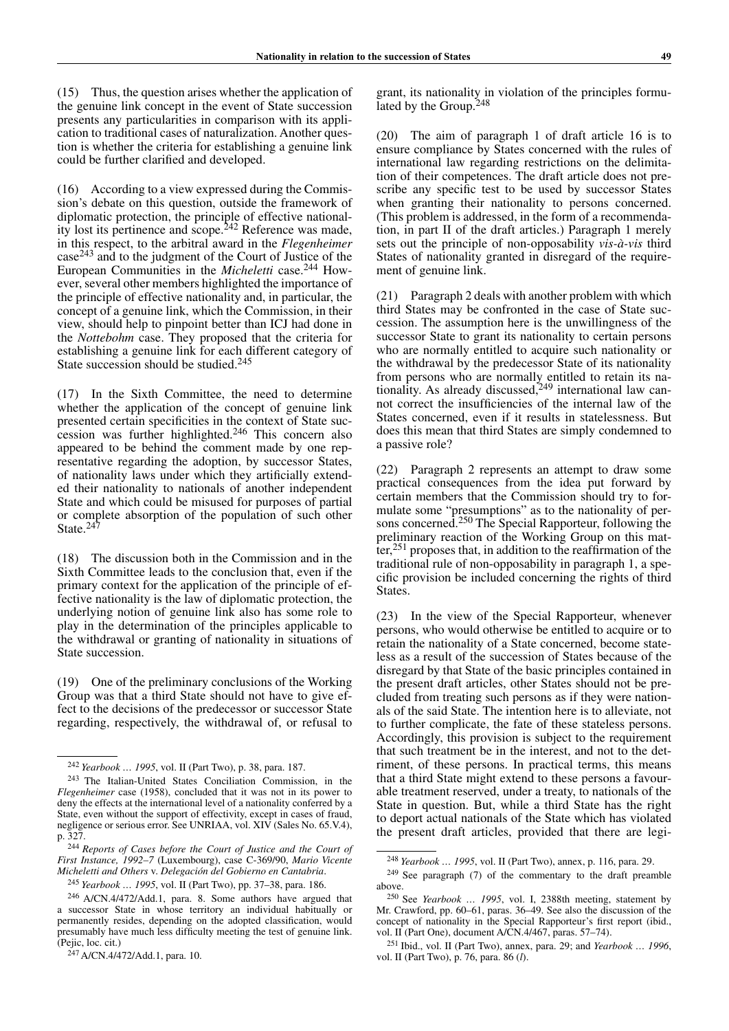(15) Thus, the question arises whether the application of the genuine link concept in the event of State succession presents any particularities in comparison with its application to traditional cases of naturalization. Another question is whether the criteria for establishing a genuine link could be further clarified and developed.

(16) According to a view expressed during the Commission's debate on this question, outside the framework of diplomatic protection, the principle of effective nationality lost its pertinence and scope.[242] Reference was made, in this respect, to the arbitral award in the *Flegenheimer* case[243] and to the judgment of the Court of Justice of the European Communities in the *Micheletti* case.[244] However, several other members highlighted the importance of the principle of effective nationality and, in particular, the concept of a genuine link, which the Commission, in their view, should help to pinpoint better than ICJ had done in the *Nottebohm* case. They proposed that the criteria for establishing a genuine link for each different category of State succession should be studied.[245]

(17) In the Sixth Committee, the need to determine whether the application of the concept of genuine link presented certain specificities in the context of State succession was further highlighted.[246] This concern also appeared to be behind the comment made by one representative regarding the adoption, by successor States, of nationality laws under which they artificially extended their nationality to nationals of another independent State and which could be misused for purposes of partial or complete absorption of the population of such other State.[247]

(18) The discussion both in the Commission and in the Sixth Committee leads to the conclusion that, even if the primary context for the application of the principle of effective nationality is the law of diplomatic protection, the underlying notion of genuine link also has some role to play in the determination of the principles applicable to the withdrawal or granting of nationality in situations of State succession.

(19) One of the preliminary conclusions of the Working Group was that a third State should not have to give effect to the decisions of the predecessor or successor State regarding, respectively, the withdrawal of, or refusal to grant, its nationality in violation of the principles formulated by the Group.[248]

(20) The aim of paragraph 1 of draft article 16 is to ensure compliance by States concerned with the rules of international law regarding restrictions on the delimitation of their competences. The draft article does not prescribe any specific test to be used by successor States when granting their nationality to persons concerned. (This problem is addressed, in the form of a recommendation, in part II of the draft articles.) Paragraph 1 merely sets out the principle of non-opposability *vis-à-vis* third States of nationality granted in disregard of the requirement of genuine link.

(21) Paragraph 2 deals with another problem with which third States may be confronted in the case of State succession. The assumption here is the unwillingness of the successor State to grant its nationality to certain persons who are normally entitled to acquire such nationality or the withdrawal by the predecessor State of its nationality from persons who are normally entitled to retain its nationality. As already discussed,[249] international law cannot correct the insufficiencies of the internal law of the States concerned, even if it results in statelessness. But does this mean that third States are simply condemned to a passive role?

(22) Paragraph 2 represents an attempt to draw some practical consequences from the idea put forward by certain members that the Commission should try to formulate some "presumptions" as to the nationality of persons concerned.[250] The Special Rapporteur, following the preliminary reaction of the Working Group on this matter,[251] proposes that, in addition to the reaffirmation of the traditional rule of non-opposability in paragraph 1, a specific provision be included concerning the rights of third States.

(23) In the view of the Special Rapporteur, whenever persons, who would otherwise be entitled to acquire or to retain the nationality of a State concerned, become stateless as a result of the succession of States because of the disregard by that State of the basic principles contained in the present draft articles, other States should not be precluded from treating such persons as if they were nationals of the said State. The intention here is to alleviate, not to further complicate, the fate of these stateless persons. Accordingly, this provision is subject to the requirement that such treatment be in the interest, and not to the detriment, of these persons. In practical terms, this means that a third State might extend to these persons a favourable treatment reserved, under a treaty, to nationals of the State in question. But, while a third State has the right to deport actual nationals of the State which has violated the present draft articles, provided that there are legi-

---

[242] *Yearbook … 1995*, vol. II (Part Two), p. 38, para. 187.

[243] The Italian-United States Conciliation Commission, in the *Flegenheimer* case (1958), concluded that it was not in its power to deny the effects at the international level of a nationality conferred by a State, even without the support of effectivity, except in cases of fraud, negligence or serious error. See UNRIAA, vol. XIV (Sales No. 65.V.4), p. 327.

[244] *Reports of Cases before the Court of Justice and the Court of First Instance, 1992–7* (Luxembourg), case C-369/90, *Mario Vicente Micheletti and Others* v. *Delegación del Gobierno en Cantabria*.

[245] *Yearbook … 1995*, vol. II (Part Two), pp. 37–38, para. 186.

[246] A/CN.4/472/Add.1, para. 8. Some authors have argued that a successor State in whose territory an individual habitually or permanently resides, depending on the adopted classification, would presumably have much less difficulty meeting the test of genuine link. (Pejic, loc. cit.)

[247] A/CN.4/472/Add.1, para. 10.

[248] *Yearbook … 1995*, vol. II (Part Two), annex, p. 116, para. 29.

[249] See paragraph (7) of the commentary to the draft preamble above.

[250] See *Yearbook … 1995*, vol. I, 2388th meeting, statement by Mr. Crawford, pp. 60–61, paras. 36–49. See also the discussion of the concept of nationality in the Special Rapporteur's first report (ibid., vol. II (Part One), document A/CN.4/467, paras. 57–74).

[251] Ibid., vol. II (Part Two), annex, para. 29; and *Yearbook … 1996*, vol. II (Part Two), p. 76, para. 86 (*l*).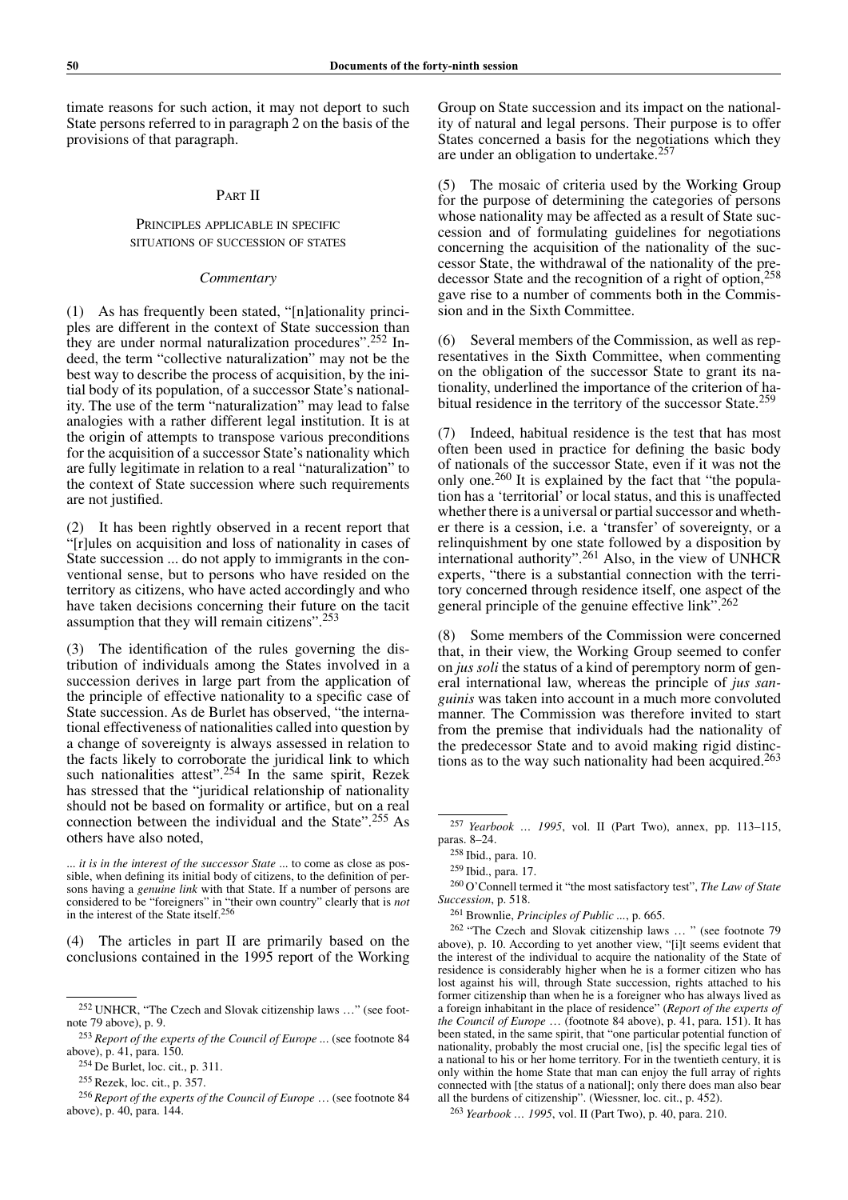timate reasons for such action, it may not deport to such State persons referred to in paragraph 2 on the basis of the provisions of that paragraph.

## PART II

### PRINCIPLES APPLICABLE IN SPECIFIC SITUATIONS OF SUCCESSION OF STATES

*Commentary*

(1) As has frequently been stated, "[n]ationality principles are different in the context of State succession than they are under normal naturalization procedures".[252] Indeed, the term "collective naturalization" may not be the best way to describe the process of acquisition, by the initial body of its population, of a successor State's nationality. The use of the term "naturalization" may lead to false analogies with a rather different legal institution. It is at the origin of attempts to transpose various preconditions for the acquisition of a successor State's nationality which are fully legitimate in relation to a real "naturalization" to the context of State succession where such requirements are not justified.

(2) It has been rightly observed in a recent report that "[r]ules on acquisition and loss of nationality in cases of State succession ... do not apply to immigrants in the conventional sense, but to persons who have resided on the territory as citizens, who have acted accordingly and who have taken decisions concerning their future on the tacit assumption that they will remain citizens".[253]

(3) The identification of the rules governing the distribution of individuals among the States involved in a succession derives in large part from the application of the principle of effective nationality to a specific case of State succession. As de Burlet has observed, "the international effectiveness of nationalities called into question by a change of sovereignty is always assessed in relation to the facts likely to corroborate the juridical link to which such nationalities attest".[254] In the same spirit, Rezek has stressed that the "juridical relationship of nationality should not be based on formality or artifice, but on a real connection between the individual and the State".[255] As others have also noted,

> ... *it is in the interest of the successor State* ... to come as close as possible, when defining its initial body of citizens, to the definition of persons having a *genuine link* with that State. If a number of persons are considered to be "foreigners" in "their own country" clearly that is *not* in the interest of the State itself.[256]

(4) The articles in part II are primarily based on the conclusions contained in the 1995 report of the Working Group on State succession and its impact on the nationality of natural and legal persons. Their purpose is to offer States concerned a basis for the negotiations which they are under an obligation to undertake.[257]

(5) The mosaic of criteria used by the Working Group for the purpose of determining the categories of persons whose nationality may be affected as a result of State succession and of formulating guidelines for negotiations concerning the acquisition of the nationality of the successor State, the withdrawal of the nationality of the predecessor State and the recognition of a right of option,[258] gave rise to a number of comments both in the Commission and in the Sixth Committee.

(6) Several members of the Commission, as well as representatives in the Sixth Committee, when commenting on the obligation of the successor State to grant its nationality, underlined the importance of the criterion of habitual residence in the territory of the successor State.[259]

(7) Indeed, habitual residence is the test that has most often been used in practice for defining the basic body of nationals of the successor State, even if it was not the only one.[260] It is explained by the fact that "the population has a 'territorial' or local status, and this is unaffected whether there is a universal or partial successor and whether there is a cession, i.e. a 'transfer' of sovereignty, or a relinquishment by one state followed by a disposition by international authority".[261] Also, in the view of UNHCR experts, "there is a substantial connection with the territory concerned through residence itself, one aspect of the general principle of the genuine effective link".[262]

(8) Some members of the Commission were concerned that, in their view, the Working Group seemed to confer on *jus soli* the status of a kind of peremptory norm of general international law, whereas the principle of *jus sanguinis* was taken into account in a much more convoluted manner. The Commission was therefore invited to start from the premise that individuals had the nationality of the predecessor State and to avoid making rigid distinctions as to the way such nationality had been acquired.[263]

---

[252] UNHCR, "The Czech and Slovak citizenship laws …" (see footnote 79 above), p. 9.

[253] *Report of the experts of the Council of Europe* ... (see footnote 84 above), p. 41, para. 150.

[254] De Burlet, loc. cit., p. 311.

[255] Rezek, loc. cit., p. 357.

[256] *Report of the experts of the Council of Europe* … (see footnote 84 above), p. 40, para. 144.

[257] *Yearbook … 1995*, vol. II (Part Two), annex, pp. 113–115, paras. 8–24.

[258] Ibid., para. 10.

[259] Ibid., para. 17.

[260] O'Connell termed it "the most satisfactory test", *The Law of State Succession*, p. 518.

[261] Brownlie, *Principles of Public* ..., p. 665.

[262] "The Czech and Slovak citizenship laws … " (see footnote 79 above), p. 10. According to yet another view, "[i]t seems evident that the interest of the individual to acquire the nationality of the State of residence is considerably higher when he is a former citizen who has lost against his will, through State succession, rights attached to his former citizenship than when he is a foreigner who has always lived as a foreign inhabitant in the place of residence" (*Report of the experts of the Council of Europe* … (footnote 84 above), p. 41, para. 151). It has been stated, in the same spirit, that "one particular potential function of nationality, probably the most crucial one, [is] the specific legal ties of a national to his or her home territory. For in the twentieth century, it is only within the home State that man can enjoy the full array of rights connected with [the status of a national]; only there does man also bear all the burdens of citizenship". (Wiessner, loc. cit., p. 452).

[263] *Yearbook … 1995*, vol. II (Part Two), p. 40, para. 210.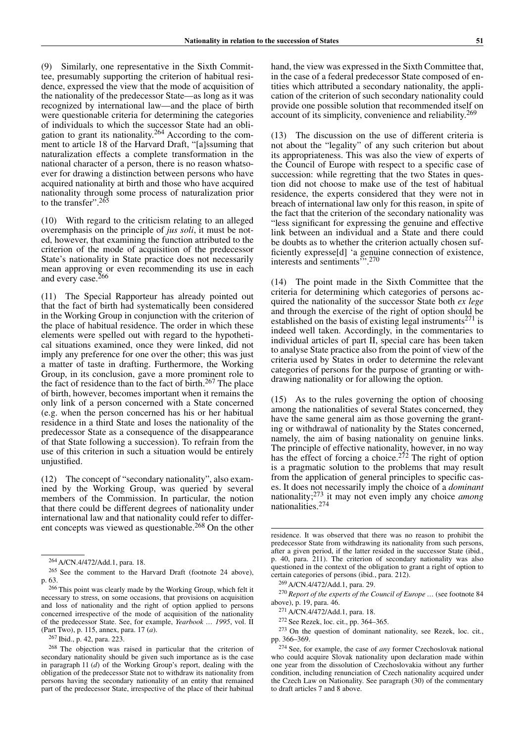(9) Similarly, one representative in the Sixth Committee, presumably supporting the criterion of habitual residence, expressed the view that the mode of acquisition of the nationality of the predecessor State—as long as it was recognized by international law—and the place of birth were questionable criteria for determining the categories of individuals to which the successor State had an obligation to grant its nationality.[264] According to the comment to article 18 of the Harvard Draft, "[a]ssuming that naturalization effects a complete transformation in the national character of a person, there is no reason whatsoever for drawing a distinction between persons who have acquired nationality at birth and those who have acquired nationality through some process of naturalization prior to the transfer".[265]

(10) With regard to the criticism relating to an alleged overemphasis on the principle of *jus soli*, it must be noted, however, that examining the function attributed to the criterion of the mode of acquisition of the predecessor State's nationality in State practice does not necessarily mean approving or even recommending its use in each and every case.[266]

(11) The Special Rapporteur has already pointed out that the fact of birth had systematically been considered in the Working Group in conjunction with the criterion of the place of habitual residence. The order in which these elements were spelled out with regard to the hypothetical situations examined, once they were linked, did not imply any preference for one over the other; this was just a matter of taste in drafting. Furthermore, the Working Group, in its conclusion, gave a more prominent role to the fact of residence than to the fact of birth.[267] The place of birth, however, becomes important when it remains the only link of a person concerned with a State concerned (e.g. when the person concerned has his or her habitual residence in a third State and loses the nationality of the predecessor State as a consequence of the disappearance of that State following a succession). To refrain from the use of this criterion in such a situation would be entirely unjustified.

(12) The concept of "secondary nationality", also examined by the Working Group, was queried by several members of the Commission. In particular, the notion that there could be different degrees of nationality under international law and that nationality could refer to different concepts was viewed as questionable.[268] On the other hand, the view was expressed in the Sixth Committee that, in the case of a federal predecessor State composed of entities which attributed a secondary nationality, the application of the criterion of such secondary nationality could provide one possible solution that recommended itself on account of its simplicity, convenience and reliability.[269]

(13) The discussion on the use of different criteria is not about the "legality" of any such criterion but about its appropriateness. This was also the view of experts of the Council of Europe with respect to a specific case of succession: while regretting that the two States in question did not choose to make use of the test of habitual residence, the experts considered that they were not in breach of international law only for this reason, in spite of the fact that the criterion of the secondary nationality was "less significant for expressing the genuine and effective link between an individual and a State and there could be doubts as to whether the criterion actually chosen sufficiently expresse[d] 'a genuine connection of existence, interests and sentiments'".[270]

(14) The point made in the Sixth Committee that the criteria for determining which categories of persons acquired the nationality of the successor State both *ex lege* and through the exercise of the right of option should be established on the basis of existing legal instruments[271] is indeed well taken. Accordingly, in the commentaries to individual articles of part II, special care has been taken to analyse State practice also from the point of view of the criteria used by States in order to determine the relevant categories of persons for the purpose of granting or withdrawing nationality or for allowing the option.

(15) As to the rules governing the option of choosing among the nationalities of several States concerned, they have the same general aim as those governing the granting or withdrawal of nationality by the States concerned, namely, the aim of basing nationality on genuine links. The principle of effective nationality, however, in no way has the effect of forcing a choice.[272] The right of option is a pragmatic solution to the problems that may result from the application of general principles to specific cases. It does not necessarily imply the choice of a *dominant* nationality;[273] it may not even imply any choice *among* nationalities.[274]

---

[264] A/CN.4/472/Add.1, para. 18.

[265] See the comment to the Harvard Draft (footnote 24 above), p. 63.

[266] This point was clearly made by the Working Group, which felt it necessary to stress, on some occasions, that provisions on acquisition and loss of nationality and the right of option applied to persons concerned irrespective of the mode of acquisition of the nationality of the predecessor State. See, for example, *Yearbook … 1995*, vol. II (Part Two), p. 115, annex, para. 17 (*a*).

[267] Ibid., p. 42, para. 223.

[268] The objection was raised in particular that the criterion of secondary nationality should be given such importance as is the case in paragraph 11 (*d*) of the Working Group's report, dealing with the obligation of the predecessor State not to withdraw its nationality from persons having the secondary nationality of an entity that remained part of the predecessor State, irrespective of the place of their habitual residence. It was observed that there was no reason to prohibit the predecessor State from withdrawing its nationality from such persons, after a given period, if the latter resided in the successor State (ibid., p. 40, para. 211). The criterion of secondary nationality was also questioned in the context of the obligation to grant a right of option to certain categories of persons (ibid., para. 212).

[269] A/CN.4/472/Add.1, para. 29.

[270] *Report of the experts of the Council of Europe …* (see footnote 84 above), p. 19, para. 46.

[271] A/CN.4/472/Add.1, para. 18.

[272] See Rezek, loc. cit., pp. 364–365.

[273] On the question of dominant nationality, see Rezek, loc. cit., pp. 366–369.

[274] See, for example, the case of *any* former Czechoslovak national who could acquire Slovak nationality upon declaration made within one year from the dissolution of Czechoslovakia without any further condition, including renunciation of Czech nationality acquired under the Czech Law on Nationality. See paragraph (30) of the commentary to draft articles 7 and 8 above.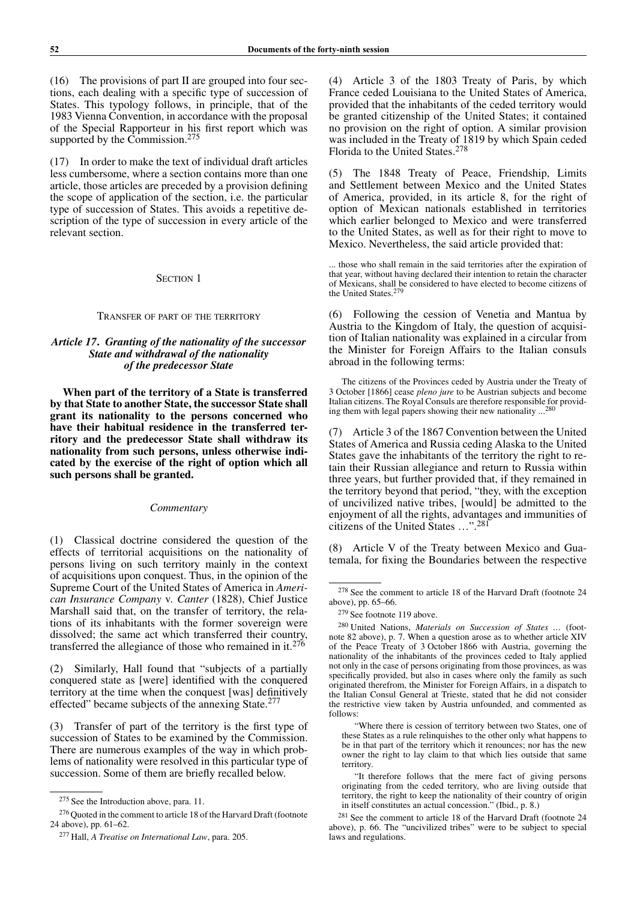(16) The provisions of part II are grouped into four sections, each dealing with a specific type of succession of States. This typology follows, in principle, that of the 1983 Vienna Convention, in accordance with the proposal of the Special Rapporteur in his first report which was supported by the Commission.[275]

(17) In order to make the text of individual draft articles less cumbersome, where a section contains more than one article, those articles are preceded by a provision defining the scope of application of the section, i.e. the particular type of succession of States. This avoids a repetitive description of the type of succession in every article of the relevant section.

## Section 1

### Transfer of part of the territory

#### *Article 17. Granting of the nationality of the successor State and withdrawal of the nationality of the predecessor State*

**When part of the territory of a State is transferred by that State to another State, the successor State shall grant its nationality to the persons concerned who have their habitual residence in the transferred territory and the predecessor State shall withdraw its nationality from such persons, unless otherwise indicated by the exercise of the right of option which all such persons shall be granted.**

*Commentary*

(1) Classical doctrine considered the question of the effects of territorial acquisitions on the nationality of persons living on such territory mainly in the context of acquisitions upon conquest. Thus, in the opinion of the Supreme Court of the United States of America in *American Insurance Company* v. *Canter* (1828), Chief Justice Marshall said that, on the transfer of territory, the relations of its inhabitants with the former sovereign were dissolved; the same act which transferred their country, transferred the allegiance of those who remained in it.[276]

(2) Similarly, Hall found that "subjects of a partially conquered state as [were] identified with the conquered territory at the time when the conquest [was] definitively effected" became subjects of the annexing State.[277]

(3) Transfer of part of the territory is the first type of succession of States to be examined by the Commission. There are numerous examples of the way in which problems of nationality were resolved in this particular type of succession. Some of them are briefly recalled below.

(4) Article 3 of the 1803 Treaty of Paris, by which France ceded Louisiana to the United States of America, provided that the inhabitants of the ceded territory would be granted citizenship of the United States; it contained no provision on the right of option. A similar provision was included in the Treaty of 1819 by which Spain ceded Florida to the United States.[278]

(5) The 1848 Treaty of Peace, Friendship, Limits and Settlement between Mexico and the United States of America, provided, in its article 8, for the right of option of Mexican nationals established in territories which earlier belonged to Mexico and were transferred to the United States, as well as for their right to move to Mexico. Nevertheless, the said article provided that:

> ... those who shall remain in the said territories after the expiration of that year, without having declared their intention to retain the character of Mexicans, shall be considered to have elected to become citizens of the United States.[279]

(6) Following the cession of Venetia and Mantua by Austria to the Kingdom of Italy, the question of acquisition of Italian nationality was explained in a circular from the Minister for Foreign Affairs to the Italian consuls abroad in the following terms:

> The citizens of the Provinces ceded by Austria under the Treaty of 3 October [1866] cease *pleno jure* to be Austrian subjects and become Italian citizens. The Royal Consuls are therefore responsible for providing them with legal papers showing their new nationality ...[280]

(7) Article 3 of the 1867 Convention between the United States of America and Russia ceding Alaska to the United States gave the inhabitants of the territory the right to retain their Russian allegiance and return to Russia within three years, but further provided that, if they remained in the territory beyond that period, "they, with the exception of uncivilized native tribes, [would] be admitted to the enjoyment of all the rights, advantages and immunities of citizens of the United States …".[281]

(8) Article V of the Treaty between Mexico and Guatemala, for fixing the Boundaries between the respective

---

[275] See the Introduction above, para. 11.

[276] Quoted in the comment to article 18 of the Harvard Draft (footnote 24 above), pp. 61–62.

[277] Hall, *A Treatise on International Law*, para. 205.

[278] See the comment to article 18 of the Harvard Draft (footnote 24 above), pp. 65–66.

[279] See footnote 119 above.

[280] United Nations, *Materials on Succession of States …* (footnote 82 above), p. 7. When a question arose as to whether article XIV of the Peace Treaty of 3 October 1866 with Austria, governing the nationality of the inhabitants of the provinces ceded to Italy applied not only in the case of persons originating from those provinces, as was specifically provided, but also in cases where only the family as such originated therefrom, the Minister for Foreign Affairs, in a dispatch to the Italian Consul General at Trieste, stated that he did not consider the restrictive view taken by Austria unfounded, and commented as follows:

> "Where there is cession of territory between two States, one of these States as a rule relinquishes to the other only what happens to be in that part of the territory which it renounces; nor has the new owner the right to lay claim to that which lies outside that same territory.
>
> "It therefore follows that the mere fact of giving persons originating from the ceded territory, who are living outside that territory, the right to keep the nationality of their country of origin in itself constitutes an actual concession." (Ibid., p. 8.)

[281] See the comment to article 18 of the Harvard Draft (footnote 24 above), p. 66. The "uncivilized tribes" were to be subject to special laws and regulations.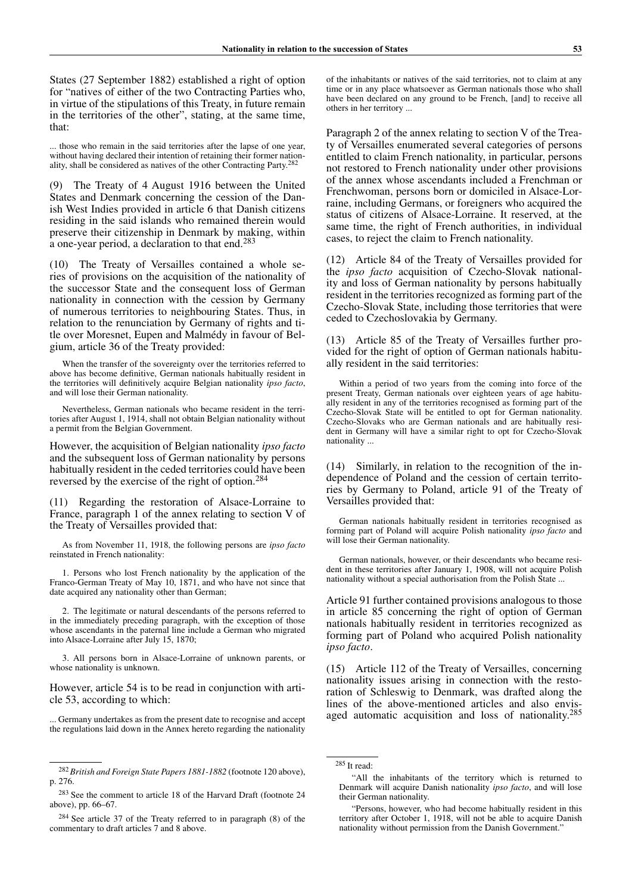States (27 September 1882) established a right of option for "natives of either of the two Contracting Parties who, in virtue of the stipulations of this Treaty, in future remain in the territories of the other", stating, at the same time, that:

> ... those who remain in the said territories after the lapse of one year, without having declared their intention of retaining their former nationality, shall be considered as natives of the other Contracting Party.[282]

(9) The Treaty of 4 August 1916 between the United States and Denmark concerning the cession of the Danish West Indies provided in article 6 that Danish citizens residing in the said islands who remained therein would preserve their citizenship in Denmark by making, within a one-year period, a declaration to that end.[283]

(10) The Treaty of Versailles contained a whole series of provisions on the acquisition of the nationality of the successor State and the consequent loss of German nationality in connection with the cession by Germany of numerous territories to neighbouring States. Thus, in relation to the renunciation by Germany of rights and title over Moresnet, Eupen and Malmédy in favour of Belgium, article 36 of the Treaty provided:

> When the transfer of the sovereignty over the territories referred to above has become definitive, German nationals habitually resident in the territories will definitively acquire Belgian nationality *ipso facto*, and will lose their German nationality.
>
> Nevertheless, German nationals who became resident in the territories after August 1, 1914, shall not obtain Belgian nationality without a permit from the Belgian Government.

However, the acquisition of Belgian nationality *ipso facto* and the subsequent loss of German nationality by persons habitually resident in the ceded territories could have been reversed by the exercise of the right of option.[284]

(11) Regarding the restoration of Alsace-Lorraine to France, paragraph 1 of the annex relating to section V of the Treaty of Versailles provided that:

> As from November 11, 1918, the following persons are *ipso facto* reinstated in French nationality:
>
> 1. Persons who lost French nationality by the application of the Franco-German Treaty of May 10, 1871, and who have not since that date acquired any nationality other than German;
>
> 2. The legitimate or natural descendants of the persons referred to in the immediately preceding paragraph, with the exception of those whose ascendants in the paternal line include a German who migrated into Alsace-Lorraine after July 15, 1870;
>
> 3. All persons born in Alsace-Lorraine of unknown parents, or whose nationality is unknown.

However, article 54 is to be read in conjunction with article 53, according to which:

> ... Germany undertakes as from the present date to recognise and accept the regulations laid down in the Annex hereto regarding the nationality of the inhabitants or natives of the said territories, not to claim at any time or in any place whatsoever as German nationals those who shall have been declared on any ground to be French, [and] to receive all others in her territory ...

Paragraph 2 of the annex relating to section V of the Treaty of Versailles enumerated several categories of persons entitled to claim French nationality, in particular, persons not restored to French nationality under other provisions of the annex whose ascendants included a Frenchman or Frenchwoman, persons born or domiciled in Alsace-Lorraine, including Germans, or foreigners who acquired the status of citizens of Alsace-Lorraine. It reserved, at the same time, the right of French authorities, in individual cases, to reject the claim to French nationality.

(12) Article 84 of the Treaty of Versailles provided for the *ipso facto* acquisition of Czecho-Slovak nationality and loss of German nationality by persons habitually resident in the territories recognized as forming part of the Czecho-Slovak State, including those territories that were ceded to Czechoslovakia by Germany.

(13) Article 85 of the Treaty of Versailles further provided for the right of option of German nationals habitually resident in the said territories:

> Within a period of two years from the coming into force of the present Treaty, German nationals over eighteen years of age habitually resident in any of the territories recognised as forming part of the Czecho-Slovak State will be entitled to opt for German nationality. Czecho-Slovaks who are German nationals and are habitually resident in Germany will have a similar right to opt for Czecho-Slovak nationality ...

(14) Similarly, in relation to the recognition of the independence of Poland and the cession of certain territories by Germany to Poland, article 91 of the Treaty of Versailles provided that:

> German nationals habitually resident in territories recognised as forming part of Poland will acquire Polish nationality *ipso facto* and will lose their German nationality.
>
> German nationals, however, or their descendants who became resident in these territories after January 1, 1908, will not acquire Polish nationality without a special authorisation from the Polish State ...

Article 91 further contained provisions analogous to those in article 85 concerning the right of option of German nationals habitually resident in territories recognized as forming part of Poland who acquired Polish nationality *ipso facto*.

(15) Article 112 of the Treaty of Versailles, concerning nationality issues arising in connection with the restoration of Schleswig to Denmark, was drafted along the lines of the above-mentioned articles and also envisaged automatic acquisition and loss of nationality.[285]

---

[282] *British and Foreign State Papers 1881-1882* (footnote 120 above), p. 276.

[283] See the comment to article 18 of the Harvard Draft (footnote 24 above), pp. 66–67.

[284] See article 37 of the Treaty referred to in paragraph (8) of the commentary to draft articles 7 and 8 above.

[285] It read:

"All the inhabitants of the territory which is returned to Denmark will acquire Danish nationality *ipso facto*, and will lose their German nationality.

"Persons, however, who had become habitually resident in this territory after October 1, 1918, will not be able to acquire Danish nationality without permission from the Danish Government."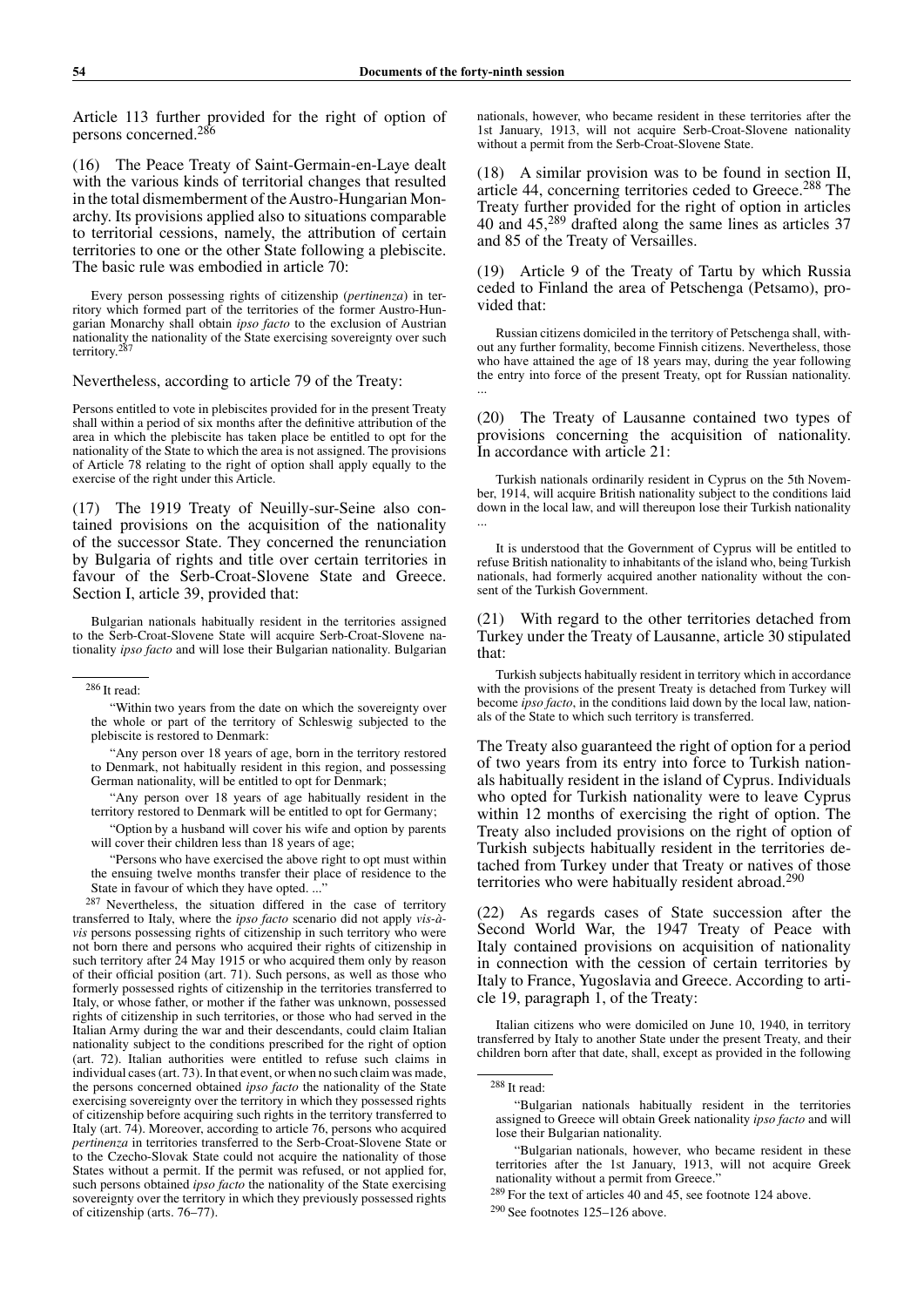Article 113 further provided for the right of option of persons concerned.[286]

(16) The Peace Treaty of Saint-Germain-en-Laye dealt with the various kinds of territorial changes that resulted in the total dismemberment of the Austro-Hungarian Monarchy. Its provisions applied also to situations comparable to territorial cessions, namely, the attribution of certain territories to one or the other State following a plebiscite. The basic rule was embodied in article 70:

> Every person possessing rights of citizenship (*pertinenza*) in territory which formed part of the territories of the former Austro-Hungarian Monarchy shall obtain *ipso facto* to the exclusion of Austrian nationality the nationality of the State exercising sovereignty over such territory.[287]

Nevertheless, according to article 79 of the Treaty:

> Persons entitled to vote in plebiscites provided for in the present Treaty shall within a period of six months after the definitive attribution of the area in which the plebiscite has taken place be entitled to opt for the nationality of the State to which the area is not assigned. The provisions of Article 78 relating to the right of option shall apply equally to the exercise of the right under this Article.

(17) The 1919 Treaty of Neuilly-sur-Seine also contained provisions on the acquisition of the nationality of the successor State. They concerned the renunciation by Bulgaria of rights and title over certain territories in favour of the Serb-Croat-Slovene State and Greece. Section I, article 39, provided that:

> Bulgarian nationals habitually resident in the territories assigned to the Serb-Croat-Slovene State will acquire Serb-Croat-Slovene nationality *ipso facto* and will lose their Bulgarian nationality. Bulgarian nationals, however, who became resident in these territories after the 1st January, 1913, will not acquire Serb-Croat-Slovene nationality without a permit from the Serb-Croat-Slovene State.

(18) A similar provision was to be found in section II, article 44, concerning territories ceded to Greece.[288] The Treaty further provided for the right of option in articles 40 and 45,[289] drafted along the same lines as articles 37 and 85 of the Treaty of Versailles.

(19) Article 9 of the Treaty of Tartu by which Russia ceded to Finland the area of Petschenga (Petsamo), provided that:

> Russian citizens domiciled in the territory of Petschenga shall, without any further formality, become Finnish citizens. Nevertheless, those who have attained the age of 18 years may, during the year following the entry into force of the present Treaty, opt for Russian nationality. ...

(20) The Treaty of Lausanne contained two types of provisions concerning the acquisition of nationality. In accordance with article 21:

> Turkish nationals ordinarily resident in Cyprus on the 5th November, 1914, will acquire British nationality subject to the conditions laid down in the local law, and will thereupon lose their Turkish nationality ...
>
> It is understood that the Government of Cyprus will be entitled to refuse British nationality to inhabitants of the island who, being Turkish nationals, had formerly acquired another nationality without the consent of the Turkish Government.

(21) With regard to the other territories detached from Turkey under the Treaty of Lausanne, article 30 stipulated that:

> Turkish subjects habitually resident in territory which in accordance with the provisions of the present Treaty is detached from Turkey will become *ipso facto*, in the conditions laid down by the local law, nationals of the State to which such territory is transferred.

The Treaty also guaranteed the right of option for a period of two years from its entry into force to Turkish nationals habitually resident in the island of Cyprus. Individuals who opted for Turkish nationality were to leave Cyprus within 12 months of exercising the right of option. The Treaty also included provisions on the right of option of Turkish subjects habitually resident in the territories detached from Turkey under that Treaty or natives of those territories who were habitually resident abroad.[290]

(22) As regards cases of State succession after the Second World War, the 1947 Treaty of Peace with Italy contained provisions on acquisition of nationality in connection with the cession of certain territories by Italy to France, Yugoslavia and Greece. According to article 19, paragraph 1, of the Treaty:

> Italian citizens who were domiciled on June 10, 1940, in territory transferred by Italy to another State under the present Treaty, and their children born after that date, shall, except as provided in the following

---

[286] It read:

"Within two years from the date on which the sovereignty over the whole or part of the territory of Schleswig subjected to the plebiscite is restored to Denmark:

"Any person over 18 years of age, born in the territory restored to Denmark, not habitually resident in this region, and possessing German nationality, will be entitled to opt for Denmark;

"Any person over 18 years of age habitually resident in the territory restored to Denmark will be entitled to opt for Germany;

"Option by a husband will cover his wife and option by parents will cover their children less than 18 years of age;

"Persons who have exercised the above right to opt must within the ensuing twelve months transfer their place of residence to the State in favour of which they have opted. ..."

[287] Nevertheless, the situation differed in the case of territory transferred to Italy, where the *ipso facto* scenario did not apply *vis-à-vis* persons possessing rights of citizenship in such territory who were not born there and persons who acquired their rights of citizenship in such territory after 24 May 1915 or who acquired them only by reason of their official position (art. 71). Such persons, as well as those who formerly possessed rights of citizenship in the territories transferred to Italy, or whose father, or mother if the father was unknown, possessed rights of citizenship in such territories, or those who had served in the Italian Army during the war and their descendants, could claim Italian nationality subject to the conditions prescribed for the right of option (art. 72). Italian authorities were entitled to refuse such claims in individual cases (art. 73). In that event, or when no such claim was made, the persons concerned obtained *ipso facto* the nationality of the State exercising sovereignty over the territory in which they possessed rights of citizenship before acquiring such rights in the territory transferred to Italy (art. 74). Moreover, according to article 76, persons who acquired *pertinenza* in territories transferred to the Serb-Croat-Slovene State or to the Czecho-Slovak State could not acquire the nationality of those States without a permit. If the permit was refused, or not applied for, such persons obtained *ipso facto* the nationality of the State exercising sovereignty over the territory in which they previously possessed rights of citizenship (arts. 76–77).

[288] It read:

"Bulgarian nationals habitually resident in the territories assigned to Greece will obtain Greek nationality *ipso facto* and will lose their Bulgarian nationality.

"Bulgarian nationals, however, who became resident in these territories after the 1st January, 1913, will not acquire Greek nationality without a permit from Greece."

[289] For the text of articles 40 and 45, see footnote 124 above.

[290] See footnotes 125–126 above.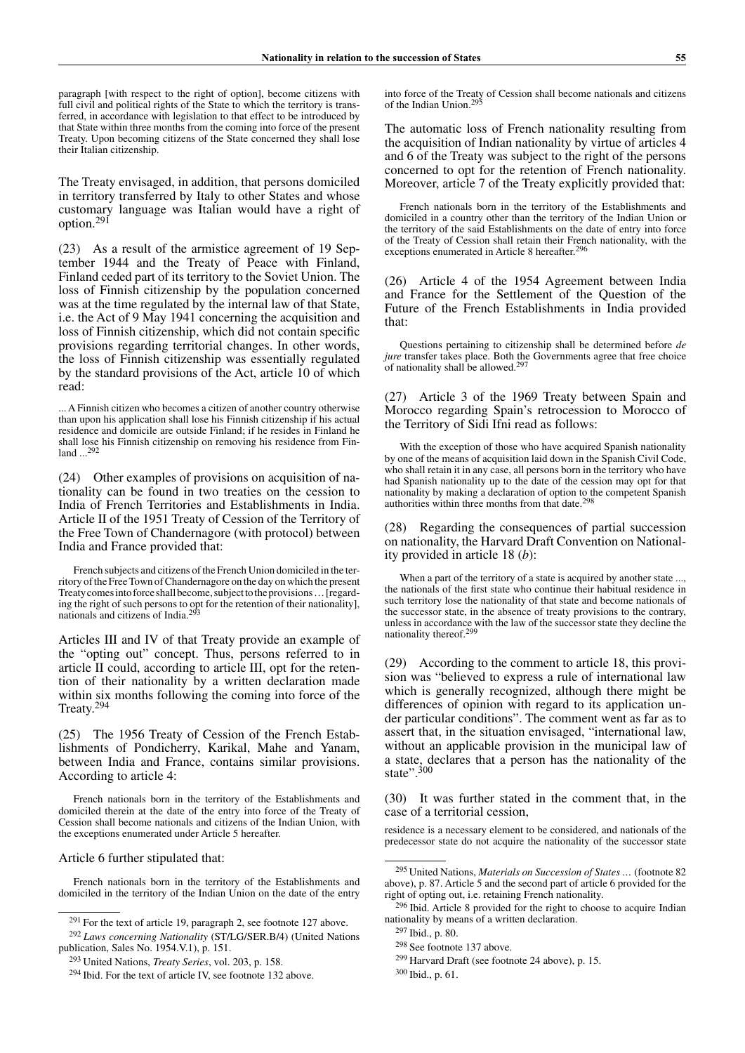paragraph [with respect to the right of option], become citizens with full civil and political rights of the State to which the territory is transferred, in accordance with legislation to that effect to be introduced by that State within three months from the coming into force of the present Treaty. Upon becoming citizens of the State concerned they shall lose their Italian citizenship.

The Treaty envisaged, in addition, that persons domiciled in territory transferred by Italy to other States and whose customary language was Italian would have a right of option.[291]

(23) As a result of the armistice agreement of 19 September 1944 and the Treaty of Peace with Finland, Finland ceded part of its territory to the Soviet Union. The loss of Finnish citizenship by the population concerned was at the time regulated by the internal law of that State, i.e. the Act of 9 May 1941 concerning the acquisition and loss of Finnish citizenship, which did not contain specific provisions regarding territorial changes. In other words, the loss of Finnish citizenship was essentially regulated by the standard provisions of the Act, article 10 of which read:

... A Finnish citizen who becomes a citizen of another country otherwise than upon his application shall lose his Finnish citizenship if his actual residence and domicile are outside Finland; if he resides in Finland he shall lose his Finnish citizenship on removing his residence from Finland ...[292]

(24) Other examples of provisions on acquisition of nationality can be found in two treaties on the cession to India of French Territories and Establishments in India. Article II of the 1951 Treaty of Cession of the Territory of the Free Town of Chandernagore (with protocol) between India and France provided that:

French subjects and citizens of the French Union domiciled in the territory of the Free Town of Chandernagore on the day on which the present Treaty comes into force shall become, subject to the provisions ... [regarding the right of such persons to opt for the retention of their nationality], nationals and citizens of India.[293]

Articles III and IV of that Treaty provide an example of the "opting out" concept. Thus, persons referred to in article II could, according to article III, opt for the retention of their nationality by a written declaration made within six months following the coming into force of the Treaty.[294]

(25) The 1956 Treaty of Cession of the French Establishments of Pondicherry, Karikal, Mahe and Yanam, between India and France, contains similar provisions. According to article 4:

French nationals born in the territory of the Establishments and domiciled therein at the date of the entry into force of the Treaty of Cession shall become nationals and citizens of the Indian Union, with the exceptions enumerated under Article 5 hereafter.

Article 6 further stipulated that:

French nationals born in the territory of the Establishments and domiciled in the territory of the Indian Union on the date of the entry into force of the Treaty of Cession shall become nationals and citizens of the Indian Union.[295]

The automatic loss of French nationality resulting from the acquisition of Indian nationality by virtue of articles 4 and 6 of the Treaty was subject to the right of the persons concerned to opt for the retention of French nationality. Moreover, article 7 of the Treaty explicitly provided that:

French nationals born in the territory of the Establishments and domiciled in a country other than the territory of the Indian Union or the territory of the said Establishments on the date of entry into force of the Treaty of Cession shall retain their French nationality, with the exceptions enumerated in Article 8 hereafter.[296]

(26) Article 4 of the 1954 Agreement between India and France for the Settlement of the Question of the Future of the French Establishments in India provided that:

Questions pertaining to citizenship shall be determined before *de jure* transfer takes place. Both the Governments agree that free choice of nationality shall be allowed.[297]

(27) Article 3 of the 1969 Treaty between Spain and Morocco regarding Spain's retrocession to Morocco of the Territory of Sidi Ifni read as follows:

With the exception of those who have acquired Spanish nationality by one of the means of acquisition laid down in the Spanish Civil Code, who shall retain it in any case, all persons born in the territory who have had Spanish nationality up to the date of the cession may opt for that nationality by making a declaration of option to the competent Spanish authorities within three months from that date.[298]

(28) Regarding the consequences of partial succession on nationality, the Harvard Draft Convention on Nationality provided in article 18 (*b*):

When a part of the territory of a state is acquired by another state ..., the nationals of the first state who continue their habitual residence in such territory lose the nationality of that state and become nationals of the successor state, in the absence of treaty provisions to the contrary, unless in accordance with the law of the successor state they decline the nationality thereof.[299]

(29) According to the comment to article 18, this provision was "believed to express a rule of international law which is generally recognized, although there might be differences of opinion with regard to its application under particular conditions". The comment went as far as to assert that, in the situation envisaged, "international law, without an applicable provision in the municipal law of a state, declares that a person has the nationality of the state".[300]

(30) It was further stated in the comment that, in the case of a territorial cession,

residence is a necessary element to be considered, and nationals of the predecessor state do not acquire the nationality of the successor state

---

[291] For the text of article 19, paragraph 2, see footnote 127 above.

[292] *Laws concerning Nationality* (ST/LG/SER.B/4) (United Nations publication, Sales No. 1954.V.1), p. 151.

[293] United Nations, *Treaty Series*, vol. 203, p. 158.

[294] Ibid. For the text of article IV, see footnote 132 above.

[295] United Nations, *Materials on Succession of States* ... (footnote 82 above), p. 87. Article 5 and the second part of article 6 provided for the right of opting out, i.e. retaining French nationality.

[296] Ibid. Article 8 provided for the right to choose to acquire Indian nationality by means of a written declaration.

[297] Ibid., p. 80.

[298] See footnote 137 above.

[299] Harvard Draft (see footnote 24 above), p. 15.

[300] Ibid., p. 61.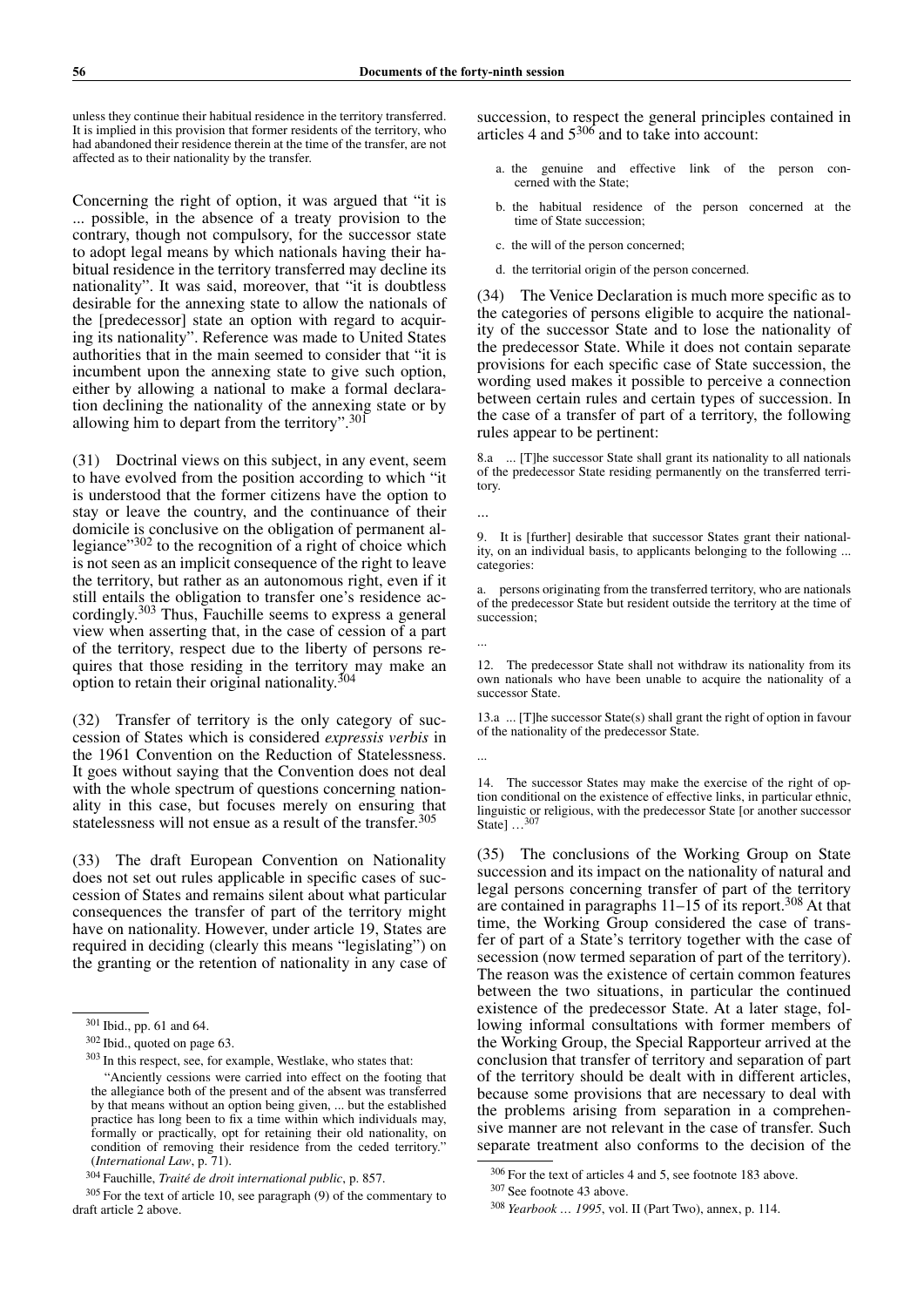unless they continue their habitual residence in the territory transferred. It is implied in this provision that former residents of the territory, who had abandoned their residence therein at the time of the transfer, are not affected as to their nationality by the transfer.

Concerning the right of option, it was argued that "it is ... possible, in the absence of a treaty provision to the contrary, though not compulsory, for the successor state to adopt legal means by which nationals having their habitual residence in the territory transferred may decline its nationality". It was said, moreover, that "it is doubtless desirable for the annexing state to allow the nationals of the [predecessor] state an option with regard to acquiring its nationality". Reference was made to United States authorities that in the main seemed to consider that "it is incumbent upon the annexing state to give such option, either by allowing a national to make a formal declaration declining the nationality of the annexing state or by allowing him to depart from the territory".[301]

(31) Doctrinal views on this subject, in any event, seem to have evolved from the position according to which "it is understood that the former citizens have the option to stay or leave the country, and the continuance of their domicile is conclusive on the obligation of permanent allegiance"[302] to the recognition of a right of choice which is not seen as an implicit consequence of the right to leave the territory, but rather as an autonomous right, even if it still entails the obligation to transfer one's residence accordingly.[303] Thus, Fauchille seems to express a general view when asserting that, in the case of cession of a part of the territory, respect due to the liberty of persons requires that those residing in the territory may make an option to retain their original nationality.[304]

(32) Transfer of territory is the only category of succession of States which is considered *expressis verbis* in the 1961 Convention on the Reduction of Statelessness. It goes without saying that the Convention does not deal with the whole spectrum of questions concerning nationality in this case, but focuses merely on ensuring that statelessness will not ensue as a result of the transfer.[305]

(33) The draft European Convention on Nationality does not set out rules applicable in specific cases of succession of States and remains silent about what particular consequences the transfer of part of the territory might have on nationality. However, under article 19, States are required in deciding (clearly this means "legislating") on the granting or the retention of nationality in any case of succession, to respect the general principles contained in articles 4 and 5[306] and to take into account:

a. the genuine and effective link of the person concerned with the State;

b. the habitual residence of the person concerned at the time of State succession;

c. the will of the person concerned;

d. the territorial origin of the person concerned.

(34) The Venice Declaration is much more specific as to the categories of persons eligible to acquire the nationality of the successor State and to lose the nationality of the predecessor State. While it does not contain separate provisions for each specific case of State succession, the wording used makes it possible to perceive a connection between certain rules and certain types of succession. In the case of a transfer of part of a territory, the following rules appear to be pertinent:

8.a ... [T]he successor State shall grant its nationality to all nationals of the predecessor State residing permanently on the transferred territory.

...

9. It is [further] desirable that successor States grant their nationality, on an individual basis, to applicants belonging to the following ... categories:

a. persons originating from the transferred territory, who are nationals of the predecessor State but resident outside the territory at the time of succession;

...

12. The predecessor State shall not withdraw its nationality from its own nationals who have been unable to acquire the nationality of a successor State.

13.a ... [T]he successor State(s) shall grant the right of option in favour of the nationality of the predecessor State.

...

14. The successor States may make the exercise of the right of option conditional on the existence of effective links, in particular ethnic, linguistic or religious, with the predecessor State [or another successor State] ...[307]

(35) The conclusions of the Working Group on State succession and its impact on the nationality of natural and legal persons concerning transfer of part of the territory are contained in paragraphs 11–15 of its report.[308] At that time, the Working Group considered the case of transfer of part of a State's territory together with the case of secession (now termed separation of part of the territory). The reason was the existence of certain common features between the two situations, in particular the continued existence of the predecessor State. At a later stage, following informal consultations with former members of the Working Group, the Special Rapporteur arrived at the conclusion that transfer of territory and separation of part of the territory should be dealt with in different articles, because some provisions that are necessary to deal with the problems arising from separation in a comprehensive manner are not relevant in the case of transfer. Such separate treatment also conforms to the decision of the

---

[301] Ibid., pp. 61 and 64.

[302] Ibid., quoted on page 63.

[303] In this respect, see, for example, Westlake, who states that:

"Anciently cessions were carried into effect on the footing that the allegiance both of the present and of the absent was transferred by that means without an option being given, ... but the established practice has long been to fix a time within which individuals may, formally or practically, opt for retaining their old nationality, on condition of removing their residence from the ceded territory." (*International Law*, p. 71).

[304] Fauchille, *Traité de droit international public*, p. 857.

[305] For the text of article 10, see paragraph (9) of the commentary to draft article 2 above.

[306] For the text of articles 4 and 5, see footnote 183 above.

[307] See footnote 43 above.

[308] *Yearbook … 1995*, vol. II (Part Two), annex, p. 114.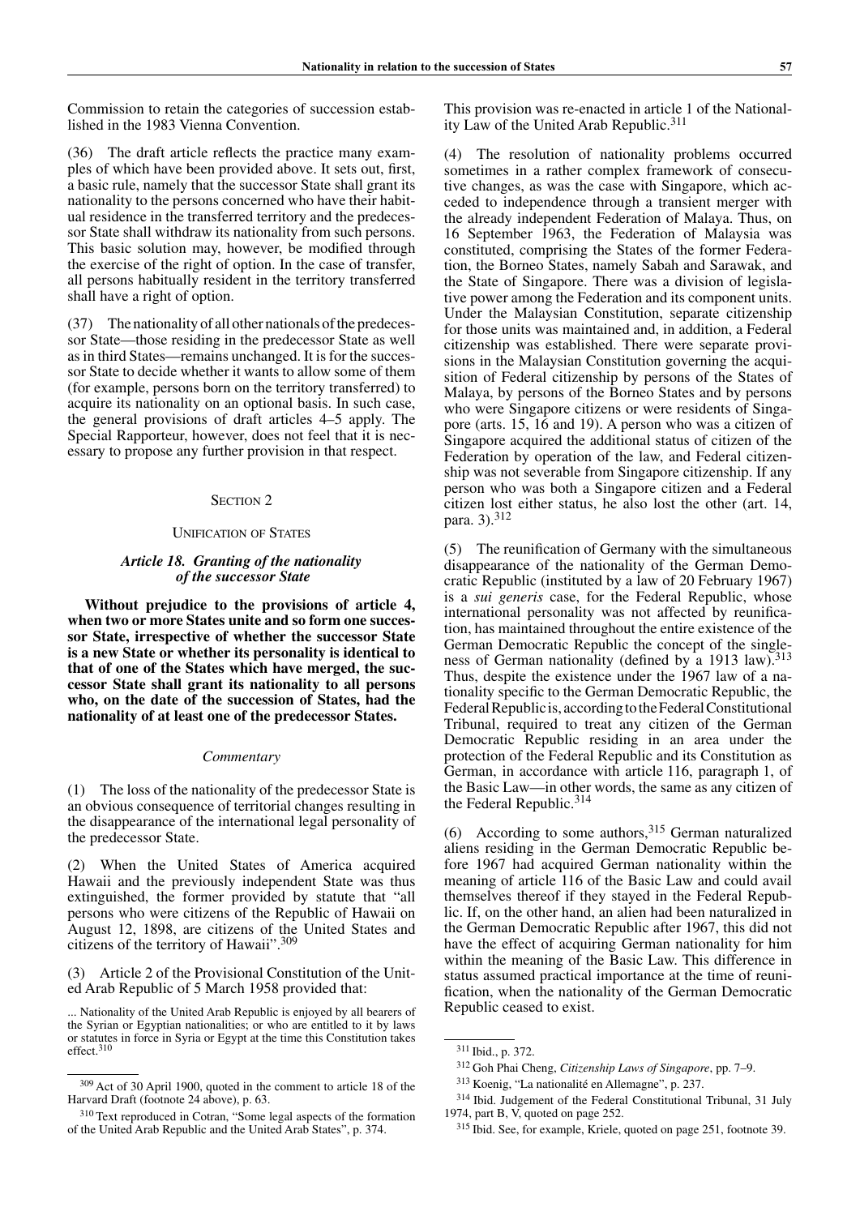Commission to retain the categories of succession established in the 1983 Vienna Convention.

(36) The draft article reflects the practice many examples of which have been provided above. It sets out, first, a basic rule, namely that the successor State shall grant its nationality to the persons concerned who have their habitual residence in the transferred territory and the predecessor State shall withdraw its nationality from such persons. This basic solution may, however, be modified through the exercise of the right of option. In the case of transfer, all persons habitually resident in the territory transferred shall have a right of option.

(37) The nationality of all other nationals of the predecessor State—those residing in the predecessor State as well as in third States—remains unchanged. It is for the successor State to decide whether it wants to allow some of them (for example, persons born on the territory transferred) to acquire its nationality on an optional basis. In such case, the general provisions of draft articles 4–5 apply. The Special Rapporteur, however, does not feel that it is necessary to propose any further provision in that respect.

## Section 2

### Unification of States

#### *Article 18. Granting of the nationality of the successor State*

**Without prejudice to the provisions of article 4, when two or more States unite and so form one successor State, irrespective of whether the successor State is a new State or whether its personality is identical to that of one of the States which have merged, the successor State shall grant its nationality to all persons who, on the date of the succession of States, had the nationality of at least one of the predecessor States.**

*Commentary*

(1) The loss of the nationality of the predecessor State is an obvious consequence of territorial changes resulting in the disappearance of the international legal personality of the predecessor State.

(2) When the United States of America acquired Hawaii and the previously independent State was thus extinguished, the former provided by statute that "all persons who were citizens of the Republic of Hawaii on August 12, 1898, are citizens of the United States and citizens of the territory of Hawaii".[309]

(3) Article 2 of the Provisional Constitution of the United Arab Republic of 5 March 1958 provided that:

> ... Nationality of the United Arab Republic is enjoyed by all bearers of the Syrian or Egyptian nationalities; or who are entitled to it by laws or statutes in force in Syria or Egypt at the time this Constitution takes effect.[310]

This provision was re-enacted in article 1 of the Nationality Law of the United Arab Republic.[311]

(4) The resolution of nationality problems occurred sometimes in a rather complex framework of consecutive changes, as was the case with Singapore, which acceded to independence through a transient merger with the already independent Federation of Malaya. Thus, on 16 September 1963, the Federation of Malaysia was constituted, comprising the States of the former Federation, the Borneo States, namely Sabah and Sarawak, and the State of Singapore. There was a division of legislative power among the Federation and its component units. Under the Malaysian Constitution, separate citizenship for those units was maintained and, in addition, a Federal citizenship was established. There were separate provisions in the Malaysian Constitution governing the acquisition of Federal citizenship by persons of the States of Malaya, by persons of the Borneo States and by persons who were Singapore citizens or were residents of Singapore (arts. 15, 16 and 19). A person who was a citizen of Singapore acquired the additional status of citizen of the Federation by operation of the law, and Federal citizenship was not severable from Singapore citizenship. If any person who was both a Singapore citizen and a Federal citizen lost either status, he also lost the other (art. 14, para. 3).[312]

(5) The reunification of Germany with the simultaneous disappearance of the nationality of the German Democratic Republic (instituted by a law of 20 February 1967) is a *sui generis* case, for the Federal Republic, whose international personality was not affected by reunification, has maintained throughout the entire existence of the German Democratic Republic the concept of the singleness of German nationality (defined by a 1913 law).[313] Thus, despite the existence under the 1967 law of a nationality specific to the German Democratic Republic, the Federal Republic is, according to the Federal Constitutional Tribunal, required to treat any citizen of the German Democratic Republic residing in an area under the protection of the Federal Republic and its Constitution as German, in accordance with article 116, paragraph 1, of the Basic Law—in other words, the same as any citizen of the Federal Republic.[314]

(6) According to some authors,[315] German naturalized aliens residing in the German Democratic Republic before 1967 had acquired German nationality within the meaning of article 116 of the Basic Law and could avail themselves thereof if they stayed in the Federal Republic. If, on the other hand, an alien had been naturalized in the German Democratic Republic after 1967, this did not have the effect of acquiring German nationality for him within the meaning of the Basic Law. This difference in status assumed practical importance at the time of reunification, when the nationality of the German Democratic Republic ceased to exist.

---

[309] Act of 30 April 1900, quoted in the comment to article 18 of the Harvard Draft (footnote 24 above), p. 63.

[310] Text reproduced in Cotran, "Some legal aspects of the formation of the United Arab Republic and the United Arab States", p. 374.

[311] Ibid., p. 372.

[312] Goh Phai Cheng, *Citizenship Laws of Singapore*, pp. 7–9.

[313] Koenig, "La nationalité en Allemagne", p. 237.

[314] Ibid. Judgement of the Federal Constitutional Tribunal, 31 July 1974, part B, V, quoted on page 252.

[315] Ibid. See, for example, Kriele, quoted on page 251, footnote 39.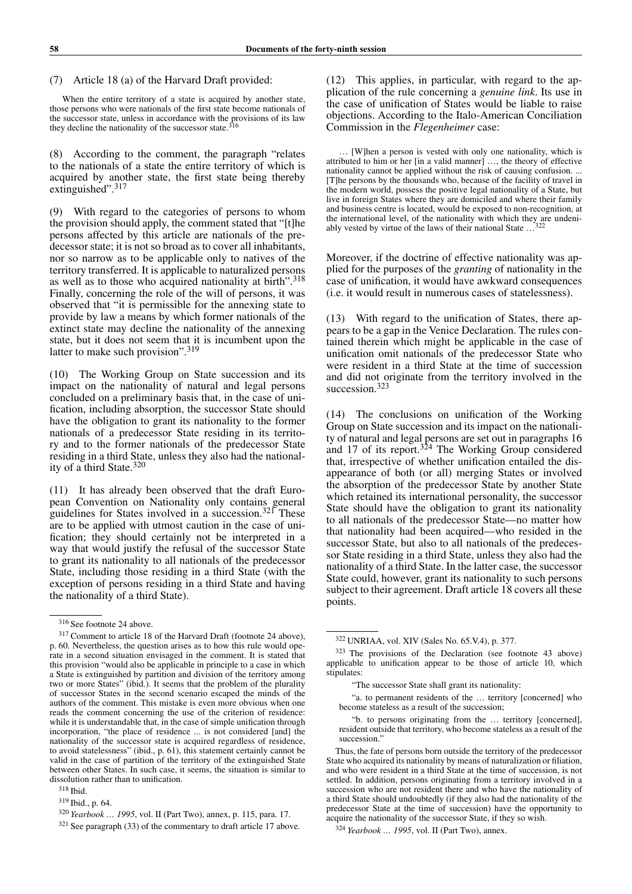(7) Article 18 (a) of the Harvard Draft provided:

> When the entire territory of a state is acquired by another state, those persons who were nationals of the first state become nationals of the successor state, unless in accordance with the provisions of its law they decline the nationality of the successor state.[316]

(8) According to the comment, the paragraph "relates to the nationals of a state the entire territory of which is acquired by another state, the first state being thereby extinguished".[317]

(9) With regard to the categories of persons to whom the provision should apply, the comment stated that "[t]he persons affected by this article are nationals of the predecessor state; it is not so broad as to cover all inhabitants, nor so narrow as to be applicable only to natives of the territory transferred. It is applicable to naturalized persons as well as to those who acquired nationality at birth".[318] Finally, concerning the role of the will of persons, it was observed that "it is permissible for the annexing state to provide by law a means by which former nationals of the extinct state may decline the nationality of the annexing state, but it does not seem that it is incumbent upon the latter to make such provision".[319]

(10) The Working Group on State succession and its impact on the nationality of natural and legal persons concluded on a preliminary basis that, in the case of unification, including absorption, the successor State should have the obligation to grant its nationality to the former nationals of a predecessor State residing in its territory and to the former nationals of the predecessor State residing in a third State, unless they also had the nationality of a third State.[320]

(11) It has already been observed that the draft European Convention on Nationality only contains general guidelines for States involved in a succession.[321] These are to be applied with utmost caution in the case of unification; they should certainly not be interpreted in a way that would justify the refusal of the successor State to grant its nationality to all nationals of the predecessor State, including those residing in a third State (with the exception of persons residing in a third State and having the nationality of a third State).

(12) This applies, in particular, with regard to the application of the rule concerning a *genuine link*. Its use in the case of unification of States would be liable to raise objections. According to the Italo-American Conciliation Commission in the *Flegenheimer* case:

> … [W]hen a person is vested with only one nationality, which is attributed to him or her [in a valid manner] …, the theory of effective nationality cannot be applied without the risk of causing confusion. ... [T]he persons by the thousands who, because of the facility of travel in the modern world, possess the positive legal nationality of a State, but live in foreign States where they are domiciled and where their family and business centre is located, would be exposed to non-recognition, at the international level, of the nationality with which they are undeniably vested by virtue of the laws of their national State …[322]

Moreover, if the doctrine of effective nationality was applied for the purposes of the *granting* of nationality in the case of unification, it would have awkward consequences (i.e. it would result in numerous cases of statelessness).

(13) With regard to the unification of States, there appears to be a gap in the Venice Declaration. The rules contained therein which might be applicable in the case of unification omit nationals of the predecessor State who were resident in a third State at the time of succession and did not originate from the territory involved in the succession.[323]

(14) The conclusions on unification of the Working Group on State succession and its impact on the nationality of natural and legal persons are set out in paragraphs 16 and 17 of its report.[324] The Working Group considered that, irrespective of whether unification entailed the disappearance of both (or all) merging States or involved the absorption of the predecessor State by another State which retained its international personality, the successor State should have the obligation to grant its nationality to all nationals of the predecessor State—no matter how that nationality had been acquired—who resided in the successor State, but also to all nationals of the predecessor State residing in a third State, unless they also had the nationality of a third State. In the latter case, the successor State could, however, grant its nationality to such persons subject to their agreement. Draft article 18 covers all these points.

---

[316] See footnote 24 above.

[317] Comment to article 18 of the Harvard Draft (footnote 24 above), p. 60. Nevertheless, the question arises as to how this rule would operate in a second situation envisaged in the comment. It is stated that this provision "would also be applicable in principle to a case in which a State is extinguished by partition and division of the territory among two or more States" (ibid.). It seems that the problem of the plurality of successor States in the second scenario escaped the minds of the authors of the comment. This mistake is even more obvious when one reads the comment concerning the use of the criterion of residence: while it is understandable that, in the case of simple unification through incorporation, "the place of residence ... is not considered [and] the nationality of the successor state is acquired regardless of residence, to avoid statelessness" (ibid., p. 61), this statement certainly cannot be valid in the case of partition of the territory of the extinguished State between other States. In such case, it seems, the situation is similar to dissolution rather than to unification.

[318] Ibid.

[319] Ibid., p. 64.

[320] *Yearbook … 1995*, vol. II (Part Two), annex, p. 115, para. 17.

[321] See paragraph (33) of the commentary to draft article 17 above.

[322] UNRIAA, vol. XIV (Sales No. 65.V.4), p. 377.

[323] The provisions of the Declaration (see footnote 43 above) applicable to unification appear to be those of article 10, which stipulates:

"The successor State shall grant its nationality:

"a. to permanent residents of the … territory [concerned] who become stateless as a result of the succession;

"b. to persons originating from the … territory [concerned], resident outside that territory, who become stateless as a result of the succession."

Thus, the fate of persons born outside the territory of the predecessor State who acquired its nationality by means of naturalization or filiation, and who were resident in a third State at the time of succession, is not settled. In addition, persons originating from a territory involved in a succession who are not resident there and who have the nationality of a third State should undoubtedly (if they also had the nationality of the predecessor State at the time of succession) have the opportunity to acquire the nationality of the successor State, if they so wish.

[324] *Yearbook … 1995*, vol. II (Part Two), annex.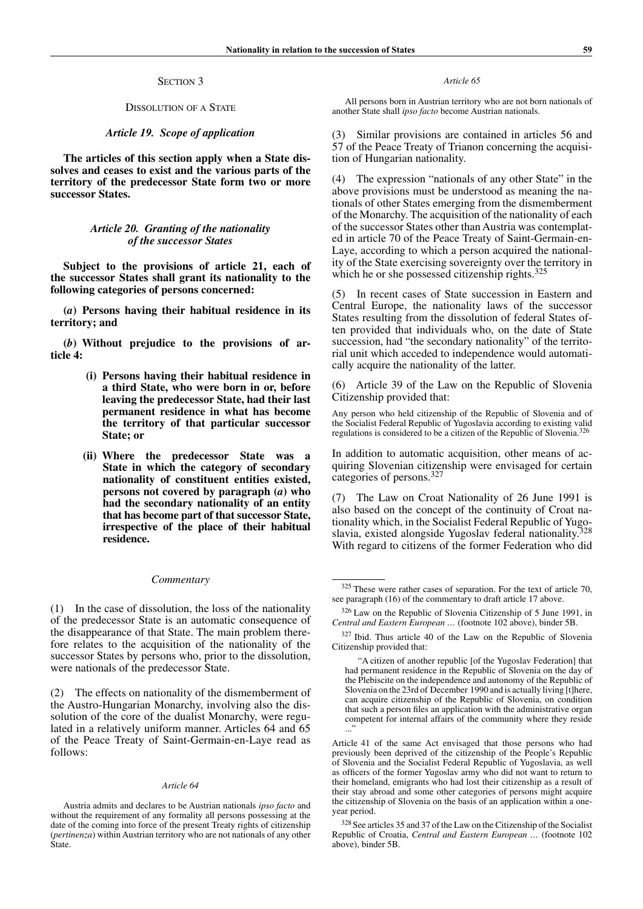### SECTION 3

### DISSOLUTION OF A STATE

#### *Article 19. Scope of application*

**The articles of this section apply when a State dissolves and ceases to exist and the various parts of the territory of the predecessor State form two or more successor States.**

#### *Article 20. Granting of the nationality of the successor States*

**Subject to the provisions of article 21, each of the successor States shall grant its nationality to the following categories of persons concerned:**

**(*a*) Persons having their habitual residence in its territory; and**

**(*b*) Without prejudice to the provisions of article 4:**

> **(i) Persons having their habitual residence in a third State, who were born in or, before leaving the predecessor State, had their last permanent residence in what has become the territory of that particular successor State; or**
>
> **(ii) Where the predecessor State was a State in which the category of secondary nationality of constituent entities existed, persons not covered by paragraph (*a*) who had the secondary nationality of an entity that has become part of that successor State, irrespective of the place of their habitual residence.**

*Commentary*

(1) In the case of dissolution, the loss of the nationality of the predecessor State is an automatic consequence of the disappearance of that State. The main problem therefore relates to the acquisition of the nationality of the successor States by persons who, prior to the dissolution, were nationals of the predecessor State.

(2) The effects on nationality of the dismemberment of the Austro-Hungarian Monarchy, involving also the dissolution of the core of the dualist Monarchy, were regulated in a relatively uniform manner. Articles 64 and 65 of the Peace Treaty of Saint-Germain-en-Laye read as follows:

*Article 64*

> Austria admits and declares to be Austrian nationals *ipso facto* and without the requirement of any formality all persons possessing at the date of the coming into force of the present Treaty rights of citizenship (*pertinenza*) within Austrian territory who are not nationals of any other State.

*Article 65*

> All persons born in Austrian territory who are not born nationals of another State shall *ipso facto* become Austrian nationals.

(3) Similar provisions are contained in articles 56 and 57 of the Peace Treaty of Trianon concerning the acquisition of Hungarian nationality.

(4) The expression "nationals of any other State" in the above provisions must be understood as meaning the nationals of other States emerging from the dismemberment of the Monarchy. The acquisition of the nationality of each of the successor States other than Austria was contemplated in article 70 of the Peace Treaty of Saint-Germain-en-Laye, according to which a person acquired the nationality of the State exercising sovereignty over the territory in which he or she possessed citizenship rights.[325]

(5) In recent cases of State succession in Eastern and Central Europe, the nationality laws of the successor States resulting from the dissolution of federal States often provided that individuals who, on the date of State succession, had "the secondary nationality" of the territorial unit which acceded to independence would automatically acquire the nationality of the latter.

(6) Article 39 of the Law on the Republic of Slovenia Citizenship provided that:

> Any person who held citizenship of the Republic of Slovenia and of the Socialist Federal Republic of Yugoslavia according to existing valid regulations is considered to be a citizen of the Republic of Slovenia.[326]

In addition to automatic acquisition, other means of acquiring Slovenian citizenship were envisaged for certain categories of persons.[327]

(7) The Law on Croat Nationality of 26 June 1991 is also based on the concept of the continuity of Croat nationality which, in the Socialist Federal Republic of Yugoslavia, existed alongside Yugoslav federal nationality.[328] With regard to citizens of the former Federation who did

---

[325] These were rather cases of separation. For the text of article 70, see paragraph (16) of the commentary to draft article 17 above.

[326] Law on the Republic of Slovenia Citizenship of 5 June 1991, in *Central and Eastern European …* (footnote 102 above), binder 5B.

[327] Ibid. Thus article 40 of the Law on the Republic of Slovenia Citizenship provided that:

> "A citizen of another republic [of the Yugoslav Federation] that had permanent residence in the Republic of Slovenia on the day of the Plebiscite on the independence and autonomy of the Republic of Slovenia on the 23rd of December 1990 and is actually living [t]here, can acquire citizenship of the Republic of Slovenia, on condition that such a person files an application with the administrative organ competent for internal affairs of the community where they reside ..."

Article 41 of the same Act envisaged that those persons who had previously been deprived of the citizenship of the People's Republic of Slovenia and the Socialist Federal Republic of Yugoslavia, as well as officers of the former Yugoslav army who did not want to return to their homeland, emigrants who had lost their citizenship as a result of their stay abroad and some other categories of persons might acquire the citizenship of Slovenia on the basis of an application within a one-year period.

[328] See articles 35 and 37 of the Law on the Citizenship of the Socialist Republic of Croatia, *Central and Eastern European …* (footnote 102 above), binder 5B.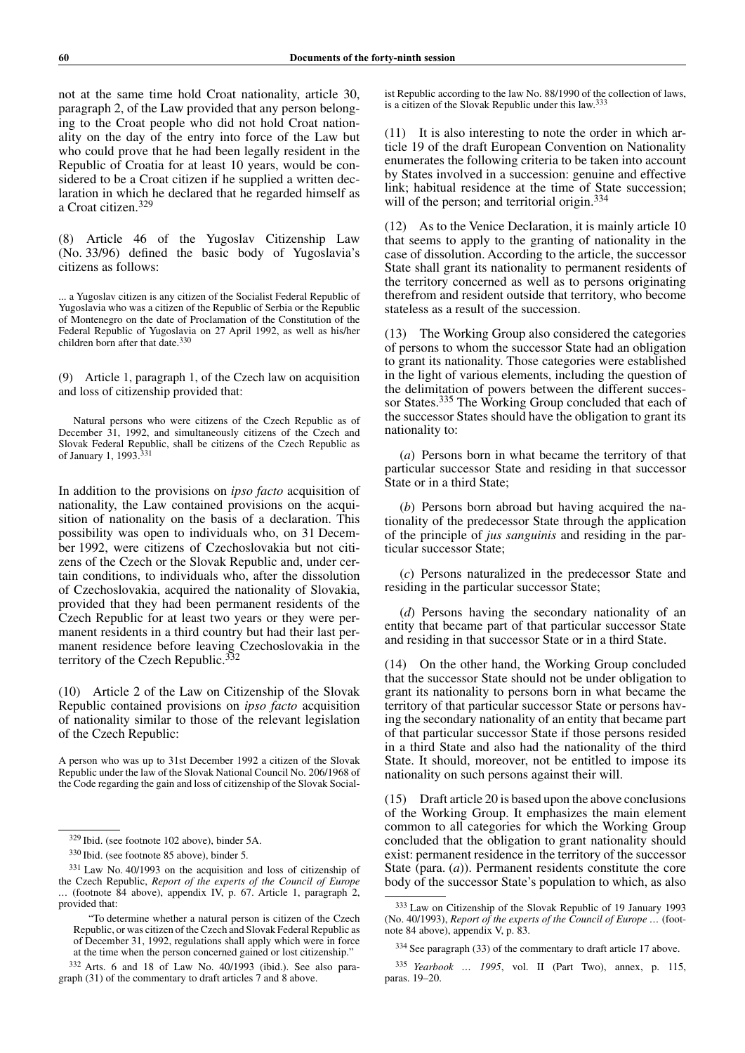not at the same time hold Croat nationality, article 30, paragraph 2, of the Law provided that any person belonging to the Croat people who did not hold Croat nationality on the day of the entry into force of the Law but who could prove that he had been legally resident in the Republic of Croatia for at least 10 years, would be considered to be a Croat citizen if he supplied a written declaration in which he declared that he regarded himself as a Croat citizen.[329]

(8) Article 46 of the Yugoslav Citizenship Law (No. 33/96) defined the basic body of Yugoslavia's citizens as follows:

> ... a Yugoslav citizen is any citizen of the Socialist Federal Republic of Yugoslavia who was a citizen of the Republic of Serbia or the Republic of Montenegro on the date of Proclamation of the Constitution of the Federal Republic of Yugoslavia on 27 April 1992, as well as his/her children born after that date.[330]

(9) Article 1, paragraph 1, of the Czech law on acquisition and loss of citizenship provided that:

> Natural persons who were citizens of the Czech Republic as of December 31, 1992, and simultaneously citizens of the Czech and Slovak Federal Republic, shall be citizens of the Czech Republic as of January 1, 1993.[331]

In addition to the provisions on *ipso facto* acquisition of nationality, the Law contained provisions on the acquisition of nationality on the basis of a declaration. This possibility was open to individuals who, on 31 December 1992, were citizens of Czechoslovakia but not citizens of the Czech or the Slovak Republic and, under certain conditions, to individuals who, after the dissolution of Czechoslovakia, acquired the nationality of Slovakia, provided that they had been permanent residents of the Czech Republic for at least two years or they were permanent residents in a third country but had their last permanent residence before leaving Czechoslovakia in the territory of the Czech Republic.[332]

(10) Article 2 of the Law on Citizenship of the Slovak Republic contained provisions on *ipso facto* acquisition of nationality similar to those of the relevant legislation of the Czech Republic:

> A person who was up to 31st December 1992 a citizen of the Slovak Republic under the law of the Slovak National Council No. 206/1968 of the Code regarding the gain and loss of citizenship of the Slovak Socialist Republic according to the law No. 88/1990 of the collection of laws, is a citizen of the Slovak Republic under this law.[333]

(11) It is also interesting to note the order in which article 19 of the draft European Convention on Nationality enumerates the following criteria to be taken into account by States involved in a succession: genuine and effective link; habitual residence at the time of State succession; will of the person; and territorial origin.[334]

(12) As to the Venice Declaration, it is mainly article 10 that seems to apply to the granting of nationality in the case of dissolution. According to the article, the successor State shall grant its nationality to permanent residents of the territory concerned as well as to persons originating therefrom and resident outside that territory, who become stateless as a result of the succession.

(13) The Working Group also considered the categories of persons to whom the successor State had an obligation to grant its nationality. Those categories were established in the light of various elements, including the question of the delimitation of powers between the different successor States.[335] The Working Group concluded that each of the successor States should have the obligation to grant its nationality to:

(*a*) Persons born in what became the territory of that particular successor State and residing in that successor State or in a third State;

(*b*) Persons born abroad but having acquired the nationality of the predecessor State through the application of the principle of *jus sanguinis* and residing in the particular successor State;

(*c*) Persons naturalized in the predecessor State and residing in the particular successor State;

(*d*) Persons having the secondary nationality of an entity that became part of that particular successor State and residing in that successor State or in a third State.

(14) On the other hand, the Working Group concluded that the successor State should not be under obligation to grant its nationality to persons born in what became the territory of that particular successor State or persons having the secondary nationality of an entity that became part of that particular successor State if those persons resided in a third State and also had the nationality of the third State. It should, moreover, not be entitled to impose its nationality on such persons against their will.

(15) Draft article 20 is based upon the above conclusions of the Working Group. It emphasizes the main element common to all categories for which the Working Group concluded that the obligation to grant nationality should exist: permanent residence in the territory of the successor State (para. (*a*)). Permanent residents constitute the core body of the successor State's population to which, as also

---

[329] Ibid. (see footnote 102 above), binder 5A.

[330] Ibid. (see footnote 85 above), binder 5.

[331] Law No. 40/1993 on the acquisition and loss of citizenship of the Czech Republic, *Report of the experts of the Council of Europe …* (footnote 84 above), appendix IV, p. 67. Article 1, paragraph 2, provided that:

> "To determine whether a natural person is citizen of the Czech Republic, or was citizen of the Czech and Slovak Federal Republic as of December 31, 1992, regulations shall apply which were in force at the time when the person concerned gained or lost citizenship."

[332] Arts. 6 and 18 of Law No. 40/1993 (ibid.). See also paragraph (31) of the commentary to draft articles 7 and 8 above.

[333] Law on Citizenship of the Slovak Republic of 19 January 1993 (No. 40/1993), *Report of the experts of the Council of Europe …* (footnote 84 above), appendix V, p. 83.

[334] See paragraph (33) of the commentary to draft article 17 above.

[335] *Yearbook … 1995*, vol. II (Part Two), annex, p. 115, paras. 19–20.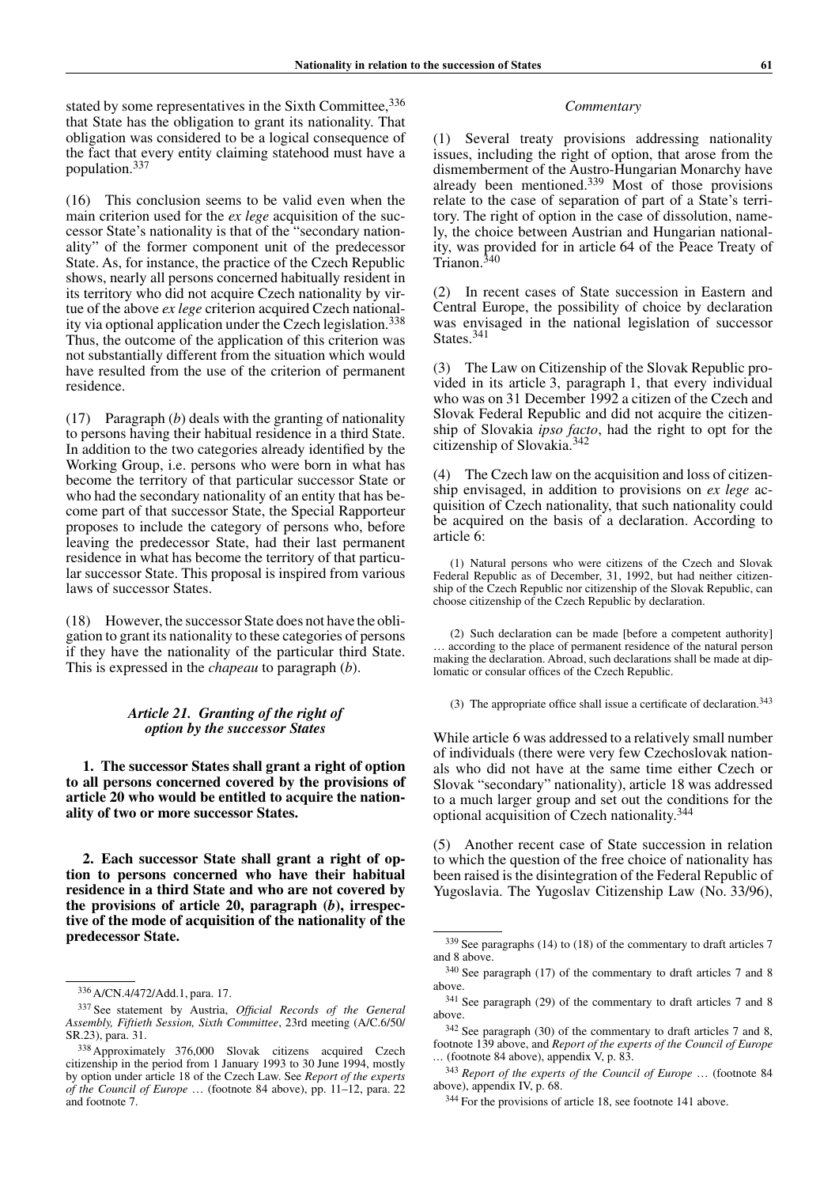stated by some representatives in the Sixth Committee,[336] that State has the obligation to grant its nationality. That obligation was considered to be a logical consequence of the fact that every entity claiming statehood must have a population.[337]

(16) This conclusion seems to be valid even when the main criterion used for the *ex lege* acquisition of the successor State's nationality is that of the "secondary nationality" of the former component unit of the predecessor State. As, for instance, the practice of the Czech Republic shows, nearly all persons concerned habitually resident in its territory who did not acquire Czech nationality by virtue of the above *ex lege* criterion acquired Czech nationality via optional application under the Czech legislation.[338] Thus, the outcome of the application of this criterion was not substantially different from the situation which would have resulted from the use of the criterion of permanent residence.

(17) Paragraph (*b*) deals with the granting of nationality to persons having their habitual residence in a third State. In addition to the two categories already identified by the Working Group, i.e. persons who were born in what has become the territory of that particular successor State or who had the secondary nationality of an entity that has become part of that successor State, the Special Rapporteur proposes to include the category of persons who, before leaving the predecessor State, had their last permanent residence in what has become the territory of that particular successor State. This proposal is inspired from various laws of successor States.

(18) However, the successor State does not have the obligation to grant its nationality to these categories of persons if they have the nationality of the particular third State. This is expressed in the *chapeau* to paragraph (*b*).

### *Article 21. Granting of the right of option by the successor States*

**1. The successor States shall grant a right of option to all persons concerned covered by the provisions of article 20 who would be entitled to acquire the nationality of two or more successor States.**

**2. Each successor State shall grant a right of option to persons concerned who have their habitual residence in a third State and who are not covered by the provisions of article 20, paragraph (*b*), irrespective of the mode of acquisition of the nationality of the predecessor State.**

#### *Commentary*

(1) Several treaty provisions addressing nationality issues, including the right of option, that arose from the dismemberment of the Austro-Hungarian Monarchy have already been mentioned.[339] Most of those provisions relate to the case of separation of part of a State's territory. The right of option in the case of dissolution, namely, the choice between Austrian and Hungarian nationality, was provided for in article 64 of the Peace Treaty of Trianon.[340]

(2) In recent cases of State succession in Eastern and Central Europe, the possibility of choice by declaration was envisaged in the national legislation of successor States.[341]

(3) The Law on Citizenship of the Slovak Republic provided in its article 3, paragraph 1, that every individual who was on 31 December 1992 a citizen of the Czech and Slovak Federal Republic and did not acquire the citizenship of Slovakia *ipso facto*, had the right to opt for the citizenship of Slovakia.[342]

(4) The Czech law on the acquisition and loss of citizenship envisaged, in addition to provisions on *ex lege* acquisition of Czech nationality, that such nationality could be acquired on the basis of a declaration. According to article 6:

> (1) Natural persons who were citizens of the Czech and Slovak Federal Republic as of December, 31, 1992, but had neither citizenship of the Czech Republic nor citizenship of the Slovak Republic, can choose citizenship of the Czech Republic by declaration.
>
> (2) Such declaration can be made [before a competent authority] … according to the place of permanent residence of the natural person making the declaration. Abroad, such declarations shall be made at diplomatic or consular offices of the Czech Republic.
>
> (3) The appropriate office shall issue a certificate of declaration.[343]

While article 6 was addressed to a relatively small number of individuals (there were very few Czechoslovak nationals who did not have at the same time either Czech or Slovak "secondary" nationality), article 18 was addressed to a much larger group and set out the conditions for the optional acquisition of Czech nationality.[344]

(5) Another recent case of State succession in relation to which the question of the free choice of nationality has been raised is the disintegration of the Federal Republic of Yugoslavia. The Yugoslav Citizenship Law (No. 33/96),

---

[336] A/CN.4/472/Add.1, para. 17.

[337] See statement by Austria, *Official Records of the General Assembly, Fiftieth Session, Sixth Committee*, 23rd meeting (A/C.6/50/SR.23), para. 31.

[338] Approximately 376,000 Slovak citizens acquired Czech citizenship in the period from 1 January 1993 to 30 June 1994, mostly by option under article 18 of the Czech Law. See *Report of the experts of the Council of Europe* … (footnote 84 above), pp. 11–12, para. 22 and footnote 7.

[339] See paragraphs (14) to (18) of the commentary to draft articles 7 and 8 above.

[340] See paragraph (17) of the commentary to draft articles 7 and 8 above.

[341] See paragraph (29) of the commentary to draft articles 7 and 8 above.

[342] See paragraph (30) of the commentary to draft articles 7 and 8, footnote 139 above, and *Report of the experts of the Council of Europe* … (footnote 84 above), appendix V, p. 83.

[343] *Report of the experts of the Council of Europe* … (footnote 84 above), appendix IV, p. 68.

[344] For the provisions of article 18, see footnote 141 above.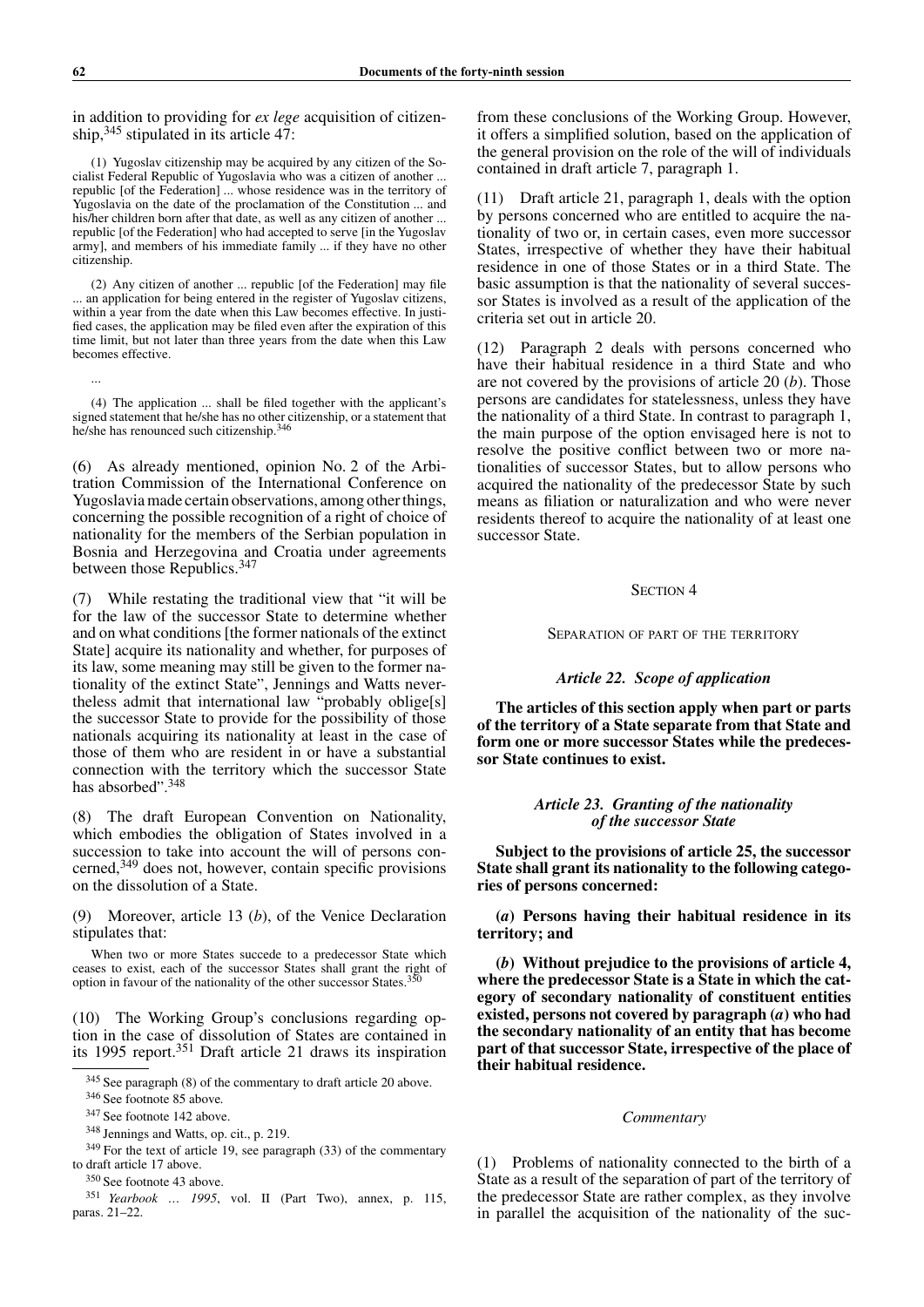in addition to providing for *ex lege* acquisition of citizenship,[345] stipulated in its article 47:

> (1) Yugoslav citizenship may be acquired by any citizen of the Socialist Federal Republic of Yugoslavia who was a citizen of another ... republic [of the Federation] ... whose residence was in the territory of Yugoslavia on the date of the proclamation of the Constitution ... and his/her children born after that date, as well as any citizen of another ... republic [of the Federation] who had accepted to serve [in the Yugoslav army], and members of his immediate family ... if they have no other citizenship.
>
> (2) Any citizen of another ... republic [of the Federation] may file ... an application for being entered in the register of Yugoslav citizens, within a year from the date when this Law becomes effective. In justified cases, the application may be filed even after the expiration of this time limit, but not later than three years from the date when this Law becomes effective.
>
> ...
>
> (4) The application ... shall be filed together with the applicant's signed statement that he/she has no other citizenship, or a statement that he/she has renounced such citizenship.[346]

(6) As already mentioned, opinion No. 2 of the Arbitration Commission of the International Conference on Yugoslavia made certain observations, among other things, concerning the possible recognition of a right of choice of nationality for the members of the Serbian population in Bosnia and Herzegovina and Croatia under agreements between those Republics.[347]

(7) While restating the traditional view that "it will be for the law of the successor State to determine whether and on what conditions [the former nationals of the extinct State] acquire its nationality and whether, for purposes of its law, some meaning may still be given to the former nationality of the extinct State", Jennings and Watts nevertheless admit that international law "probably oblige[s] the successor State to provide for the possibility of those nationals acquiring its nationality at least in the case of those of them who are resident in or have a substantial connection with the territory which the successor State has absorbed".[348]

(8) The draft European Convention on Nationality, which embodies the obligation of States involved in a succession to take into account the will of persons concerned,[349] does not, however, contain specific provisions on the dissolution of a State.

(9) Moreover, article 13 (*b*), of the Venice Declaration stipulates that:

> When two or more States succede to a predecessor State which ceases to exist, each of the successor States shall grant the right of option in favour of the nationality of the other successor States.[350]

(10) The Working Group's conclusions regarding option in the case of dissolution of States are contained in its 1995 report.[351] Draft article 21 draws its inspiration from these conclusions of the Working Group. However, it offers a simplified solution, based on the application of the general provision on the role of the will of individuals contained in draft article 7, paragraph 1.

(11) Draft article 21, paragraph 1, deals with the option by persons concerned who are entitled to acquire the nationality of two or, in certain cases, even more successor States, irrespective of whether they have their habitual residence in one of those States or in a third State. The basic assumption is that the nationality of several successor States is involved as a result of the application of the criteria set out in article 20.

(12) Paragraph 2 deals with persons concerned who have their habitual residence in a third State and who are not covered by the provisions of article 20 (*b*). Those persons are candidates for statelessness, unless they have the nationality of a third State. In contrast to paragraph 1, the main purpose of the option envisaged here is not to resolve the positive conflict between two or more nationalities of successor States, but to allow persons who acquired the nationality of the predecessor State by such means as filiation or naturalization and who were never residents thereof to acquire the nationality of at least one successor State.

## SECTION 4

## SEPARATION OF PART OF THE TERRITORY

### *Article 22. Scope of application*

**The articles of this section apply when part or parts of the territory of a State separate from that State and form one or more successor States while the predecessor State continues to exist.**

### *Article 23. Granting of the nationality of the successor State*

**Subject to the provisions of article 25, the successor State shall grant its nationality to the following categories of persons concerned:**

**(*a*) Persons having their habitual residence in its territory; and**

**(*b*) Without prejudice to the provisions of article 4, where the predecessor State is a State in which the category of secondary nationality of constituent entities existed, persons not covered by paragraph (*a*) who had the secondary nationality of an entity that has become part of that successor State, irrespective of the place of their habitual residence.**

#### *Commentary*

(1) Problems of nationality connected to the birth of a State as a result of the separation of part of the territory of the predecessor State are rather complex, as they involve in parallel the acquisition of the nationality of the suc-

---

[345] See paragraph (8) of the commentary to draft article 20 above.

[346] See footnote 85 above.

[347] See footnote 142 above.

[348] Jennings and Watts, op. cit., p. 219.

[349] For the text of article 19, see paragraph (33) of the commentary to draft article 17 above.

[350] See footnote 43 above.

[351] *Yearbook ... 1995*, vol. II (Part Two), annex, p. 115, paras. 21–22.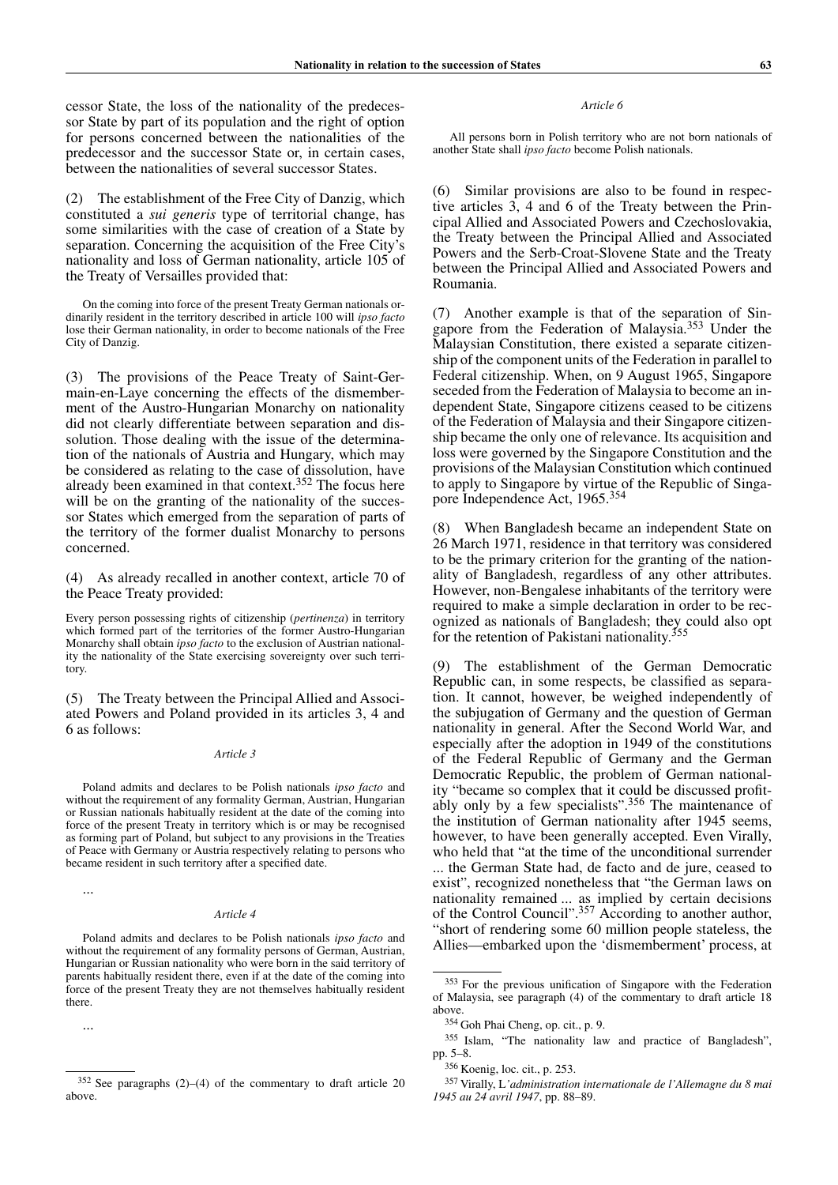cessor State, the loss of the nationality of the predecessor State by part of its population and the right of option for persons concerned between the nationalities of the predecessor and the successor State or, in certain cases, between the nationalities of several successor States.

(2) The establishment of the Free City of Danzig, which constituted a *sui generis* type of territorial change, has some similarities with the case of creation of a State by separation. Concerning the acquisition of the Free City's nationality and loss of German nationality, article 105 of the Treaty of Versailles provided that:

> On the coming into force of the present Treaty German nationals ordinarily resident in the territory described in article 100 will *ipso facto* lose their German nationality, in order to become nationals of the Free City of Danzig.

(3) The provisions of the Peace Treaty of Saint-Germain-en-Laye concerning the effects of the dismemberment of the Austro-Hungarian Monarchy on nationality did not clearly differentiate between separation and dissolution. Those dealing with the issue of the determination of the nationals of Austria and Hungary, which may be considered as relating to the case of dissolution, have already been examined in that context.[352] The focus here will be on the granting of the nationality of the successor States which emerged from the separation of parts of the territory of the former dualist Monarchy to persons concerned.

(4) As already recalled in another context, article 70 of the Peace Treaty provided:

> Every person possessing rights of citizenship (*pertinenza*) in territory which formed part of the territories of the former Austro-Hungarian Monarchy shall obtain *ipso facto* to the exclusion of Austrian nationality the nationality of the State exercising sovereignty over such territory.

(5) The Treaty between the Principal Allied and Associated Powers and Poland provided in its articles 3, 4 and 6 as follows:

*Article 3*

> Poland admits and declares to be Polish nationals *ipso facto* and without the requirement of any formality German, Austrian, Hungarian or Russian nationals habitually resident at the date of the coming into force of the present Treaty in territory which is or may be recognised as forming part of Poland, but subject to any provisions in the Treaties of Peace with Germany or Austria respectively relating to persons who became resident in such territory after a specified date.
>
> ...

*Article 4*

> Poland admits and declares to be Polish nationals *ipso facto* and without the requirement of any formality persons of German, Austrian, Hungarian or Russian nationality who were born in the said territory of parents habitually resident there, even if at the date of the coming into force of the present Treaty they are not themselves habitually resident there.
>
> ...

*Article 6*

> All persons born in Polish territory who are not born nationals of another State shall *ipso facto* become Polish nationals.

(6) Similar provisions are also to be found in respective articles 3, 4 and 6 of the Treaty between the Principal Allied and Associated Powers and Czechoslovakia, the Treaty between the Principal Allied and Associated Powers and the Serb-Croat-Slovene State and the Treaty between the Principal Allied and Associated Powers and Roumania.

(7) Another example is that of the separation of Singapore from the Federation of Malaysia.[353] Under the Malaysian Constitution, there existed a separate citizenship of the component units of the Federation in parallel to Federal citizenship. When, on 9 August 1965, Singapore seceded from the Federation of Malaysia to become an independent State, Singapore citizens ceased to be citizens of the Federation of Malaysia and their Singapore citizenship became the only one of relevance. Its acquisition and loss were governed by the Singapore Constitution and the provisions of the Malaysian Constitution which continued to apply to Singapore by virtue of the Republic of Singapore Independence Act, 1965.[354]

(8) When Bangladesh became an independent State on 26 March 1971, residence in that territory was considered to be the primary criterion for the granting of the nationality of Bangladesh, regardless of any other attributes. However, non-Bengalese inhabitants of the territory were required to make a simple declaration in order to be recognized as nationals of Bangladesh; they could also opt for the retention of Pakistani nationality.[355]

(9) The establishment of the German Democratic Republic can, in some respects, be classified as separation. It cannot, however, be weighed independently of the subjugation of Germany and the question of German nationality in general. After the Second World War, and especially after the adoption in 1949 of the constitutions of the Federal Republic of Germany and the German Democratic Republic, the problem of German nationality "became so complex that it could be discussed profitably only by a few specialists".[356] The maintenance of the institution of German nationality after 1945 seems, however, to have been generally accepted. Even Virally, who held that "at the time of the unconditional surrender ... the German State had, de facto and de jure, ceased to exist", recognized nonetheless that "the German laws on nationality remained ... as implied by certain decisions of the Control Council".[357] According to another author, "short of rendering some 60 million people stateless, the Allies—embarked upon the 'dismemberment' process, at

---

[352] See paragraphs (2)–(4) of the commentary to draft article 20 above.

[353] For the previous unification of Singapore with the Federation of Malaysia, see paragraph (4) of the commentary to draft article 18 above.

[354] Goh Phai Cheng, op. cit., p. 9.

[355] Islam, "The nationality law and practice of Bangladesh", pp. 5–8.

[356] Koenig, loc. cit., p. 253.

[357] Virally, L*'administration internationale de l'Allemagne du 8 mai 1945 au 24 avril 1947*, pp. 88–89.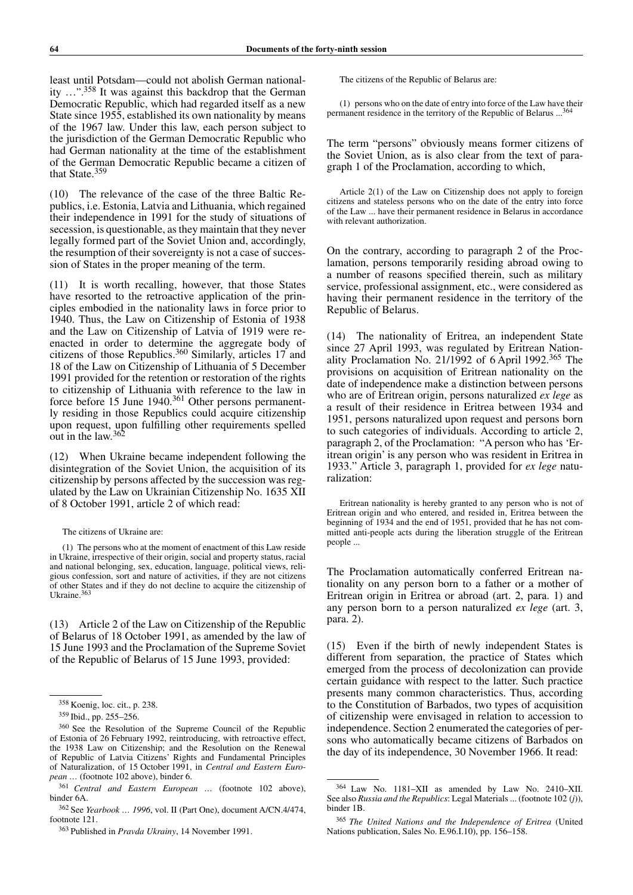least until Potsdam—could not abolish German nationality …".[358] It was against this backdrop that the German Democratic Republic, which had regarded itself as a new State since 1955, established its own nationality by means of the 1967 law. Under this law, each person subject to the jurisdiction of the German Democratic Republic who had German nationality at the time of the establishment of the German Democratic Republic became a citizen of that State.[359]

(10) The relevance of the case of the three Baltic Republics, i.e. Estonia, Latvia and Lithuania, which regained their independence in 1991 for the study of situations of secession, is questionable, as they maintain that they never legally formed part of the Soviet Union and, accordingly, the resumption of their sovereignty is not a case of succession of States in the proper meaning of the term.

(11) It is worth recalling, however, that those States have resorted to the retroactive application of the principles embodied in the nationality laws in force prior to 1940. Thus, the Law on Citizenship of Estonia of 1938 and the Law on Citizenship of Latvia of 1919 were re-enacted in order to determine the aggregate body of citizens of those Republics.[360] Similarly, articles 17 and 18 of the Law on Citizenship of Lithuania of 5 December 1991 provided for the retention or restoration of the rights to citizenship of Lithuania with reference to the law in force before 15 June 1940.[361] Other persons permanently residing in those Republics could acquire citizenship upon request, upon fulfilling other requirements spelled out in the law.[362]

(12) When Ukraine became independent following the disintegration of the Soviet Union, the acquisition of its citizenship by persons affected by the succession was regulated by the Law on Ukrainian Citizenship No. 1635 XII of 8 October 1991, article 2 of which read:

> The citizens of Ukraine are:
>
> (1) The persons who at the moment of enactment of this Law reside in Ukraine, irrespective of their origin, social and property status, racial and national belonging, sex, education, language, political views, religious confession, sort and nature of activities, if they are not citizens of other States and if they do not decline to acquire the citizenship of Ukraine.[363]

(13) Article 2 of the Law on Citizenship of the Republic of Belarus of 18 October 1991, as amended by the law of 15 June 1993 and the Proclamation of the Supreme Soviet of the Republic of Belarus of 15 June 1993, provided:

> The citizens of the Republic of Belarus are:
>
> (1) persons who on the date of entry into force of the Law have their permanent residence in the territory of the Republic of Belarus ...[364]

The term "persons" obviously means former citizens of the Soviet Union, as is also clear from the text of paragraph 1 of the Proclamation, according to which,

> Article 2(1) of the Law on Citizenship does not apply to foreign citizens and stateless persons who on the date of the entry into force of the Law ... have their permanent residence in Belarus in accordance with relevant authorization.

On the contrary, according to paragraph 2 of the Proclamation, persons temporarily residing abroad owing to a number of reasons specified therein, such as military service, professional assignment, etc., were considered as having their permanent residence in the territory of the Republic of Belarus.

(14) The nationality of Eritrea, an independent State since 27 April 1993, was regulated by Eritrean Nationality Proclamation No. 21/1992 of 6 April 1992.[365] The provisions on acquisition of Eritrean nationality on the date of independence make a distinction between persons who are of Eritrean origin, persons naturalized *ex lege* as a result of their residence in Eritrea between 1934 and 1951, persons naturalized upon request and persons born to such categories of individuals. According to article 2, paragraph 2, of the Proclamation: "A person who has 'Eritrean origin' is any person who was resident in Eritrea in 1933." Article 3, paragraph 1, provided for *ex lege* naturalization:

> Eritrean nationality is hereby granted to any person who is not of Eritrean origin and who entered, and resided in, Eritrea between the beginning of 1934 and the end of 1951, provided that he has not committed anti-people acts during the liberation struggle of the Eritrean people ...

The Proclamation automatically conferred Eritrean nationality on any person born to a father or a mother of Eritrean origin in Eritrea or abroad (art. 2, para. 1) and any person born to a person naturalized *ex lege* (art. 3, para. 2).

(15) Even if the birth of newly independent States is different from separation, the practice of States which emerged from the process of decolonization can provide certain guidance with respect to the latter. Such practice presents many common characteristics. Thus, according to the Constitution of Barbados, two types of acquisition of citizenship were envisaged in relation to accession to independence. Section 2 enumerated the categories of persons who automatically became citizens of Barbados on the day of its independence, 30 November 1966. It read:

---

[358] Koenig, loc. cit., p. 238.

[359] Ibid., pp. 255–256.

[360] See the Resolution of the Supreme Council of the Republic of Estonia of 26 February 1992, reintroducing, with retroactive effect, the 1938 Law on Citizenship; and the Resolution on the Renewal of Republic of Latvia Citizens' Rights and Fundamental Principles of Naturalization, of 15 October 1991, in *Central and Eastern European …* (footnote 102 above), binder 6.

[361] *Central and Eastern European …* (footnote 102 above), binder 6A.

[362] See *Yearbook … 1996*, vol. II (Part One), document A/CN.4/474, footnote 121.

[363] Published in *Pravda Ukrainy*, 14 November 1991.

[364] Law No. 1181–XII as amended by Law No. 2410–XII. See also *Russia and the Republics*: Legal Materials ... (footnote 102 (*j*)), binder 1B.

[365] *The United Nations and the Independence of Eritrea* (United Nations publication, Sales No. E.96.I.10), pp. 156–158.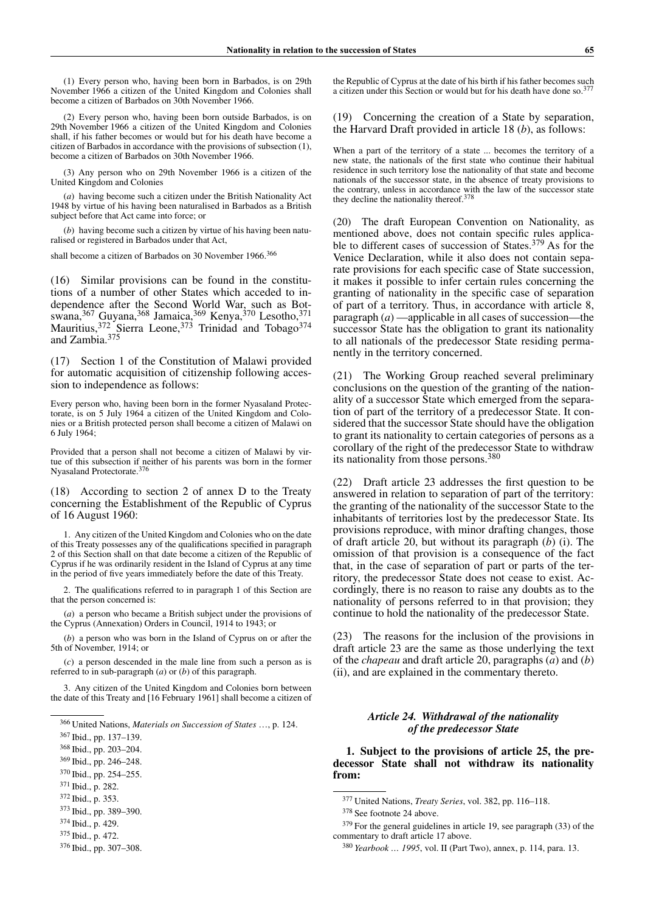(1) Every person who, having been born in Barbados, is on 29th November 1966 a citizen of the United Kingdom and Colonies shall become a citizen of Barbados on 30th November 1966.

(2) Every person who, having been born outside Barbados, is on 29th November 1966 a citizen of the United Kingdom and Colonies shall, if his father becomes or would but for his death have become a citizen of Barbados in accordance with the provisions of subsection (1), become a citizen of Barbados on 30th November 1966.

(3) Any person who on 29th November 1966 is a citizen of the United Kingdom and Colonies

(*a*) having become such a citizen under the British Nationality Act 1948 by virtue of his having been naturalised in Barbados as a British subject before that Act came into force; or

(*b*) having become such a citizen by virtue of his having been naturalised or registered in Barbados under that Act,

shall become a citizen of Barbados on 30 November 1966.[366]

(16) Similar provisions can be found in the constitutions of a number of other States which acceded to independence after the Second World War, such as Botswana,[367] Guyana,[368] Jamaica,[369] Kenya,[370] Lesotho,[371] Mauritius,[372] Sierra Leone,[373] Trinidad and Tobago[374] and Zambia.[375]

(17) Section 1 of the Constitution of Malawi provided for automatic acquisition of citizenship following accession to independence as follows:

Every person who, having been born in the former Nyasaland Protectorate, is on 5 July 1964 a citizen of the United Kingdom and Colonies or a British protected person shall become a citizen of Malawi on 6 July 1964;

Provided that a person shall not become a citizen of Malawi by virtue of this subsection if neither of his parents was born in the former Nyasaland Protectorate.[376]

(18) According to section 2 of annex D to the Treaty concerning the Establishment of the Republic of Cyprus of 16 August 1960:

1. Any citizen of the United Kingdom and Colonies who on the date of this Treaty possesses any of the qualifications specified in paragraph 2 of this Section shall on that date become a citizen of the Republic of Cyprus if he was ordinarily resident in the Island of Cyprus at any time in the period of five years immediately before the date of this Treaty.

2. The qualifications referred to in paragraph 1 of this Section are that the person concerned is:

(*a*) a person who became a British subject under the provisions of the Cyprus (Annexation) Orders in Council, 1914 to 1943; or

(*b*) a person who was born in the Island of Cyprus on or after the 5th of November, 1914; or

(*c*) a person descended in the male line from such a person as is referred to in sub-paragraph (*a*) or (*b*) of this paragraph.

3. Any citizen of the United Kingdom and Colonies born between the date of this Treaty and [16 February 1961] shall become a citizen of the Republic of Cyprus at the date of his birth if his father becomes such a citizen under this Section or would but for his death have done so.[377]

(19) Concerning the creation of a State by separation, the Harvard Draft provided in article 18 (*b*), as follows:

When a part of the territory of a state ... becomes the territory of a new state, the nationals of the first state who continue their habitual residence in such territory lose the nationality of that state and become nationals of the successor state, in the absence of treaty provisions to the contrary, unless in accordance with the law of the successor state they decline the nationality thereof.[378]

(20) The draft European Convention on Nationality, as mentioned above, does not contain specific rules applicable to different cases of succession of States.[379] As for the Venice Declaration, while it also does not contain separate provisions for each specific case of State succession, it makes it possible to infer certain rules concerning the granting of nationality in the specific case of separation of part of a territory. Thus, in accordance with article 8, paragraph (*a*) —applicable in all cases of succession—the successor State has the obligation to grant its nationality to all nationals of the predecessor State residing permanently in the territory concerned.

(21) The Working Group reached several preliminary conclusions on the question of the granting of the nationality of a successor State which emerged from the separation of part of the territory of a predecessor State. It considered that the successor State should have the obligation to grant its nationality to certain categories of persons as a corollary of the right of the predecessor State to withdraw its nationality from those persons.[380]

(22) Draft article 23 addresses the first question to be answered in relation to separation of part of the territory: the granting of the nationality of the successor State to the inhabitants of territories lost by the predecessor State. Its provisions reproduce, with minor drafting changes, those of draft article 20, but without its paragraph (*b*) (i). The omission of that provision is a consequence of the fact that, in the case of separation of part or parts of the territory, the predecessor State does not cease to exist. Accordingly, there is no reason to raise any doubts as to the nationality of persons referred to in that provision; they continue to hold the nationality of the predecessor State.

(23) The reasons for the inclusion of the provisions in draft article 23 are the same as those underlying the text of the *chapeau* and draft article 20, paragraphs (*a*) and (*b*) (ii), and are explained in the commentary thereto.

### *Article 24. Withdrawal of the nationality of the predecessor State*

**1. Subject to the provisions of article 25, the predecessor State shall not withdraw its nationality from:**

---

[366] United Nations, *Materials on Succession of States* …, p. 124.

[367] Ibid., pp. 137–139.

[368] Ibid., pp. 203–204.

[369] Ibid., pp. 246–248.

[370] Ibid., pp. 254–255.

[371] Ibid., p. 282.

[372] Ibid., p. 353.

[373] Ibid., pp. 389–390.

[374] Ibid., p. 429.

[375] Ibid., p. 472.

[376] Ibid., pp. 307–308.

[377] United Nations, *Treaty Series*, vol. 382, pp. 116–118.

[378] See footnote 24 above.

[379] For the general guidelines in article 19, see paragraph (33) of the commentary to draft article 17 above.

[380] *Yearbook … 1995*, vol. II (Part Two), annex, p. 114, para. 13.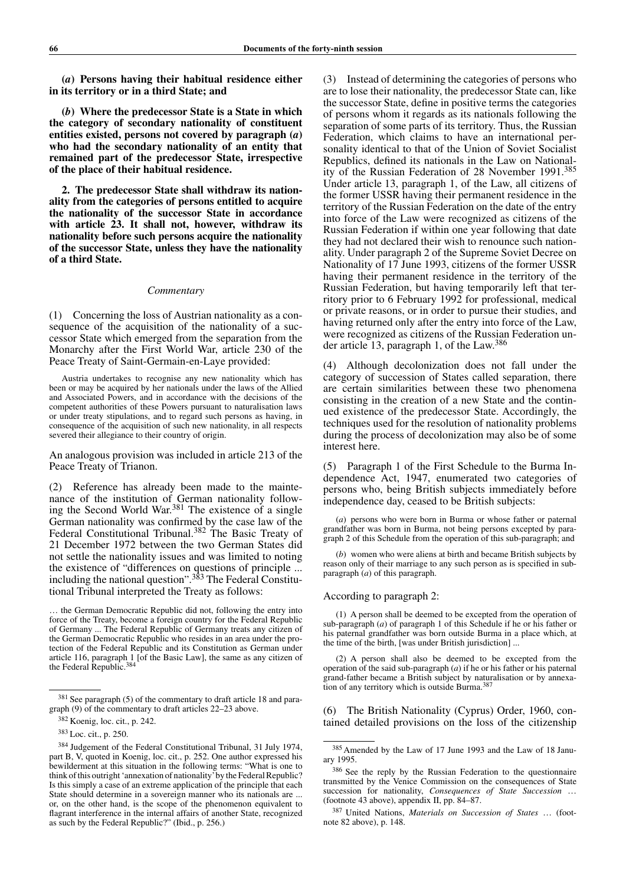**(*a*) Persons having their habitual residence either in its territory or in a third State; and**

**(*b*) Where the predecessor State is a State in which the category of secondary nationality of constituent entities existed, persons not covered by paragraph (*a*) who had the secondary nationality of an entity that remained part of the predecessor State, irrespective of the place of their habitual residence.**

**2. The predecessor State shall withdraw its nationality from the categories of persons entitled to acquire the nationality of the successor State in accordance with article 23. It shall not, however, withdraw its nationality before such persons acquire the nationality of the successor State, unless they have the nationality of a third State.**

*Commentary*

(1) Concerning the loss of Austrian nationality as a consequence of the acquisition of the nationality of a successor State which emerged from the separation from the Monarchy after the First World War, article 230 of the Peace Treaty of Saint-Germain-en-Laye provided:

> Austria undertakes to recognise any new nationality which has been or may be acquired by her nationals under the laws of the Allied and Associated Powers, and in accordance with the decisions of the competent authorities of these Powers pursuant to naturalisation laws or under treaty stipulations, and to regard such persons as having, in consequence of the acquisition of such new nationality, in all respects severed their allegiance to their country of origin.

An analogous provision was included in article 213 of the Peace Treaty of Trianon.

(2) Reference has already been made to the maintenance of the institution of German nationality following the Second World War.[381] The existence of a single German nationality was confirmed by the case law of the Federal Constitutional Tribunal.[382] The Basic Treaty of 21 December 1972 between the two German States did not settle the nationality issues and was limited to noting the existence of "differences on questions of principle ... including the national question".[383] The Federal Constitutional Tribunal interpreted the Treaty as follows:

> … the German Democratic Republic did not, following the entry into force of the Treaty, become a foreign country for the Federal Republic of Germany ... The Federal Republic of Germany treats any citizen of the German Democratic Republic who resides in an area under the protection of the Federal Republic and its Constitution as German under article 116, paragraph 1 [of the Basic Law], the same as any citizen of the Federal Republic.[384]

(3) Instead of determining the categories of persons who are to lose their nationality, the predecessor State can, like the successor State, define in positive terms the categories of persons whom it regards as its nationals following the separation of some parts of its territory. Thus, the Russian Federation, which claims to have an international personality identical to that of the Union of Soviet Socialist Republics, defined its nationals in the Law on Nationality of the Russian Federation of 28 November 1991.[385] Under article 13, paragraph 1, of the Law, all citizens of the former USSR having their permanent residence in the territory of the Russian Federation on the date of the entry into force of the Law were recognized as citizens of the Russian Federation if within one year following that date they had not declared their wish to renounce such nationality. Under paragraph 2 of the Supreme Soviet Decree on Nationality of 17 June 1993, citizens of the former USSR having their permanent residence in the territory of the Russian Federation, but having temporarily left that territory prior to 6 February 1992 for professional, medical or private reasons, or in order to pursue their studies, and having returned only after the entry into force of the Law, were recognized as citizens of the Russian Federation under article 13, paragraph 1, of the Law.[386]

(4) Although decolonization does not fall under the category of succession of States called separation, there are certain similarities between these two phenomena consisting in the creation of a new State and the continued existence of the predecessor State. Accordingly, the techniques used for the resolution of nationality problems during the process of decolonization may also be of some interest here.

(5) Paragraph 1 of the First Schedule to the Burma Independence Act, 1947, enumerated two categories of persons who, being British subjects immediately before independence day, ceased to be British subjects:

> (*a*) persons who were born in Burma or whose father or paternal grandfather was born in Burma, not being persons excepted by paragraph 2 of this Schedule from the operation of this sub-paragraph; and
>
> (*b*) women who were aliens at birth and became British subjects by reason only of their marriage to any such person as is specified in sub-paragraph (*a*) of this paragraph.

According to paragraph 2:

> (1) A person shall be deemed to be excepted from the operation of sub-paragraph (*a*) of paragraph 1 of this Schedule if he or his father or his paternal grandfather was born outside Burma in a place which, at the time of the birth, [was under British jurisdiction] ...
>
> (2) A person shall also be deemed to be excepted from the operation of the said sub-paragraph (*a*) if he or his father or his paternal grand-father became a British subject by naturalisation or by annexation of any territory which is outside Burma.[387]

(6) The British Nationality (Cyprus) Order, 1960, contained detailed provisions on the loss of the citizenship

---

[381] See paragraph (5) of the commentary to draft article 18 and paragraph (9) of the commentary to draft articles 22–23 above.

[382] Koenig, loc. cit., p. 242.

[383] Loc. cit., p. 250.

[384] Judgement of the Federal Constitutional Tribunal, 31 July 1974, part B, V, quoted in Koenig, loc. cit., p. 252. One author expressed his bewilderment at this situation in the following terms: "What is one to think of this outright 'annexation of nationality' by the Federal Republic? Is this simply a case of an extreme application of the principle that each State should determine in a sovereign manner who its nationals are ... or, on the other hand, is the scope of the phenomenon equivalent to flagrant interference in the internal affairs of another State, recognized as such by the Federal Republic?" (Ibid., p. 256.)

[385] Amended by the Law of 17 June 1993 and the Law of 18 January 1995.

[386] See the reply by the Russian Federation to the questionnaire transmitted by the Venice Commission on the consequences of State succession for nationality, *Consequences of State Succession* … (footnote 43 above), appendix II, pp. 84–87.

[387] United Nations, *Materials on Succession of States* … (footnote 82 above), p. 148.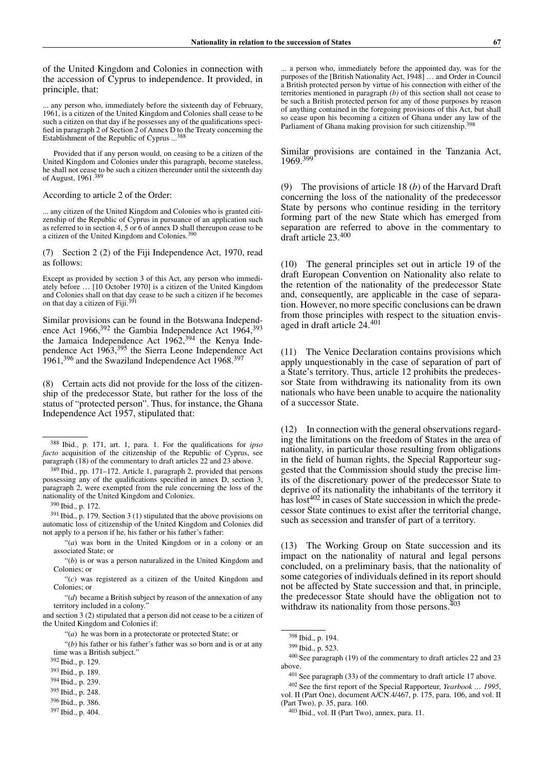of the United Kingdom and Colonies in connection with the accession of Cyprus to independence. It provided, in principle, that:

> ... any person who, immediately before the sixteenth day of February, 1961, is a citizen of the United Kingdom and Colonies shall cease to be such a citizen on that day if he possesses any of the qualifications specified in paragraph 2 of Section 2 of Annex D to the Treaty concerning the Establishment of the Republic of Cyprus ...[388]
>
> Provided that if any person would, on ceasing to be a citizen of the United Kingdom and Colonies under this paragraph, become stateless, he shall not cease to be such a citizen thereunder until the sixteenth day of August, 1961.[389]

According to article 2 of the Order:

> ... any citizen of the United Kingdom and Colonies who is granted citizenship of the Republic of Cyprus in pursuance of an application such as referred to in section 4, 5 or 6 of annex D shall thereupon cease to be a citizen of the United Kingdom and Colonies.[390]

(7) Section 2 (2) of the Fiji Independence Act, 1970, read as follows:

> Except as provided by section 3 of this Act, any person who immediately before … [10 October 1970] is a citizen of the United Kingdom and Colonies shall on that day cease to be such a citizen if he becomes on that day a citizen of Fiji.[391]

Similar provisions can be found in the Botswana Independence Act 1966,[392] the Gambia Independence Act 1964,[393] the Jamaica Independence Act 1962,[394] the Kenya Independence Act 1963,[395] the Sierra Leone Independence Act 1961,[396] and the Swaziland Independence Act 1968.[397]

(8) Certain acts did not provide for the loss of the citizenship of the predecessor State, but rather for the loss of the status of "protected person". Thus, for instance, the Ghana Independence Act 1957, stipulated that:

> ... a person who, immediately before the appointed day, was for the purposes of the [British Nationality Act, 1948] … and Order in Council a British protected person by virtue of his connection with either of the territories mentioned in paragraph *(b)* of this section shall not cease to be such a British protected person for any of those purposes by reason of anything contained in the foregoing provisions of this Act, but shall so cease upon his becoming a citizen of Ghana under any law of the Parliament of Ghana making provision for such citizenship.[398]

Similar provisions are contained in the Tanzania Act, 1969.[399]

(9) The provisions of article 18 (*b*) of the Harvard Draft concerning the loss of the nationality of the predecessor State by persons who continue residing in the territory forming part of the new State which has emerged from separation are referred to above in the commentary to draft article 23.[400]

(10) The general principles set out in article 19 of the draft European Convention on Nationality also relate to the retention of the nationality of the predecessor State and, consequently, are applicable in the case of separation. However, no more specific conclusions can be drawn from those principles with respect to the situation envisaged in draft article 24.[401]

(11) The Venice Declaration contains provisions which apply unquestionably in the case of separation of part of a State's territory. Thus, article 12 prohibits the predecessor State from withdrawing its nationality from its own nationals who have been unable to acquire the nationality of a successor State.

(12) In connection with the general observations regarding the limitations on the freedom of States in the area of nationality, in particular those resulting from obligations in the field of human rights, the Special Rapporteur suggested that the Commission should study the precise limits of the discretionary power of the predecessor State to deprive of its nationality the inhabitants of the territory it has lost[402] in cases of State succession in which the predecessor State continues to exist after the territorial change, such as secession and transfer of part of a territory.

(13) The Working Group on State succession and its impact on the nationality of natural and legal persons concluded, on a preliminary basis, that the nationality of some categories of individuals defined in its report should not be affected by State succession and that, in principle, the predecessor State should have the obligation not to withdraw its nationality from those persons.[403]

---

[388] Ibid., p. 171, art. 1, para. 1. For the qualifications for *ipso facto* acquisition of the citizenship of the Republic of Cyprus, see paragraph (18) of the commentary to draft articles 22 and 23 above.

[389] Ibid., pp. 171–172. Article 1, paragraph 2, provided that persons possessing any of the qualifications specified in annex D, section 3, paragraph 2, were exempted from the rule concerning the loss of the nationality of the United Kingdom and Colonies.

[390] Ibid., p. 172.

[391] Ibid., p. 179. Section 3 (1) stipulated that the above provisions on automatic loss of citizenship of the United Kingdom and Colonies did not apply to a person if he, his father or his father's father:

"(*a*) was born in the United Kingdom or in a colony or an associated State; or

"(*b*) is or was a person naturalized in the United Kingdom and Colonies; or

"(*c*) was registered as a citizen of the United Kingdom and Colonies; or

"(*d*) became a British subject by reason of the annexation of any territory included in a colony."

and section 3 (2) stipulated that a person did not cease to be a citizen of the United Kingdom and Colonies if:

"(*a*) he was born in a protectorate or protected State; or

"(*b*) his father or his father's father was so born and is or at any time was a British subject."

[392] Ibid., p. 129.

[393] Ibid., p. 189.

[394] Ibid., p. 239.

[395] Ibid., p. 248.

[396] Ibid., p. 386.

[397] Ibid., p. 404.

[398] Ibid., p. 194.

[399] Ibid., p. 523.

[400] See paragraph (19) of the commentary to draft articles 22 and 23 above.

[401] See paragraph (33) of the commentary to draft article 17 above.

[402] See the first report of the Special Rapporteur, *Yearbook … 1995*, vol. II (Part One), document A/CN.4/467, p. 175, para. 106, and vol. II (Part Two), p. 35, para. 160.

[403] Ibid., vol. II (Part Two), annex, para. 11.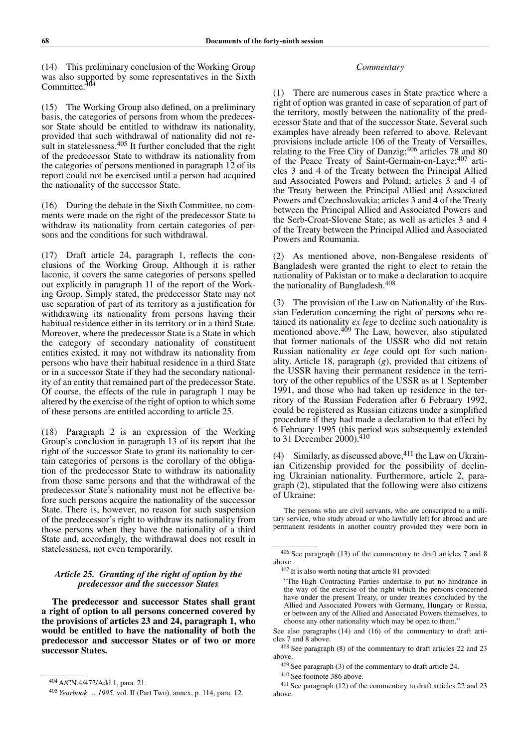(14) This preliminary conclusion of the Working Group was also supported by some representatives in the Sixth Committee.[404]

(15) The Working Group also defined, on a preliminary basis, the categories of persons from whom the predecessor State should be entitled to withdraw its nationality, provided that such withdrawal of nationality did not result in statelessness.[405] It further concluded that the right of the predecessor State to withdraw its nationality from the categories of persons mentioned in paragraph 12 of its report could not be exercised until a person had acquired the nationality of the successor State.

(16) During the debate in the Sixth Committee, no comments were made on the right of the predecessor State to withdraw its nationality from certain categories of persons and the conditions for such withdrawal.

(17) Draft article 24, paragraph 1, reflects the conclusions of the Working Group. Although it is rather laconic, it covers the same categories of persons spelled out explicitly in paragraph 11 of the report of the Working Group. Simply stated, the predecessor State may not use separation of part of its territory as a justification for withdrawing its nationality from persons having their habitual residence either in its territory or in a third State. Moreover, where the predecessor State is a State in which the category of secondary nationality of constituent entities existed, it may not withdraw its nationality from persons who have their habitual residence in a third State or in a successor State if they had the secondary nationality of an entity that remained part of the predecessor State. Of course, the effects of the rule in paragraph 1 may be altered by the exercise of the right of option to which some of these persons are entitled according to article 25.

(18) Paragraph 2 is an expression of the Working Group's conclusion in paragraph 13 of its report that the right of the successor State to grant its nationality to certain categories of persons is the corollary of the obligation of the predecessor State to withdraw its nationality from those same persons and that the withdrawal of the predecessor State's nationality must not be effective before such persons acquire the nationality of the successor State. There is, however, no reason for such suspension of the predecessor's right to withdraw its nationality from those persons when they have the nationality of a third State and, accordingly, the withdrawal does not result in statelessness, not even temporarily.

### *Article 25. Granting of the right of option by the predecessor and the successor States*

**The predecessor and successor States shall grant a right of option to all persons concerned covered by the provisions of articles 23 and 24, paragraph 1, who would be entitled to have the nationality of both the predecessor and successor States or of two or more successor States.**

*Commentary*

(1) There are numerous cases in State practice where a right of option was granted in case of separation of part of the territory, mostly between the nationality of the predecessor State and that of the successor State. Several such examples have already been referred to above. Relevant provisions include article 106 of the Treaty of Versailles, relating to the Free City of Danzig;[406] articles 78 and 80 of the Peace Treaty of Saint-Germain-en-Laye;[407] articles 3 and 4 of the Treaty between the Principal Allied and Associated Powers and Poland; articles 3 and 4 of the Treaty between the Principal Allied and Associated Powers and Czechoslovakia; articles 3 and 4 of the Treaty between the Principal Allied and Associated Powers and the Serb-Croat-Slovene State; as well as articles 3 and 4 of the Treaty between the Principal Allied and Associated Powers and Roumania.

(2) As mentioned above, non-Bengalese residents of Bangladesh were granted the right to elect to retain the nationality of Pakistan or to make a declaration to acquire the nationality of Bangladesh.[408]

(3) The provision of the Law on Nationality of the Russian Federation concerning the right of persons who retained its nationality *ex lege* to decline such nationality is mentioned above.[409] The Law, however, also stipulated that former nationals of the USSR who did not retain Russian nationality *ex lege* could opt for such nationality. Article 18, paragraph (*g*), provided that citizens of the USSR having their permanent residence in the territory of the other republics of the USSR as at 1 September 1991, and those who had taken up residence in the territory of the Russian Federation after 6 February 1992, could be registered as Russian citizens under a simplified procedure if they had made a declaration to that effect by 6 February 1995 (this period was subsequently extended to 31 December 2000).[410]

(4) Similarly, as discussed above,[411] the Law on Ukrainian Citizenship provided for the possibility of declining Ukrainian nationality. Furthermore, article 2, paragraph (2), stipulated that the following were also citizens of Ukraine:

> The persons who are civil servants, who are conscripted to a military service, who study abroad or who lawfully left for abroad and are permanent residents in another country provided they were born in

---

[404] A/CN.4/472/Add.1, para. 21.

[405] *Yearbook … 1995*, vol. II (Part Two), annex, p. 114, para. 12.

[406] See paragraph (13) of the commentary to draft articles 7 and 8 above.

[407] It is also worth noting that article 81 provided:

"The High Contracting Parties undertake to put no hindrance in the way of the exercise of the right which the persons concerned have under the present Treaty, or under treaties concluded by the Allied and Associated Powers with Germany, Hungary or Russia, or between any of the Allied and Associated Powers themselves, to choose any other nationality which may be open to them."

See also paragraphs (14) and (16) of the commentary to draft articles 7 and 8 above.

[408] See paragraph (8) of the commentary to draft articles 22 and 23 above.

[409] See paragraph (3) of the commentary to draft article 24.

[410] See footnote 386 above.

[411] See paragraph (12) of the commentary to draft articles 22 and 23 above.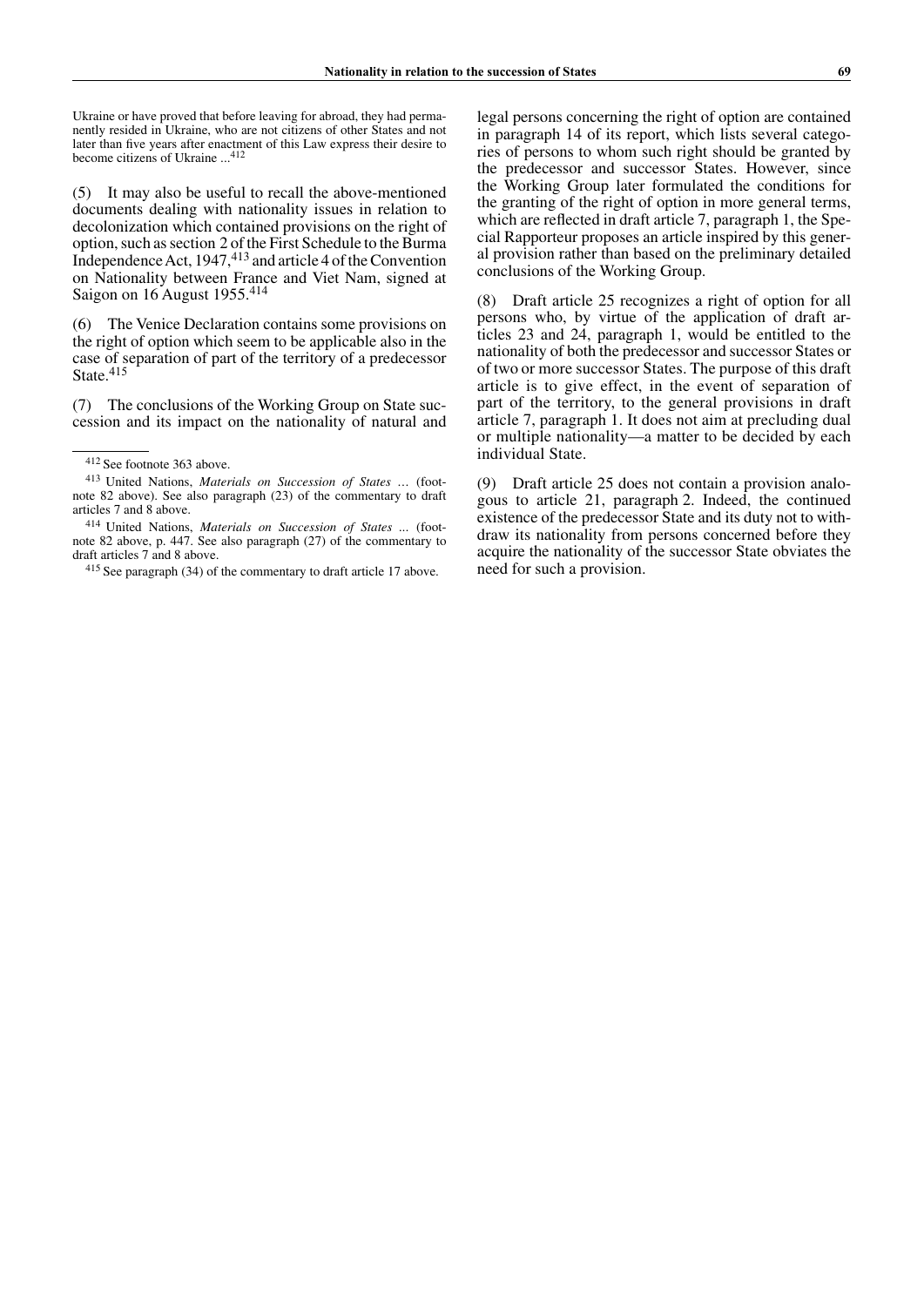Ukraine or have proved that before leaving for abroad, they had permanently resided in Ukraine, who are not citizens of other States and not later than five years after enactment of this Law express their desire to become citizens of Ukraine ...[412]

(5) It may also be useful to recall the above-mentioned documents dealing with nationality issues in relation to decolonization which contained provisions on the right of option, such as section 2 of the First Schedule to the Burma Independence Act, 1947,[413] and article 4 of the Convention on Nationality between France and Viet Nam, signed at Saigon on 16 August 1955.[414]

(6) The Venice Declaration contains some provisions on the right of option which seem to be applicable also in the case of separation of part of the territory of a predecessor State.[415]

(7) The conclusions of the Working Group on State succession and its impact on the nationality of natural and legal persons concerning the right of option are contained in paragraph 14 of its report, which lists several categories of persons to whom such right should be granted by the predecessor and successor States. However, since the Working Group later formulated the conditions for the granting of the right of option in more general terms, which are reflected in draft article 7, paragraph 1, the Special Rapporteur proposes an article inspired by this general provision rather than based on the preliminary detailed conclusions of the Working Group.

(8) Draft article 25 recognizes a right of option for all persons who, by virtue of the application of draft articles 23 and 24, paragraph 1, would be entitled to the nationality of both the predecessor and successor States or of two or more successor States. The purpose of this draft article is to give effect, in the event of separation of part of the territory, to the general provisions in draft article 7, paragraph 1. It does not aim at precluding dual or multiple nationality—a matter to be decided by each individual State.

(9) Draft article 25 does not contain a provision analogous to article 21, paragraph 2. Indeed, the continued existence of the predecessor State and its duty not to withdraw its nationality from persons concerned before they acquire the nationality of the successor State obviates the need for such a provision.

---

[412] See footnote 363 above.

[413] United Nations, *Materials on Succession of States ...* (footnote 82 above). See also paragraph (23) of the commentary to draft articles 7 and 8 above.

[414] United Nations, *Materials on Succession of States ...* (footnote 82 above, p. 447. See also paragraph (27) of the commentary to draft articles 7 and 8 above.

[415] See paragraph (34) of the commentary to draft article 17 above.